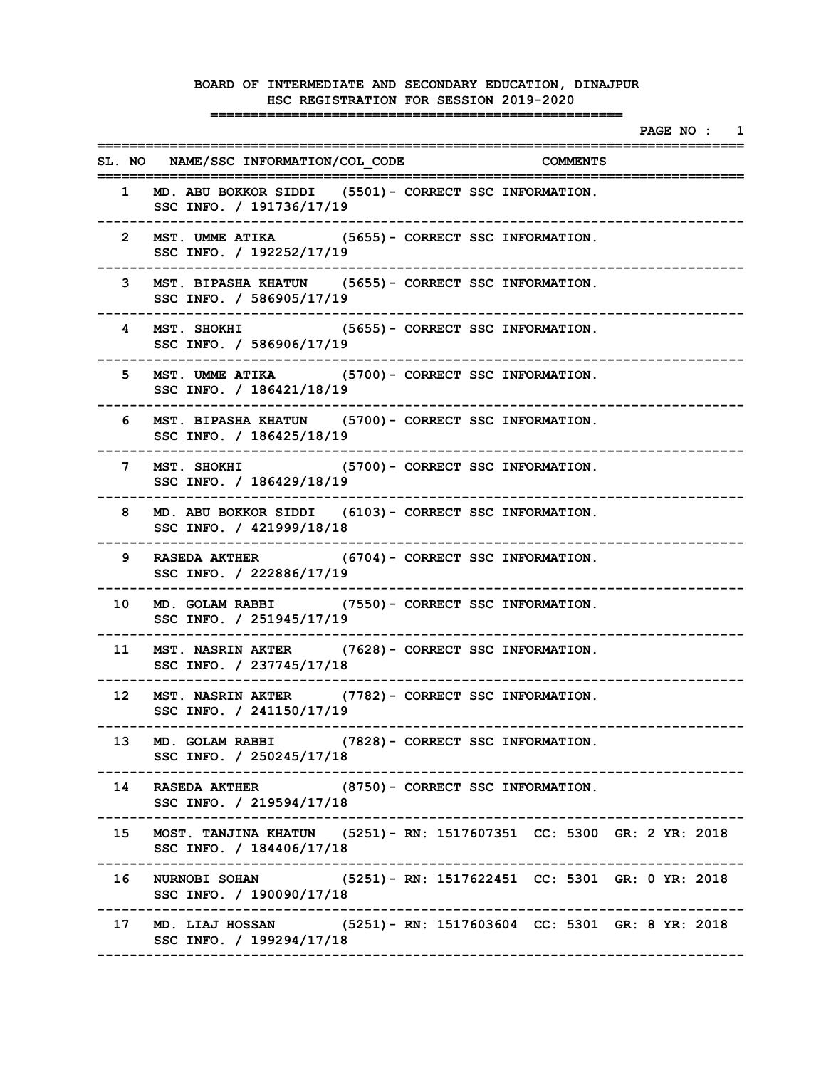**BOARD OF INTERMEDIATE AND SECONDARY EDUCATION, DINAJPUR**
**HSC REGISTRATION FOR SESSION 2019-2020**

| SL. NO | NAME/SSC INFORMATION/COL_CODE | COMMENTS |
|---|---|---|
| 1 | MD. ABU BOKKOR SIDDI (5501)- SSC INFO. / 191736/17/19 | CORRECT SSC INFORMATION. |
| 2 | MST. UMME ATIKA (5655)- SSC INFO. / 192252/17/19 | CORRECT SSC INFORMATION. |
| 3 | MST. BIPASHA KHATUN (5655)- SSC INFO. / 586905/17/19 | CORRECT SSC INFORMATION. |
| 4 | MST. SHOKHI (5655)- SSC INFO. / 586906/17/19 | CORRECT SSC INFORMATION. |
| 5 | MST. UMME ATIKA (5700)- SSC INFO. / 186421/18/19 | CORRECT SSC INFORMATION. |
| 6 | MST. BIPASHA KHATUN (5700)- SSC INFO. / 186425/18/19 | CORRECT SSC INFORMATION. |
| 7 | MST. SHOKHI (5700)- SSC INFO. / 186429/18/19 | CORRECT SSC INFORMATION. |
| 8 | MD. ABU BOKKOR SIDDI (6103)- SSC INFO. / 421999/18/18 | CORRECT SSC INFORMATION. |
| 9 | RASEDA AKTHER (6704)- SSC INFO. / 222886/17/19 | CORRECT SSC INFORMATION. |
| 10 | MD. GOLAM RABBI (7550)- SSC INFO. / 251945/17/19 | CORRECT SSC INFORMATION. |
| 11 | MST. NASRIN AKTER (7628)- SSC INFO. / 237745/17/18 | CORRECT SSC INFORMATION. |
| 12 | MST. NASRIN AKTER (7782)- SSC INFO. / 241150/17/19 | CORRECT SSC INFORMATION. |
| 13 | MD. GOLAM RABBI (7828)- SSC INFO. / 250245/17/18 | CORRECT SSC INFORMATION. |
| 14 | RASEDA AKTHER (8750)- SSC INFO. / 219594/17/18 | CORRECT SSC INFORMATION. |
| 15 | MOST. TANJINA KHATUN (5251)- SSC INFO. / 184406/17/18 | RN: 1517607351 CC: 5300 GR: 2 YR: 2018 |
| 16 | NURNOBI SOHAN (5251)- SSC INFO. / 190090/17/18 | RN: 1517622451 CC: 5301 GR: 0 YR: 2018 |
| 17 | MD. LIAJ HOSSAN (5251)- SSC INFO. / 199294/17/18 | RN: 1517603604 CC: 5301 GR: 8 YR: 2018 |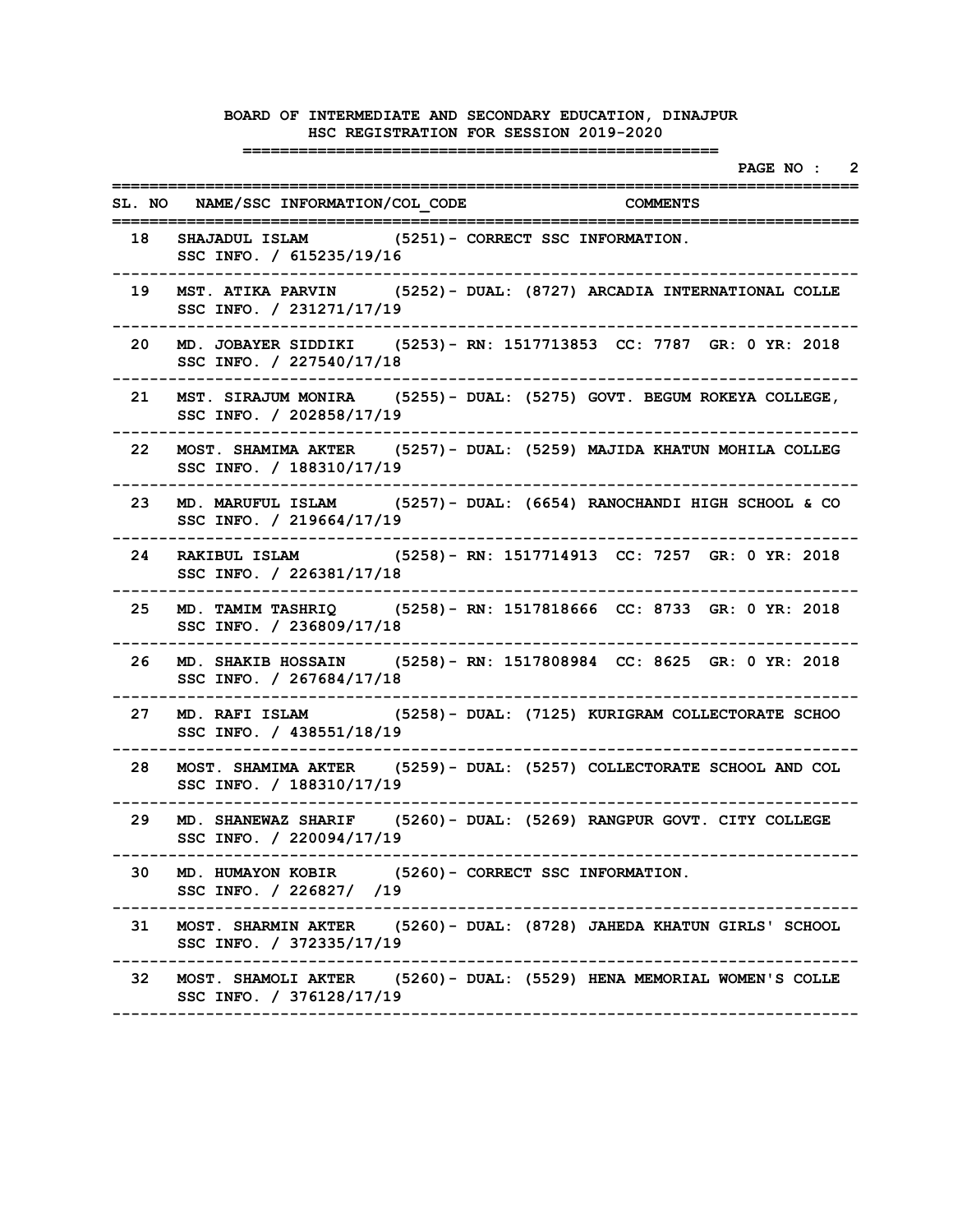**BOARD OF INTERMEDIATE AND SECONDARY EDUCATION, DINAJPUR**
**HSC REGISTRATION FOR SESSION 2019-2020**

| SL. NO | NAME/SSC INFORMATION/COL_CODE | COMMENTS |
|---|---|---|
| 18 | SHAJADUL ISLAM (5251)- SSC INFO. / 615235/19/16 | CORRECT SSC INFORMATION. |
| 19 | MST. ATIKA PARVIN (5252)- SSC INFO. / 231271/17/19 | DUAL: (8727) ARCADIA INTERNATIONAL COLLE |
| 20 | MD. JOBAYER SIDDIKI (5253)- SSC INFO. / 227540/17/18 | RN: 1517713853 CC: 7787 GR: 0 YR: 2018 |
| 21 | MST. SIRAJUM MONIRA (5255)- SSC INFO. / 202858/17/19 | DUAL: (5275) GOVT. BEGUM ROKEYA COLLEGE, |
| 22 | MOST. SHAMIMA AKTER (5257)- SSC INFO. / 188310/17/19 | DUAL: (5259) MAJIDA KHATUN MOHILA COLLEG |
| 23 | MD. MARUFUL ISLAM (5257)- SSC INFO. / 219664/17/19 | DUAL: (6654) RANOCHANDI HIGH SCHOOL & CO |
| 24 | RAKIBUL ISLAM (5258)- SSC INFO. / 226381/17/18 | RN: 1517714913 CC: 7257 GR: 0 YR: 2018 |
| 25 | MD. TAMIM TASHRIQ (5258)- SSC INFO. / 236809/17/18 | RN: 1517818666 CC: 8733 GR: 0 YR: 2018 |
| 26 | MD. SHAKIB HOSSAIN (5258)- SSC INFO. / 267684/17/18 | RN: 1517808984 CC: 8625 GR: 0 YR: 2018 |
| 27 | MD. RAFI ISLAM (5258)- SSC INFO. / 438551/18/19 | DUAL: (7125) KURIGRAM COLLECTORATE SCHOO |
| 28 | MOST. SHAMIMA AKTER (5259)- SSC INFO. / 188310/17/19 | DUAL: (5257) COLLECTORATE SCHOOL AND COL |
| 29 | MD. SHANEWAZ SHARIF (5260)- SSC INFO. / 220094/17/19 | DUAL: (5269) RANGPUR GOVT. CITY COLLEGE |
| 30 | MD. HUMAYON KOBIR (5260)- SSC INFO. / 226827/ /19 | CORRECT SSC INFORMATION. |
| 31 | MOST. SHARMIN AKTER (5260)- SSC INFO. / 372335/17/19 | DUAL: (8728) JAHEDA KHATUN GIRLS' SCHOOL |
| 32 | MOST. SHAMOLI AKTER (5260)- SSC INFO. / 376128/17/19 | DUAL: (5529) HENA MEMORIAL WOMEN'S COLLE |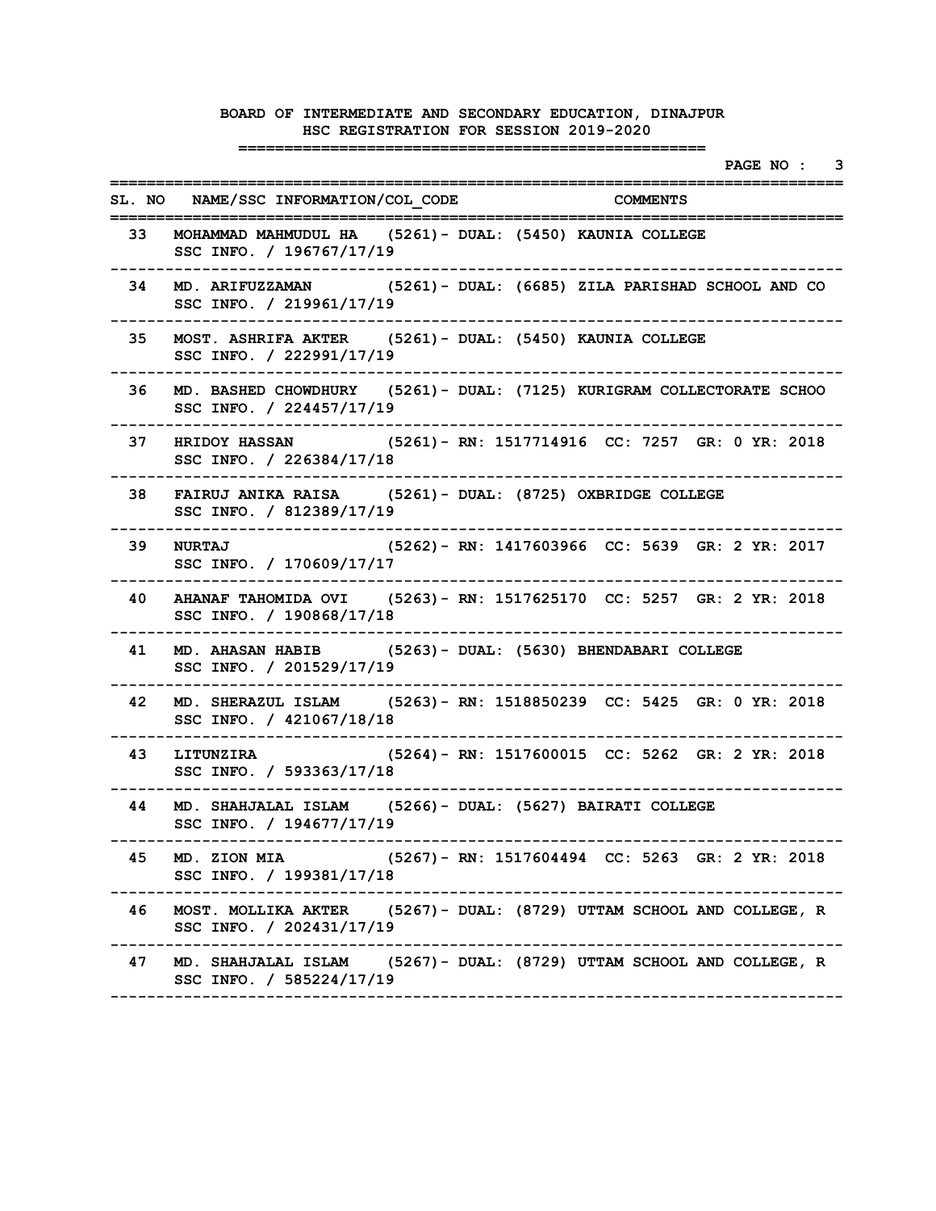**BOARD OF INTERMEDIATE AND SECONDARY EDUCATION, DINAJPUR**
**HSC REGISTRATION FOR SESSION 2019-2020**

| SL. NO | NAME/SSC INFORMATION/COL_CODE | COMMENTS |
|---|---|---|
| 33 | MOHAMMAD MAHMUDUL HA (5261)<br>SSC INFO. / 196767/17/19 | - DUAL: (5450) KAUNIA COLLEGE |
| 34 | MD. ARIFUZZAMAN (5261)<br>SSC INFO. / 219961/17/19 | - DUAL: (6685) ZILA PARISHAD SCHOOL AND CO |
| 35 | MOST. ASHRIFA AKTER (5261)<br>SSC INFO. / 222991/17/19 | - DUAL: (5450) KAUNIA COLLEGE |
| 36 | MD. BASHED CHOWDHURY (5261)<br>SSC INFO. / 224457/17/19 | - DUAL: (7125) KURIGRAM COLLECTORATE SCHOO |
| 37 | HRIDOY HASSAN (5261)<br>SSC INFO. / 226384/17/18 | - RN: 1517714916 CC: 7257 GR: 0 YR: 2018 |
| 38 | FAIRUJ ANIKA RAISA (5261)<br>SSC INFO. / 812389/17/19 | - DUAL: (8725) OXBRIDGE COLLEGE |
| 39 | NURTAJ (5262)<br>SSC INFO. / 170609/17/17 | - RN: 1417603966 CC: 5639 GR: 2 YR: 2017 |
| 40 | AHANAF TAHOMIDA OVI (5263)<br>SSC INFO. / 190868/17/18 | - RN: 1517625170 CC: 5257 GR: 2 YR: 2018 |
| 41 | MD. AHASAN HABIB (5263)<br>SSC INFO. / 201529/17/19 | - DUAL: (5630) BHENDABARI COLLEGE |
| 42 | MD. SHERAZUL ISLAM (5263)<br>SSC INFO. / 421067/18/18 | - RN: 1518850239 CC: 5425 GR: 0 YR: 2018 |
| 43 | LITUNZIRA (5264)<br>SSC INFO. / 593363/17/18 | - RN: 1517600015 CC: 5262 GR: 2 YR: 2018 |
| 44 | MD. SHAHJALAL ISLAM (5266)<br>SSC INFO. / 194677/17/19 | - DUAL: (5627) BAIRATI COLLEGE |
| 45 | MD. ZION MIA (5267)<br>SSC INFO. / 199381/17/18 | - RN: 1517604494 CC: 5263 GR: 2 YR: 2018 |
| 46 | MOST. MOLLIKA AKTER (5267)<br>SSC INFO. / 202431/17/19 | - DUAL: (8729) UTTAM SCHOOL AND COLLEGE, R |
| 47 | MD. SHAHJALAL ISLAM (5267)<br>SSC INFO. / 585224/17/19 | - DUAL: (8729) UTTAM SCHOOL AND COLLEGE, R |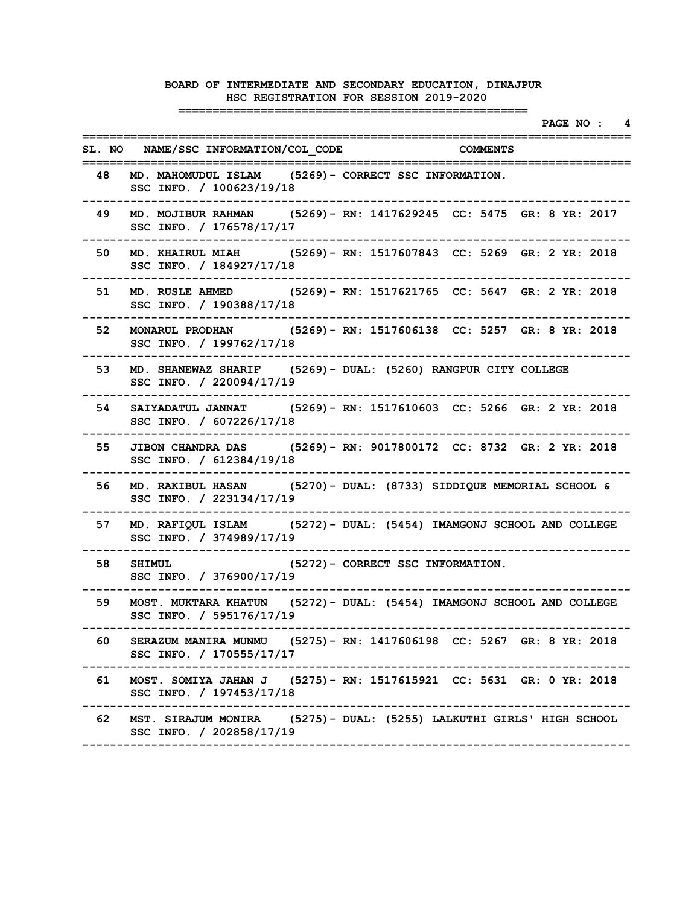**BOARD OF INTERMEDIATE AND SECONDARY EDUCATION, DINAJPUR**
**HSC REGISTRATION FOR SESSION 2019-2020**

| SL. NO | NAME/SSC INFORMATION/COL_CODE | COMMENTS |
|---|---|---|
| 48 | MD. MAHOMUDUL ISLAM (5269)- SSC INFO. / 100623/19/18 | CORRECT SSC INFORMATION. |
| 49 | MD. MOJIBUR RAHMAN (5269)- SSC INFO. / 176578/17/17 | RN: 1417629245 CC: 5475 GR: 8 YR: 2017 |
| 50 | MD. KHAIRUL MIAH (5269)- SSC INFO. / 184927/17/18 | RN: 1517607843 CC: 5269 GR: 2 YR: 2018 |
| 51 | MD. RUSLE AHMED (5269)- SSC INFO. / 190388/17/18 | RN: 1517621765 CC: 5647 GR: 2 YR: 2018 |
| 52 | MONARUL PRODHAN (5269)- SSC INFO. / 199762/17/18 | RN: 1517606138 CC: 5257 GR: 8 YR: 2018 |
| 53 | MD. SHANEWAZ SHARIF (5269)- SSC INFO. / 220094/17/19 | DUAL: (5260) RANGPUR CITY COLLEGE |
| 54 | SAIYADATUL JANNAT (5269)- SSC INFO. / 607226/17/18 | RN: 1517610603 CC: 5266 GR: 2 YR: 2018 |
| 55 | JIBON CHANDRA DAS (5269)- SSC INFO. / 612384/19/18 | RN: 9017800172 CC: 8732 GR: 2 YR: 2018 |
| 56 | MD. RAKIBUL HASAN (5270)- SSC INFO. / 223134/17/19 | DUAL: (8733) SIDDIQUE MEMORIAL SCHOOL & |
| 57 | MD. RAFIQUL ISLAM (5272)- SSC INFO. / 374989/17/19 | DUAL: (5454) IMAMGONJ SCHOOL AND COLLEGE |
| 58 | SHIMUL (5272)- SSC INFO. / 376900/17/19 | CORRECT SSC INFORMATION. |
| 59 | MOST. MUKTARA KHATUN (5272)- SSC INFO. / 595176/17/19 | DUAL: (5454) IMAMGONJ SCHOOL AND COLLEGE |
| 60 | SERAZUM MANIRA MUNMU (5275)- SSC INFO. / 170555/17/17 | RN: 1417606198 CC: 5267 GR: 8 YR: 2018 |
| 61 | MOST. SOMIYA JAHAN J (5275)- SSC INFO. / 197453/17/18 | RN: 1517615921 CC: 5631 GR: 0 YR: 2018 |
| 62 | MST. SIRAJUM MONIRA (5275)- SSC INFO. / 202858/17/19 | DUAL: (5255) LALKUTHI GIRLS' HIGH SCHOOL |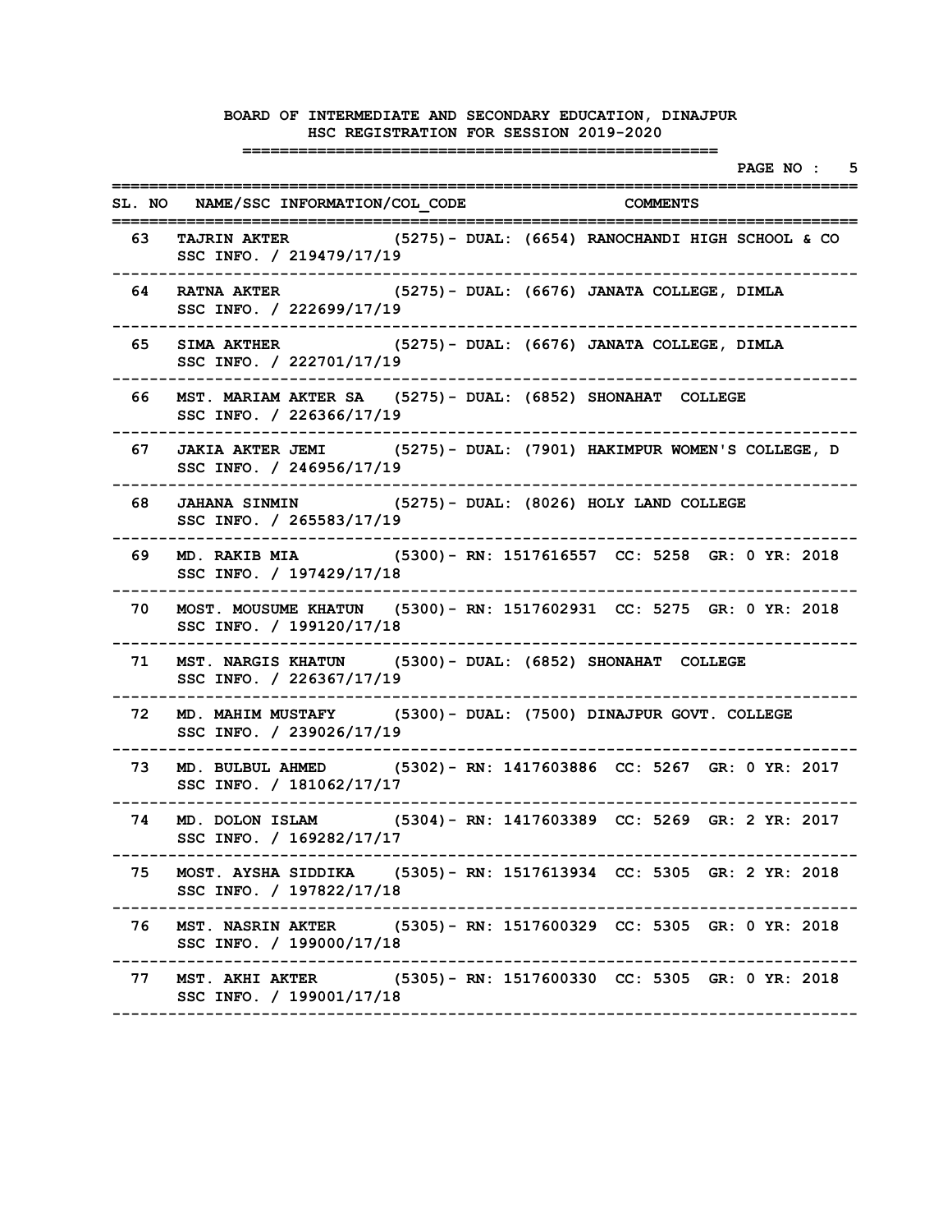**BOARD OF INTERMEDIATE AND SECONDARY EDUCATION, DINAJPUR**
**HSC REGISTRATION FOR SESSION 2019-2020**

| SL. NO | NAME/SSC INFORMATION/COL_CODE | COMMENTS |
|---|---|---|
| 63 | TAJRIN AKTER (5275)<br>SSC INFO. / 219479/17/19 | - DUAL: (6654) RANOCHANDI HIGH SCHOOL & CO |
| 64 | RATNA AKTER (5275)<br>SSC INFO. / 222699/17/19 | - DUAL: (6676) JANATA COLLEGE, DIMLA |
| 65 | SIMA AKTHER (5275)<br>SSC INFO. / 222701/17/19 | - DUAL: (6676) JANATA COLLEGE, DIMLA |
| 66 | MST. MARIAM AKTER SA (5275)<br>SSC INFO. / 226366/17/19 | - DUAL: (6852) SHONAHAT COLLEGE |
| 67 | JAKIA AKTER JEMI (5275)<br>SSC INFO. / 246956/17/19 | - DUAL: (7901) HAKIMPUR WOMEN'S COLLEGE, D |
| 68 | JAHANA SINMIN (5275)<br>SSC INFO. / 265583/17/19 | - DUAL: (8026) HOLY LAND COLLEGE |
| 69 | MD. RAKIB MIA (5300)<br>SSC INFO. / 197429/17/18 | - RN: 1517616557 CC: 5258 GR: 0 YR: 2018 |
| 70 | MOST. MOUSUME KHATUN (5300)<br>SSC INFO. / 199120/17/18 | - RN: 1517602931 CC: 5275 GR: 0 YR: 2018 |
| 71 | MST. NARGIS KHATUN (5300)<br>SSC INFO. / 226367/17/19 | - DUAL: (6852) SHONAHAT COLLEGE |
| 72 | MD. MAHIM MUSTAFY (5300)<br>SSC INFO. / 239026/17/19 | - DUAL: (7500) DINAJPUR GOVT. COLLEGE |
| 73 | MD. BULBUL AHMED (5302)<br>SSC INFO. / 181062/17/17 | - RN: 1417603886 CC: 5267 GR: 0 YR: 2017 |
| 74 | MD. DOLON ISLAM (5304)<br>SSC INFO. / 169282/17/17 | - RN: 1417603389 CC: 5269 GR: 2 YR: 2017 |
| 75 | MOST. AYSHA SIDDIKA (5305)<br>SSC INFO. / 197822/17/18 | - RN: 1517613934 CC: 5305 GR: 2 YR: 2018 |
| 76 | MST. NASRIN AKTER (5305)<br>SSC INFO. / 199000/17/18 | - RN: 1517600329 CC: 5305 GR: 0 YR: 2018 |
| 77 | MST. AKHI AKTER (5305)<br>SSC INFO. / 199001/17/18 | - RN: 1517600330 CC: 5305 GR: 0 YR: 2018 |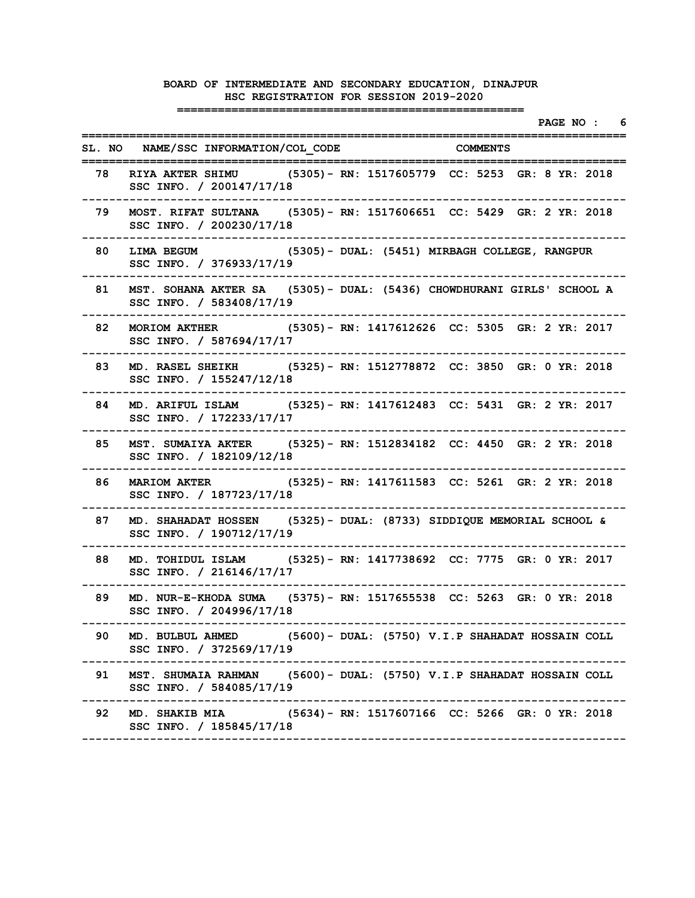**BOARD OF INTERMEDIATE AND SECONDARY EDUCATION, DINAJPUR**
**HSC REGISTRATION FOR SESSION 2019-2020**

| SL. NO | NAME/SSC INFORMATION/COL_CODE | COMMENTS |
|---|---|---|
| 78 | RIYA AKTER SHIMU (5305)<br>SSC INFO. / 200147/17/18 | RN: 1517605779 CC: 5253 GR: 8 YR: 2018 |
| 79 | MOST. RIFAT SULTANA (5305)<br>SSC INFO. / 200230/17/18 | RN: 1517606651 CC: 5429 GR: 2 YR: 2018 |
| 80 | LIMA BEGUM (5305)<br>SSC INFO. / 376933/17/19 | DUAL: (5451) MIRBAGH COLLEGE, RANGPUR |
| 81 | MST. SOHANA AKTER SA (5305)<br>SSC INFO. / 583408/17/19 | DUAL: (5436) CHOWDHURANI GIRLS' SCHOOL A |
| 82 | MORIOM AKTHER (5305)<br>SSC INFO. / 587694/17/17 | RN: 1417612626 CC: 5305 GR: 2 YR: 2017 |
| 83 | MD. RASEL SHEIKH (5325)<br>SSC INFO. / 155247/12/18 | RN: 1512778872 CC: 3850 GR: 0 YR: 2018 |
| 84 | MD. ARIFUL ISLAM (5325)<br>SSC INFO. / 172233/17/17 | RN: 1417612483 CC: 5431 GR: 2 YR: 2017 |
| 85 | MST. SUMAIYA AKTER (5325)<br>SSC INFO. / 182109/12/18 | RN: 1512834182 CC: 4450 GR: 2 YR: 2018 |
| 86 | MARIOM AKTER (5325)<br>SSC INFO. / 187723/17/18 | RN: 1417611583 CC: 5261 GR: 2 YR: 2018 |
| 87 | MD. SHAHADAT HOSSEN (5325)<br>SSC INFO. / 190712/17/19 | DUAL: (8733) SIDDIQUE MEMORIAL SCHOOL & |
| 88 | MD. TOHIDUL ISLAM (5325)<br>SSC INFO. / 216146/17/17 | RN: 1417738692 CC: 7775 GR: 0 YR: 2017 |
| 89 | MD. NUR-E-KHODA SUMA (5375)<br>SSC INFO. / 204996/17/18 | RN: 1517655538 CC: 5263 GR: 0 YR: 2018 |
| 90 | MD. BULBUL AHMED (5600)<br>SSC INFO. / 372569/17/19 | DUAL: (5750) V.I.P SHAHADAT HOSSAIN COLL |
| 91 | MST. SHUMAIA RAHMAN (5600)<br>SSC INFO. / 584085/17/19 | DUAL: (5750) V.I.P SHAHADAT HOSSAIN COLL |
| 92 | MD. SHAKIB MIA (5634)<br>SSC INFO. / 185845/17/18 | RN: 1517607166 CC: 5266 GR: 0 YR: 2018 |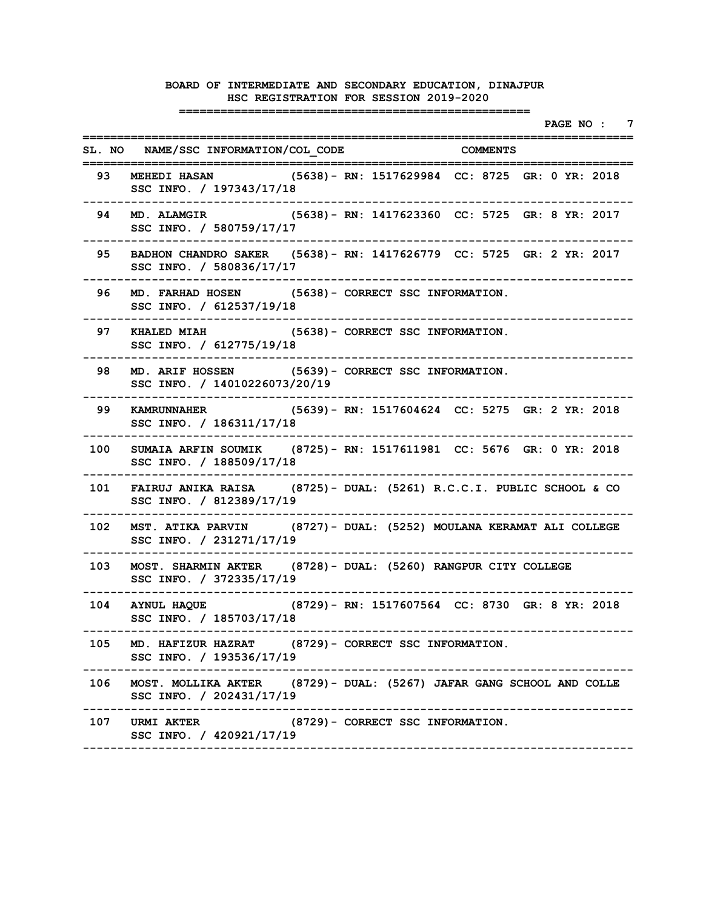# BOARD OF INTERMEDIATE AND SECONDARY EDUCATION, DINAJPUR

## HSC REGISTRATION FOR SESSION 2019-2020

| SL. NO | NAME/SSC INFORMATION/COL_CODE | COMMENTS |
|---|---|---|
| 93 | MEHEDI HASAN (5638)- <br> SSC INFO. / 197343/17/18 | RN: 1517629984 CC: 8725 GR: 0 YR: 2018 |
| 94 | MD. ALAMGIR (5638)- <br> SSC INFO. / 580759/17/17 | RN: 1417623360 CC: 5725 GR: 8 YR: 2017 |
| 95 | BADHON CHANDRO SAKER (5638)- <br> SSC INFO. / 580836/17/17 | RN: 1417626779 CC: 5725 GR: 2 YR: 2017 |
| 96 | MD. FARHAD HOSEN (5638)- <br> SSC INFO. / 612537/19/18 | CORRECT SSC INFORMATION. |
| 97 | KHALED MIAH (5638)- <br> SSC INFO. / 612775/19/18 | CORRECT SSC INFORMATION. |
| 98 | MD. ARIF HOSSEN (5639)- <br> SSC INFO. / 14010226073/20/19 | CORRECT SSC INFORMATION. |
| 99 | KAMRUNNAHER (5639)- <br> SSC INFO. / 186311/17/18 | RN: 1517604624 CC: 5275 GR: 2 YR: 2018 |
| 100 | SUMAIA ARFIN SOUMIK (8725)- <br> SSC INFO. / 188509/17/18 | RN: 1517611981 CC: 5676 GR: 0 YR: 2018 |
| 101 | FAIRUJ ANIKA RAISA (8725)- <br> SSC INFO. / 812389/17/19 | DUAL: (5261) R.C.C.I. PUBLIC SCHOOL & CO |
| 102 | MST. ATIKA PARVIN (8727)- <br> SSC INFO. / 231271/17/19 | DUAL: (5252) MOULANA KERAMAT ALI COLLEGE |
| 103 | MOST. SHARMIN AKTER (8728)- <br> SSC INFO. / 372335/17/19 | DUAL: (5260) RANGPUR CITY COLLEGE |
| 104 | AYNUL HAQUE (8729)- <br> SSC INFO. / 185703/17/18 | RN: 1517607564 CC: 8730 GR: 8 YR: 2018 |
| 105 | MD. HAFIZUR HAZRAT (8729)- <br> SSC INFO. / 193536/17/19 | CORRECT SSC INFORMATION. |
| 106 | MOST. MOLLIKA AKTER (8729)- <br> SSC INFO. / 202431/17/19 | DUAL: (5267) JAFAR GANG SCHOOL AND COLLE |
| 107 | URMI AKTER (8729)- <br> SSC INFO. / 420921/17/19 | CORRECT SSC INFORMATION. |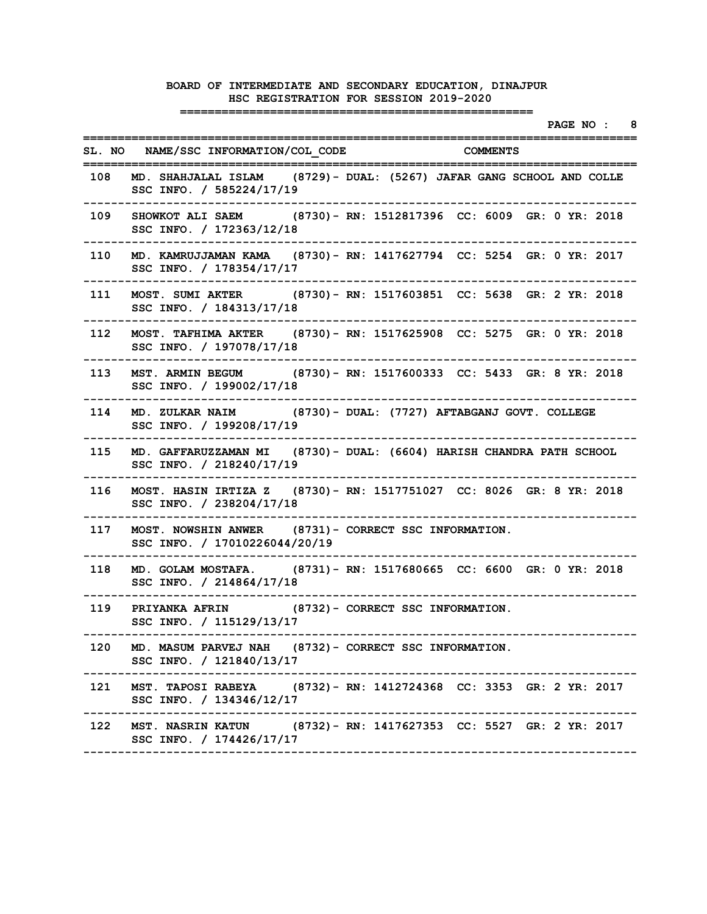**BOARD OF INTERMEDIATE AND SECONDARY EDUCATION, DINAJPUR**
**HSC REGISTRATION FOR SESSION 2019-2020**

| SL. NO | NAME/SSC INFORMATION/COL_CODE | COMMENTS |
|---|---|---|
| 108 | MD. SHAHJALAL ISLAM (8729)- SSC INFO. / 585224/17/19 | DUAL: (5267) JAFAR GANG SCHOOL AND COLLE |
| 109 | SHOWKOT ALI SAEM (8730)- SSC INFO. / 172363/12/18 | RN: 1512817396 CC: 6009 GR: 0 YR: 2018 |
| 110 | MD. KAMRUJJAMAN KAMA (8730)- SSC INFO. / 178354/17/17 | RN: 1417627794 CC: 5254 GR: 0 YR: 2017 |
| 111 | MOST. SUMI AKTER (8730)- SSC INFO. / 184313/17/18 | RN: 1517603851 CC: 5638 GR: 2 YR: 2018 |
| 112 | MOST. TAFHIMA AKTER (8730)- SSC INFO. / 197078/17/18 | RN: 1517625908 CC: 5275 GR: 0 YR: 2018 |
| 113 | MST. ARMIN BEGUM (8730)- SSC INFO. / 199002/17/18 | RN: 1517600333 CC: 5433 GR: 8 YR: 2018 |
| 114 | MD. ZULKAR NAIM (8730)- SSC INFO. / 199208/17/19 | DUAL: (7727) AFTABGANJ GOVT. COLLEGE |
| 115 | MD. GAFFARUZZAMAN MI (8730)- SSC INFO. / 218240/17/19 | DUAL: (6604) HARISH CHANDRA PATH SCHOOL |
| 116 | MOST. HASIN IRTIZA Z (8730)- SSC INFO. / 238204/17/18 | RN: 1517751027 CC: 8026 GR: 8 YR: 2018 |
| 117 | MOST. NOWSHIN ANWER (8731)- SSC INFO. / 17010226044/20/19 | CORRECT SSC INFORMATION. |
| 118 | MD. GOLAM MOSTAFA. (8731)- SSC INFO. / 214864/17/18 | RN: 1517680665 CC: 6600 GR: 0 YR: 2018 |
| 119 | PRIYANKA AFRIN (8732)- SSC INFO. / 115129/13/17 | CORRECT SSC INFORMATION. |
| 120 | MD. MASUM PARVEJ NAH (8732)- SSC INFO. / 121840/13/17 | CORRECT SSC INFORMATION. |
| 121 | MST. TAPOSI RABEYA (8732)- SSC INFO. / 134346/12/17 | RN: 1412724368 CC: 3353 GR: 2 YR: 2017 |
| 122 | MST. NASRIN KATUN (8732)- SSC INFO. / 174426/17/17 | RN: 1417627353 CC: 5527 GR: 2 YR: 2017 |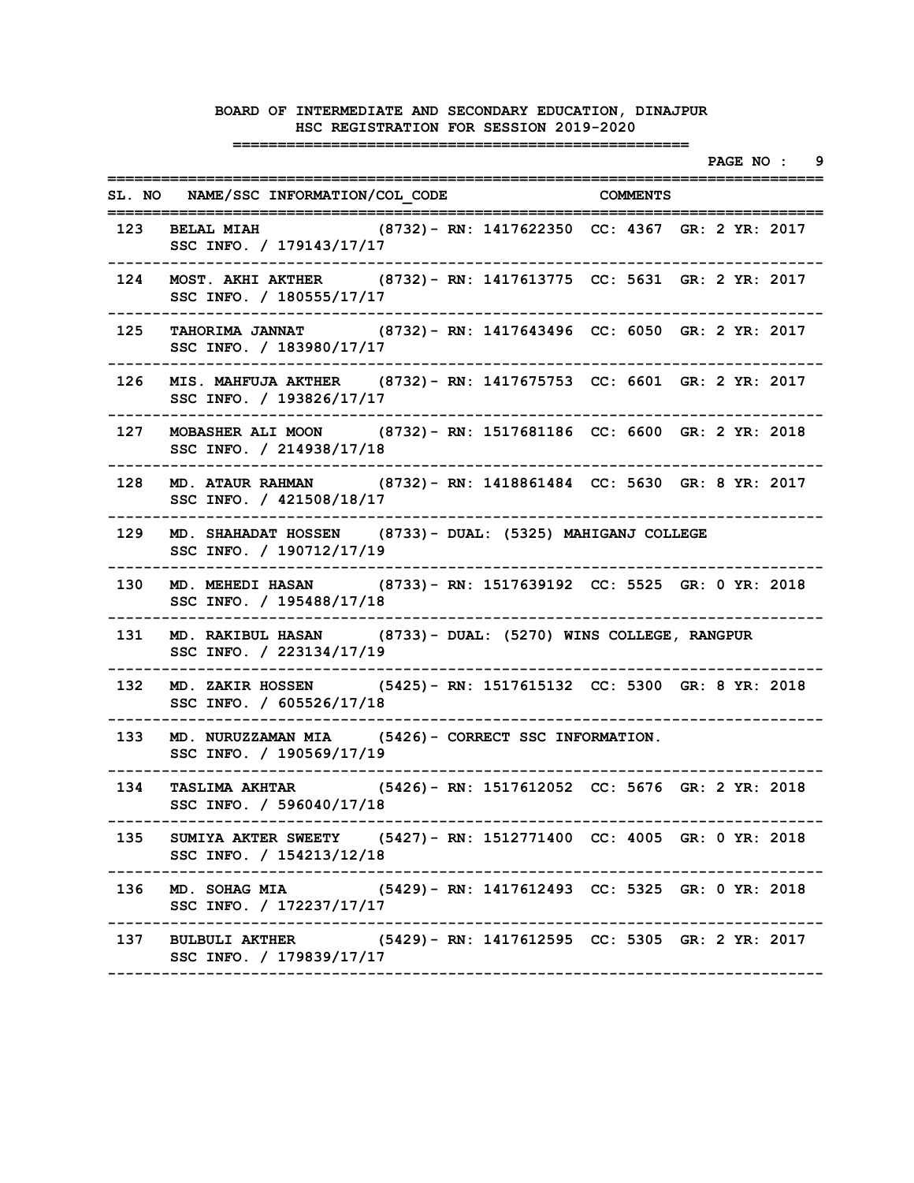**BOARD OF INTERMEDIATE AND SECONDARY EDUCATION, DINAJPUR**
**HSC REGISTRATION FOR SESSION 2019-2020**

**PAGE NO : 9**

| SL. NO | NAME/SSC INFORMATION/COL_CODE | COMMENTS |
|---|---|---|
| 123 | BELAL MIAH (8732)- SSC INFO. / 179143/17/17 | RN: 1417622350 CC: 4367 GR: 2 YR: 2017 |
| 124 | MOST. AKHI AKTHER (8732)- SSC INFO. / 180555/17/17 | RN: 1417613775 CC: 5631 GR: 2 YR: 2017 |
| 125 | TAHORIMA JANNAT (8732)- SSC INFO. / 183980/17/17 | RN: 1417643496 CC: 6050 GR: 2 YR: 2017 |
| 126 | MIS. MAHFUJA AKTHER (8732)- SSC INFO. / 193826/17/17 | RN: 1417675753 CC: 6601 GR: 2 YR: 2017 |
| 127 | MOBASHER ALI MOON (8732)- SSC INFO. / 214938/17/18 | RN: 1517681186 CC: 6600 GR: 2 YR: 2018 |
| 128 | MD. ATAUR RAHMAN (8732)- SSC INFO. / 421508/18/17 | RN: 1418861484 CC: 5630 GR: 8 YR: 2017 |
| 129 | MD. SHAHADAT HOSSEN (8733)- SSC INFO. / 190712/17/19 | DUAL: (5325) MAHIGANJ COLLEGE |
| 130 | MD. MEHEDI HASAN (8733)- SSC INFO. / 195488/17/18 | RN: 1517639192 CC: 5525 GR: 0 YR: 2018 |
| 131 | MD. RAKIBUL HASAN (8733)- SSC INFO. / 223134/17/19 | DUAL: (5270) WINS COLLEGE, RANGPUR |
| 132 | MD. ZAKIR HOSSEN (5425)- SSC INFO. / 605526/17/18 | RN: 1517615132 CC: 5300 GR: 8 YR: 2018 |
| 133 | MD. NURUZZAMAN MIA (5426)- SSC INFO. / 190569/17/19 | CORRECT SSC INFORMATION. |
| 134 | TASLIMA AKHTAR (5426)- SSC INFO. / 596040/17/18 | RN: 1517612052 CC: 5676 GR: 2 YR: 2018 |
| 135 | SUMIYA AKTER SWEETY (5427)- SSC INFO. / 154213/12/18 | RN: 1512771400 CC: 4005 GR: 0 YR: 2018 |
| 136 | MD. SOHAG MIA (5429)- SSC INFO. / 172237/17/17 | RN: 1417612493 CC: 5325 GR: 0 YR: 2018 |
| 137 | BULBULI AKTHER (5429)- SSC INFO. / 179839/17/17 | RN: 1417612595 CC: 5305 GR: 2 YR: 2017 |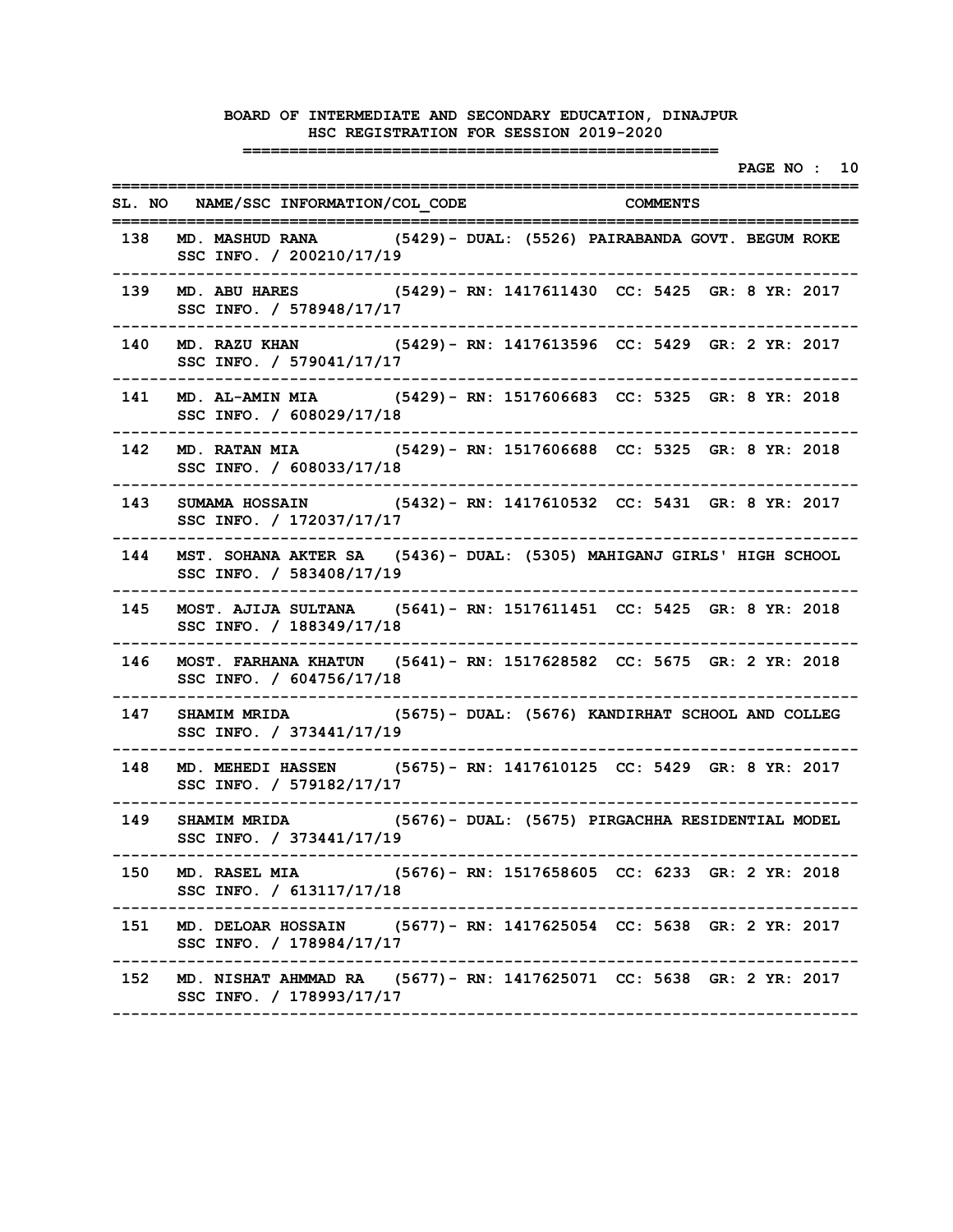**BOARD OF INTERMEDIATE AND SECONDARY EDUCATION, DINAJPUR**
**HSC REGISTRATION FOR SESSION 2019-2020**

| SL. NO | NAME/SSC INFORMATION/COL_CODE | COMMENTS |
|---|---|---|
| 138 | MD. MASHUD RANA (5429)- SSC INFO. / 200210/17/19 | DUAL: (5526) PAIRABANDA GOVT. BEGUM ROKE |
| 139 | MD. ABU HARES (5429)- SSC INFO. / 578948/17/17 | RN: 1417611430 CC: 5425 GR: 8 YR: 2017 |
| 140 | MD. RAZU KHAN (5429)- SSC INFO. / 579041/17/17 | RN: 1417613596 CC: 5429 GR: 2 YR: 2017 |
| 141 | MD. AL-AMIN MIA (5429)- SSC INFO. / 608029/17/18 | RN: 1517606683 CC: 5325 GR: 8 YR: 2018 |
| 142 | MD. RATAN MIA (5429)- SSC INFO. / 608033/17/18 | RN: 1517606688 CC: 5325 GR: 8 YR: 2018 |
| 143 | SUMAMA HOSSAIN (5432)- SSC INFO. / 172037/17/17 | RN: 1417610532 CC: 5431 GR: 8 YR: 2017 |
| 144 | MST. SOHANA AKTER SA (5436)- SSC INFO. / 583408/17/19 | DUAL: (5305) MAHIGANJ GIRLS' HIGH SCHOOL |
| 145 | MOST. AJIJA SULTANA (5641)- SSC INFO. / 188349/17/18 | RN: 1517611451 CC: 5425 GR: 8 YR: 2018 |
| 146 | MOST. FARHANA KHATUN (5641)- SSC INFO. / 604756/17/18 | RN: 1517628582 CC: 5675 GR: 2 YR: 2018 |
| 147 | SHAMIM MRIDA (5675)- SSC INFO. / 373441/17/19 | DUAL: (5676) KANDIRHAT SCHOOL AND COLLEG |
| 148 | MD. MEHEDI HASSEN (5675)- SSC INFO. / 579182/17/17 | RN: 1417610125 CC: 5429 GR: 8 YR: 2017 |
| 149 | SHAMIM MRIDA (5676)- SSC INFO. / 373441/17/19 | DUAL: (5675) PIRGACHHA RESIDENTIAL MODEL |
| 150 | MD. RASEL MIA (5676)- SSC INFO. / 613117/17/18 | RN: 1517658605 CC: 6233 GR: 2 YR: 2018 |
| 151 | MD. DELOAR HOSSAIN (5677)- SSC INFO. / 178984/17/17 | RN: 1417625054 CC: 5638 GR: 2 YR: 2017 |
| 152 | MD. NISHAT AHMMAD RA (5677)- SSC INFO. / 178993/17/17 | RN: 1417625071 CC: 5638 GR: 2 YR: 2017 |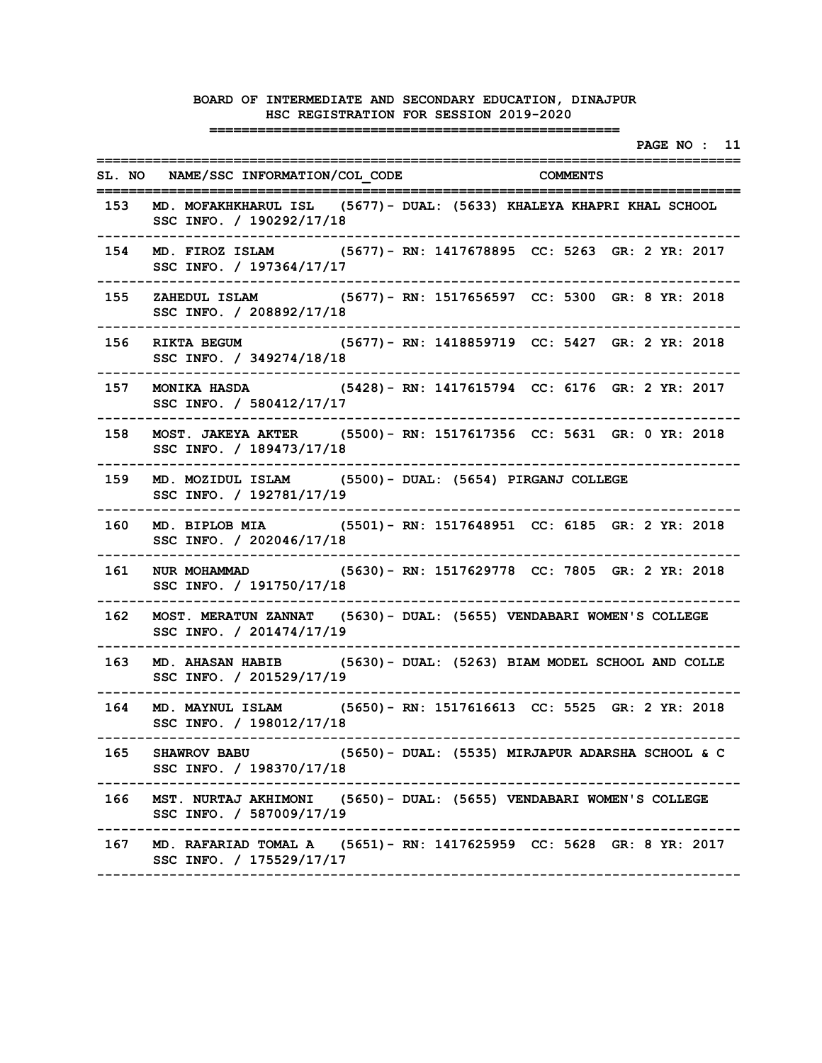**BOARD OF INTERMEDIATE AND SECONDARY EDUCATION, DINAJPUR**
**HSC REGISTRATION FOR SESSION 2019-2020**

| SL. NO | NAME/SSC INFORMATION/COL_CODE | COMMENTS |
|---|---|---|
| 153 | MD. MOFAKHKHARUL ISL (5677)- SSC INFO. / 190292/17/18 | DUAL: (5633) KHALEYA KHAPRI KHAL SCHOOL |
| 154 | MD. FIROZ ISLAM (5677)- SSC INFO. / 197364/17/17 | RN: 1417678895 CC: 5263 GR: 2 YR: 2017 |
| 155 | ZAHEDUL ISLAM (5677)- SSC INFO. / 208892/17/18 | RN: 1517656597 CC: 5300 GR: 8 YR: 2018 |
| 156 | RIKTA BEGUM (5677)- SSC INFO. / 349274/18/18 | RN: 1418859719 CC: 5427 GR: 2 YR: 2018 |
| 157 | MONIKA HASDA (5428)- SSC INFO. / 580412/17/17 | RN: 1417615794 CC: 6176 GR: 2 YR: 2017 |
| 158 | MOST. JAKEYA AKTER (5500)- SSC INFO. / 189473/17/18 | RN: 1517617356 CC: 5631 GR: 0 YR: 2018 |
| 159 | MD. MOZIDUL ISLAM (5500)- SSC INFO. / 192781/17/19 | DUAL: (5654) PIRGANJ COLLEGE |
| 160 | MD. BIPLOB MIA (5501)- SSC INFO. / 202046/17/18 | RN: 1517648951 CC: 6185 GR: 2 YR: 2018 |
| 161 | NUR MOHAMMAD (5630)- SSC INFO. / 191750/17/18 | RN: 1517629778 CC: 7805 GR: 2 YR: 2018 |
| 162 | MOST. MERATUN ZANNAT (5630)- SSC INFO. / 201474/17/19 | DUAL: (5655) VENDABARI WOMEN'S COLLEGE |
| 163 | MD. AHASAN HABIB (5630)- SSC INFO. / 201529/17/19 | DUAL: (5263) BIAM MODEL SCHOOL AND COLLE |
| 164 | MD. MAYNUL ISLAM (5650)- SSC INFO. / 198012/17/18 | RN: 1517616613 CC: 5525 GR: 2 YR: 2018 |
| 165 | SHAWROV BABU (5650)- SSC INFO. / 198370/17/18 | DUAL: (5535) MIRJAPUR ADARSHA SCHOOL & C |
| 166 | MST. NURTAJ AKHIMONI (5650)- SSC INFO. / 587009/17/19 | DUAL: (5655) VENDABARI WOMEN'S COLLEGE |
| 167 | MD. RAFARIAD TOMAL A (5651)- SSC INFO. / 175529/17/17 | RN: 1417625959 CC: 5628 GR: 8 YR: 2017 |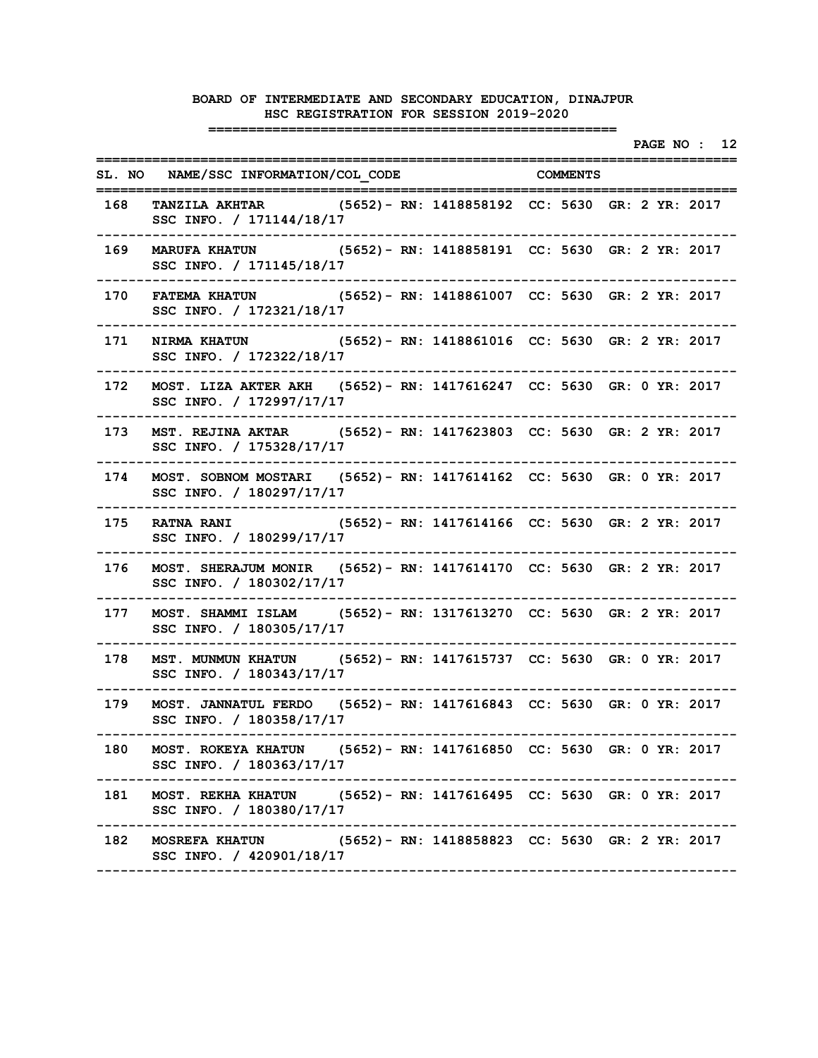**BOARD OF INTERMEDIATE AND SECONDARY EDUCATION, DINAJPUR**
**HSC REGISTRATION FOR SESSION 2019-2020**

| SL. NO | NAME/SSC INFORMATION/COL_CODE | COMMENTS |
|---|---|---|
| 168 | TANZILA AKHTAR (5652)- RN: 1418858192 CC: 5630 GR: 2 YR: 2017<br>SSC INFO. / 171144/18/17 | |
| 169 | MARUFA KHATUN (5652)- RN: 1418858191 CC: 5630 GR: 2 YR: 2017<br>SSC INFO. / 171145/18/17 | |
| 170 | FATEMA KHATUN (5652)- RN: 1418861007 CC: 5630 GR: 2 YR: 2017<br>SSC INFO. / 172321/18/17 | |
| 171 | NIRMA KHATUN (5652)- RN: 1418861016 CC: 5630 GR: 2 YR: 2017<br>SSC INFO. / 172322/18/17 | |
| 172 | MOST. LIZA AKTER AKH (5652)- RN: 1417616247 CC: 5630 GR: 0 YR: 2017<br>SSC INFO. / 172997/17/17 | |
| 173 | MST. REJINA AKTAR (5652)- RN: 1417623803 CC: 5630 GR: 2 YR: 2017<br>SSC INFO. / 175328/17/17 | |
| 174 | MOST. SOBNOM MOSTARI (5652)- RN: 1417614162 CC: 5630 GR: 0 YR: 2017<br>SSC INFO. / 180297/17/17 | |
| 175 | RATNA RANI (5652)- RN: 1417614166 CC: 5630 GR: 2 YR: 2017<br>SSC INFO. / 180299/17/17 | |
| 176 | MOST. SHERAJUM MONIR (5652)- RN: 1417614170 CC: 5630 GR: 2 YR: 2017<br>SSC INFO. / 180302/17/17 | |
| 177 | MOST. SHAMMI ISLAM (5652)- RN: 1317613270 CC: 5630 GR: 2 YR: 2017<br>SSC INFO. / 180305/17/17 | |
| 178 | MST. MUNMUN KHATUN (5652)- RN: 1417615737 CC: 5630 GR: 0 YR: 2017<br>SSC INFO. / 180343/17/17 | |
| 179 | MOST. JANNATUL FERDO (5652)- RN: 1417616843 CC: 5630 GR: 0 YR: 2017<br>SSC INFO. / 180358/17/17 | |
| 180 | MOST. ROKEYA KHATUN (5652)- RN: 1417616850 CC: 5630 GR: 0 YR: 2017<br>SSC INFO. / 180363/17/17 | |
| 181 | MOST. REKHA KHATUN (5652)- RN: 1417616495 CC: 5630 GR: 0 YR: 2017<br>SSC INFO. / 180380/17/17 | |
| 182 | MOSREFA KHATUN (5652)- RN: 1418858823 CC: 5630 GR: 2 YR: 2017<br>SSC INFO. / 420901/18/17 | |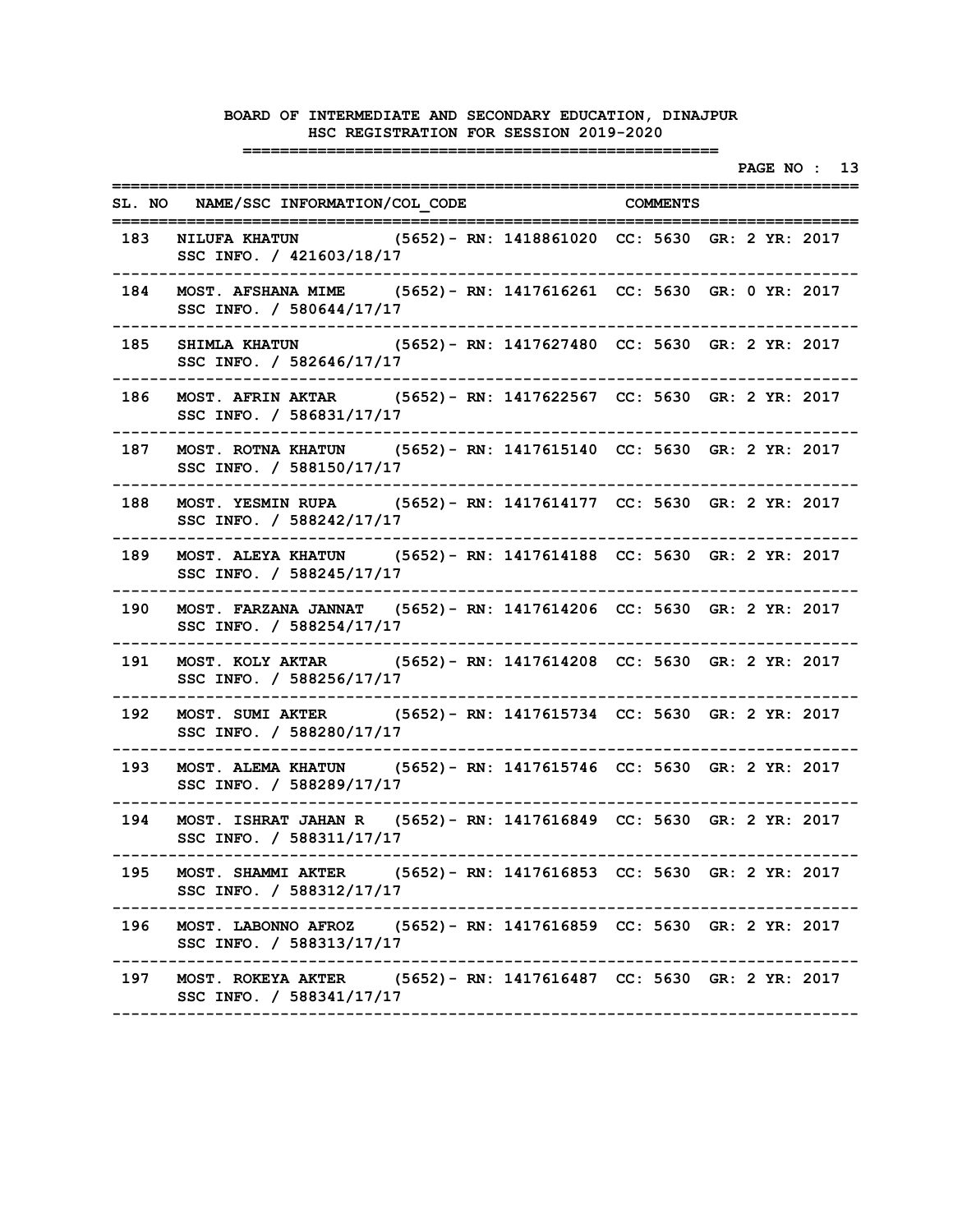**BOARD OF INTERMEDIATE AND SECONDARY EDUCATION, DINAJPUR**
**HSC REGISTRATION FOR SESSION 2019-2020**

| SL. NO | NAME/SSC INFORMATION/COL_CODE | COMMENTS |
|---|---|---|
| 183 | NILUFA KHATUN (5652)- RN: 1418861020 CC: 5630 GR: 2 YR: 2017<br>SSC INFO. / 421603/18/17 | |
| 184 | MOST. AFSHANA MIME (5652)- RN: 1417616261 CC: 5630 GR: 0 YR: 2017<br>SSC INFO. / 580644/17/17 | |
| 185 | SHIMLA KHATUN (5652)- RN: 1417627480 CC: 5630 GR: 2 YR: 2017<br>SSC INFO. / 582646/17/17 | |
| 186 | MOST. AFRIN AKTAR (5652)- RN: 1417622567 CC: 5630 GR: 2 YR: 2017<br>SSC INFO. / 586831/17/17 | |
| 187 | MOST. ROTNA KHATUN (5652)- RN: 1417615140 CC: 5630 GR: 2 YR: 2017<br>SSC INFO. / 588150/17/17 | |
| 188 | MOST. YESMIN RUPA (5652)- RN: 1417614177 CC: 5630 GR: 2 YR: 2017<br>SSC INFO. / 588242/17/17 | |
| 189 | MOST. ALEYA KHATUN (5652)- RN: 1417614188 CC: 5630 GR: 2 YR: 2017<br>SSC INFO. / 588245/17/17 | |
| 190 | MOST. FARZANA JANNAT (5652)- RN: 1417614206 CC: 5630 GR: 2 YR: 2017<br>SSC INFO. / 588254/17/17 | |
| 191 | MOST. KOLY AKTAR (5652)- RN: 1417614208 CC: 5630 GR: 2 YR: 2017<br>SSC INFO. / 588256/17/17 | |
| 192 | MOST. SUMI AKTER (5652)- RN: 1417615734 CC: 5630 GR: 2 YR: 2017<br>SSC INFO. / 588280/17/17 | |
| 193 | MOST. ALEMA KHATUN (5652)- RN: 1417615746 CC: 5630 GR: 2 YR: 2017<br>SSC INFO. / 588289/17/17 | |
| 194 | MOST. ISHRAT JAHAN R (5652)- RN: 1417616849 CC: 5630 GR: 2 YR: 2017<br>SSC INFO. / 588311/17/17 | |
| 195 | MOST. SHAMMI AKTER (5652)- RN: 1417616853 CC: 5630 GR: 2 YR: 2017<br>SSC INFO. / 588312/17/17 | |
| 196 | MOST. LABONNO AFROZ (5652)- RN: 1417616859 CC: 5630 GR: 2 YR: 2017<br>SSC INFO. / 588313/17/17 | |
| 197 | MOST. ROKEYA AKTER (5652)- RN: 1417616487 CC: 5630 GR: 2 YR: 2017<br>SSC INFO. / 588341/17/17 | |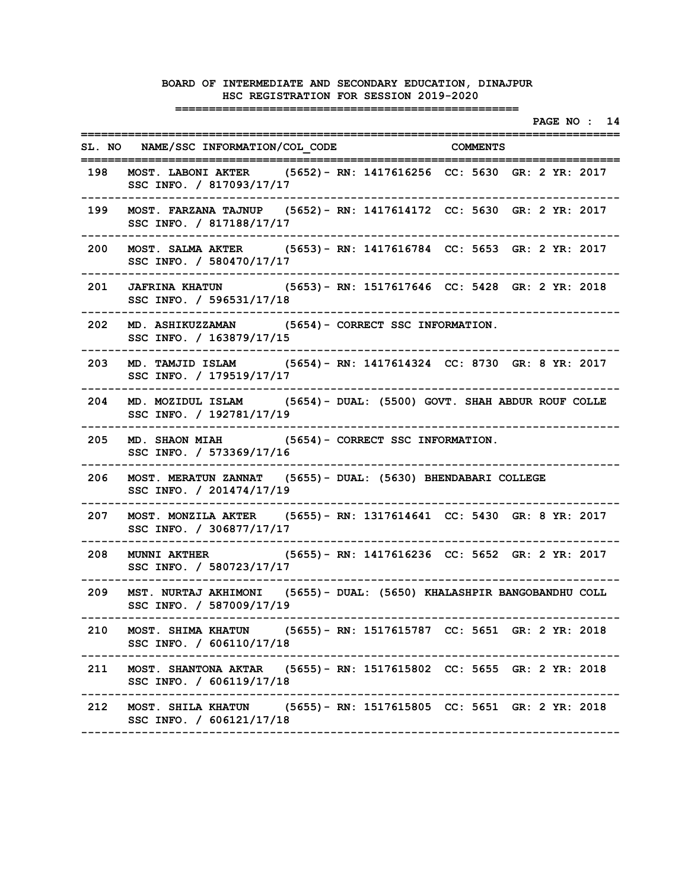**BOARD OF INTERMEDIATE AND SECONDARY EDUCATION, DINAJPUR**
**HSC REGISTRATION FOR SESSION 2019-2020**

| SL. NO | NAME/SSC INFORMATION/COL_CODE | COMMENTS |
|---|---|---|
| 198 | MOST. LABONI AKTER (5652)- SSC INFO. / 817093/17/17 | RN: 1417616256 CC: 5630 GR: 2 YR: 2017 |
| 199 | MOST. FARZANA TAJNUP (5652)- SSC INFO. / 817188/17/17 | RN: 1417614172 CC: 5630 GR: 2 YR: 2017 |
| 200 | MOST. SALMA AKTER (5653)- SSC INFO. / 580470/17/17 | RN: 1417616784 CC: 5653 GR: 2 YR: 2017 |
| 201 | JAFRINA KHATUN (5653)- SSC INFO. / 596531/17/18 | RN: 1517617646 CC: 5428 GR: 2 YR: 2018 |
| 202 | MD. ASHIKUZZAMAN (5654)- SSC INFO. / 163879/17/15 | CORRECT SSC INFORMATION. |
| 203 | MD. TAMJID ISLAM (5654)- SSC INFO. / 179519/17/17 | RN: 1417614324 CC: 8730 GR: 8 YR: 2017 |
| 204 | MD. MOZIDUL ISLAM (5654)- SSC INFO. / 192781/17/19 | DUAL: (5500) GOVT. SHAH ABDUR ROUF COLLE |
| 205 | MD. SHAON MIAH (5654)- SSC INFO. / 573369/17/16 | CORRECT SSC INFORMATION. |
| 206 | MOST. MERATUN ZANNAT (5655)- SSC INFO. / 201474/17/19 | DUAL: (5630) BHENDABARI COLLEGE |
| 207 | MOST. MONZILA AKTER (5655)- SSC INFO. / 306877/17/17 | RN: 1317614641 CC: 5430 GR: 8 YR: 2017 |
| 208 | MUNNI AKTHER (5655)- SSC INFO. / 580723/17/17 | RN: 1417616236 CC: 5652 GR: 2 YR: 2017 |
| 209 | MST. NURTAJ AKHIMONI (5655)- SSC INFO. / 587009/17/19 | DUAL: (5650) KHALASHPIR BANGOBANDHU COLL |
| 210 | MOST. SHIMA KHATUN (5655)- SSC INFO. / 606110/17/18 | RN: 1517615787 CC: 5651 GR: 2 YR: 2018 |
| 211 | MOST. SHANTONA AKTAR (5655)- SSC INFO. / 606119/17/18 | RN: 1517615802 CC: 5655 GR: 2 YR: 2018 |
| 212 | MOST. SHILA KHATUN (5655)- SSC INFO. / 606121/17/18 | RN: 1517615805 CC: 5651 GR: 2 YR: 2018 |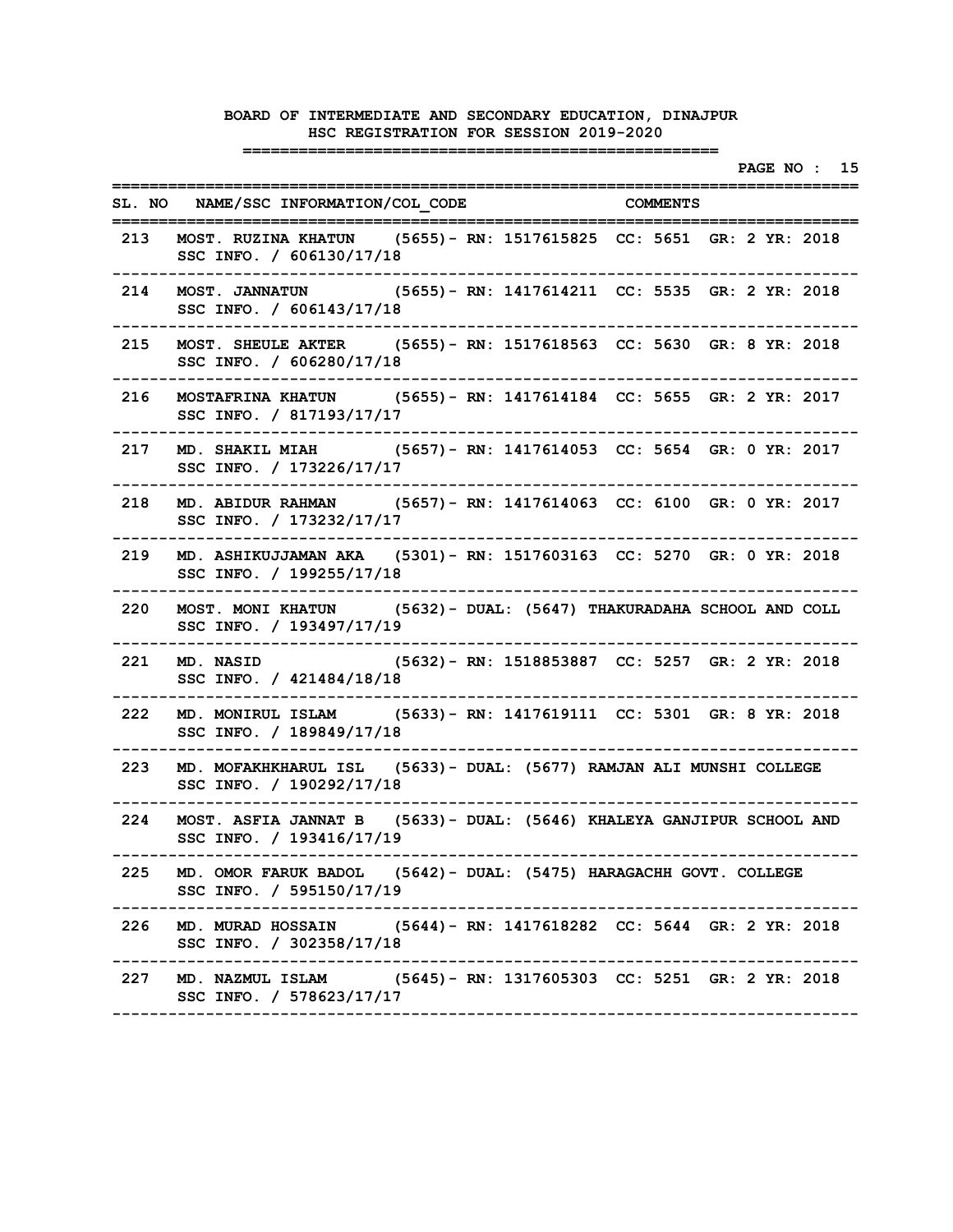# BOARD OF INTERMEDIATE AND SECONDARY EDUCATION, DINAJPUR
## HSC REGISTRATION FOR SESSION 2019-2020

| SL. NO | NAME/SSC INFORMATION/COL_CODE | COMMENTS |
|---|---|---|
| 213 | MOST. RUZINA KHATUN (5655)- SSC INFO. / 606130/17/18 | RN: 1517615825 CC: 5651 GR: 2 YR: 2018 |
| 214 | MOST. JANNATUN (5655)- SSC INFO. / 606143/17/18 | RN: 1417614211 CC: 5535 GR: 2 YR: 2018 |
| 215 | MOST. SHEULE AKTER (5655)- SSC INFO. / 606280/17/18 | RN: 1517618563 CC: 5630 GR: 8 YR: 2018 |
| 216 | MOSTAFRINA KHATUN (5655)- SSC INFO. / 817193/17/17 | RN: 1417614184 CC: 5655 GR: 2 YR: 2017 |
| 217 | MD. SHAKIL MIAH (5657)- SSC INFO. / 173226/17/17 | RN: 1417614053 CC: 5654 GR: 0 YR: 2017 |
| 218 | MD. ABIDUR RAHMAN (5657)- SSC INFO. / 173232/17/17 | RN: 1417614063 CC: 6100 GR: 0 YR: 2017 |
| 219 | MD. ASHIKUJJAMAN AKA (5301)- SSC INFO. / 199255/17/18 | RN: 1517603163 CC: 5270 GR: 0 YR: 2018 |
| 220 | MOST. MONI KHATUN (5632)- SSC INFO. / 193497/17/19 | DUAL: (5647) THAKURADAHA SCHOOL AND COLL |
| 221 | MD. NASID (5632)- SSC INFO. / 421484/18/18 | RN: 1518853887 CC: 5257 GR: 2 YR: 2018 |
| 222 | MD. MONIRUL ISLAM (5633)- SSC INFO. / 189849/17/18 | RN: 1417619111 CC: 5301 GR: 8 YR: 2018 |
| 223 | MD. MOFAKHKHARUL ISL (5633)- SSC INFO. / 190292/17/18 | DUAL: (5677) RAMJAN ALI MUNSHI COLLEGE |
| 224 | MOST. ASFIA JANNAT B (5633)- SSC INFO. / 193416/17/19 | DUAL: (5646) KHALEYA GANJIPUR SCHOOL AND |
| 225 | MD. OMOR FARUK BADOL (5642)- SSC INFO. / 595150/17/19 | DUAL: (5475) HARAGACHH GOVT. COLLEGE |
| 226 | MD. MURAD HOSSAIN (5644)- SSC INFO. / 302358/17/18 | RN: 1417618282 CC: 5644 GR: 2 YR: 2018 |
| 227 | MD. NAZMUL ISLAM (5645)- SSC INFO. / 578623/17/17 | RN: 1317605303 CC: 5251 GR: 2 YR: 2018 |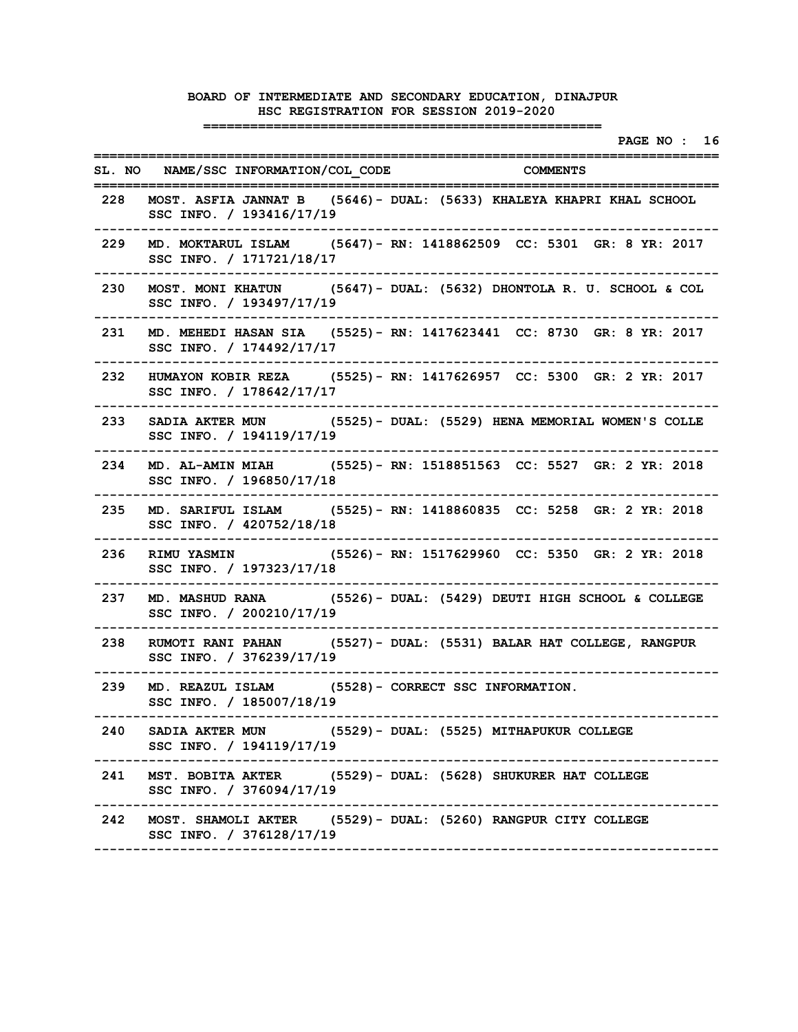**BOARD OF INTERMEDIATE AND SECONDARY EDUCATION, DINAJPUR**
**HSC REGISTRATION FOR SESSION 2019-2020**

| SL. NO | NAME/SSC INFORMATION/COL_CODE | COMMENTS |
|---|---|---|
| 228 | MOST. ASFIA JANNAT B (5646)- SSC INFO. / 193416/17/19 | DUAL: (5633) KHALEYA KHAPRI KHAL SCHOOL |
| 229 | MD. MOKTARUL ISLAM (5647)- SSC INFO. / 171721/18/17 | RN: 1418862509 CC: 5301 GR: 8 YR: 2017 |
| 230 | MOST. MONI KHATUN (5647)- SSC INFO. / 193497/17/19 | DUAL: (5632) DHONTOLA R. U. SCHOOL & COL |
| 231 | MD. MEHEDI HASAN SIA (5525)- SSC INFO. / 174492/17/17 | RN: 1417623441 CC: 8730 GR: 8 YR: 2017 |
| 232 | HUMAYON KOBIR REZA (5525)- SSC INFO. / 178642/17/17 | RN: 1417626957 CC: 5300 GR: 2 YR: 2017 |
| 233 | SADIA AKTER MUN (5525)- SSC INFO. / 194119/17/19 | DUAL: (5529) HENA MEMORIAL WOMEN'S COLLE |
| 234 | MD. AL-AMIN MIAH (5525)- SSC INFO. / 196850/17/18 | RN: 1518851563 CC: 5527 GR: 2 YR: 2018 |
| 235 | MD. SARIFUL ISLAM (5525)- SSC INFO. / 420752/18/18 | RN: 1418860835 CC: 5258 GR: 2 YR: 2018 |
| 236 | RIMU YASMIN (5526)- SSC INFO. / 197323/17/18 | RN: 1517629960 CC: 5350 GR: 2 YR: 2018 |
| 237 | MD. MASHUD RANA (5526)- SSC INFO. / 200210/17/19 | DUAL: (5429) DEUTI HIGH SCHOOL & COLLEGE |
| 238 | RUMOTI RANI PAHAN (5527)- SSC INFO. / 376239/17/19 | DUAL: (5531) BALAR HAT COLLEGE, RANGPUR |
| 239 | MD. REAZUL ISLAM (5528)- SSC INFO. / 185007/18/19 | CORRECT SSC INFORMATION. |
| 240 | SADIA AKTER MUN (5529)- SSC INFO. / 194119/17/19 | DUAL: (5525) MITHAPUKUR COLLEGE |
| 241 | MST. BOBITA AKTER (5529)- SSC INFO. / 376094/17/19 | DUAL: (5628) SHUKURER HAT COLLEGE |
| 242 | MOST. SHAMOLI AKTER (5529)- SSC INFO. / 376128/17/19 | DUAL: (5260) RANGPUR CITY COLLEGE |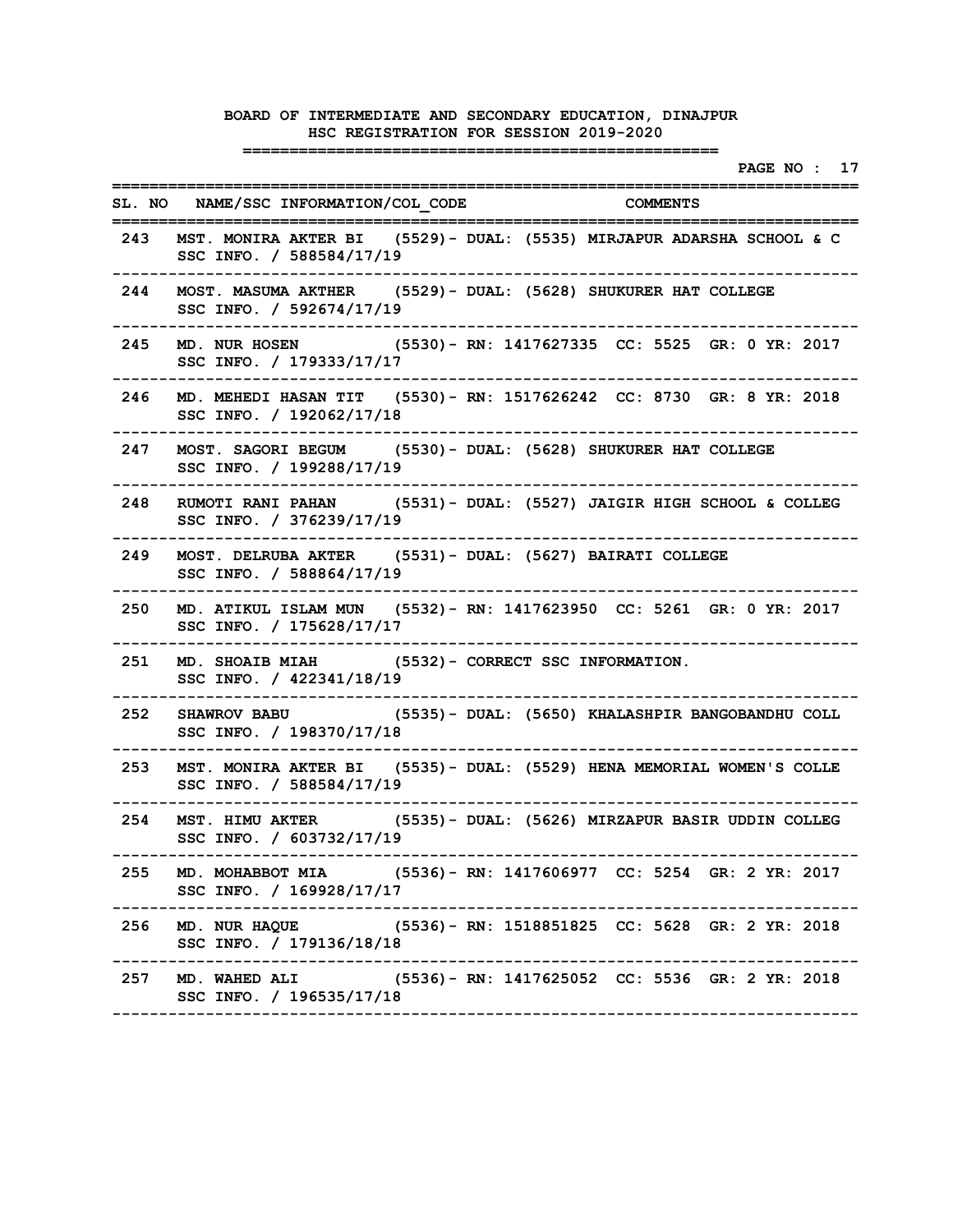**BOARD OF INTERMEDIATE AND SECONDARY EDUCATION, DINAJPUR**
**HSC REGISTRATION FOR SESSION 2019-2020**

| SL. NO | NAME/SSC INFORMATION/COL_CODE | COMMENTS |
|---|---|---|
| 243 | MST. MONIRA AKTER BI (5529)- SSC INFO. / 588584/17/19 | DUAL: (5535) MIRJAPUR ADARSHA SCHOOL & C |
| 244 | MOST. MASUMA AKTHER (5529)- SSC INFO. / 592674/17/19 | DUAL: (5628) SHUKURER HAT COLLEGE |
| 245 | MD. NUR HOSEN (5530)- SSC INFO. / 179333/17/17 | RN: 1417627335 CC: 5525 GR: 0 YR: 2017 |
| 246 | MD. MEHEDI HASAN TIT (5530)- SSC INFO. / 192062/17/18 | RN: 1517626242 CC: 8730 GR: 8 YR: 2018 |
| 247 | MOST. SAGORI BEGUM (5530)- SSC INFO. / 199288/17/19 | DUAL: (5628) SHUKURER HAT COLLEGE |
| 248 | RUMOTI RANI PAHAN (5531)- SSC INFO. / 376239/17/19 | DUAL: (5527) JAIGIR HIGH SCHOOL & COLLEG |
| 249 | MOST. DELRUBA AKTER (5531)- SSC INFO. / 588864/17/19 | DUAL: (5627) BAIRATI COLLEGE |
| 250 | MD. ATIKUL ISLAM MUN (5532)- SSC INFO. / 175628/17/17 | RN: 1417623950 CC: 5261 GR: 0 YR: 2017 |
| 251 | MD. SHOAIB MIAH (5532)- SSC INFO. / 422341/18/19 | CORRECT SSC INFORMATION. |
| 252 | SHAWROV BABU (5535)- SSC INFO. / 198370/17/18 | DUAL: (5650) KHALASHPIR BANGOBANDHU COLL |
| 253 | MST. MONIRA AKTER BI (5535)- SSC INFO. / 588584/17/19 | DUAL: (5529) HENA MEMORIAL WOMEN'S COLLE |
| 254 | MST. HIMU AKTER (5535)- SSC INFO. / 603732/17/19 | DUAL: (5626) MIRZAPUR BASIR UDDIN COLLEG |
| 255 | MD. MOHABBOT MIA (5536)- SSC INFO. / 169928/17/17 | RN: 1417606977 CC: 5254 GR: 2 YR: 2017 |
| 256 | MD. NUR HAQUE (5536)- SSC INFO. / 179136/18/18 | RN: 1518851825 CC: 5628 GR: 2 YR: 2018 |
| 257 | MD. WAHED ALI (5536)- SSC INFO. / 196535/17/18 | RN: 1417625052 CC: 5536 GR: 2 YR: 2018 |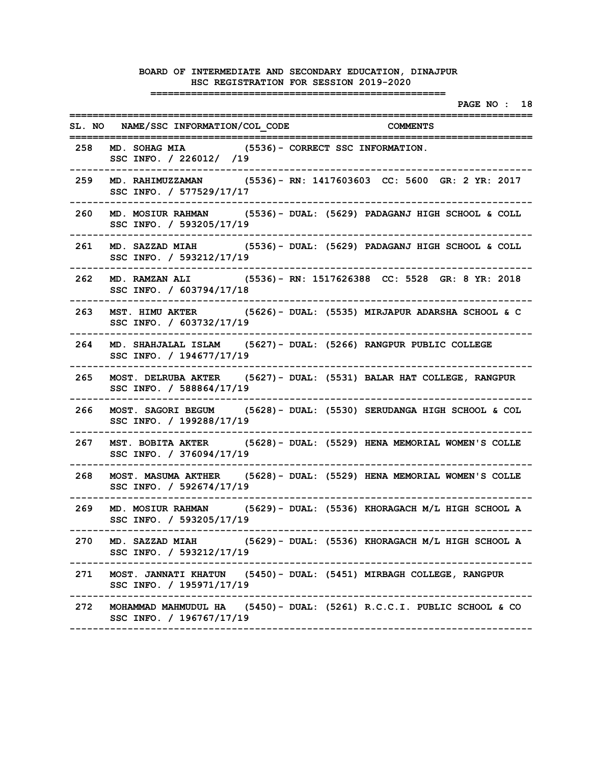**BOARD OF INTERMEDIATE AND SECONDARY EDUCATION, DINAJPUR**
**HSC REGISTRATION FOR SESSION 2019-2020**

| SL. NO | NAME/SSC INFORMATION/COL_CODE | COMMENTS |
|---|---|---|
| 258 | MD. SOHAG MIA (5536)<br>SSC INFO. / 226012/ /19 | CORRECT SSC INFORMATION. |
| 259 | MD. RAHIMUZZAMAN (5536)<br>SSC INFO. / 577529/17/17 | RN: 1417603603 CC: 5600 GR: 2 YR: 2017 |
| 260 | MD. MOSIUR RAHMAN (5536)<br>SSC INFO. / 593205/17/19 | DUAL: (5629) PADAGANJ HIGH SCHOOL & COLL |
| 261 | MD. SAZZAD MIAH (5536)<br>SSC INFO. / 593212/17/19 | DUAL: (5629) PADAGANJ HIGH SCHOOL & COLL |
| 262 | MD. RAMZAN ALI (5536)<br>SSC INFO. / 603794/17/18 | RN: 1517626388 CC: 5528 GR: 8 YR: 2018 |
| 263 | MST. HIMU AKTER (5626)<br>SSC INFO. / 603732/17/19 | DUAL: (5535) MIRJAPUR ADARSHA SCHOOL & C |
| 264 | MD. SHAHJALAL ISLAM (5627)<br>SSC INFO. / 194677/17/19 | DUAL: (5266) RANGPUR PUBLIC COLLEGE |
| 265 | MOST. DELRUBA AKTER (5627)<br>SSC INFO. / 588864/17/19 | DUAL: (5531) BALAR HAT COLLEGE, RANGPUR |
| 266 | MOST. SAGORI BEGUM (5628)<br>SSC INFO. / 199288/17/19 | DUAL: (5530) SERUDANGA HIGH SCHOOL & COL |
| 267 | MST. BOBITA AKTER (5628)<br>SSC INFO. / 376094/17/19 | DUAL: (5529) HENA MEMORIAL WOMEN'S COLLE |
| 268 | MOST. MASUMA AKTHER (5628)<br>SSC INFO. / 592674/17/19 | DUAL: (5529) HENA MEMORIAL WOMEN'S COLLE |
| 269 | MD. MOSIUR RAHMAN (5629)<br>SSC INFO. / 593205/17/19 | DUAL: (5536) KHORAGACH M/L HIGH SCHOOL A |
| 270 | MD. SAZZAD MIAH (5629)<br>SSC INFO. / 593212/17/19 | DUAL: (5536) KHORAGACH M/L HIGH SCHOOL A |
| 271 | MOST. JANNATI KHATUN (5450)<br>SSC INFO. / 195971/17/19 | DUAL: (5451) MIRBAGH COLLEGE, RANGPUR |
| 272 | MOHAMMAD MAHMUDUL HA (5450)<br>SSC INFO. / 196767/17/19 | DUAL: (5261) R.C.C.I. PUBLIC SCHOOL & CO |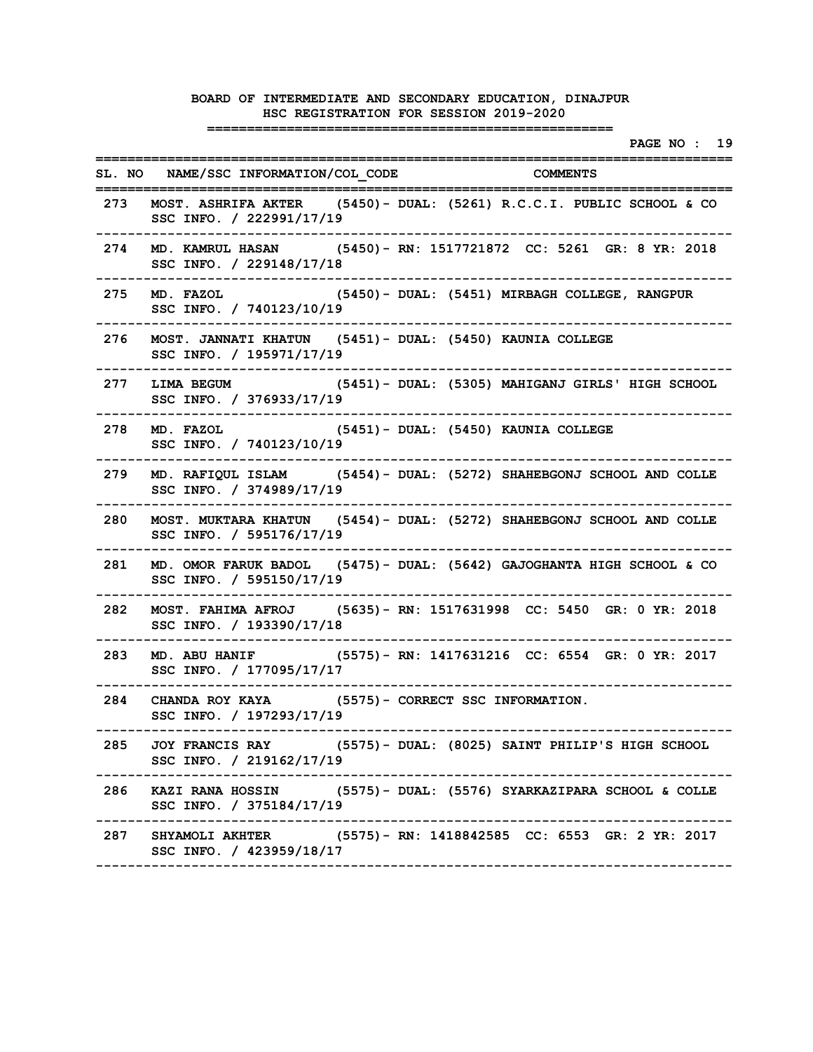**BOARD OF INTERMEDIATE AND SECONDARY EDUCATION, DINAJPUR**
**HSC REGISTRATION FOR SESSION 2019-2020**

| SL. NO | NAME/SSC INFORMATION/COL_CODE | COMMENTS |
|---|---|---|
| 273 | MOST. ASHRIFA AKTER (5450)<br>SSC INFO. / 222991/17/19 | DUAL: (5261) R.C.C.I. PUBLIC SCHOOL & CO |
| 274 | MD. KAMRUL HASAN (5450)<br>SSC INFO. / 229148/17/18 | RN: 1517721872 CC: 5261 GR: 8 YR: 2018 |
| 275 | MD. FAZOL (5450)<br>SSC INFO. / 740123/10/19 | DUAL: (5451) MIRBAGH COLLEGE, RANGPUR |
| 276 | MOST. JANNATI KHATUN (5451)<br>SSC INFO. / 195971/17/19 | DUAL: (5450) KAUNIA COLLEGE |
| 277 | LIMA BEGUM (5451)<br>SSC INFO. / 376933/17/19 | DUAL: (5305) MAHIGANJ GIRLS' HIGH SCHOOL |
| 278 | MD. FAZOL (5451)<br>SSC INFO. / 740123/10/19 | DUAL: (5450) KAUNIA COLLEGE |
| 279 | MD. RAFIQUL ISLAM (5454)<br>SSC INFO. / 374989/17/19 | DUAL: (5272) SHAHEBGONJ SCHOOL AND COLLE |
| 280 | MOST. MUKTARA KHATUN (5454)<br>SSC INFO. / 595176/17/19 | DUAL: (5272) SHAHEBGONJ SCHOOL AND COLLE |
| 281 | MD. OMOR FARUK BADOL (5475)<br>SSC INFO. / 595150/17/19 | DUAL: (5642) GAJOGHANTA HIGH SCHOOL & CO |
| 282 | MOST. FAHIMA AFROJ (5635)<br>SSC INFO. / 193390/17/18 | RN: 1517631998 CC: 5450 GR: 0 YR: 2018 |
| 283 | MD. ABU HANIF (5575)<br>SSC INFO. / 177095/17/17 | RN: 1417631216 CC: 6554 GR: 0 YR: 2017 |
| 284 | CHANDA ROY KAYA (5575)<br>SSC INFO. / 197293/17/19 | CORRECT SSC INFORMATION. |
| 285 | JOY FRANCIS RAY (5575)<br>SSC INFO. / 219162/17/19 | DUAL: (8025) SAINT PHILIP'S HIGH SCHOOL |
| 286 | KAZI RANA HOSSIN (5575)<br>SSC INFO. / 375184/17/19 | DUAL: (5576) SYARKAZIPARA SCHOOL & COLLE |
| 287 | SHYAMOLI AKHTER (5575)<br>SSC INFO. / 423959/18/17 | RN: 1418842585 CC: 6553 GR: 2 YR: 2017 |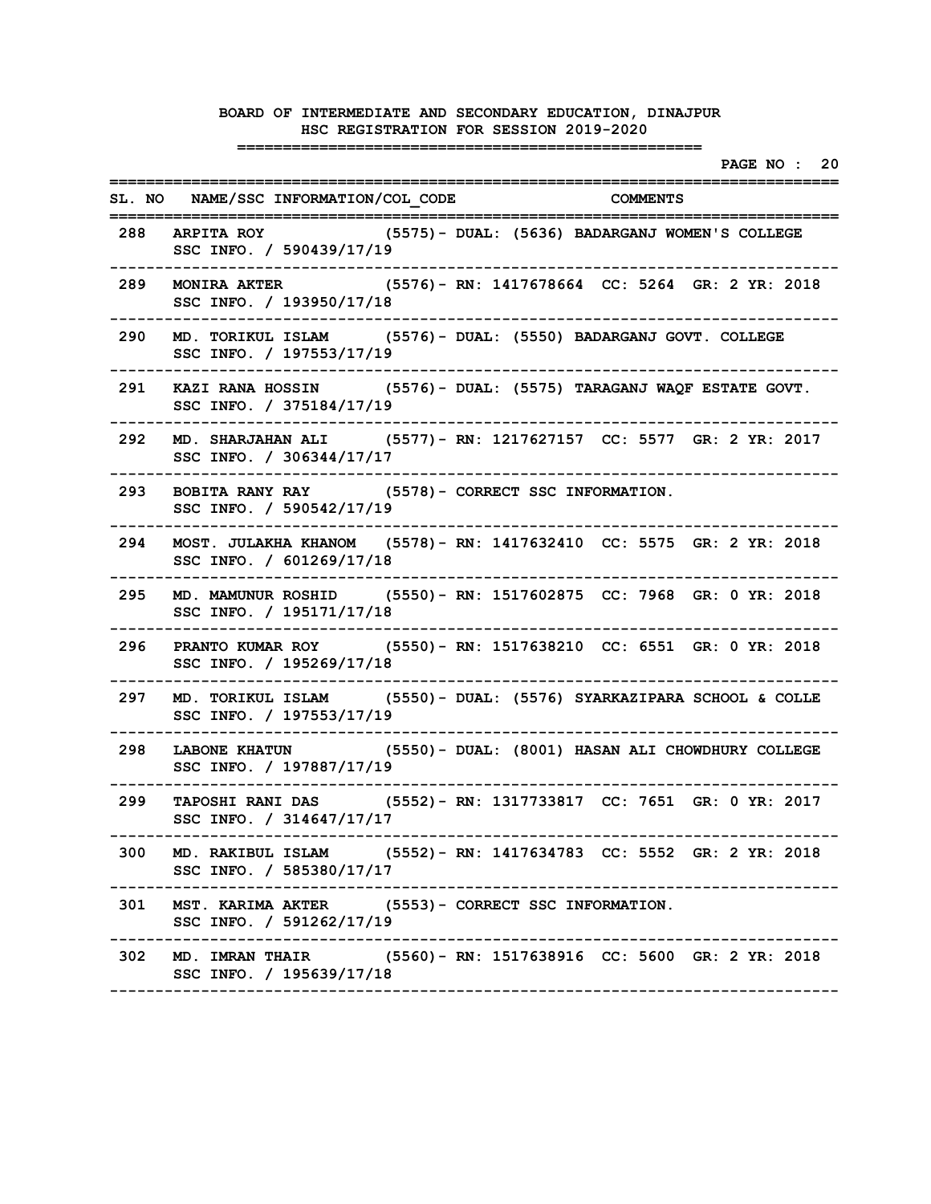**BOARD OF INTERMEDIATE AND SECONDARY EDUCATION, DINAJPUR**
**HSC REGISTRATION FOR SESSION 2019-2020**

| SL. NO | NAME/SSC INFORMATION/COL_CODE | COMMENTS |
|---|---|---|
| 288 | ARPITA ROY (5575)<br>SSC INFO. / 590439/17/19 | DUAL: (5636) BADARGANJ WOMEN'S COLLEGE |
| 289 | MONIRA AKTER (5576)<br>SSC INFO. / 193950/17/18 | RN: 1417678664 CC: 5264 GR: 2 YR: 2018 |
| 290 | MD. TORIKUL ISLAM (5576)<br>SSC INFO. / 197553/17/19 | DUAL: (5550) BADARGANJ GOVT. COLLEGE |
| 291 | KAZI RANA HOSSIN (5576)<br>SSC INFO. / 375184/17/19 | DUAL: (5575) TARAGANJ WAQF ESTATE GOVT. |
| 292 | MD. SHARJAHAN ALI (5577)<br>SSC INFO. / 306344/17/17 | RN: 1217627157 CC: 5577 GR: 2 YR: 2017 |
| 293 | BOBITA RANY RAY (5578)<br>SSC INFO. / 590542/17/19 | CORRECT SSC INFORMATION. |
| 294 | MOST. JULAKHA KHANOM (5578)<br>SSC INFO. / 601269/17/18 | RN: 1417632410 CC: 5575 GR: 2 YR: 2018 |
| 295 | MD. MAMUNUR ROSHID (5550)<br>SSC INFO. / 195171/17/18 | RN: 1517602875 CC: 7968 GR: 0 YR: 2018 |
| 296 | PRANTO KUMAR ROY (5550)<br>SSC INFO. / 195269/17/18 | RN: 1517638210 CC: 6551 GR: 0 YR: 2018 |
| 297 | MD. TORIKUL ISLAM (5550)<br>SSC INFO. / 197553/17/19 | DUAL: (5576) SYARKAZIPARA SCHOOL & COLLE |
| 298 | LABONE KHATUN (5550)<br>SSC INFO. / 197887/17/19 | DUAL: (8001) HASAN ALI CHOWDHURY COLLEGE |
| 299 | TAPOSHI RANI DAS (5552)<br>SSC INFO. / 314647/17/17 | RN: 1317733817 CC: 7651 GR: 0 YR: 2017 |
| 300 | MD. RAKIBUL ISLAM (5552)<br>SSC INFO. / 585380/17/17 | RN: 1417634783 CC: 5552 GR: 2 YR: 2018 |
| 301 | MST. KARIMA AKTER (5553)<br>SSC INFO. / 591262/17/19 | CORRECT SSC INFORMATION. |
| 302 | MD. IMRAN THAIR (5560)<br>SSC INFO. / 195639/17/18 | RN: 1517638916 CC: 5600 GR: 2 YR: 2018 |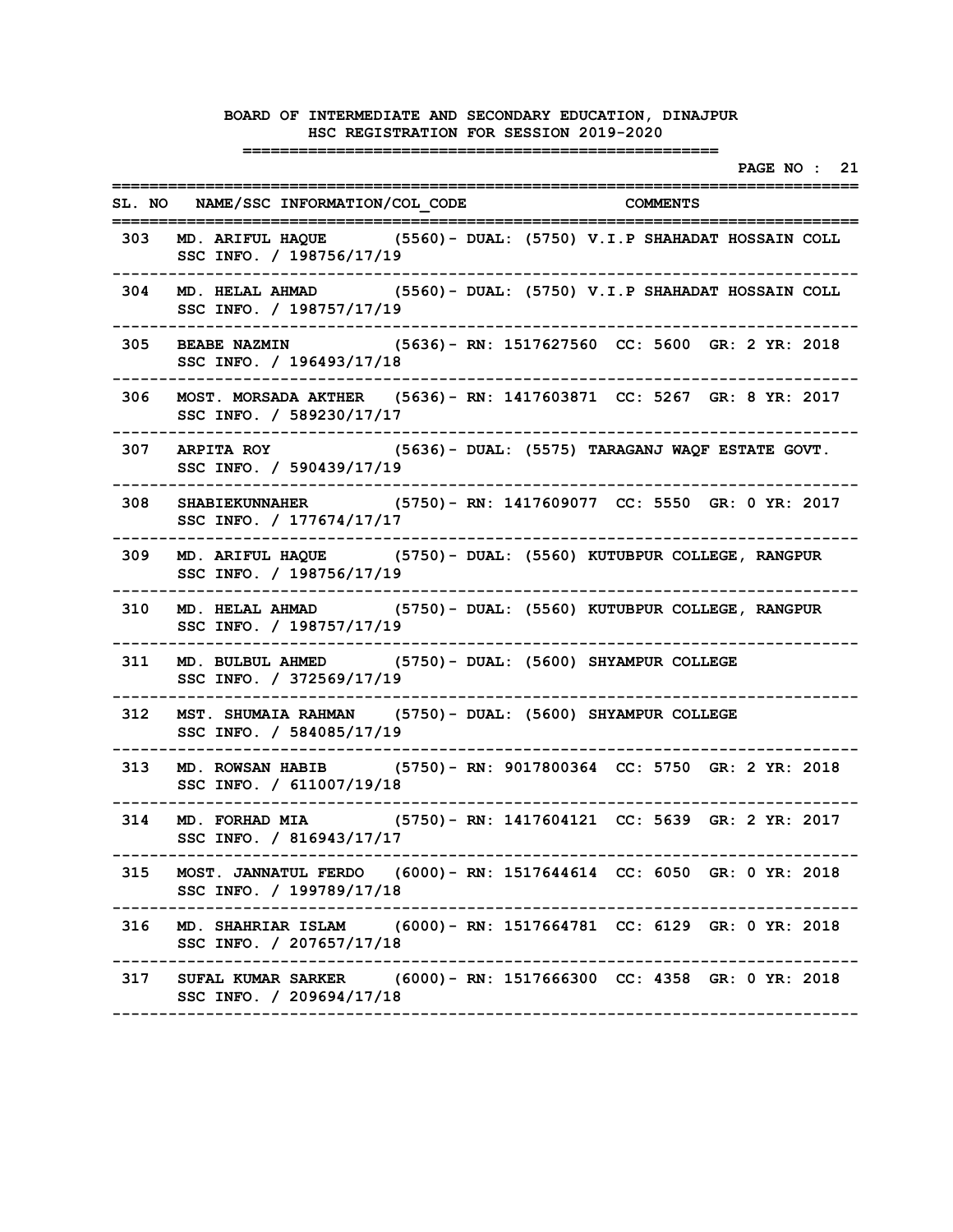**BOARD OF INTERMEDIATE AND SECONDARY EDUCATION, DINAJPUR**
**HSC REGISTRATION FOR SESSION 2019-2020**

| SL. NO | NAME/SSC INFORMATION/COL_CODE | COMMENTS |
|---|---|---|
| 303 | MD. ARIFUL HAQUE (5560)<br>SSC INFO. / 198756/17/19 | DUAL: (5750) V.I.P SHAHADAT HOSSAIN COLL |
| 304 | MD. HELAL AHMAD (5560)<br>SSC INFO. / 198757/17/19 | DUAL: (5750) V.I.P SHAHADAT HOSSAIN COLL |
| 305 | BEABE NAZMIN (5636)<br>SSC INFO. / 196493/17/18 | RN: 1517627560 CC: 5600 GR: 2 YR: 2018 |
| 306 | MOST. MORSADA AKTHER (5636)<br>SSC INFO. / 589230/17/17 | RN: 1417603871 CC: 5267 GR: 8 YR: 2017 |
| 307 | ARPITA ROY (5636)<br>SSC INFO. / 590439/17/19 | DUAL: (5575) TARAGANJ WAQF ESTATE GOVT. |
| 308 | SHABIEKUNNAHER (5750)<br>SSC INFO. / 177674/17/17 | RN: 1417609077 CC: 5550 GR: 0 YR: 2017 |
| 309 | MD. ARIFUL HAQUE (5750)<br>SSC INFO. / 198756/17/19 | DUAL: (5560) KUTUBPUR COLLEGE, RANGPUR |
| 310 | MD. HELAL AHMAD (5750)<br>SSC INFO. / 198757/17/19 | DUAL: (5560) KUTUBPUR COLLEGE, RANGPUR |
| 311 | MD. BULBUL AHMED (5750)<br>SSC INFO. / 372569/17/19 | DUAL: (5600) SHYAMPUR COLLEGE |
| 312 | MST. SHUMAIA RAHMAN (5750)<br>SSC INFO. / 584085/17/19 | DUAL: (5600) SHYAMPUR COLLEGE |
| 313 | MD. ROWSAN HABIB (5750)<br>SSC INFO. / 611007/19/18 | RN: 9017800364 CC: 5750 GR: 2 YR: 2018 |
| 314 | MD. FORHAD MIA (5750)<br>SSC INFO. / 816943/17/17 | RN: 1417604121 CC: 5639 GR: 2 YR: 2017 |
| 315 | MOST. JANNATUL FERDO (6000)<br>SSC INFO. / 199789/17/18 | RN: 1517644614 CC: 6050 GR: 0 YR: 2018 |
| 316 | MD. SHAHRIAR ISLAM (6000)<br>SSC INFO. / 207657/17/18 | RN: 1517664781 CC: 6129 GR: 0 YR: 2018 |
| 317 | SUFAL KUMAR SARKER (6000)<br>SSC INFO. / 209694/17/18 | RN: 1517666300 CC: 4358 GR: 0 YR: 2018 |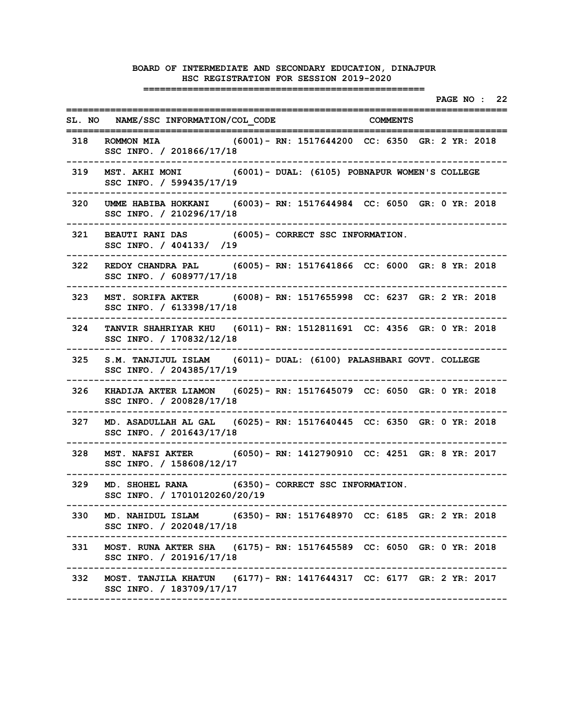**BOARD OF INTERMEDIATE AND SECONDARY EDUCATION, DINAJPUR**
**HSC REGISTRATION FOR SESSION 2019-2020**

| SL. NO | NAME/SSC INFORMATION/COL_CODE | COMMENTS |
|---|---|---|
| 318 | ROMMON MIA (6001)<br>SSC INFO. / 201866/17/18 | RN: 1517644200 CC: 6350 GR: 2 YR: 2018 |
| 319 | MST. AKHI MONI (6001)<br>SSC INFO. / 599435/17/19 | DUAL: (6105) POBNAPUR WOMEN'S COLLEGE |
| 320 | UMME HABIBA HOKKANI (6003)<br>SSC INFO. / 210296/17/18 | RN: 1517644984 CC: 6050 GR: 0 YR: 2018 |
| 321 | BEAUTI RANI DAS (6005)<br>SSC INFO. / 404133/ /19 | CORRECT SSC INFORMATION. |
| 322 | REDOY CHANDRA PAL (6005)<br>SSC INFO. / 608977/17/18 | RN: 1517641866 CC: 6000 GR: 8 YR: 2018 |
| 323 | MST. SORIFA AKTER (6008)<br>SSC INFO. / 613398/17/18 | RN: 1517655998 CC: 6237 GR: 2 YR: 2018 |
| 324 | TANVIR SHAHRIYAR KHU (6011)<br>SSC INFO. / 170832/12/18 | RN: 1512811691 CC: 4356 GR: 0 YR: 2018 |
| 325 | S.M. TANJIJUL ISLAM (6011)<br>SSC INFO. / 204385/17/19 | DUAL: (6100) PALASHBARI GOVT. COLLEGE |
| 326 | KHADIJA AKTER LIAMON (6025)<br>SSC INFO. / 200828/17/18 | RN: 1517645079 CC: 6050 GR: 0 YR: 2018 |
| 327 | MD. ASADULLAH AL GAL (6025)<br>SSC INFO. / 201643/17/18 | RN: 1517640445 CC: 6350 GR: 0 YR: 2018 |
| 328 | MST. NAFSI AKTER (6050)<br>SSC INFO. / 158608/12/17 | RN: 1412790910 CC: 4251 GR: 8 YR: 2017 |
| 329 | MD. SHOHEL RANA (6350)<br>SSC INFO. / 17010120260/20/19 | CORRECT SSC INFORMATION. |
| 330 | MD. NAHIDUL ISLAM (6350)<br>SSC INFO. / 202048/17/18 | RN: 1517648970 CC: 6185 GR: 2 YR: 2018 |
| 331 | MOST. RUNA AKTER SHA (6175)<br>SSC INFO. / 201916/17/18 | RN: 1517645589 CC: 6050 GR: 0 YR: 2018 |
| 332 | MOST. TANJILA KHATUN (6177)<br>SSC INFO. / 183709/17/17 | RN: 1417644317 CC: 6177 GR: 2 YR: 2017 |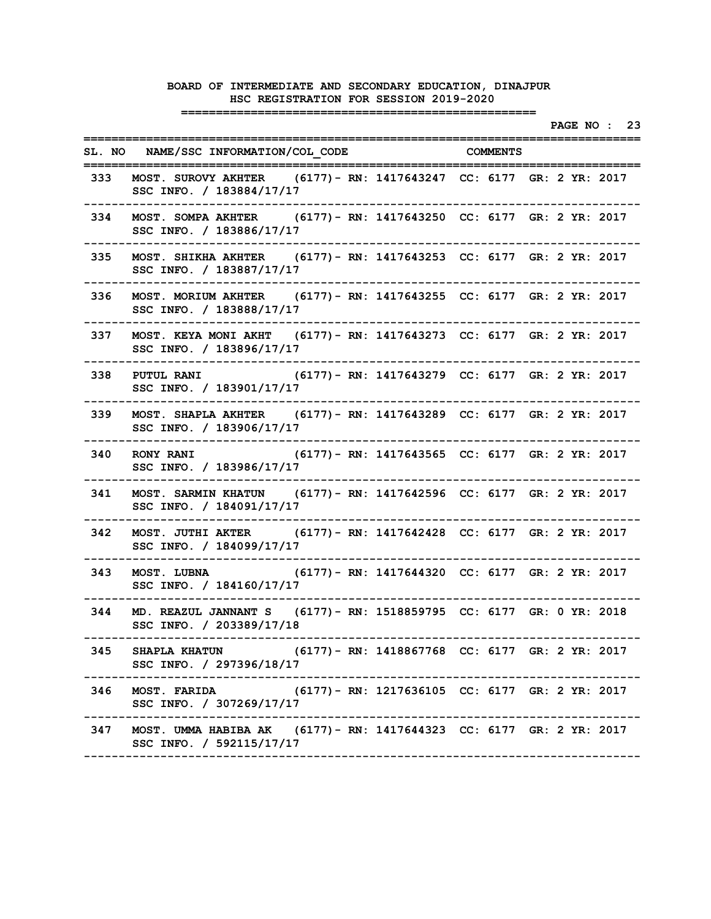**BOARD OF INTERMEDIATE AND SECONDARY EDUCATION, DINAJPUR**
**HSC REGISTRATION FOR SESSION 2019-2020**

| SL. NO | NAME/SSC INFORMATION/COL_CODE | COMMENTS |
|---|---|---|
| 333 | MOST. SUROVY AKHTER (6177)- RN: 1417643247 CC: 6177 GR: 2 YR: 2017<br>SSC INFO. / 183884/17/17 | |
| 334 | MOST. SOMPA AKHTER (6177)- RN: 1417643250 CC: 6177 GR: 2 YR: 2017<br>SSC INFO. / 183886/17/17 | |
| 335 | MOST. SHIKHA AKHTER (6177)- RN: 1417643253 CC: 6177 GR: 2 YR: 2017<br>SSC INFO. / 183887/17/17 | |
| 336 | MOST. MORIUM AKHTER (6177)- RN: 1417643255 CC: 6177 GR: 2 YR: 2017<br>SSC INFO. / 183888/17/17 | |
| 337 | MOST. KEYA MONI AKHT (6177)- RN: 1417643273 CC: 6177 GR: 2 YR: 2017<br>SSC INFO. / 183896/17/17 | |
| 338 | PUTUL RANI (6177)- RN: 1417643279 CC: 6177 GR: 2 YR: 2017<br>SSC INFO. / 183901/17/17 | |
| 339 | MOST. SHAPLA AKHTER (6177)- RN: 1417643289 CC: 6177 GR: 2 YR: 2017<br>SSC INFO. / 183906/17/17 | |
| 340 | RONY RANI (6177)- RN: 1417643565 CC: 6177 GR: 2 YR: 2017<br>SSC INFO. / 183986/17/17 | |
| 341 | MOST. SARMIN KHATUN (6177)- RN: 1417642596 CC: 6177 GR: 2 YR: 2017<br>SSC INFO. / 184091/17/17 | |
| 342 | MOST. JUTHI AKTER (6177)- RN: 1417642428 CC: 6177 GR: 2 YR: 2017<br>SSC INFO. / 184099/17/17 | |
| 343 | MOST. LUBNA (6177)- RN: 1417644320 CC: 6177 GR: 2 YR: 2017<br>SSC INFO. / 184160/17/17 | |
| 344 | MD. REAZUL JANNANT S (6177)- RN: 1518859795 CC: 6177 GR: 0 YR: 2018<br>SSC INFO. / 203389/17/18 | |
| 345 | SHAPLA KHATUN (6177)- RN: 1418867768 CC: 6177 GR: 2 YR: 2017<br>SSC INFO. / 297396/18/17 | |
| 346 | MOST. FARIDA (6177)- RN: 1217636105 CC: 6177 GR: 2 YR: 2017<br>SSC INFO. / 307269/17/17 | |
| 347 | MOST. UMMA HABIBA AK (6177)- RN: 1417644323 CC: 6177 GR: 2 YR: 2017<br>SSC INFO. / 592115/17/17 | |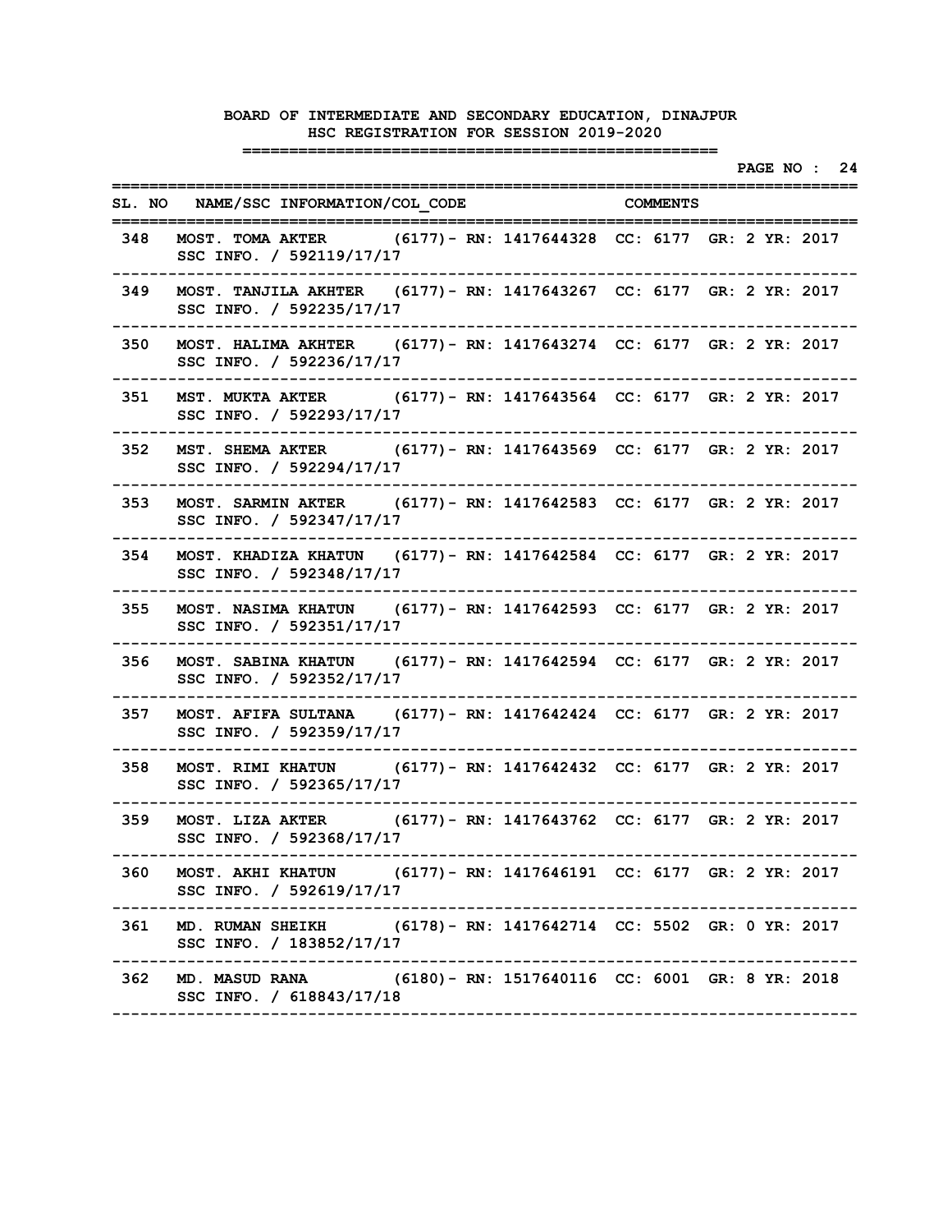**BOARD OF INTERMEDIATE AND SECONDARY EDUCATION, DINAJPUR**
**HSC REGISTRATION FOR SESSION 2019-2020**

| SL. NO | NAME/SSC INFORMATION/COL_CODE | COMMENTS |
|---|---|---|
| 348 | MOST. TOMA AKTER (6177)- RN: 1417644328 CC: 6177 GR: 2 YR: 2017<br>SSC INFO. / 592119/17/17 | |
| 349 | MOST. TANJILA AKHTER (6177)- RN: 1417643267 CC: 6177 GR: 2 YR: 2017<br>SSC INFO. / 592235/17/17 | |
| 350 | MOST. HALIMA AKHTER (6177)- RN: 1417643274 CC: 6177 GR: 2 YR: 2017<br>SSC INFO. / 592236/17/17 | |
| 351 | MST. MUKTA AKTER (6177)- RN: 1417643564 CC: 6177 GR: 2 YR: 2017<br>SSC INFO. / 592293/17/17 | |
| 352 | MST. SHEMA AKTER (6177)- RN: 1417643569 CC: 6177 GR: 2 YR: 2017<br>SSC INFO. / 592294/17/17 | |
| 353 | MOST. SARMIN AKTER (6177)- RN: 1417642583 CC: 6177 GR: 2 YR: 2017<br>SSC INFO. / 592347/17/17 | |
| 354 | MOST. KHADIZA KHATUN (6177)- RN: 1417642584 CC: 6177 GR: 2 YR: 2017<br>SSC INFO. / 592348/17/17 | |
| 355 | MOST. NASIMA KHATUN (6177)- RN: 1417642593 CC: 6177 GR: 2 YR: 2017<br>SSC INFO. / 592351/17/17 | |
| 356 | MOST. SABINA KHATUN (6177)- RN: 1417642594 CC: 6177 GR: 2 YR: 2017<br>SSC INFO. / 592352/17/17 | |
| 357 | MOST. AFIFA SULTANA (6177)- RN: 1417642424 CC: 6177 GR: 2 YR: 2017<br>SSC INFO. / 592359/17/17 | |
| 358 | MOST. RIMI KHATUN (6177)- RN: 1417642432 CC: 6177 GR: 2 YR: 2017<br>SSC INFO. / 592365/17/17 | |
| 359 | MOST. LIZA AKTER (6177)- RN: 1417643762 CC: 6177 GR: 2 YR: 2017<br>SSC INFO. / 592368/17/17 | |
| 360 | MOST. AKHI KHATUN (6177)- RN: 1417646191 CC: 6177 GR: 2 YR: 2017<br>SSC INFO. / 592619/17/17 | |
| 361 | MD. RUMAN SHEIKH (6178)- RN: 1417642714 CC: 5502 GR: 0 YR: 2017<br>SSC INFO. / 183852/17/17 | |
| 362 | MD. MASUD RANA (6180)- RN: 1517640116 CC: 6001 GR: 8 YR: 2018<br>SSC INFO. / 618843/17/18 | |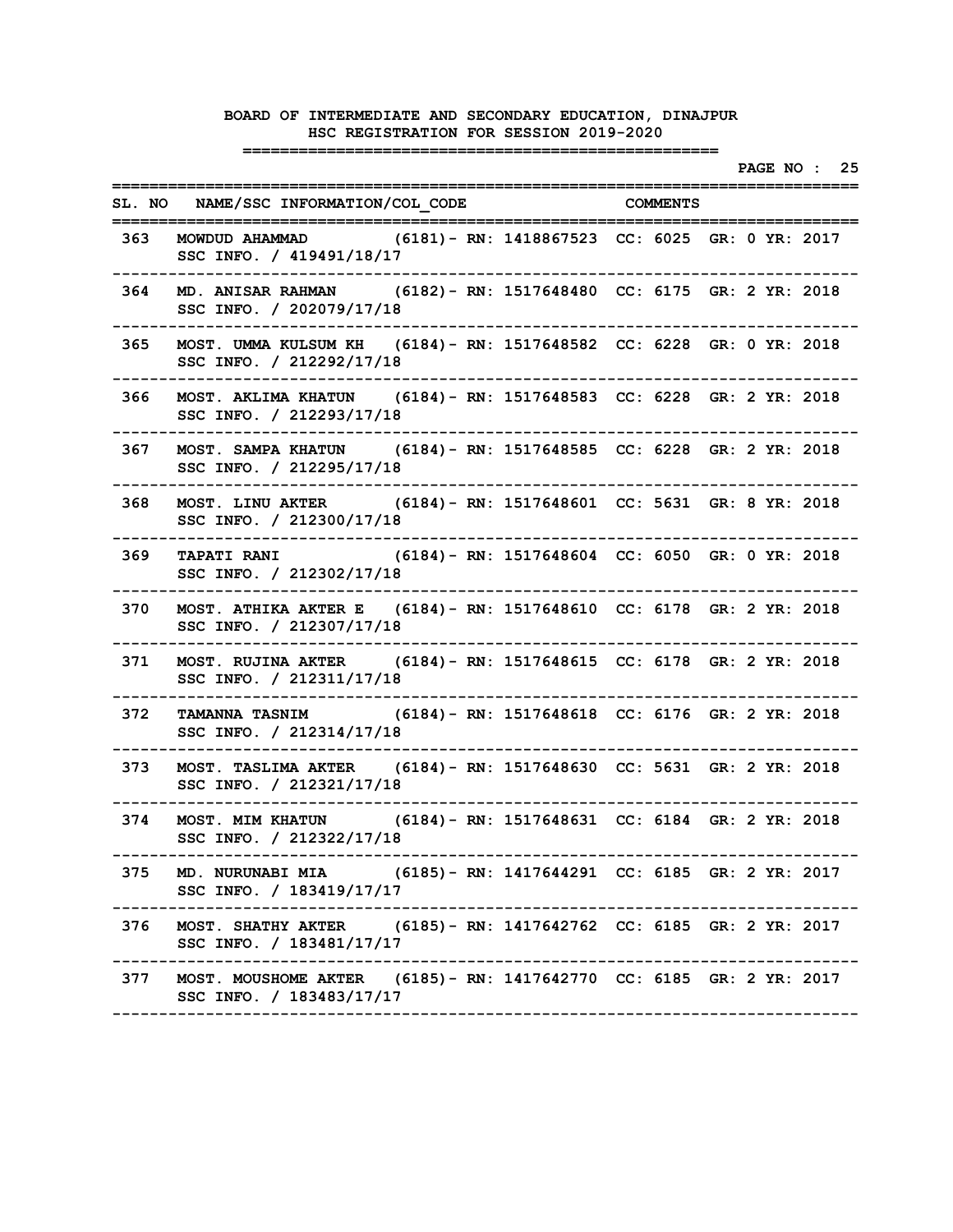# BOARD OF INTERMEDIATE AND SECONDARY EDUCATION, DINAJPUR
## HSC REGISTRATION FOR SESSION 2019-2020

| SL. NO | NAME/SSC INFORMATION/COL_CODE | COMMENTS |
|---|---|---|
| 363 | MOWDUD AHAMMAD (6181)- RN: 1418867523 CC: 6025 GR: 0 YR: 2017<br>SSC INFO. / 419491/18/17 | |
| 364 | MD. ANISAR RAHMAN (6182)- RN: 1517648480 CC: 6175 GR: 2 YR: 2018<br>SSC INFO. / 202079/17/18 | |
| 365 | MOST. UMMA KULSUM KH (6184)- RN: 1517648582 CC: 6228 GR: 0 YR: 2018<br>SSC INFO. / 212292/17/18 | |
| 366 | MOST. AKLIMA KHATUN (6184)- RN: 1517648583 CC: 6228 GR: 2 YR: 2018<br>SSC INFO. / 212293/17/18 | |
| 367 | MOST. SAMPA KHATUN (6184)- RN: 1517648585 CC: 6228 GR: 2 YR: 2018<br>SSC INFO. / 212295/17/18 | |
| 368 | MOST. LINU AKTER (6184)- RN: 1517648601 CC: 5631 GR: 8 YR: 2018<br>SSC INFO. / 212300/17/18 | |
| 369 | TAPATI RANI (6184)- RN: 1517648604 CC: 6050 GR: 0 YR: 2018<br>SSC INFO. / 212302/17/18 | |
| 370 | MOST. ATHIKA AKTER E (6184)- RN: 1517648610 CC: 6178 GR: 2 YR: 2018<br>SSC INFO. / 212307/17/18 | |
| 371 | MOST. RUJINA AKTER (6184)- RN: 1517648615 CC: 6178 GR: 2 YR: 2018<br>SSC INFO. / 212311/17/18 | |
| 372 | TAMANNA TASNIM (6184)- RN: 1517648618 CC: 6176 GR: 2 YR: 2018<br>SSC INFO. / 212314/17/18 | |
| 373 | MOST. TASLIMA AKTER (6184)- RN: 1517648630 CC: 5631 GR: 2 YR: 2018<br>SSC INFO. / 212321/17/18 | |
| 374 | MOST. MIM KHATUN (6184)- RN: 1517648631 CC: 6184 GR: 2 YR: 2018<br>SSC INFO. / 212322/17/18 | |
| 375 | MD. NURUNABI MIA (6185)- RN: 1417644291 CC: 6185 GR: 2 YR: 2017<br>SSC INFO. / 183419/17/17 | |
| 376 | MOST. SHATHY AKTER (6185)- RN: 1417642762 CC: 6185 GR: 2 YR: 2017<br>SSC INFO. / 183481/17/17 | |
| 377 | MOST. MOUSHOME AKTER (6185)- RN: 1417642770 CC: 6185 GR: 2 YR: 2017<br>SSC INFO. / 183483/17/17 | |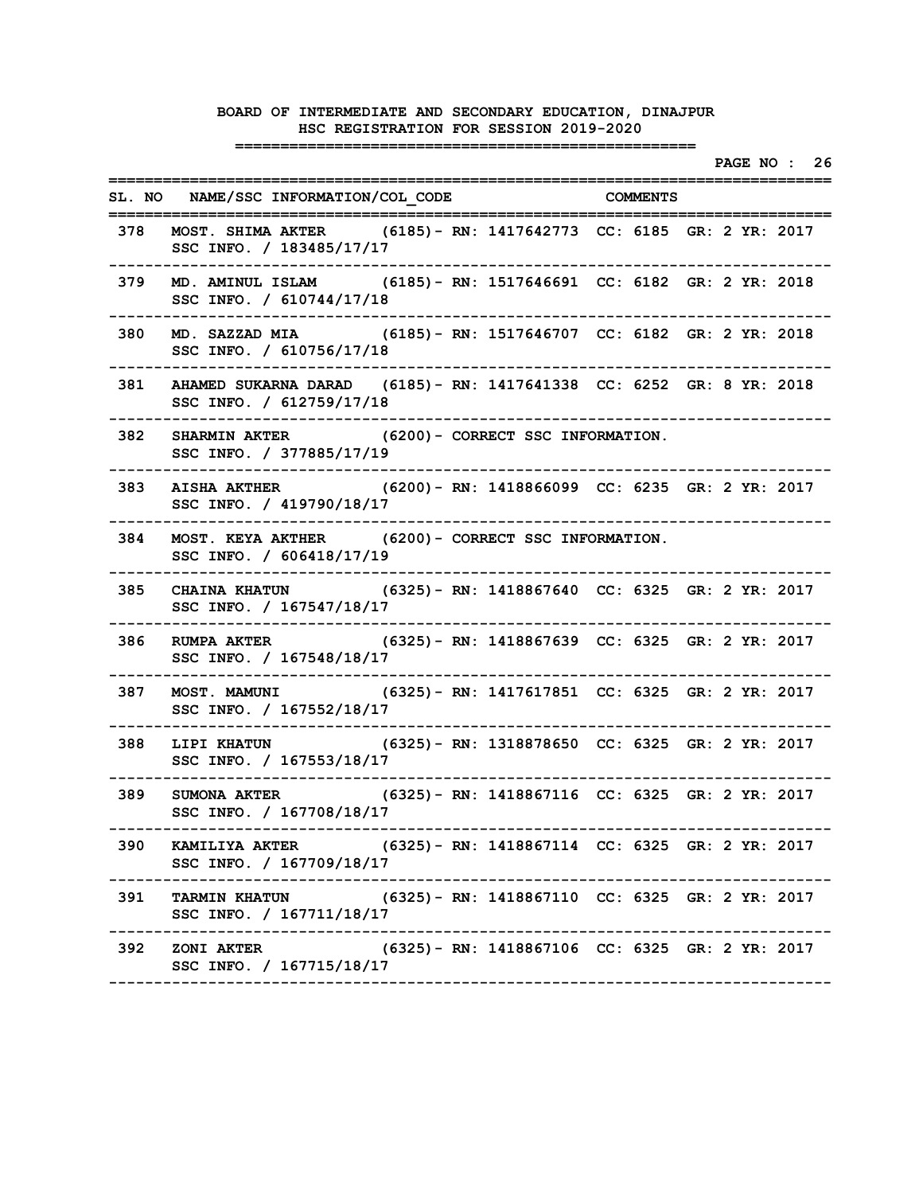**BOARD OF INTERMEDIATE AND SECONDARY EDUCATION, DINAJPUR**
**HSC REGISTRATION FOR SESSION 2019-2020**

| SL. NO | NAME/SSC INFORMATION/COL_CODE | COMMENTS |
|---|---|---|
| 378 | MOST. SHIMA AKTER (6185)- SSC INFO. / 183485/17/17 | RN: 1417642773 CC: 6185 GR: 2 YR: 2017 |
| 379 | MD. AMINUL ISLAM (6185)- SSC INFO. / 610744/17/18 | RN: 1517646691 CC: 6182 GR: 2 YR: 2018 |
| 380 | MD. SAZZAD MIA (6185)- SSC INFO. / 610756/17/18 | RN: 1517646707 CC: 6182 GR: 2 YR: 2018 |
| 381 | AHAMED SUKARNA DARAD (6185)- SSC INFO. / 612759/17/18 | RN: 1417641338 CC: 6252 GR: 8 YR: 2018 |
| 382 | SHARMIN AKTER (6200)- SSC INFO. / 377885/17/19 | CORRECT SSC INFORMATION. |
| 383 | AISHA AKTHER (6200)- SSC INFO. / 419790/18/17 | RN: 1418866099 CC: 6235 GR: 2 YR: 2017 |
| 384 | MOST. KEYA AKTHER (6200)- SSC INFO. / 606418/17/19 | CORRECT SSC INFORMATION. |
| 385 | CHAINA KHATUN (6325)- SSC INFO. / 167547/18/17 | RN: 1418867640 CC: 6325 GR: 2 YR: 2017 |
| 386 | RUMPA AKTER (6325)- SSC INFO. / 167548/18/17 | RN: 1418867639 CC: 6325 GR: 2 YR: 2017 |
| 387 | MOST. MAMUNI (6325)- SSC INFO. / 167552/18/17 | RN: 1417617851 CC: 6325 GR: 2 YR: 2017 |
| 388 | LIPI KHATUN (6325)- SSC INFO. / 167553/18/17 | RN: 1318878650 CC: 6325 GR: 2 YR: 2017 |
| 389 | SUMONA AKTER (6325)- SSC INFO. / 167708/18/17 | RN: 1418867116 CC: 6325 GR: 2 YR: 2017 |
| 390 | KAMILIYA AKTER (6325)- SSC INFO. / 167709/18/17 | RN: 1418867114 CC: 6325 GR: 2 YR: 2017 |
| 391 | TARMIN KHATUN (6325)- SSC INFO. / 167711/18/17 | RN: 1418867110 CC: 6325 GR: 2 YR: 2017 |
| 392 | ZONI AKTER (6325)- SSC INFO. / 167715/18/17 | RN: 1418867106 CC: 6325 GR: 2 YR: 2017 |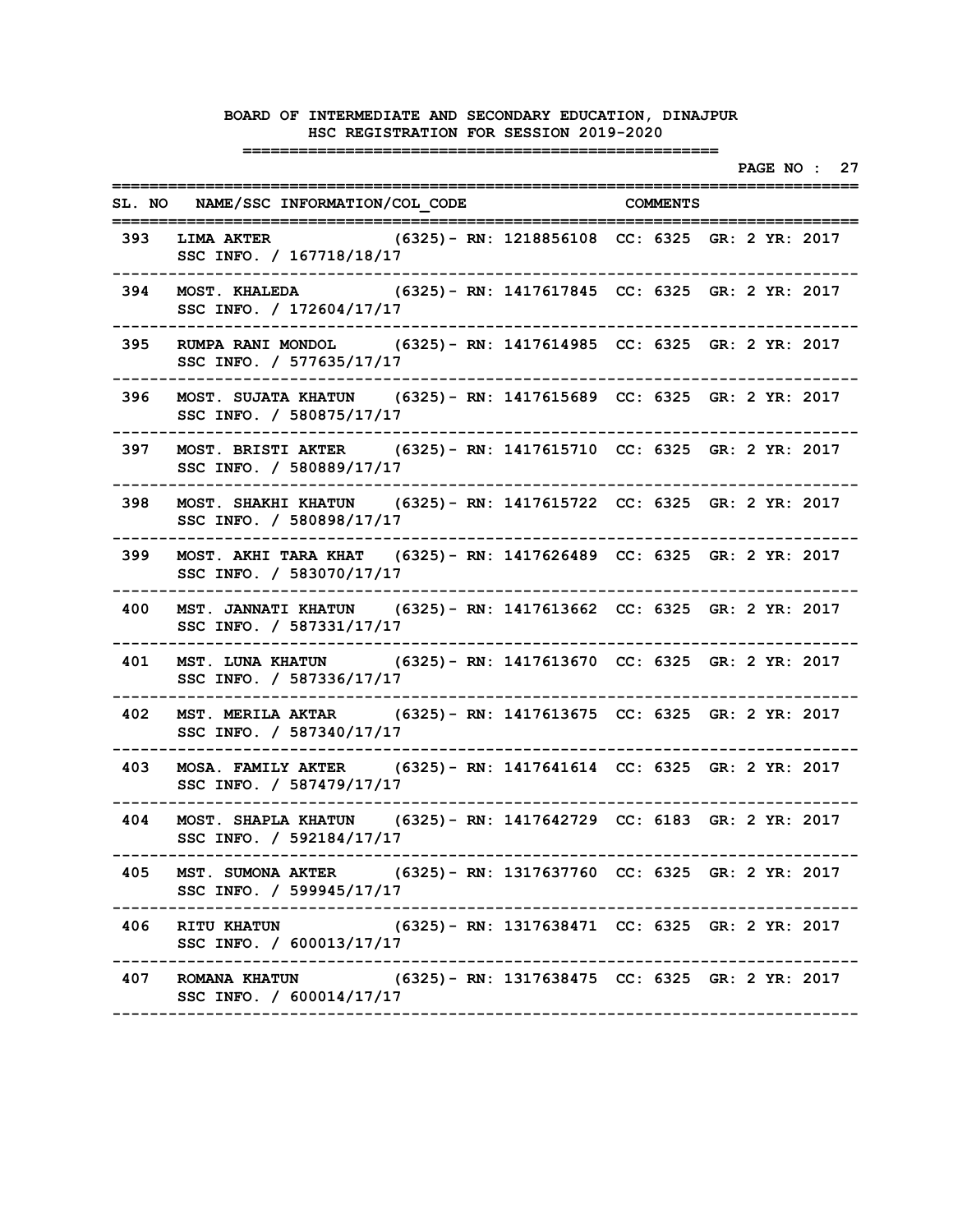**BOARD OF INTERMEDIATE AND SECONDARY EDUCATION, DINAJPUR**
**HSC REGISTRATION FOR SESSION 2019-2020**

| SL. NO | NAME/SSC INFORMATION/COL_CODE | COMMENTS |
|---|---|---|
| 393 | LIMA AKTER (6325)- RN: 1218856108 CC: 6325 GR: 2 YR: 2017<br>SSC INFO. / 167718/18/17 | |
| 394 | MOST. KHALEDA (6325)- RN: 1417617845 CC: 6325 GR: 2 YR: 2017<br>SSC INFO. / 172604/17/17 | |
| 395 | RUMPA RANI MONDOL (6325)- RN: 1417614985 CC: 6325 GR: 2 YR: 2017<br>SSC INFO. / 577635/17/17 | |
| 396 | MOST. SUJATA KHATUN (6325)- RN: 1417615689 CC: 6325 GR: 2 YR: 2017<br>SSC INFO. / 580875/17/17 | |
| 397 | MOST. BRISTI AKTER (6325)- RN: 1417615710 CC: 6325 GR: 2 YR: 2017<br>SSC INFO. / 580889/17/17 | |
| 398 | MOST. SHAKHI KHATUN (6325)- RN: 1417615722 CC: 6325 GR: 2 YR: 2017<br>SSC INFO. / 580898/17/17 | |
| 399 | MOST. AKHI TARA KHAT (6325)- RN: 1417626489 CC: 6325 GR: 2 YR: 2017<br>SSC INFO. / 583070/17/17 | |
| 400 | MST. JANNATI KHATUN (6325)- RN: 1417613662 CC: 6325 GR: 2 YR: 2017<br>SSC INFO. / 587331/17/17 | |
| 401 | MST. LUNA KHATUN (6325)- RN: 1417613670 CC: 6325 GR: 2 YR: 2017<br>SSC INFO. / 587336/17/17 | |
| 402 | MST. MERILA AKTAR (6325)- RN: 1417613675 CC: 6325 GR: 2 YR: 2017<br>SSC INFO. / 587340/17/17 | |
| 403 | MOSA. FAMILY AKTER (6325)- RN: 1417641614 CC: 6325 GR: 2 YR: 2017<br>SSC INFO. / 587479/17/17 | |
| 404 | MOST. SHAPLA KHATUN (6325)- RN: 1417642729 CC: 6183 GR: 2 YR: 2017<br>SSC INFO. / 592184/17/17 | |
| 405 | MST. SUMONA AKTER (6325)- RN: 1317637760 CC: 6325 GR: 2 YR: 2017<br>SSC INFO. / 599945/17/17 | |
| 406 | RITU KHATUN (6325)- RN: 1317638471 CC: 6325 GR: 2 YR: 2017<br>SSC INFO. / 600013/17/17 | |
| 407 | ROMANA KHATUN (6325)- RN: 1317638475 CC: 6325 GR: 2 YR: 2017<br>SSC INFO. / 600014/17/17 | |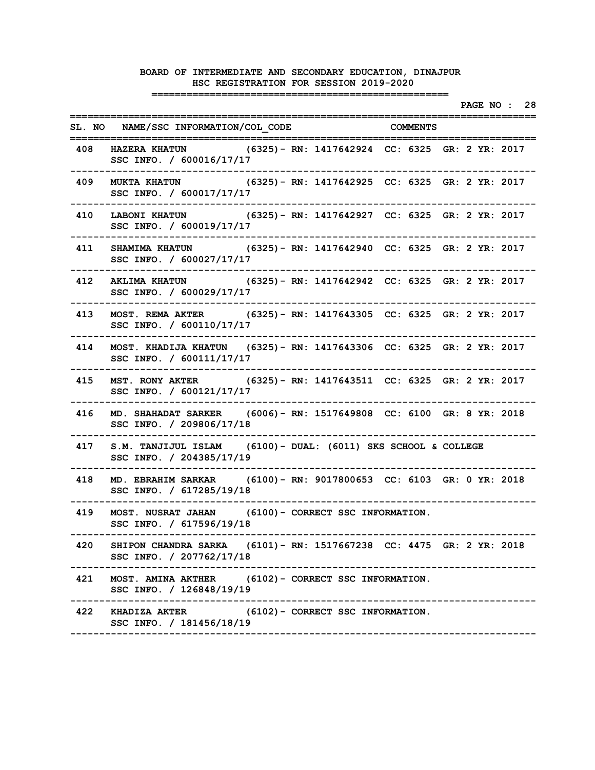**BOARD OF INTERMEDIATE AND SECONDARY EDUCATION, DINAJPUR**
**HSC REGISTRATION FOR SESSION 2019-2020**

| SL. NO | NAME/SSC INFORMATION/COL_CODE | COMMENTS |
|---|---|---|
| 408 | HAZERA KHATUN (6325)- SSC INFO. / 600016/17/17 | RN: 1417642924 CC: 6325 GR: 2 YR: 2017 |
| 409 | MUKTA KHATUN (6325)- SSC INFO. / 600017/17/17 | RN: 1417642925 CC: 6325 GR: 2 YR: 2017 |
| 410 | LABONI KHATUN (6325)- SSC INFO. / 600019/17/17 | RN: 1417642927 CC: 6325 GR: 2 YR: 2017 |
| 411 | SHAMIMA KHATUN (6325)- SSC INFO. / 600027/17/17 | RN: 1417642940 CC: 6325 GR: 2 YR: 2017 |
| 412 | AKLIMA KHATUN (6325)- SSC INFO. / 600029/17/17 | RN: 1417642942 CC: 6325 GR: 2 YR: 2017 |
| 413 | MOST. REMA AKTER (6325)- SSC INFO. / 600110/17/17 | RN: 1417643305 CC: 6325 GR: 2 YR: 2017 |
| 414 | MOST. KHADIJA KHATUN (6325)- SSC INFO. / 600111/17/17 | RN: 1417643306 CC: 6325 GR: 2 YR: 2017 |
| 415 | MST. RONY AKTER (6325)- SSC INFO. / 600121/17/17 | RN: 1417643511 CC: 6325 GR: 2 YR: 2017 |
| 416 | MD. SHAHADAT SARKER (6006)- SSC INFO. / 209806/17/18 | RN: 1517649808 CC: 6100 GR: 8 YR: 2018 |
| 417 | S.M. TANJIJUL ISLAM (6100)- SSC INFO. / 204385/17/19 | DUAL: (6011) SKS SCHOOL & COLLEGE |
| 418 | MD. EBRAHIM SARKAR (6100)- SSC INFO. / 617285/19/18 | RN: 9017800653 CC: 6103 GR: 0 YR: 2018 |
| 419 | MOST. NUSRAT JAHAN (6100)- SSC INFO. / 617596/19/18 | CORRECT SSC INFORMATION. |
| 420 | SHIPON CHANDRA SARKA (6101)- SSC INFO. / 207762/17/18 | RN: 1517667238 CC: 4475 GR: 2 YR: 2018 |
| 421 | MOST. AMINA AKTHER (6102)- SSC INFO. / 126848/19/19 | CORRECT SSC INFORMATION. |
| 422 | KHADIZA AKTER (6102)- SSC INFO. / 181456/18/19 | CORRECT SSC INFORMATION. |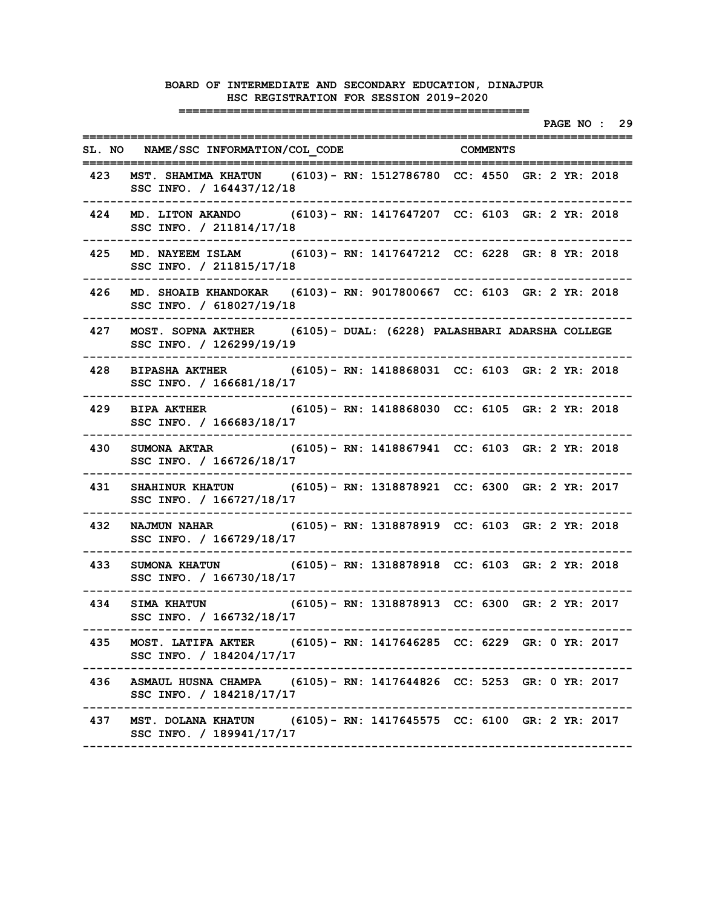**BOARD OF INTERMEDIATE AND SECONDARY EDUCATION, DINAJPUR**
**HSC REGISTRATION FOR SESSION 2019-2020**

| SL. NO | NAME/SSC INFORMATION/COL_CODE | COMMENTS |
|---|---|---|
| 423 | MST. SHAMIMA KHATUN (6103)- RN: 1512786780 CC: 4550 GR: 2 YR: 2018<br>SSC INFO. / 164437/12/18 | |
| 424 | MD. LITON AKANDO (6103)- RN: 1417647207 CC: 6103 GR: 2 YR: 2018<br>SSC INFO. / 211814/17/18 | |
| 425 | MD. NAYEEM ISLAM (6103)- RN: 1417647212 CC: 6228 GR: 8 YR: 2018<br>SSC INFO. / 211815/17/18 | |
| 426 | MD. SHOAIB KHANDOKAR (6103)- RN: 9017800667 CC: 6103 GR: 2 YR: 2018<br>SSC INFO. / 618027/19/18 | |
| 427 | MOST. SOPNA AKTHER (6105)- DUAL: (6228) PALASHBARI ADARSHA COLLEGE<br>SSC INFO. / 126299/19/19 | |
| 428 | BIPASHA AKTHER (6105)- RN: 1418868031 CC: 6103 GR: 2 YR: 2018<br>SSC INFO. / 166681/18/17 | |
| 429 | BIPA AKTHER (6105)- RN: 1418868030 CC: 6105 GR: 2 YR: 2018<br>SSC INFO. / 166683/18/17 | |
| 430 | SUMONA AKTAR (6105)- RN: 1418867941 CC: 6103 GR: 2 YR: 2018<br>SSC INFO. / 166726/18/17 | |
| 431 | SHAHINUR KHATUN (6105)- RN: 1318878921 CC: 6300 GR: 2 YR: 2017<br>SSC INFO. / 166727/18/17 | |
| 432 | NAJMUN NAHAR (6105)- RN: 1318878919 CC: 6103 GR: 2 YR: 2018<br>SSC INFO. / 166729/18/17 | |
| 433 | SUMONA KHATUN (6105)- RN: 1318878918 CC: 6103 GR: 2 YR: 2018<br>SSC INFO. / 166730/18/17 | |
| 434 | SIMA KHATUN (6105)- RN: 1318878913 CC: 6300 GR: 2 YR: 2017<br>SSC INFO. / 166732/18/17 | |
| 435 | MOST. LATIFA AKTER (6105)- RN: 1417646285 CC: 6229 GR: 0 YR: 2017<br>SSC INFO. / 184204/17/17 | |
| 436 | ASMAUL HUSNA CHAMPA (6105)- RN: 1417644826 CC: 5253 GR: 0 YR: 2017<br>SSC INFO. / 184218/17/17 | |
| 437 | MST. DOLANA KHATUN (6105)- RN: 1417645575 CC: 6100 GR: 2 YR: 2017<br>SSC INFO. / 189941/17/17 | |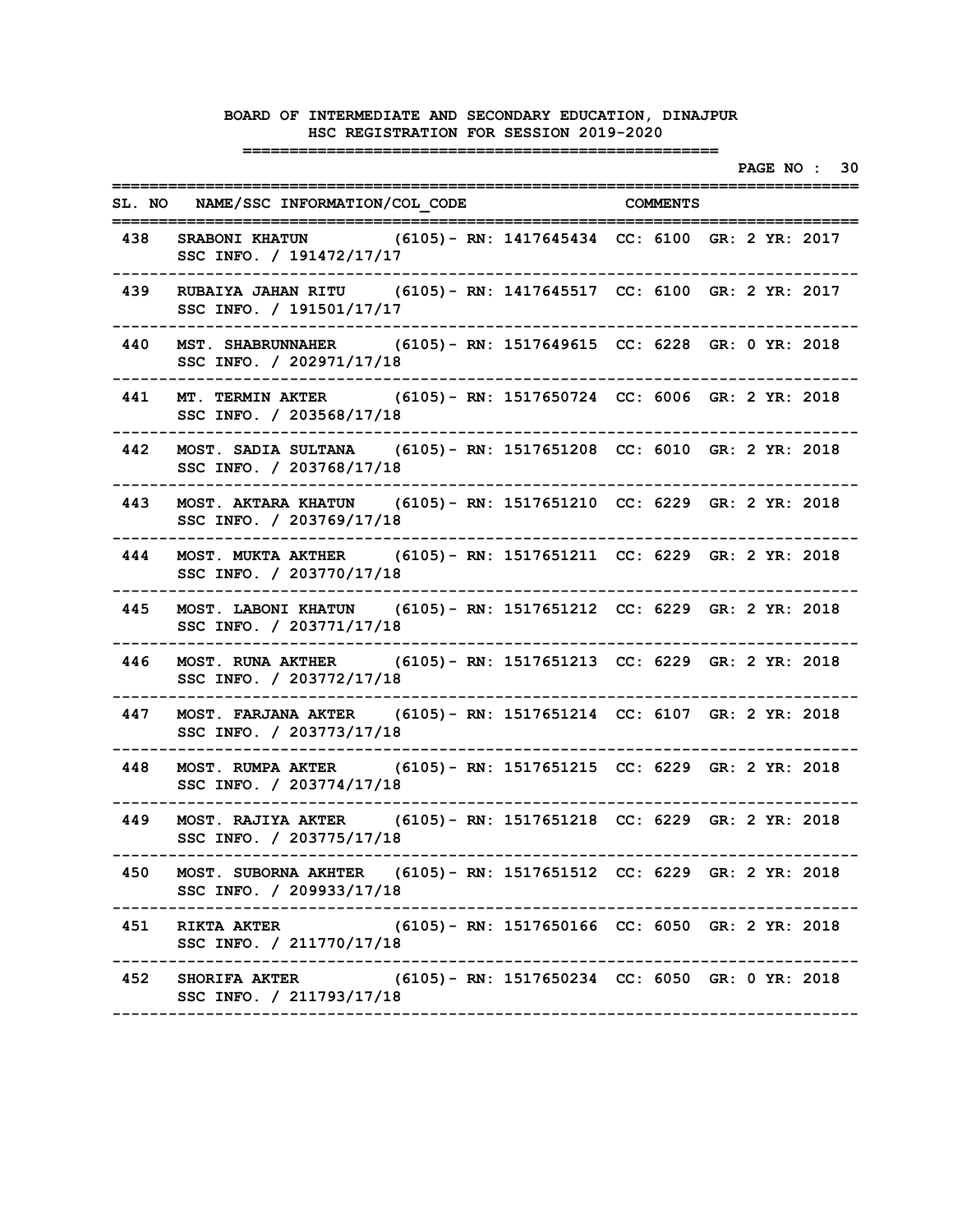**BOARD OF INTERMEDIATE AND SECONDARY EDUCATION, DINAJPUR**
**HSC REGISTRATION FOR SESSION 2019-2020**

**PAGE NO : 30**

| SL. NO | NAME/SSC INFORMATION/COL_CODE | COMMENTS |
|---|---|---|
| 438 | SRABONI KHATUN (6105)- RN: 1417645434 CC: 6100 GR: 2 YR: 2017<br>SSC INFO. / 191472/17/17 | |
| 439 | RUBAIYA JAHAN RITU (6105)- RN: 1417645517 CC: 6100 GR: 2 YR: 2017<br>SSC INFO. / 191501/17/17 | |
| 440 | MST. SHABRUNNAHER (6105)- RN: 1517649615 CC: 6228 GR: 0 YR: 2018<br>SSC INFO. / 202971/17/18 | |
| 441 | MT. TERMIN AKTER (6105)- RN: 1517650724 CC: 6006 GR: 2 YR: 2018<br>SSC INFO. / 203568/17/18 | |
| 442 | MOST. SADIA SULTANA (6105)- RN: 1517651208 CC: 6010 GR: 2 YR: 2018<br>SSC INFO. / 203768/17/18 | |
| 443 | MOST. AKTARA KHATUN (6105)- RN: 1517651210 CC: 6229 GR: 2 YR: 2018<br>SSC INFO. / 203769/17/18 | |
| 444 | MOST. MUKTA AKTHER (6105)- RN: 1517651211 CC: 6229 GR: 2 YR: 2018<br>SSC INFO. / 203770/17/18 | |
| 445 | MOST. LABONI KHATUN (6105)- RN: 1517651212 CC: 6229 GR: 2 YR: 2018<br>SSC INFO. / 203771/17/18 | |
| 446 | MOST. RUNA AKTHER (6105)- RN: 1517651213 CC: 6229 GR: 2 YR: 2018<br>SSC INFO. / 203772/17/18 | |
| 447 | MOST. FARJANA AKTER (6105)- RN: 1517651214 CC: 6107 GR: 2 YR: 2018<br>SSC INFO. / 203773/17/18 | |
| 448 | MOST. RUMPA AKTER (6105)- RN: 1517651215 CC: 6229 GR: 2 YR: 2018<br>SSC INFO. / 203774/17/18 | |
| 449 | MOST. RAJIYA AKTER (6105)- RN: 1517651218 CC: 6229 GR: 2 YR: 2018<br>SSC INFO. / 203775/17/18 | |
| 450 | MOST. SUBORNA AKHTER (6105)- RN: 1517651512 CC: 6229 GR: 2 YR: 2018<br>SSC INFO. / 209933/17/18 | |
| 451 | RIKTA AKTER (6105)- RN: 1517650166 CC: 6050 GR: 2 YR: 2018<br>SSC INFO. / 211770/17/18 | |
| 452 | SHORIFA AKTER (6105)- RN: 1517650234 CC: 6050 GR: 0 YR: 2018<br>SSC INFO. / 211793/17/18 | |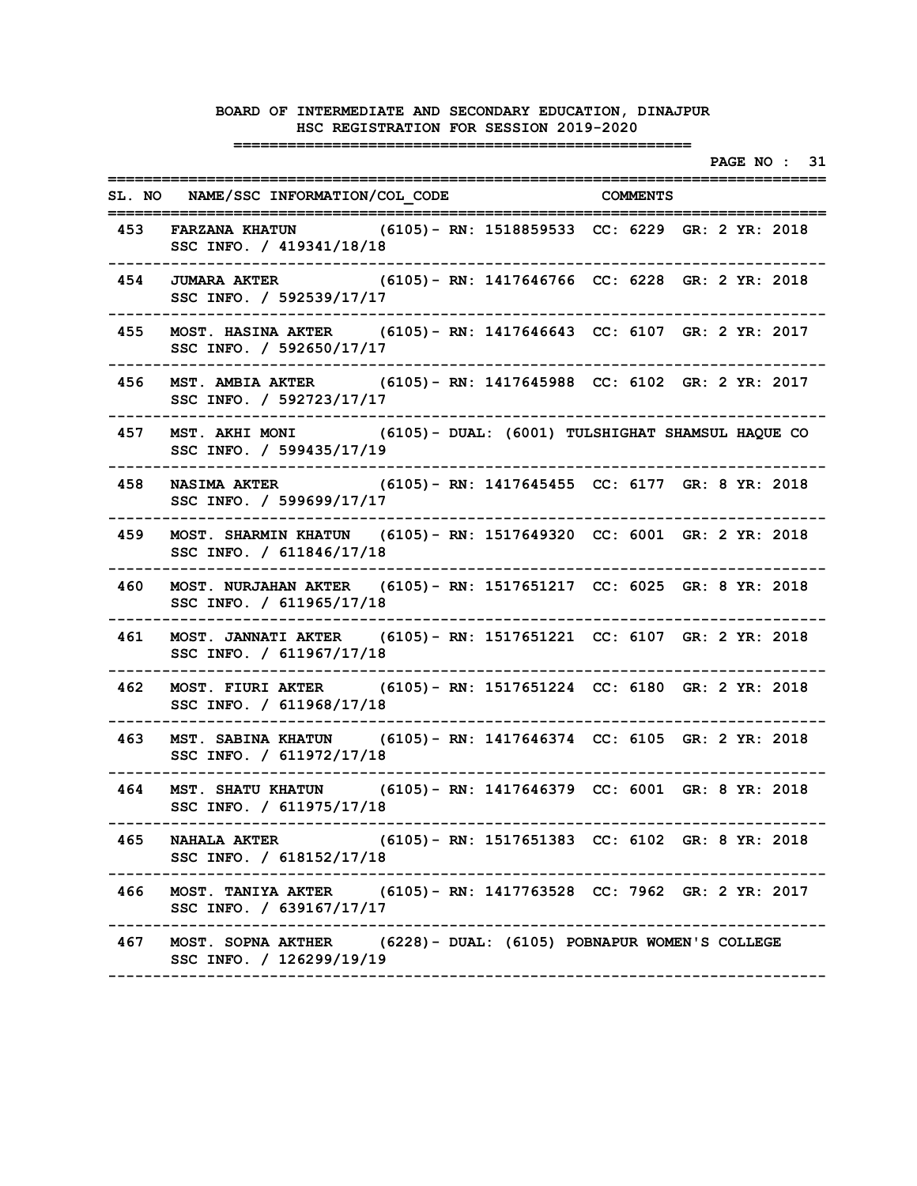**BOARD OF INTERMEDIATE AND SECONDARY EDUCATION, DINAJPUR**
**HSC REGISTRATION FOR SESSION 2019-2020**

| SL. NO | NAME/SSC INFORMATION/COL_CODE | COMMENTS |
|---|---|---|
| 453 | FARZANA KHATUN (6105)<br>SSC INFO. / 419341/18/18 | RN: 1518859533 CC: 6229 GR: 2 YR: 2018 |
| 454 | JUMARA AKTER (6105)<br>SSC INFO. / 592539/17/17 | RN: 1417646766 CC: 6228 GR: 2 YR: 2018 |
| 455 | MOST. HASINA AKTER (6105)<br>SSC INFO. / 592650/17/17 | RN: 1417646643 CC: 6107 GR: 2 YR: 2017 |
| 456 | MST. AMBIA AKTER (6105)<br>SSC INFO. / 592723/17/17 | RN: 1417645988 CC: 6102 GR: 2 YR: 2017 |
| 457 | MST. AKHI MONI (6105)<br>SSC INFO. / 599435/17/19 | DUAL: (6001) TULSHIGHAT SHAMSUL HAQUE CO |
| 458 | NASIMA AKTER (6105)<br>SSC INFO. / 599699/17/17 | RN: 1417645455 CC: 6177 GR: 8 YR: 2018 |
| 459 | MOST. SHARMIN KHATUN (6105)<br>SSC INFO. / 611846/17/18 | RN: 1517649320 CC: 6001 GR: 2 YR: 2018 |
| 460 | MOST. NURJAHAN AKTER (6105)<br>SSC INFO. / 611965/17/18 | RN: 1517651217 CC: 6025 GR: 8 YR: 2018 |
| 461 | MOST. JANNATI AKTER (6105)<br>SSC INFO. / 611967/17/18 | RN: 1517651221 CC: 6107 GR: 2 YR: 2018 |
| 462 | MOST. FIURI AKTER (6105)<br>SSC INFO. / 611968/17/18 | RN: 1517651224 CC: 6180 GR: 2 YR: 2018 |
| 463 | MST. SABINA KHATUN (6105)<br>SSC INFO. / 611972/17/18 | RN: 1417646374 CC: 6105 GR: 2 YR: 2018 |
| 464 | MST. SHATU KHATUN (6105)<br>SSC INFO. / 611975/17/18 | RN: 1417646379 CC: 6001 GR: 8 YR: 2018 |
| 465 | NAHALA AKTER (6105)<br>SSC INFO. / 618152/17/18 | RN: 1517651383 CC: 6102 GR: 8 YR: 2018 |
| 466 | MOST. TANIYA AKTER (6105)<br>SSC INFO. / 639167/17/17 | RN: 1417763528 CC: 7962 GR: 2 YR: 2017 |
| 467 | MOST. SOPNA AKTHER (6228)<br>SSC INFO. / 126299/19/19 | DUAL: (6105) POBNAPUR WOMEN'S COLLEGE |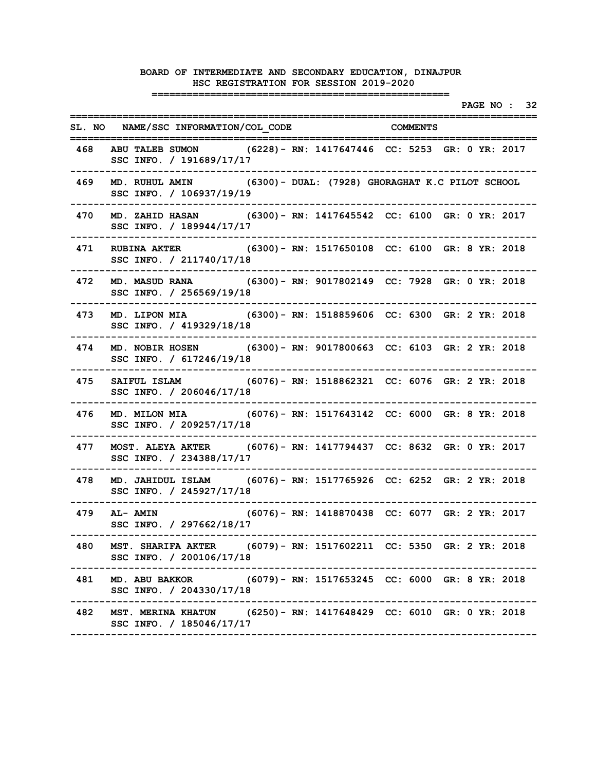**BOARD OF INTERMEDIATE AND SECONDARY EDUCATION, DINAJPUR**
**HSC REGISTRATION FOR SESSION 2019-2020**

| SL. NO | NAME/SSC INFORMATION/COL_CODE | COMMENTS |
|---|---|---|
| 468 | ABU TALEB SUMON (6228)- SSC INFO. / 191689/17/17 | RN: 1417647446 CC: 5253 GR: 0 YR: 2017 |
| 469 | MD. RUHUL AMIN (6300)- SSC INFO. / 106937/19/19 | DUAL: (7928) GHORAGHAT K.C PILOT SCHOOL |
| 470 | MD. ZAHID HASAN (6300)- SSC INFO. / 189944/17/17 | RN: 1417645542 CC: 6100 GR: 0 YR: 2017 |
| 471 | RUBINA AKTER (6300)- SSC INFO. / 211740/17/18 | RN: 1517650108 CC: 6100 GR: 8 YR: 2018 |
| 472 | MD. MASUD RANA (6300)- SSC INFO. / 256569/19/18 | RN: 9017802149 CC: 7928 GR: 0 YR: 2018 |
| 473 | MD. LIPON MIA (6300)- SSC INFO. / 419329/18/18 | RN: 1518859606 CC: 6300 GR: 2 YR: 2018 |
| 474 | MD. NOBIR HOSEN (6300)- SSC INFO. / 617246/19/18 | RN: 9017800663 CC: 6103 GR: 2 YR: 2018 |
| 475 | SAIFUL ISLAM (6076)- SSC INFO. / 206046/17/18 | RN: 1518862321 CC: 6076 GR: 2 YR: 2018 |
| 476 | MD. MILON MIA (6076)- SSC INFO. / 209257/17/18 | RN: 1517643142 CC: 6000 GR: 8 YR: 2018 |
| 477 | MOST. ALEYA AKTER (6076)- SSC INFO. / 234388/17/17 | RN: 1417794437 CC: 8632 GR: 0 YR: 2017 |
| 478 | MD. JAHIDUL ISLAM (6076)- SSC INFO. / 245927/17/18 | RN: 1517765926 CC: 6252 GR: 2 YR: 2018 |
| 479 | AL- AMIN (6076)- SSC INFO. / 297662/18/17 | RN: 1418870438 CC: 6077 GR: 2 YR: 2017 |
| 480 | MST. SHARIFA AKTER (6079)- SSC INFO. / 200106/17/18 | RN: 1517602211 CC: 5350 GR: 2 YR: 2018 |
| 481 | MD. ABU BAKKOR (6079)- SSC INFO. / 204330/17/18 | RN: 1517653245 CC: 6000 GR: 8 YR: 2018 |
| 482 | MST. MERINA KHATUN (6250)- SSC INFO. / 185046/17/17 | RN: 1417648429 CC: 6010 GR: 0 YR: 2018 |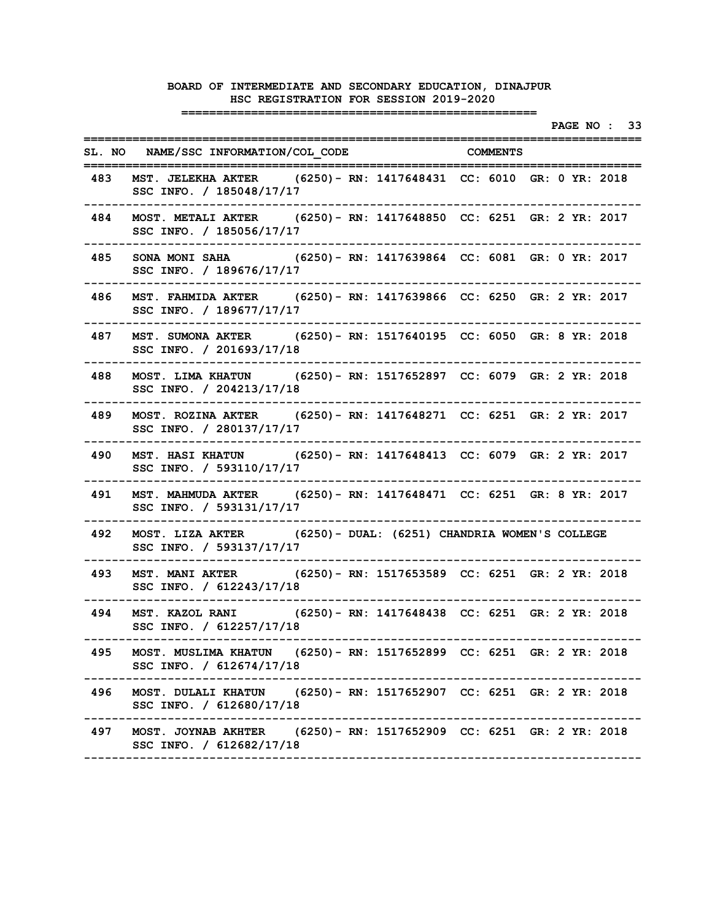**BOARD OF INTERMEDIATE AND SECONDARY EDUCATION, DINAJPUR**
**HSC REGISTRATION FOR SESSION 2019-2020**

| SL. NO | NAME/SSC INFORMATION/COL_CODE | COMMENTS |
|---|---|---|
| 483 | MST. JELEKHA AKTER (6250)- SSC INFO. / 185048/17/17 | RN: 1417648431 CC: 6010 GR: 0 YR: 2018 |
| 484 | MOST. METALI AKTER (6250)- SSC INFO. / 185056/17/17 | RN: 1417648850 CC: 6251 GR: 2 YR: 2017 |
| 485 | SONA MONI SAHA (6250)- SSC INFO. / 189676/17/17 | RN: 1417639864 CC: 6081 GR: 0 YR: 2017 |
| 486 | MST. FAHMIDA AKTER (6250)- SSC INFO. / 189677/17/17 | RN: 1417639866 CC: 6250 GR: 2 YR: 2017 |
| 487 | MST. SUMONA AKTER (6250)- SSC INFO. / 201693/17/18 | RN: 1517640195 CC: 6050 GR: 8 YR: 2018 |
| 488 | MOST. LIMA KHATUN (6250)- SSC INFO. / 204213/17/18 | RN: 1517652897 CC: 6079 GR: 2 YR: 2018 |
| 489 | MOST. ROZINA AKTER (6250)- SSC INFO. / 280137/17/17 | RN: 1417648271 CC: 6251 GR: 2 YR: 2017 |
| 490 | MST. HASI KHATUN (6250)- SSC INFO. / 593110/17/17 | RN: 1417648413 CC: 6079 GR: 2 YR: 2017 |
| 491 | MST. MAHMUDA AKTER (6250)- SSC INFO. / 593131/17/17 | RN: 1417648471 CC: 6251 GR: 8 YR: 2017 |
| 492 | MOST. LIZA AKTER (6250)- SSC INFO. / 593137/17/17 | DUAL: (6251) CHANDRIA WOMEN'S COLLEGE |
| 493 | MST. MANI AKTER (6250)- SSC INFO. / 612243/17/18 | RN: 1517653589 CC: 6251 GR: 2 YR: 2018 |
| 494 | MST. KAZOL RANI (6250)- SSC INFO. / 612257/17/18 | RN: 1417648438 CC: 6251 GR: 2 YR: 2018 |
| 495 | MOST. MUSLIMA KHATUN (6250)- SSC INFO. / 612674/17/18 | RN: 1517652899 CC: 6251 GR: 2 YR: 2018 |
| 496 | MOST. DULALI KHATUN (6250)- SSC INFO. / 612680/17/18 | RN: 1517652907 CC: 6251 GR: 2 YR: 2018 |
| 497 | MOST. JOYNAB AKHTER (6250)- SSC INFO. / 612682/17/18 | RN: 1517652909 CC: 6251 GR: 2 YR: 2018 |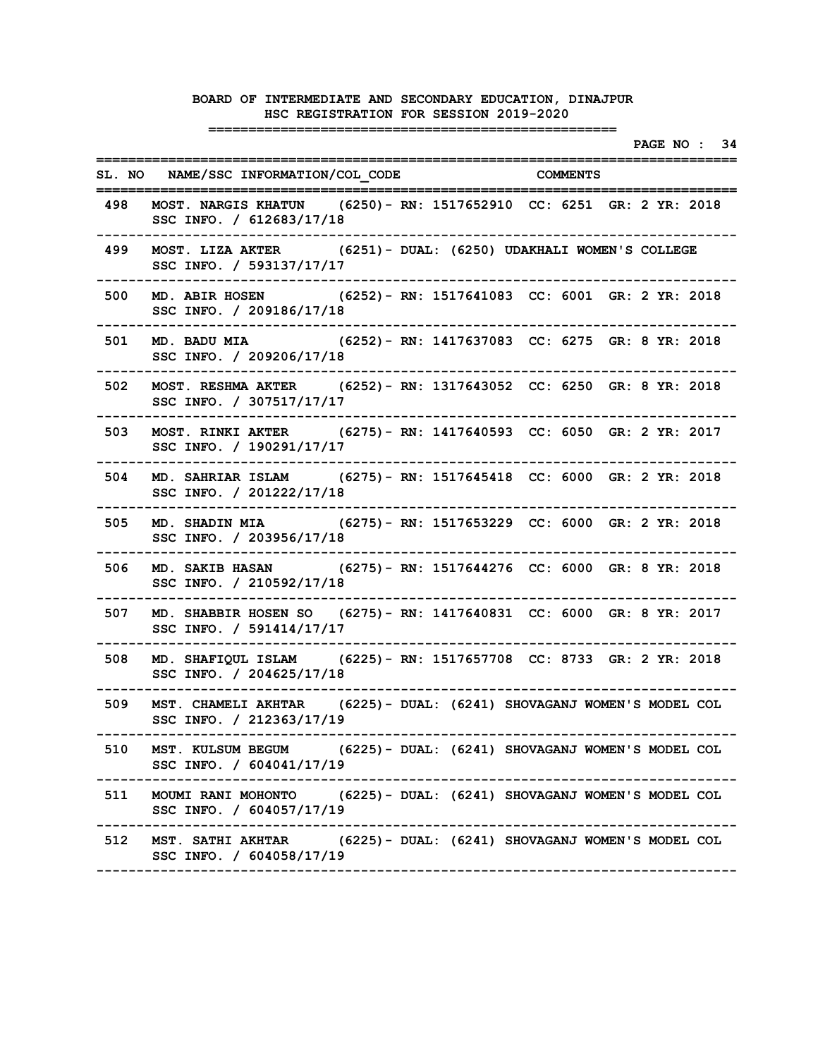**BOARD OF INTERMEDIATE AND SECONDARY EDUCATION, DINAJPUR**
**HSC REGISTRATION FOR SESSION 2019-2020**

| SL. NO | NAME/SSC INFORMATION/COL_CODE | COMMENTS |
|---|---|---|
| 498 | MOST. NARGIS KHATUN (6250)<br>SSC INFO. / 612683/17/18 | - RN: 1517652910 CC: 6251 GR: 2 YR: 2018 |
| 499 | MOST. LIZA AKTER (6251)<br>SSC INFO. / 593137/17/17 | - DUAL: (6250) UDAKHALI WOMEN'S COLLEGE |
| 500 | MD. ABIR HOSEN (6252)<br>SSC INFO. / 209186/17/18 | - RN: 1517641083 CC: 6001 GR: 2 YR: 2018 |
| 501 | MD. BADU MIA (6252)<br>SSC INFO. / 209206/17/18 | - RN: 1417637083 CC: 6275 GR: 8 YR: 2018 |
| 502 | MOST. RESHMA AKTER (6252)<br>SSC INFO. / 307517/17/17 | - RN: 1317643052 CC: 6250 GR: 8 YR: 2018 |
| 503 | MOST. RINKI AKTER (6275)<br>SSC INFO. / 190291/17/17 | - RN: 1417640593 CC: 6050 GR: 2 YR: 2017 |
| 504 | MD. SAHRIAR ISLAM (6275)<br>SSC INFO. / 201222/17/18 | - RN: 1517645418 CC: 6000 GR: 2 YR: 2018 |
| 505 | MD. SHADIN MIA (6275)<br>SSC INFO. / 203956/17/18 | - RN: 1517653229 CC: 6000 GR: 2 YR: 2018 |
| 506 | MD. SAKIB HASAN (6275)<br>SSC INFO. / 210592/17/18 | - RN: 1517644276 CC: 6000 GR: 8 YR: 2018 |
| 507 | MD. SHABBIR HOSEN SO (6275)<br>SSC INFO. / 591414/17/17 | - RN: 1417640831 CC: 6000 GR: 8 YR: 2017 |
| 508 | MD. SHAFIQUL ISLAM (6225)<br>SSC INFO. / 204625/17/18 | - RN: 1517657708 CC: 8733 GR: 2 YR: 2018 |
| 509 | MST. CHAMELI AKHTAR (6225)<br>SSC INFO. / 212363/17/19 | - DUAL: (6241) SHOVAGANJ WOMEN'S MODEL COL |
| 510 | MST. KULSUM BEGUM (6225)<br>SSC INFO. / 604041/17/19 | - DUAL: (6241) SHOVAGANJ WOMEN'S MODEL COL |
| 511 | MOUMI RANI MOHONTO (6225)<br>SSC INFO. / 604057/17/19 | - DUAL: (6241) SHOVAGANJ WOMEN'S MODEL COL |
| 512 | MST. SATHI AKHTAR (6225)<br>SSC INFO. / 604058/17/19 | - DUAL: (6241) SHOVAGANJ WOMEN'S MODEL COL |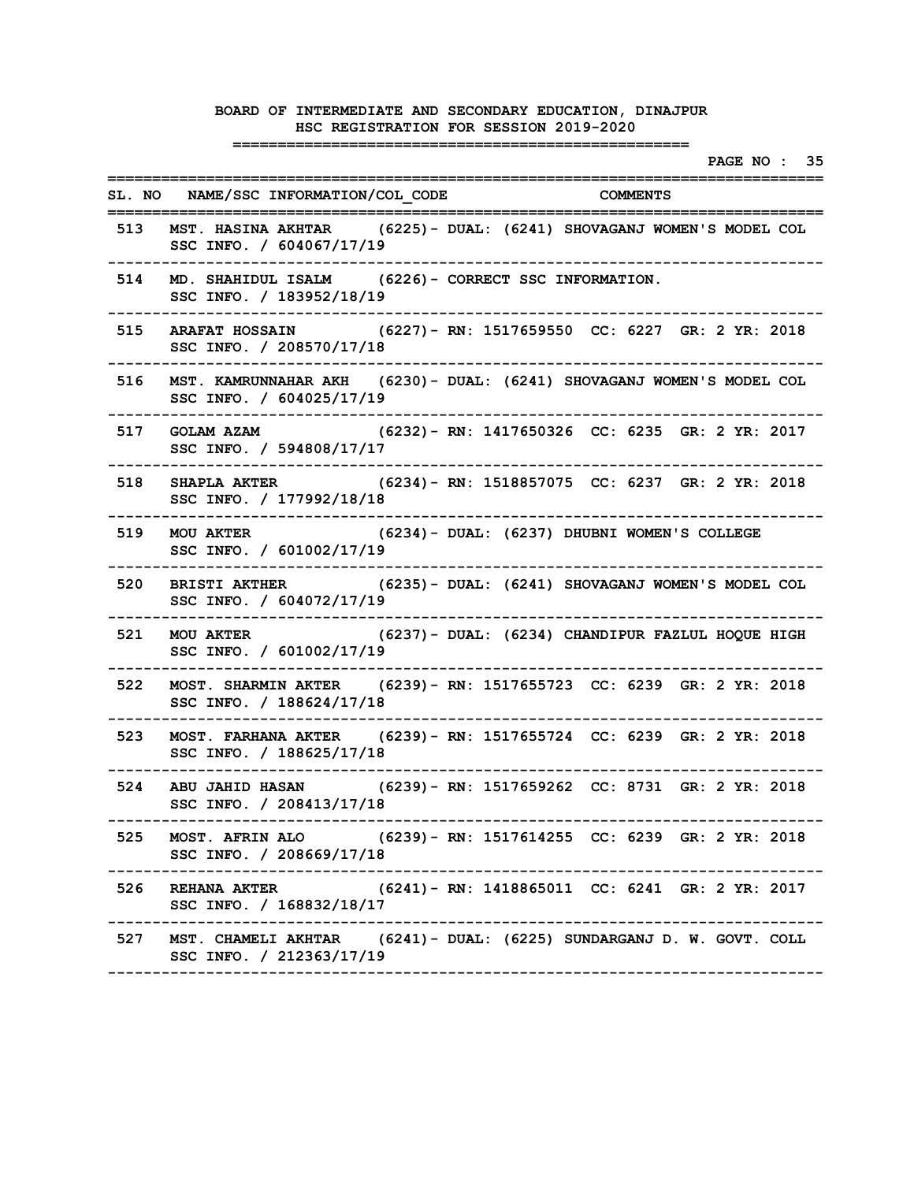**BOARD OF INTERMEDIATE AND SECONDARY EDUCATION, DINAJPUR**
**HSC REGISTRATION FOR SESSION 2019-2020**

| SL. NO | NAME/SSC INFORMATION/COL_CODE | COMMENTS |
|---|---|---|
| 513 | MST. HASINA AKHTAR (6225)- SSC INFO. / 604067/17/19 | DUAL: (6241) SHOVAGANJ WOMEN'S MODEL COL |
| 514 | MD. SHAHIDUL ISALM (6226)- SSC INFO. / 183952/18/19 | CORRECT SSC INFORMATION. |
| 515 | ARAFAT HOSSAIN (6227)- SSC INFO. / 208570/17/18 | RN: 1517659550 CC: 6227 GR: 2 YR: 2018 |
| 516 | MST. KAMRUNNAHAR AKH (6230)- SSC INFO. / 604025/17/19 | DUAL: (6241) SHOVAGANJ WOMEN'S MODEL COL |
| 517 | GOLAM AZAM (6232)- SSC INFO. / 594808/17/17 | RN: 1417650326 CC: 6235 GR: 2 YR: 2017 |
| 518 | SHAPLA AKTER (6234)- SSC INFO. / 177992/18/18 | RN: 1518857075 CC: 6237 GR: 2 YR: 2018 |
| 519 | MOU AKTER (6234)- SSC INFO. / 601002/17/19 | DUAL: (6237) DHUBNI WOMEN'S COLLEGE |
| 520 | BRISTI AKTHER (6235)- SSC INFO. / 604072/17/19 | DUAL: (6241) SHOVAGANJ WOMEN'S MODEL COL |
| 521 | MOU AKTER (6237)- SSC INFO. / 601002/17/19 | DUAL: (6234) CHANDIPUR FAZLUL HOQUE HIGH |
| 522 | MOST. SHARMIN AKTER (6239)- SSC INFO. / 188624/17/18 | RN: 1517655723 CC: 6239 GR: 2 YR: 2018 |
| 523 | MOST. FARHANA AKTER (6239)- SSC INFO. / 188625/17/18 | RN: 1517655724 CC: 6239 GR: 2 YR: 2018 |
| 524 | ABU JAHID HASAN (6239)- SSC INFO. / 208413/17/18 | RN: 1517659262 CC: 8731 GR: 2 YR: 2018 |
| 525 | MOST. AFRIN ALO (6239)- SSC INFO. / 208669/17/18 | RN: 1517614255 CC: 6239 GR: 2 YR: 2018 |
| 526 | REHANA AKTER (6241)- SSC INFO. / 168832/18/17 | RN: 1418865011 CC: 6241 GR: 2 YR: 2017 |
| 527 | MST. CHAMELI AKHTAR (6241)- SSC INFO. / 212363/17/19 | DUAL: (6225) SUNDARGANJ D. W. GOVT. COLL |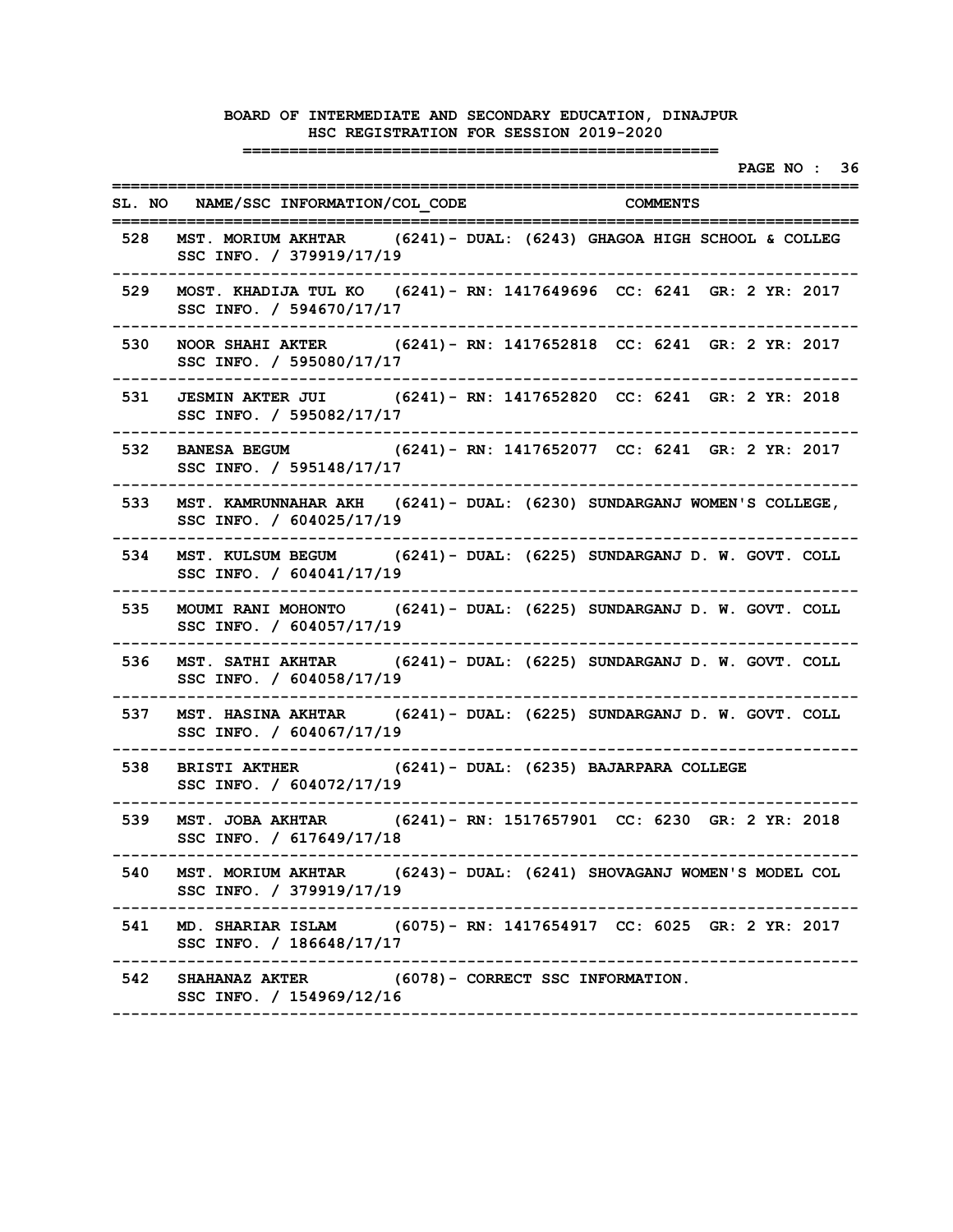**BOARD OF INTERMEDIATE AND SECONDARY EDUCATION, DINAJPUR**
**HSC REGISTRATION FOR SESSION 2019-2020**

| SL. NO | NAME/SSC INFORMATION/COL_CODE | COMMENTS |
|---|---|---|
| 528 | MST. MORIUM AKHTAR (6241)- SSC INFO. / 379919/17/19 | DUAL: (6243) GHAGOA HIGH SCHOOL & COLLEG |
| 529 | MOST. KHADIJA TUL KO (6241)- SSC INFO. / 594670/17/17 | RN: 1417649696 CC: 6241 GR: 2 YR: 2017 |
| 530 | NOOR SHAHI AKTER (6241)- SSC INFO. / 595080/17/17 | RN: 1417652818 CC: 6241 GR: 2 YR: 2017 |
| 531 | JESMIN AKTER JUI (6241)- SSC INFO. / 595082/17/17 | RN: 1417652820 CC: 6241 GR: 2 YR: 2018 |
| 532 | BANESA BEGUM (6241)- SSC INFO. / 595148/17/17 | RN: 1417652077 CC: 6241 GR: 2 YR: 2017 |
| 533 | MST. KAMRUNNAHAR AKH (6241)- SSC INFO. / 604025/17/19 | DUAL: (6230) SUNDARGANJ WOMEN'S COLLEGE, |
| 534 | MST. KULSUM BEGUM (6241)- SSC INFO. / 604041/17/19 | DUAL: (6225) SUNDARGANJ D. W. GOVT. COLL |
| 535 | MOUMI RANI MOHONTO (6241)- SSC INFO. / 604057/17/19 | DUAL: (6225) SUNDARGANJ D. W. GOVT. COLL |
| 536 | MST. SATHI AKHTAR (6241)- SSC INFO. / 604058/17/19 | DUAL: (6225) SUNDARGANJ D. W. GOVT. COLL |
| 537 | MST. HASINA AKHTAR (6241)- SSC INFO. / 604067/17/19 | DUAL: (6225) SUNDARGANJ D. W. GOVT. COLL |
| 538 | BRISTI AKTHER (6241)- SSC INFO. / 604072/17/19 | DUAL: (6235) BAJARPARA COLLEGE |
| 539 | MST. JOBA AKHTAR (6241)- SSC INFO. / 617649/17/18 | RN: 1517657901 CC: 6230 GR: 2 YR: 2018 |
| 540 | MST. MORIUM AKHTAR (6243)- SSC INFO. / 379919/17/19 | DUAL: (6241) SHOVAGANJ WOMEN'S MODEL COL |
| 541 | MD. SHARIAR ISLAM (6075)- SSC INFO. / 186648/17/17 | RN: 1417654917 CC: 6025 GR: 2 YR: 2017 |
| 542 | SHAHANAZ AKTER (6078)- SSC INFO. / 154969/12/16 | CORRECT SSC INFORMATION. |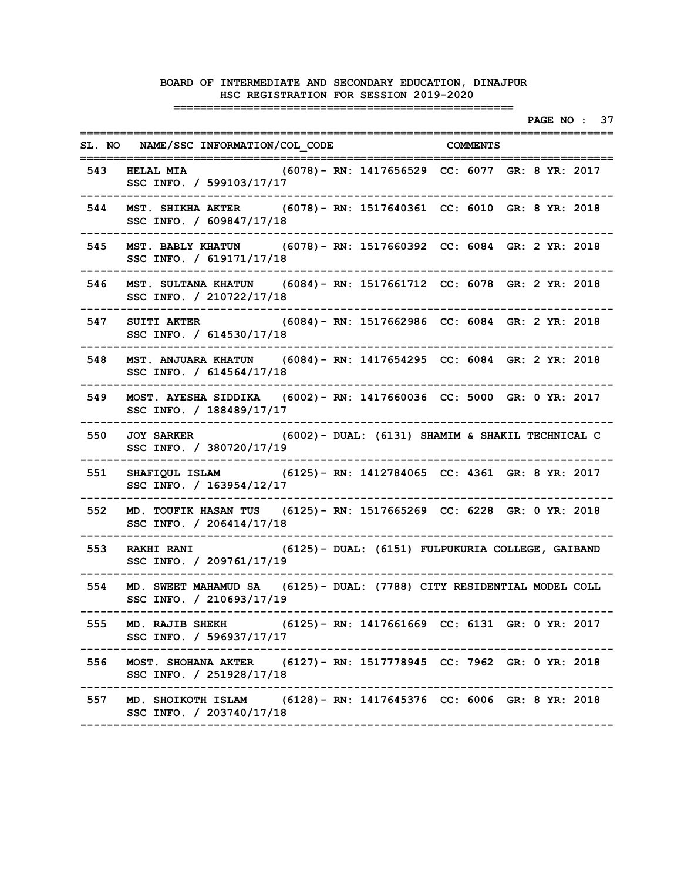**BOARD OF INTERMEDIATE AND SECONDARY EDUCATION, DINAJPUR**
**HSC REGISTRATION FOR SESSION 2019-2020**

| SL. NO | NAME/SSC INFORMATION/COL_CODE | COMMENTS |
|---|---|---|
| 543 | HELAL MIA (6078)- SSC INFO. / 599103/17/17 | RN: 1417656529 CC: 6077 GR: 8 YR: 2017 |
| 544 | MST. SHIKHA AKTER (6078)- SSC INFO. / 609847/17/18 | RN: 1517640361 CC: 6010 GR: 8 YR: 2018 |
| 545 | MST. BABLY KHATUN (6078)- SSC INFO. / 619171/17/18 | RN: 1517660392 CC: 6084 GR: 2 YR: 2018 |
| 546 | MST. SULTANA KHATUN (6084)- SSC INFO. / 210722/17/18 | RN: 1517661712 CC: 6078 GR: 2 YR: 2018 |
| 547 | SUITI AKTER (6084)- SSC INFO. / 614530/17/18 | RN: 1517662986 CC: 6084 GR: 2 YR: 2018 |
| 548 | MST. ANJUARA KHATUN (6084)- SSC INFO. / 614564/17/18 | RN: 1417654295 CC: 6084 GR: 2 YR: 2018 |
| 549 | MOST. AYESHA SIDDIKA (6002)- SSC INFO. / 188489/17/17 | RN: 1417660036 CC: 5000 GR: 0 YR: 2017 |
| 550 | JOY SARKER (6002)- SSC INFO. / 380720/17/19 | DUAL: (6131) SHAMIM & SHAKIL TECHNICAL C |
| 551 | SHAFIQUL ISLAM (6125)- SSC INFO. / 163954/12/17 | RN: 1412784065 CC: 4361 GR: 8 YR: 2017 |
| 552 | MD. TOUFIK HASAN TUS (6125)- SSC INFO. / 206414/17/18 | RN: 1517665269 CC: 6228 GR: 0 YR: 2018 |
| 553 | RAKHI RANI (6125)- SSC INFO. / 209761/17/19 | DUAL: (6151) FULPUKURIA COLLEGE, GAIBAND |
| 554 | MD. SWEET MAHAMUD SA (6125)- SSC INFO. / 210693/17/19 | DUAL: (7788) CITY RESIDENTIAL MODEL COLL |
| 555 | MD. RAJIB SHEKH (6125)- SSC INFO. / 596937/17/17 | RN: 1417661669 CC: 6131 GR: 0 YR: 2017 |
| 556 | MOST. SHOHANA AKTER (6127)- SSC INFO. / 251928/17/18 | RN: 1517778945 CC: 7962 GR: 0 YR: 2018 |
| 557 | MD. SHOIKOTH ISLAM (6128)- SSC INFO. / 203740/17/18 | RN: 1417645376 CC: 6006 GR: 8 YR: 2018 |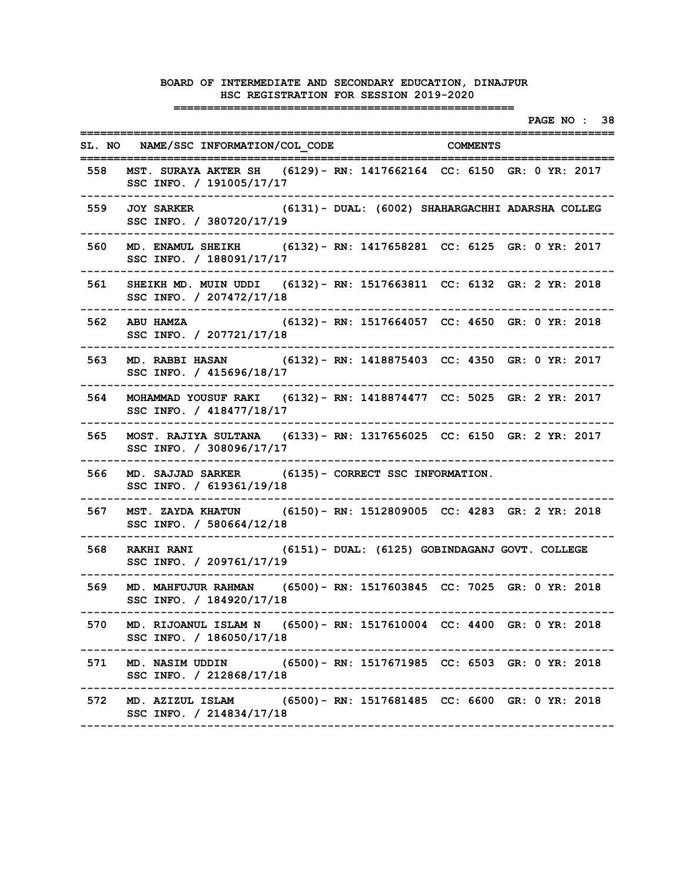**BOARD OF INTERMEDIATE AND SECONDARY EDUCATION, DINAJPUR**
**HSC REGISTRATION FOR SESSION 2019-2020**

| SL. NO | NAME/SSC INFORMATION/COL_CODE | COMMENTS |
|---|---|---|
| 558 | MST. SURAYA AKTER SH (6129)- SSC INFO. / 191005/17/17 | RN: 1417662164 CC: 6150 GR: 0 YR: 2017 |
| 559 | JOY SARKER (6131)- SSC INFO. / 380720/17/19 | DUAL: (6002) SHAHARGACHHI ADARSHA COLLEG |
| 560 | MD. ENAMUL SHEIKH (6132)- SSC INFO. / 188091/17/17 | RN: 1417658281 CC: 6125 GR: 0 YR: 2017 |
| 561 | SHEIKH MD. MUIN UDDI (6132)- SSC INFO. / 207472/17/18 | RN: 1517663811 CC: 6132 GR: 2 YR: 2018 |
| 562 | ABU HAMZA (6132)- SSC INFO. / 207721/17/18 | RN: 1517664057 CC: 4650 GR: 0 YR: 2018 |
| 563 | MD. RABBI HASAN (6132)- SSC INFO. / 415696/18/17 | RN: 1418875403 CC: 4350 GR: 0 YR: 2017 |
| 564 | MOHAMMAD YOUSUF RAKI (6132)- SSC INFO. / 418477/18/17 | RN: 1418874477 CC: 5025 GR: 2 YR: 2017 |
| 565 | MOST. RAJIYA SULTANA (6133)- SSC INFO. / 308096/17/17 | RN: 1317656025 CC: 6150 GR: 2 YR: 2017 |
| 566 | MD. SAJJAD SARKER (6135)- SSC INFO. / 619361/19/18 | CORRECT SSC INFORMATION. |
| 567 | MST. ZAYDA KHATUN (6150)- SSC INFO. / 580664/12/18 | RN: 1512809005 CC: 4283 GR: 2 YR: 2018 |
| 568 | RAKHI RANI (6151)- SSC INFO. / 209761/17/19 | DUAL: (6125) GOBINDAGANJ GOVT. COLLEGE |
| 569 | MD. MAHFUJUR RAHMAN (6500)- SSC INFO. / 184920/17/18 | RN: 1517603845 CC: 7025 GR: 0 YR: 2018 |
| 570 | MD. RIJOANUL ISLAM N (6500)- SSC INFO. / 186050/17/18 | RN: 1517610004 CC: 4400 GR: 0 YR: 2018 |
| 571 | MD. NASIM UDDIN (6500)- SSC INFO. / 212868/17/18 | RN: 1517671985 CC: 6503 GR: 0 YR: 2018 |
| 572 | MD. AZIZUL ISLAM (6500)- SSC INFO. / 214834/17/18 | RN: 1517681485 CC: 6600 GR: 0 YR: 2018 |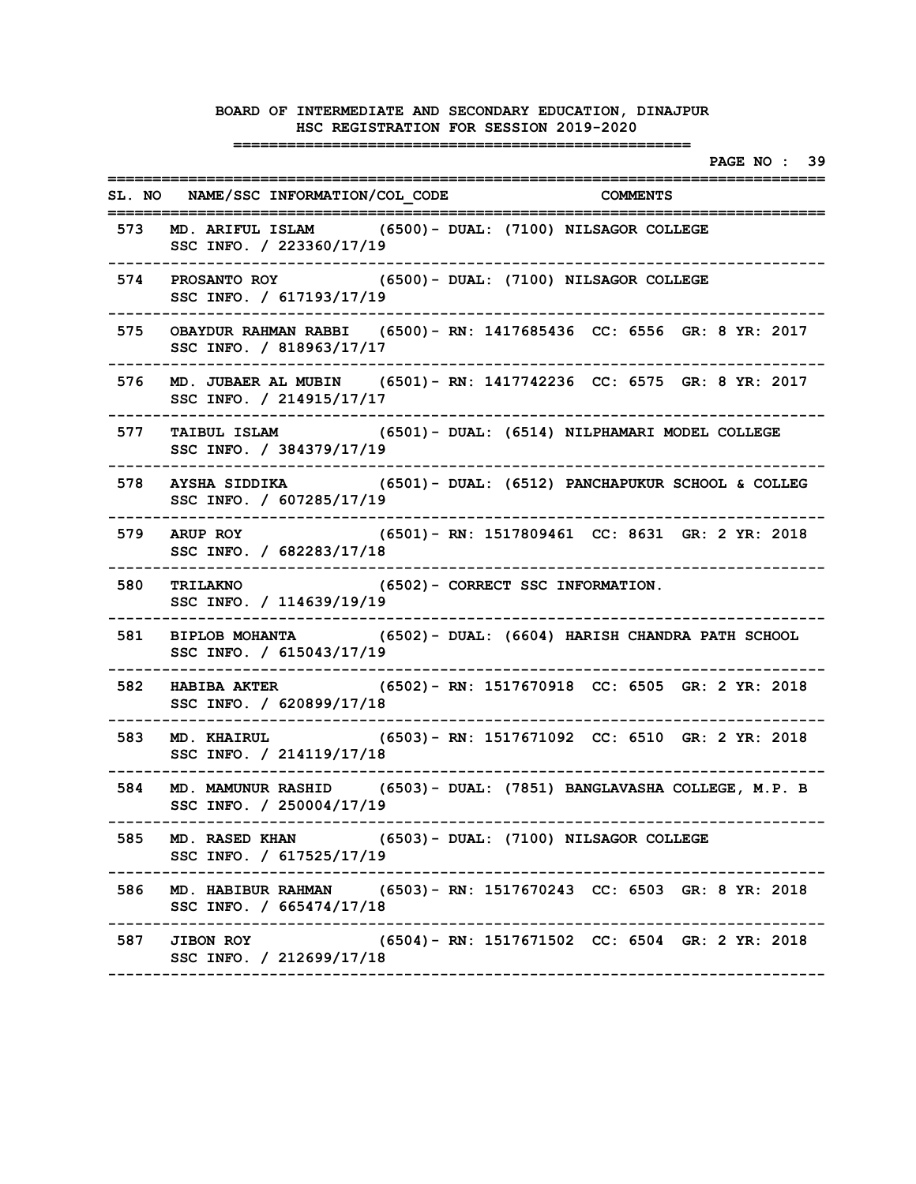**BOARD OF INTERMEDIATE AND SECONDARY EDUCATION, DINAJPUR**
**HSC REGISTRATION FOR SESSION 2019-2020**

**PAGE NO : 39**

| SL. NO | NAME/SSC INFORMATION/COL_CODE | COMMENTS |
|---|---|---|
| 573 | MD. ARIFUL ISLAM (6500)<br>SSC INFO. / 223360/17/19 | DUAL: (7100) NILSAGOR COLLEGE |
| 574 | PROSANTO ROY (6500)<br>SSC INFO. / 617193/17/19 | DUAL: (7100) NILSAGOR COLLEGE |
| 575 | OBAYDUR RAHMAN RABBI (6500)<br>SSC INFO. / 818963/17/17 | RN: 1417685436 CC: 6556 GR: 8 YR: 2017 |
| 576 | MD. JUBAER AL MUBIN (6501)<br>SSC INFO. / 214915/17/17 | RN: 1417742236 CC: 6575 GR: 8 YR: 2017 |
| 577 | TAIBUL ISLAM (6501)<br>SSC INFO. / 384379/17/19 | DUAL: (6514) NILPHAMARI MODEL COLLEGE |
| 578 | AYSHA SIDDIKA (6501)<br>SSC INFO. / 607285/17/19 | DUAL: (6512) PANCHAPUKUR SCHOOL & COLLEG |
| 579 | ARUP ROY (6501)<br>SSC INFO. / 682283/17/18 | RN: 1517809461 CC: 8631 GR: 2 YR: 2018 |
| 580 | TRILAKNO (6502)<br>SSC INFO. / 114639/19/19 | CORRECT SSC INFORMATION. |
| 581 | BIPLOB MOHANTA (6502)<br>SSC INFO. / 615043/17/19 | DUAL: (6604) HARISH CHANDRA PATH SCHOOL |
| 582 | HABIBA AKTER (6502)<br>SSC INFO. / 620899/17/18 | RN: 1517670918 CC: 6505 GR: 2 YR: 2018 |
| 583 | MD. KHAIRUL (6503)<br>SSC INFO. / 214119/17/18 | RN: 1517671092 CC: 6510 GR: 2 YR: 2018 |
| 584 | MD. MAMUNUR RASHID (6503)<br>SSC INFO. / 250004/17/19 | DUAL: (7851) BANGLAVASHA COLLEGE, M.P. B |
| 585 | MD. RASED KHAN (6503)<br>SSC INFO. / 617525/17/19 | DUAL: (7100) NILSAGOR COLLEGE |
| 586 | MD. HABIBUR RAHMAN (6503)<br>SSC INFO. / 665474/17/18 | RN: 1517670243 CC: 6503 GR: 8 YR: 2018 |
| 587 | JIBON ROY (6504)<br>SSC INFO. / 212699/17/18 | RN: 1517671502 CC: 6504 GR: 2 YR: 2018 |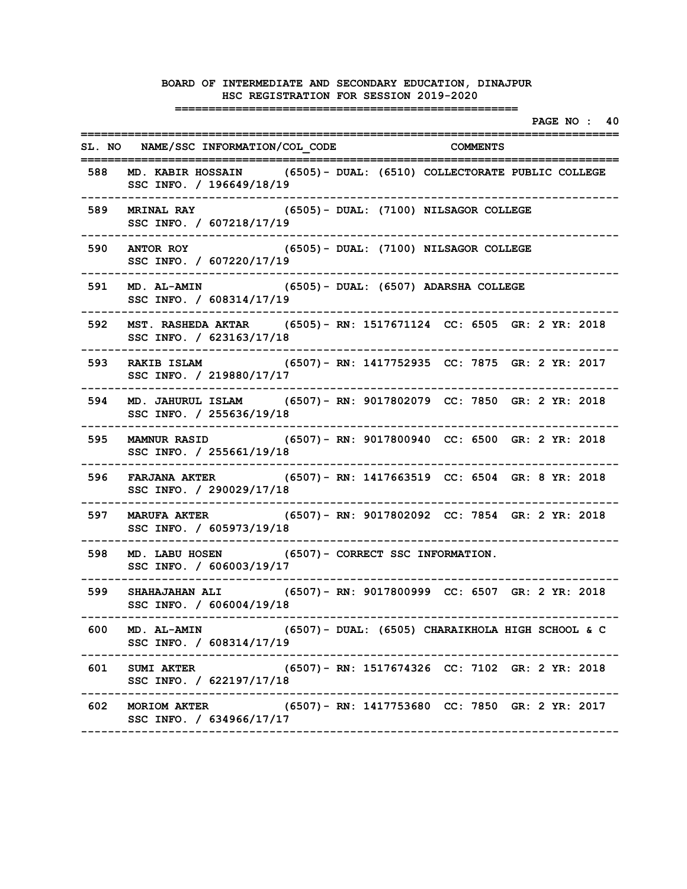# BOARD OF INTERMEDIATE AND SECONDARY EDUCATION, DINAJPUR
## HSC REGISTRATION FOR SESSION 2019-2020

| SL. NO | NAME/SSC INFORMATION/COL_CODE | COMMENTS |
|---|---|---|
| 588 | MD. KABIR HOSSAIN (6505)<br>SSC INFO. / 196649/18/19 | - DUAL: (6510) COLLECTORATE PUBLIC COLLEGE |
| 589 | MRINAL RAY (6505)<br>SSC INFO. / 607218/17/19 | - DUAL: (7100) NILSAGOR COLLEGE |
| 590 | ANTOR ROY (6505)<br>SSC INFO. / 607220/17/19 | - DUAL: (7100) NILSAGOR COLLEGE |
| 591 | MD. AL-AMIN (6505)<br>SSC INFO. / 608314/17/19 | - DUAL: (6507) ADARSHA COLLEGE |
| 592 | MST. RASHEDA AKTAR (6505)<br>SSC INFO. / 623163/17/18 | - RN: 1517671124 CC: 6505 GR: 2 YR: 2018 |
| 593 | RAKIB ISLAM (6507)<br>SSC INFO. / 219880/17/17 | - RN: 1417752935 CC: 7875 GR: 2 YR: 2017 |
| 594 | MD. JAHURUL ISLAM (6507)<br>SSC INFO. / 255636/19/18 | - RN: 9017802079 CC: 7850 GR: 2 YR: 2018 |
| 595 | MAMNUR RASID (6507)<br>SSC INFO. / 255661/19/18 | - RN: 9017800940 CC: 6500 GR: 2 YR: 2018 |
| 596 | FARJANA AKTER (6507)<br>SSC INFO. / 290029/17/18 | - RN: 1417663519 CC: 6504 GR: 8 YR: 2018 |
| 597 | MARUFA AKTER (6507)<br>SSC INFO. / 605973/19/18 | - RN: 9017802092 CC: 7854 GR: 2 YR: 2018 |
| 598 | MD. LABU HOSEN (6507)<br>SSC INFO. / 606003/19/17 | - CORRECT SSC INFORMATION. |
| 599 | SHAHAJAHAN ALI (6507)<br>SSC INFO. / 606004/19/18 | - RN: 9017800999 CC: 6507 GR: 2 YR: 2018 |
| 600 | MD. AL-AMIN (6507)<br>SSC INFO. / 608314/17/19 | - DUAL: (6505) CHARAIKHOLA HIGH SCHOOL & C |
| 601 | SUMI AKTER (6507)<br>SSC INFO. / 622197/17/18 | - RN: 1517674326 CC: 7102 GR: 2 YR: 2018 |
| 602 | MORIOM AKTER (6507)<br>SSC INFO. / 634966/17/17 | - RN: 1417753680 CC: 7850 GR: 2 YR: 2017 |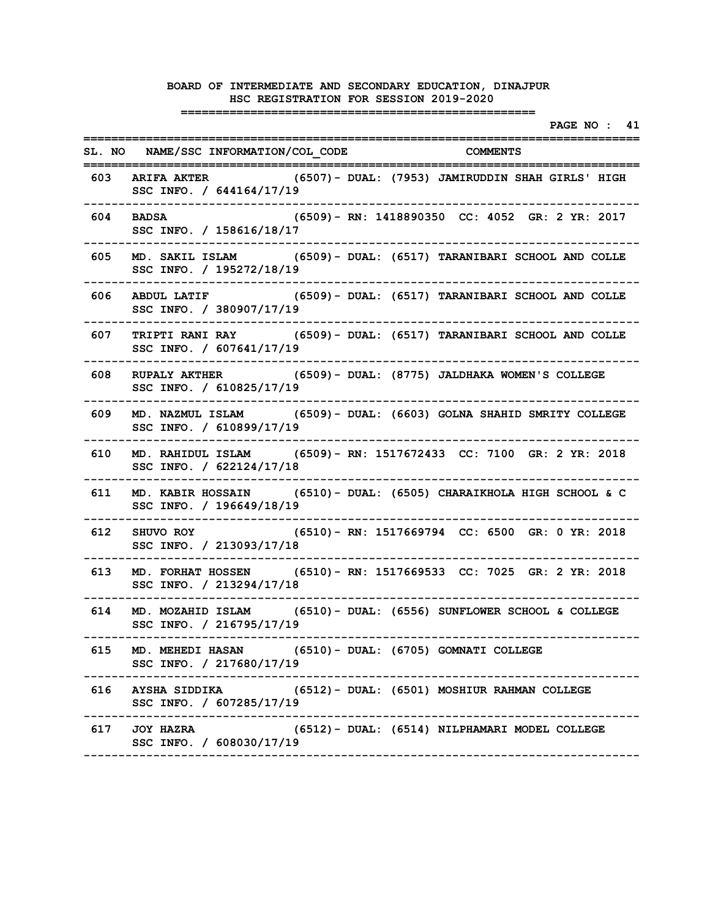**BOARD OF INTERMEDIATE AND SECONDARY EDUCATION, DINAJPUR**
**HSC REGISTRATION FOR SESSION 2019-2020**

| SL. NO | NAME/SSC INFORMATION/COL_CODE | COMMENTS |
|---|---|---|
| 603 | ARIFA AKTER (6507)- SSC INFO. / 644164/17/19 | DUAL: (7953) JAMIRUDDIN SHAH GIRLS' HIGH |
| 604 | BADSA (6509)- SSC INFO. / 158616/18/17 | RN: 1418890350 CC: 4052 GR: 2 YR: 2017 |
| 605 | MD. SAKIL ISLAM (6509)- SSC INFO. / 195272/18/19 | DUAL: (6517) TARANIBARI SCHOOL AND COLLE |
| 606 | ABDUL LATIF (6509)- SSC INFO. / 380907/17/19 | DUAL: (6517) TARANIBARI SCHOOL AND COLLE |
| 607 | TRIPTI RANI RAY (6509)- SSC INFO. / 607641/17/19 | DUAL: (6517) TARANIBARI SCHOOL AND COLLE |
| 608 | RUPALY AKTHER (6509)- SSC INFO. / 610825/17/19 | DUAL: (8775) JALDHAKA WOMEN'S COLLEGE |
| 609 | MD. NAZMUL ISLAM (6509)- SSC INFO. / 610899/17/19 | DUAL: (6603) GOLNA SHAHID SMRITY COLLEGE |
| 610 | MD. RAHIDUL ISLAM (6509)- SSC INFO. / 622124/17/18 | RN: 1517672433 CC: 7100 GR: 2 YR: 2018 |
| 611 | MD. KABIR HOSSAIN (6510)- SSC INFO. / 196649/18/19 | DUAL: (6505) CHARAIKHOLA HIGH SCHOOL & C |
| 612 | SHUVO ROY (6510)- SSC INFO. / 213093/17/18 | RN: 1517669794 CC: 6500 GR: 0 YR: 2018 |
| 613 | MD. FORHAT HOSSEN (6510)- SSC INFO. / 213294/17/18 | RN: 1517669533 CC: 7025 GR: 2 YR: 2018 |
| 614 | MD. MOZAHID ISLAM (6510)- SSC INFO. / 216795/17/19 | DUAL: (6556) SUNFLOWER SCHOOL & COLLEGE |
| 615 | MD. MEHEDI HASAN (6510)- SSC INFO. / 217680/17/19 | DUAL: (6705) GOMNATI COLLEGE |
| 616 | AYSHA SIDDIKA (6512)- SSC INFO. / 607285/17/19 | DUAL: (6501) MOSHIUR RAHMAN COLLEGE |
| 617 | JOY HAZRA (6512)- SSC INFO. / 608030/17/19 | DUAL: (6514) NILPHAMARI MODEL COLLEGE |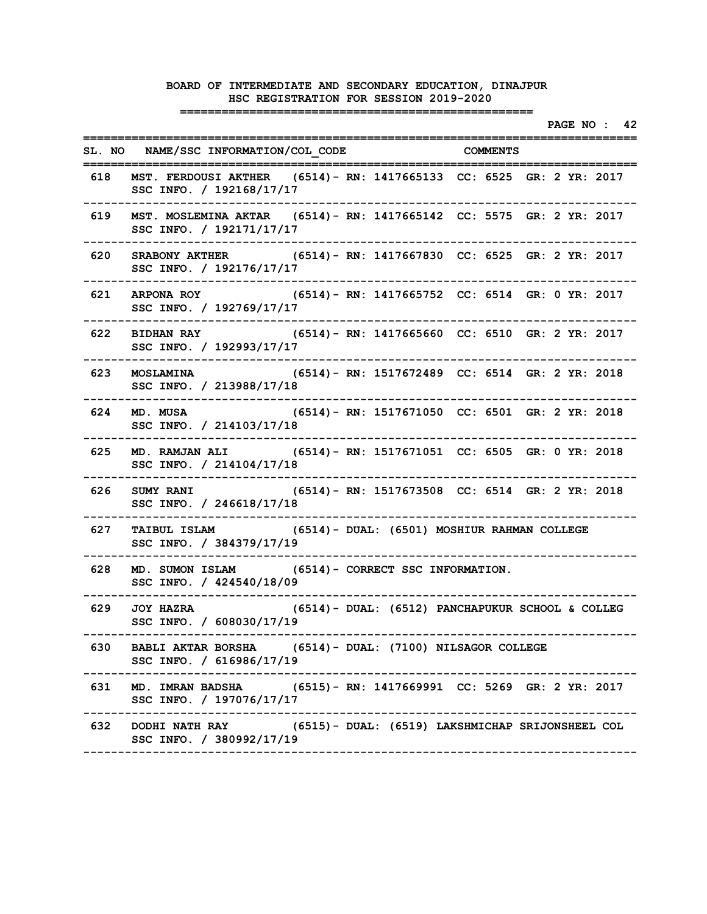# BOARD OF INTERMEDIATE AND SECONDARY EDUCATION, DINAJPUR
## HSC REGISTRATION FOR SESSION 2019-2020

| SL. NO | NAME/SSC INFORMATION/COL_CODE | COMMENTS |
|---|---|---|
| 618 | MST. FERDOUSI AKTHER (6514)- SSC INFO. / 192168/17/17 | RN: 1417665133 CC: 6525 GR: 2 YR: 2017 |
| 619 | MST. MOSLEMINA AKTAR (6514)- SSC INFO. / 192171/17/17 | RN: 1417665142 CC: 5575 GR: 2 YR: 2017 |
| 620 | SRABONY AKTHER (6514)- SSC INFO. / 192176/17/17 | RN: 1417667830 CC: 6525 GR: 2 YR: 2017 |
| 621 | ARPONA ROY (6514)- SSC INFO. / 192769/17/17 | RN: 1417665752 CC: 6514 GR: 0 YR: 2017 |
| 622 | BIDHAN RAY (6514)- SSC INFO. / 192993/17/17 | RN: 1417665660 CC: 6510 GR: 2 YR: 2017 |
| 623 | MOSLAMINA (6514)- SSC INFO. / 213988/17/18 | RN: 1517672489 CC: 6514 GR: 2 YR: 2018 |
| 624 | MD. MUSA (6514)- SSC INFO. / 214103/17/18 | RN: 1517671050 CC: 6501 GR: 2 YR: 2018 |
| 625 | MD. RAMJAN ALI (6514)- SSC INFO. / 214104/17/18 | RN: 1517671051 CC: 6505 GR: 0 YR: 2018 |
| 626 | SUMY RANI (6514)- SSC INFO. / 246618/17/18 | RN: 1517673508 CC: 6514 GR: 2 YR: 2018 |
| 627 | TAIBUL ISLAM (6514)- SSC INFO. / 384379/17/19 | DUAL: (6501) MOSHIUR RAHMAN COLLEGE |
| 628 | MD. SUMON ISLAM (6514)- SSC INFO. / 424540/18/09 | CORRECT SSC INFORMATION. |
| 629 | JOY HAZRA (6514)- SSC INFO. / 608030/17/19 | DUAL: (6512) PANCHAPUKUR SCHOOL & COLLEG |
| 630 | BABLI AKTAR BORSHA (6514)- SSC INFO. / 616986/17/19 | DUAL: (7100) NILSAGOR COLLEGE |
| 631 | MD. IMRAN BADSHA (6515)- SSC INFO. / 197076/17/17 | RN: 1417669991 CC: 5269 GR: 2 YR: 2017 |
| 632 | DODHI NATH RAY (6515)- SSC INFO. / 380992/17/19 | DUAL: (6519) LAKSHMICHAP SRIJONSHEEL COL |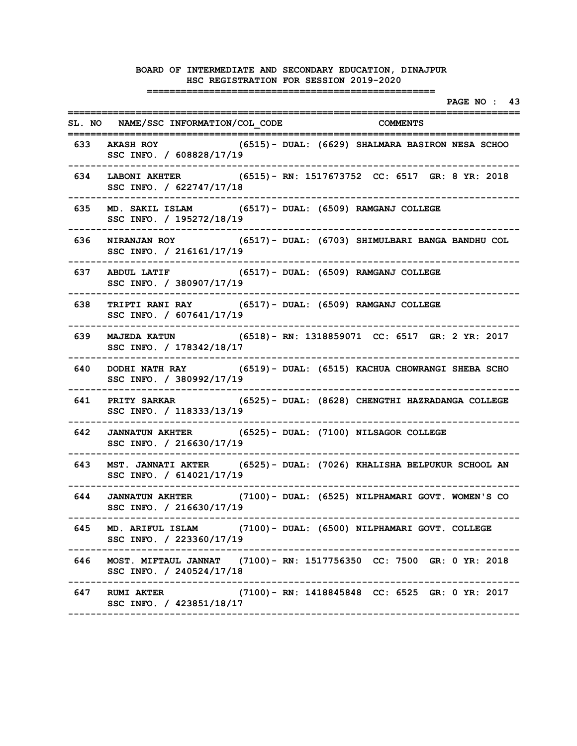**BOARD OF INTERMEDIATE AND SECONDARY EDUCATION, DINAJPUR**
**HSC REGISTRATION FOR SESSION 2019-2020**

| SL. NO | NAME/SSC INFORMATION/COL_CODE | COMMENTS |
|---|---|---|
| 633 | AKASH ROY (6515)- SSC INFO. / 608828/17/19 | DUAL: (6629) SHALMARA BASIRON NESA SCHOO |
| 634 | LABONI AKHTER (6515)- SSC INFO. / 622747/17/18 | RN: 1517673752 CC: 6517 GR: 8 YR: 2018 |
| 635 | MD. SAKIL ISLAM (6517)- SSC INFO. / 195272/18/19 | DUAL: (6509) RAMGANJ COLLEGE |
| 636 | NIRANJAN ROY (6517)- SSC INFO. / 216161/17/19 | DUAL: (6703) SHIMULBARI BANGA BANDHU COL |
| 637 | ABDUL LATIF (6517)- SSC INFO. / 380907/17/19 | DUAL: (6509) RAMGANJ COLLEGE |
| 638 | TRIPTI RANI RAY (6517)- SSC INFO. / 607641/17/19 | DUAL: (6509) RAMGANJ COLLEGE |
| 639 | MAJEDA KATUN (6518)- SSC INFO. / 178342/18/17 | RN: 1318859071 CC: 6517 GR: 2 YR: 2017 |
| 640 | DODHI NATH RAY (6519)- SSC INFO. / 380992/17/19 | DUAL: (6515) KACHUA CHOWRANGI SHEBA SCHO |
| 641 | PRITY SARKAR (6525)- SSC INFO. / 118333/13/19 | DUAL: (8628) CHENGTHI HAZRADANGA COLLEGE |
| 642 | JANNATUN AKHTER (6525)- SSC INFO. / 216630/17/19 | DUAL: (7100) NILSAGOR COLLEGE |
| 643 | MST. JANNATI AKTER (6525)- SSC INFO. / 614021/17/19 | DUAL: (7026) KHALISHA BELPUKUR SCHOOL AN |
| 644 | JANNATUN AKHTER (7100)- SSC INFO. / 216630/17/19 | DUAL: (6525) NILPHAMARI GOVT. WOMEN'S CO |
| 645 | MD. ARIFUL ISLAM (7100)- SSC INFO. / 223360/17/19 | DUAL: (6500) NILPHAMARI GOVT. COLLEGE |
| 646 | MOST. MIFTAUL JANNAT (7100)- SSC INFO. / 240524/17/18 | RN: 1517756350 CC: 7500 GR: 0 YR: 2018 |
| 647 | RUMI AKTER (7100)- SSC INFO. / 423851/18/17 | RN: 1418845848 CC: 6525 GR: 0 YR: 2017 |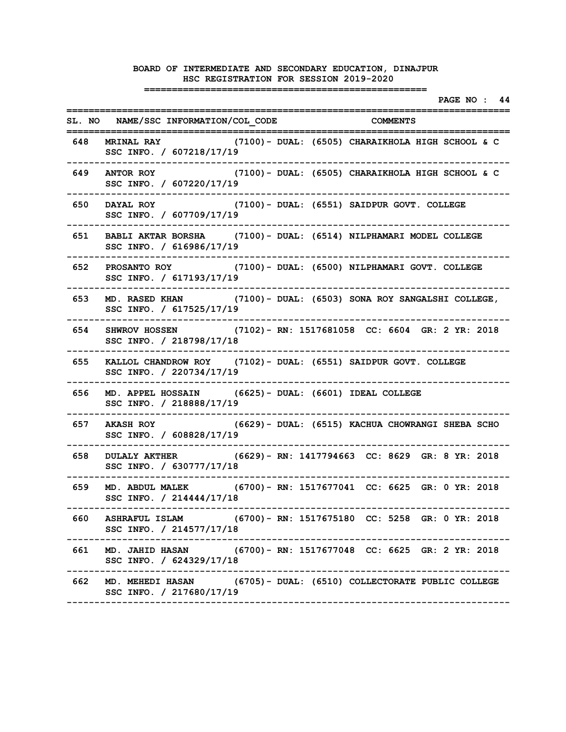**BOARD OF INTERMEDIATE AND SECONDARY EDUCATION, DINAJPUR**
**HSC REGISTRATION FOR SESSION 2019-2020**

| SL. NO | NAME/SSC INFORMATION/COL_CODE | COMMENTS |
|---|---|---|
| 648 | MRINAL RAY (7100)- SSC INFO. / 607218/17/19 | DUAL: (6505) CHARAIKHOLA HIGH SCHOOL & C |
| 649 | ANTOR ROY (7100)- SSC INFO. / 607220/17/19 | DUAL: (6505) CHARAIKHOLA HIGH SCHOOL & C |
| 650 | DAYAL ROY (7100)- SSC INFO. / 607709/17/19 | DUAL: (6551) SAIDPUR GOVT. COLLEGE |
| 651 | BABLI AKTAR BORSHA (7100)- SSC INFO. / 616986/17/19 | DUAL: (6514) NILPHAMARI MODEL COLLEGE |
| 652 | PROSANTO ROY (7100)- SSC INFO. / 617193/17/19 | DUAL: (6500) NILPHAMARI GOVT. COLLEGE |
| 653 | MD. RASED KHAN (7100)- SSC INFO. / 617525/17/19 | DUAL: (6503) SONA ROY SANGALSHI COLLEGE, |
| 654 | SHWROV HOSSEN (7102)- SSC INFO. / 218798/17/18 | RN: 1517681058 CC: 6604 GR: 2 YR: 2018 |
| 655 | KALLOL CHANDROW ROY (7102)- SSC INFO. / 220734/17/19 | DUAL: (6551) SAIDPUR GOVT. COLLEGE |
| 656 | MD. APPEL HOSSAIN (6625)- SSC INFO. / 218888/17/19 | DUAL: (6601) IDEAL COLLEGE |
| 657 | AKASH ROY (6629)- SSC INFO. / 608828/17/19 | DUAL: (6515) KACHUA CHOWRANGI SHEBA SCHO |
| 658 | DULALY AKTHER (6629)- SSC INFO. / 630777/17/18 | RN: 1417794663 CC: 8629 GR: 8 YR: 2018 |
| 659 | MD. ABDUL MALEK (6700)- SSC INFO. / 214444/17/18 | RN: 1517677041 CC: 6625 GR: 0 YR: 2018 |
| 660 | ASHRAFUL ISLAM (6700)- SSC INFO. / 214577/17/18 | RN: 1517675180 CC: 5258 GR: 0 YR: 2018 |
| 661 | MD. JAHID HASAN (6700)- SSC INFO. / 624329/17/18 | RN: 1517677048 CC: 6625 GR: 2 YR: 2018 |
| 662 | MD. MEHEDI HASAN (6705)- SSC INFO. / 217680/17/19 | DUAL: (6510) COLLECTORATE PUBLIC COLLEGE |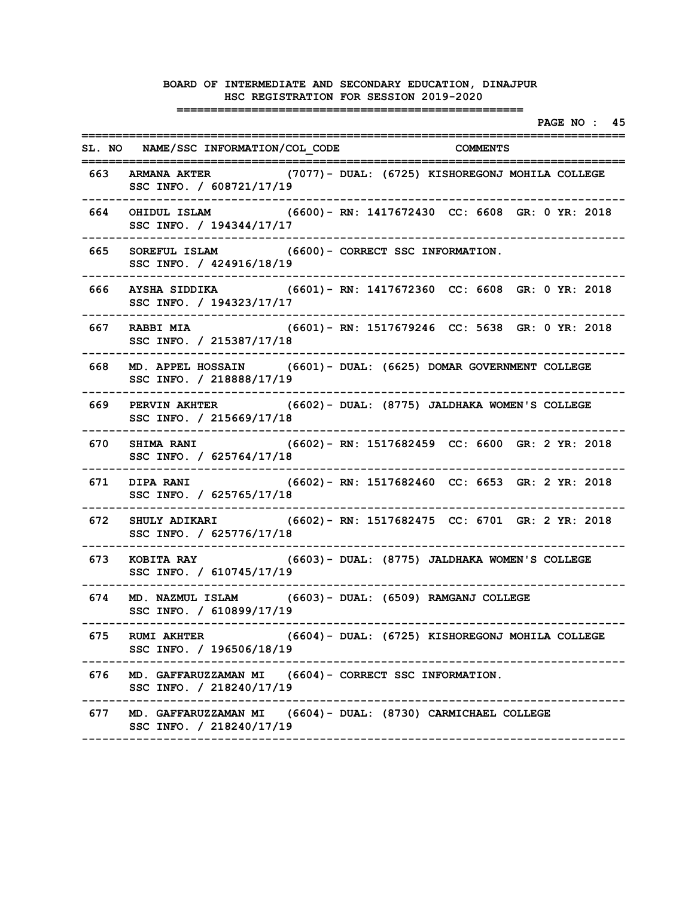**BOARD OF INTERMEDIATE AND SECONDARY EDUCATION, DINAJPUR**
**HSC REGISTRATION FOR SESSION 2019-2020**

| SL. NO | NAME/SSC INFORMATION/COL_CODE | COMMENTS |
|---|---|---|
| 663 | ARMANA AKTER (7077)- SSC INFO. / 608721/17/19 | DUAL: (6725) KISHOREGONJ MOHILA COLLEGE |
| 664 | OHIDUL ISLAM (6600)- SSC INFO. / 194344/17/17 | RN: 1417672430 CC: 6608 GR: 0 YR: 2018 |
| 665 | SOREFUL ISLAM (6600)- SSC INFO. / 424916/18/19 | CORRECT SSC INFORMATION. |
| 666 | AYSHA SIDDIKA (6601)- SSC INFO. / 194323/17/17 | RN: 1417672360 CC: 6608 GR: 0 YR: 2018 |
| 667 | RABBI MIA (6601)- SSC INFO. / 215387/17/18 | RN: 1517679246 CC: 5638 GR: 0 YR: 2018 |
| 668 | MD. APPEL HOSSAIN (6601)- SSC INFO. / 218888/17/19 | DUAL: (6625) DOMAR GOVERNMENT COLLEGE |
| 669 | PERVIN AKHTER (6602)- SSC INFO. / 215669/17/18 | DUAL: (8775) JALDHAKA WOMEN'S COLLEGE |
| 670 | SHIMA RANI (6602)- SSC INFO. / 625764/17/18 | RN: 1517682459 CC: 6600 GR: 2 YR: 2018 |
| 671 | DIPA RANI (6602)- SSC INFO. / 625765/17/18 | RN: 1517682460 CC: 6653 GR: 2 YR: 2018 |
| 672 | SHULY ADIKARI (6602)- SSC INFO. / 625776/17/18 | RN: 1517682475 CC: 6701 GR: 2 YR: 2018 |
| 673 | KOBITA RAY (6603)- SSC INFO. / 610745/17/19 | DUAL: (8775) JALDHAKA WOMEN'S COLLEGE |
| 674 | MD. NAZMUL ISLAM (6603)- SSC INFO. / 610899/17/19 | DUAL: (6509) RAMGANJ COLLEGE |
| 675 | RUMI AKHTER (6604)- SSC INFO. / 196506/18/19 | DUAL: (6725) KISHOREGONJ MOHILA COLLEGE |
| 676 | MD. GAFFARUZZAMAN MI (6604)- SSC INFO. / 218240/17/19 | CORRECT SSC INFORMATION. |
| 677 | MD. GAFFARUZZAMAN MI (6604)- SSC INFO. / 218240/17/19 | DUAL: (8730) CARMICHAEL COLLEGE |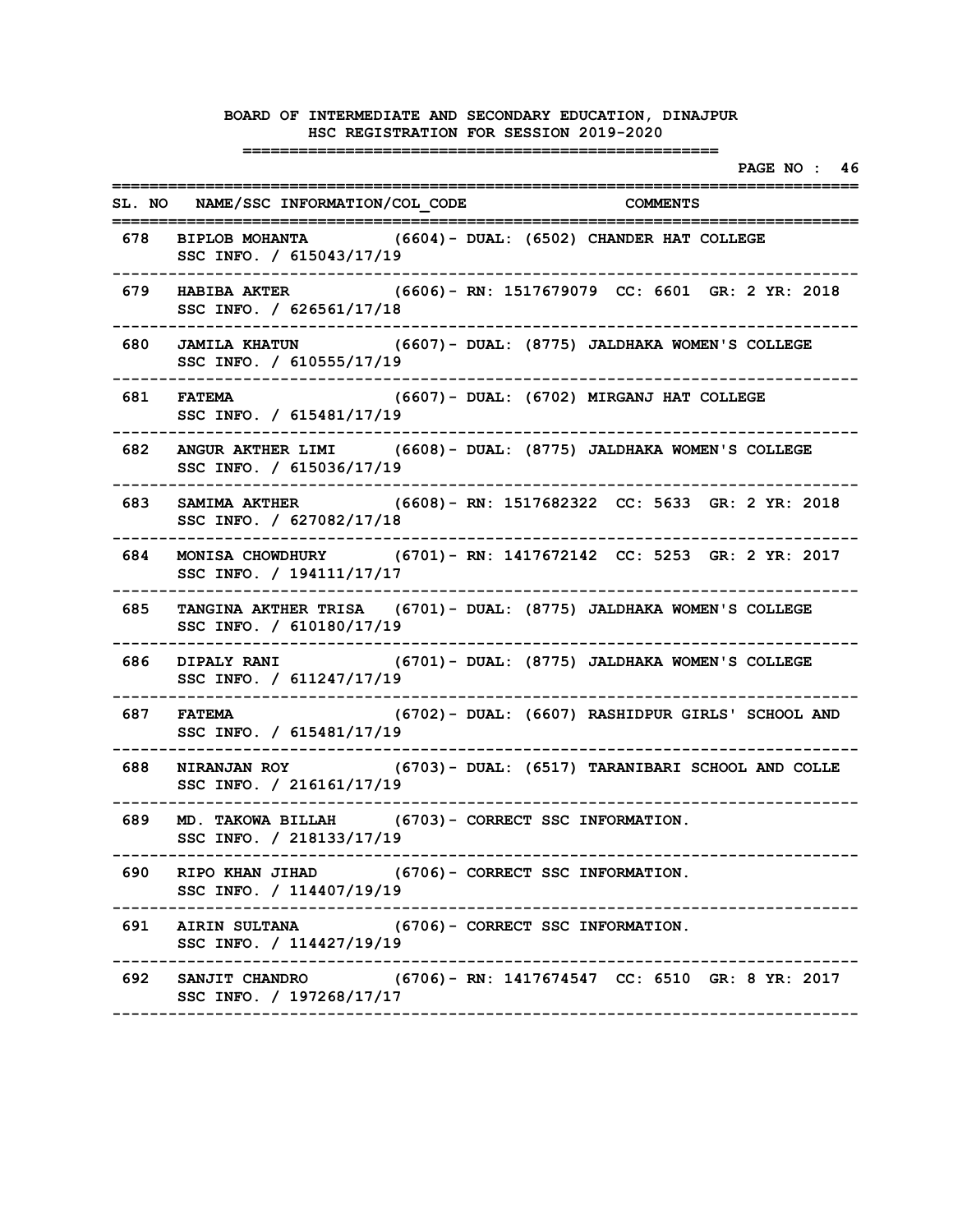**BOARD OF INTERMEDIATE AND SECONDARY EDUCATION, DINAJPUR**
**HSC REGISTRATION FOR SESSION 2019-2020**

| SL. NO | NAME/SSC INFORMATION/COL_CODE | COMMENTS |
|---|---|---|
| 678 | BIPLOB MOHANTA (6604)- SSC INFO. / 615043/17/19 | DUAL: (6502) CHANDER HAT COLLEGE |
| 679 | HABIBA AKTER (6606)- SSC INFO. / 626561/17/18 | RN: 1517679079 CC: 6601 GR: 2 YR: 2018 |
| 680 | JAMILA KHATUN (6607)- SSC INFO. / 610555/17/19 | DUAL: (8775) JALDHAKA WOMEN'S COLLEGE |
| 681 | FATEMA (6607)- SSC INFO. / 615481/17/19 | DUAL: (6702) MIRGANJ HAT COLLEGE |
| 682 | ANGUR AKTHER LIMI (6608)- SSC INFO. / 615036/17/19 | DUAL: (8775) JALDHAKA WOMEN'S COLLEGE |
| 683 | SAMIMA AKTHER (6608)- SSC INFO. / 627082/17/18 | RN: 1517682322 CC: 5633 GR: 2 YR: 2018 |
| 684 | MONISA CHOWDHURY (6701)- SSC INFO. / 194111/17/17 | RN: 1417672142 CC: 5253 GR: 2 YR: 2017 |
| 685 | TANGINA AKTHER TRISA (6701)- SSC INFO. / 610180/17/19 | DUAL: (8775) JALDHAKA WOMEN'S COLLEGE |
| 686 | DIPALY RANI (6701)- SSC INFO. / 611247/17/19 | DUAL: (8775) JALDHAKA WOMEN'S COLLEGE |
| 687 | FATEMA (6702)- SSC INFO. / 615481/17/19 | DUAL: (6607) RASHIDPUR GIRLS' SCHOOL AND |
| 688 | NIRANJAN ROY (6703)- SSC INFO. / 216161/17/19 | DUAL: (6517) TARANIBARI SCHOOL AND COLLE |
| 689 | MD. TAKOWA BILLAH (6703)- SSC INFO. / 218133/17/19 | CORRECT SSC INFORMATION. |
| 690 | RIPO KHAN JIHAD (6706)- SSC INFO. / 114407/19/19 | CORRECT SSC INFORMATION. |
| 691 | AIRIN SULTANA (6706)- SSC INFO. / 114427/19/19 | CORRECT SSC INFORMATION. |
| 692 | SANJIT CHANDRO (6706)- SSC INFO. / 197268/17/17 | RN: 1417674547 CC: 6510 GR: 8 YR: 2017 |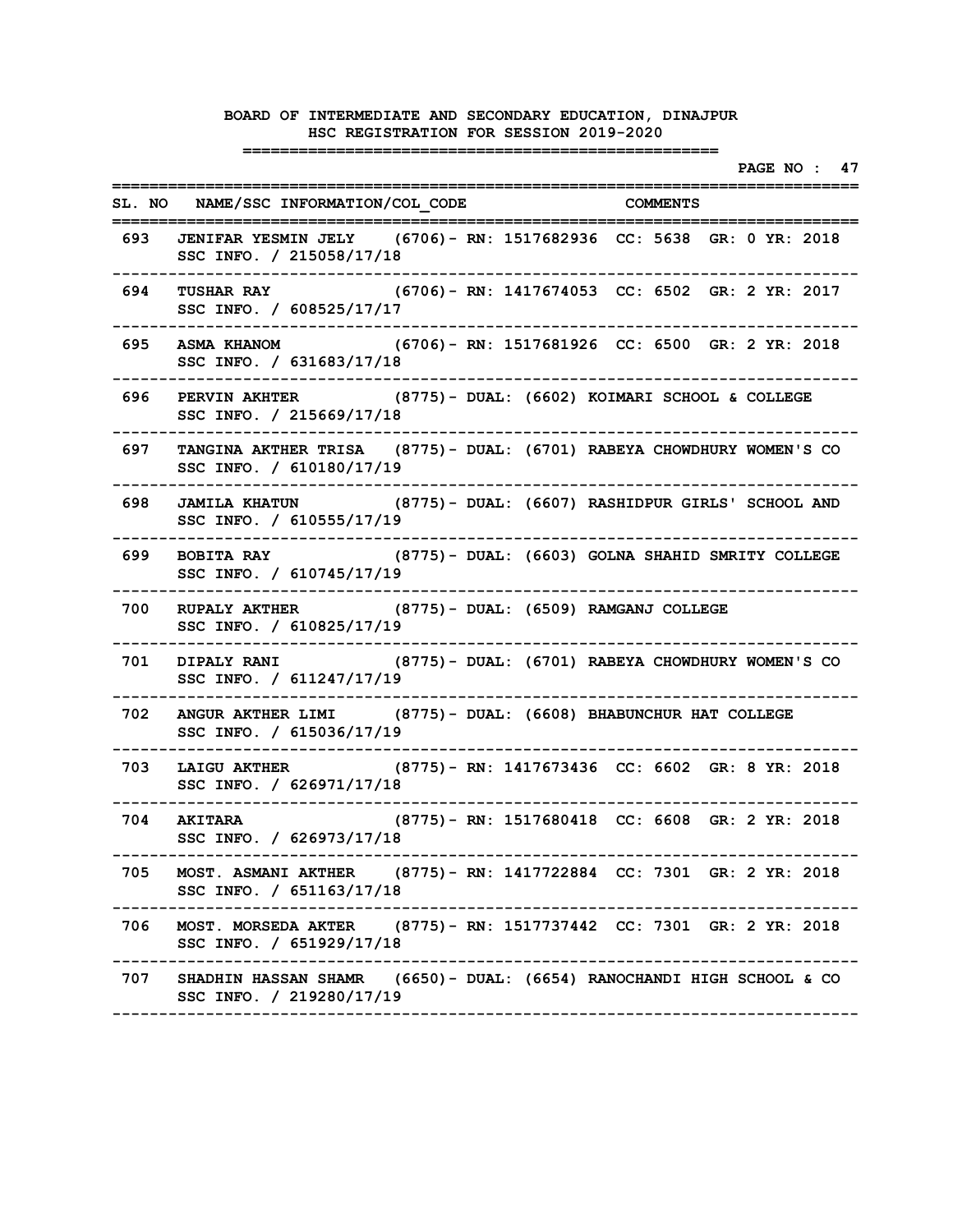**BOARD OF INTERMEDIATE AND SECONDARY EDUCATION, DINAJPUR**
**HSC REGISTRATION FOR SESSION 2019-2020**

**PAGE NO : 47**

| SL. NO | NAME/SSC INFORMATION/COL_CODE | COMMENTS |
|---|---|---|
| 693 | JENIFAR YESMIN JELY (6706)<br>SSC INFO. / 215058/17/18 | RN: 1517682936 CC: 5638 GR: 0 YR: 2018 |
| 694 | TUSHAR RAY (6706)<br>SSC INFO. / 608525/17/17 | RN: 1417674053 CC: 6502 GR: 2 YR: 2017 |
| 695 | ASMA KHANOM (6706)<br>SSC INFO. / 631683/17/18 | RN: 1517681926 CC: 6500 GR: 2 YR: 2018 |
| 696 | PERVIN AKHTER (8775)<br>SSC INFO. / 215669/17/18 | DUAL: (6602) KOIMARI SCHOOL & COLLEGE |
| 697 | TANGINA AKTHER TRISA (8775)<br>SSC INFO. / 610180/17/19 | DUAL: (6701) RABEYA CHOWDHURY WOMEN'S CO |
| 698 | JAMILA KHATUN (8775)<br>SSC INFO. / 610555/17/19 | DUAL: (6607) RASHIDPUR GIRLS' SCHOOL AND |
| 699 | BOBITA RAY (8775)<br>SSC INFO. / 610745/17/19 | DUAL: (6603) GOLNA SHAHID SMRITY COLLEGE |
| 700 | RUPALY AKTHER (8775)<br>SSC INFO. / 610825/17/19 | DUAL: (6509) RAMGANJ COLLEGE |
| 701 | DIPALY RANI (8775)<br>SSC INFO. / 611247/17/19 | DUAL: (6701) RABEYA CHOWDHURY WOMEN'S CO |
| 702 | ANGUR AKTHER LIMI (8775)<br>SSC INFO. / 615036/17/19 | DUAL: (6608) BHABUNCHUR HAT COLLEGE |
| 703 | LAIGU AKTHER (8775)<br>SSC INFO. / 626971/17/18 | RN: 1417673436 CC: 6602 GR: 8 YR: 2018 |
| 704 | AKITARA (8775)<br>SSC INFO. / 626973/17/18 | RN: 1517680418 CC: 6608 GR: 2 YR: 2018 |
| 705 | MOST. ASMANI AKTHER (8775)<br>SSC INFO. / 651163/17/18 | RN: 1417722884 CC: 7301 GR: 2 YR: 2018 |
| 706 | MOST. MORSEDA AKTER (8775)<br>SSC INFO. / 651929/17/18 | RN: 1517737442 CC: 7301 GR: 2 YR: 2018 |
| 707 | SHADHIN HASSAN SHAMR (6650)<br>SSC INFO. / 219280/17/19 | DUAL: (6654) RANOCHANDI HIGH SCHOOL & CO |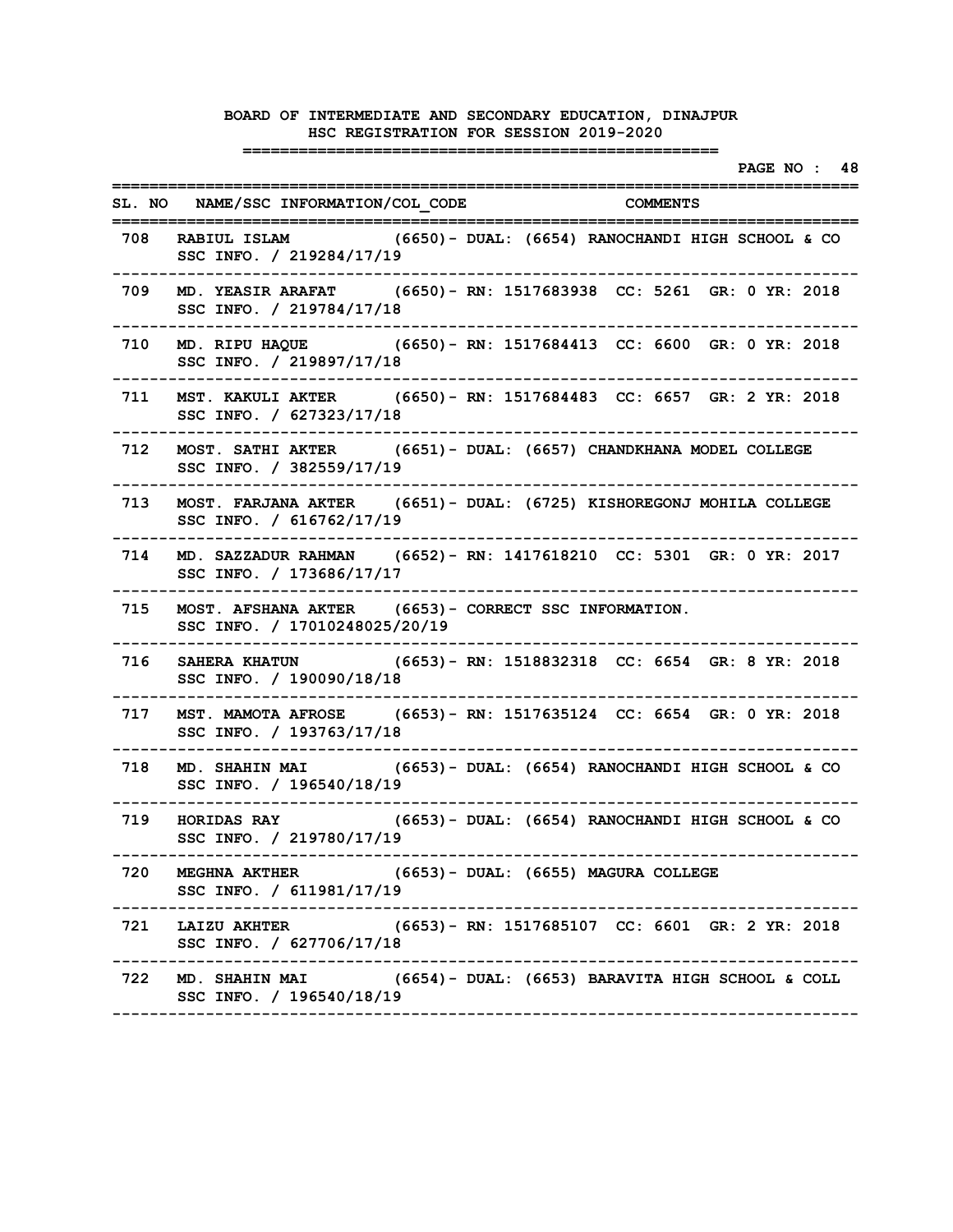**BOARD OF INTERMEDIATE AND SECONDARY EDUCATION, DINAJPUR**
**HSC REGISTRATION FOR SESSION 2019-2020**

| SL. NO | NAME/SSC INFORMATION/COL_CODE | COMMENTS |
|---|---|---|
| 708 | RABIUL ISLAM (6650)<br>SSC INFO. / 219284/17/19 | DUAL: (6654) RANOCHANDI HIGH SCHOOL & CO |
| 709 | MD. YEASIR ARAFAT (6650)<br>SSC INFO. / 219784/17/18 | RN: 1517683938 CC: 5261 GR: 0 YR: 2018 |
| 710 | MD. RIPU HAQUE (6650)<br>SSC INFO. / 219897/17/18 | RN: 1517684413 CC: 6600 GR: 0 YR: 2018 |
| 711 | MST. KAKULI AKTER (6650)<br>SSC INFO. / 627323/17/18 | RN: 1517684483 CC: 6657 GR: 2 YR: 2018 |
| 712 | MOST. SATHI AKTER (6651)<br>SSC INFO. / 382559/17/19 | DUAL: (6657) CHANDKHANA MODEL COLLEGE |
| 713 | MOST. FARJANA AKTER (6651)<br>SSC INFO. / 616762/17/19 | DUAL: (6725) KISHOREGONJ MOHILA COLLEGE |
| 714 | MD. SAZZADUR RAHMAN (6652)<br>SSC INFO. / 173686/17/17 | RN: 1417618210 CC: 5301 GR: 0 YR: 2017 |
| 715 | MOST. AFSHANA AKTER (6653)<br>SSC INFO. / 17010248025/20/19 | CORRECT SSC INFORMATION. |
| 716 | SAHERA KHATUN (6653)<br>SSC INFO. / 190090/18/18 | RN: 1518832318 CC: 6654 GR: 8 YR: 2018 |
| 717 | MST. MAMOTA AFROSE (6653)<br>SSC INFO. / 193763/17/18 | RN: 1517635124 CC: 6654 GR: 0 YR: 2018 |
| 718 | MD. SHAHIN MAI (6653)<br>SSC INFO. / 196540/18/19 | DUAL: (6654) RANOCHANDI HIGH SCHOOL & CO |
| 719 | HORIDAS RAY (6653)<br>SSC INFO. / 219780/17/19 | DUAL: (6654) RANOCHANDI HIGH SCHOOL & CO |
| 720 | MEGHNA AKTHER (6653)<br>SSC INFO. / 611981/17/19 | DUAL: (6655) MAGURA COLLEGE |
| 721 | LAIZU AKHTER (6653)<br>SSC INFO. / 627706/17/18 | RN: 1517685107 CC: 6601 GR: 2 YR: 2018 |
| 722 | MD. SHAHIN MAI (6654)<br>SSC INFO. / 196540/18/19 | DUAL: (6653) BARAVITA HIGH SCHOOL & COLL |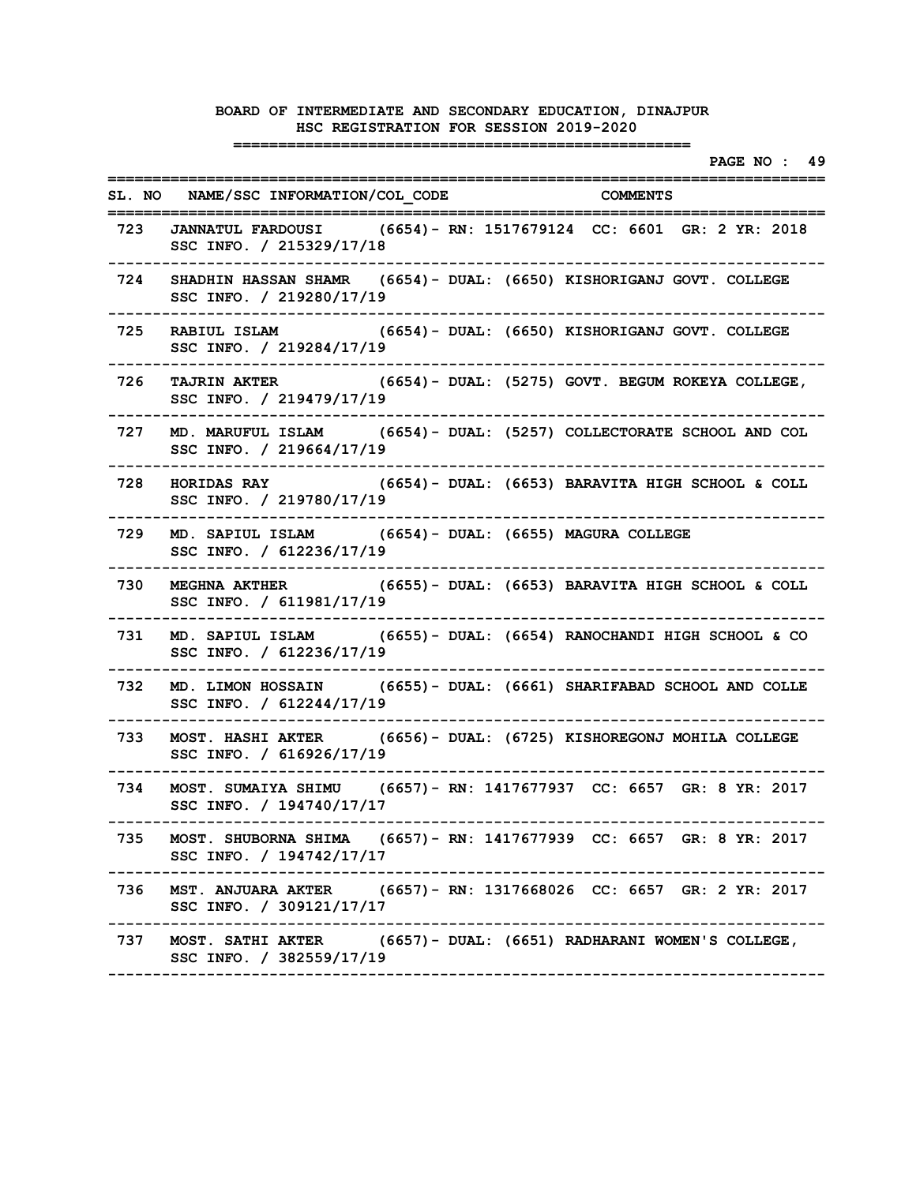**BOARD OF INTERMEDIATE AND SECONDARY EDUCATION, DINAJPUR**
**HSC REGISTRATION FOR SESSION 2019-2020**

| SL. NO | NAME/SSC INFORMATION/COL_CODE | COMMENTS |
|---|---|---|
| 723 | JANNATUL FARDOUSI (6654)<br>SSC INFO. / 215329/17/18 | RN: 1517679124 CC: 6601 GR: 2 YR: 2018 |
| 724 | SHADHIN HASSAN SHAMR (6654)<br>SSC INFO. / 219280/17/19 | DUAL: (6650) KISHORIGANJ GOVT. COLLEGE |
| 725 | RABIUL ISLAM (6654)<br>SSC INFO. / 219284/17/19 | DUAL: (6650) KISHORIGANJ GOVT. COLLEGE |
| 726 | TAJRIN AKTER (6654)<br>SSC INFO. / 219479/17/19 | DUAL: (5275) GOVT. BEGUM ROKEYA COLLEGE, |
| 727 | MD. MARUFUL ISLAM (6654)<br>SSC INFO. / 219664/17/19 | DUAL: (5257) COLLECTORATE SCHOOL AND COL |
| 728 | HORIDAS RAY (6654)<br>SSC INFO. / 219780/17/19 | DUAL: (6653) BARAVITA HIGH SCHOOL & COLL |
| 729 | MD. SAPIUL ISLAM (6654)<br>SSC INFO. / 612236/17/19 | DUAL: (6655) MAGURA COLLEGE |
| 730 | MEGHNA AKTHER (6655)<br>SSC INFO. / 611981/17/19 | DUAL: (6653) BARAVITA HIGH SCHOOL & COLL |
| 731 | MD. SAPIUL ISLAM (6655)<br>SSC INFO. / 612236/17/19 | DUAL: (6654) RANOCHANDI HIGH SCHOOL & CO |
| 732 | MD. LIMON HOSSAIN (6655)<br>SSC INFO. / 612244/17/19 | DUAL: (6661) SHARIFABAD SCHOOL AND COLLE |
| 733 | MOST. HASHI AKTER (6656)<br>SSC INFO. / 616926/17/19 | DUAL: (6725) KISHOREGONJ MOHILA COLLEGE |
| 734 | MOST. SUMAIYA SHIMU (6657)<br>SSC INFO. / 194740/17/17 | RN: 1417677937 CC: 6657 GR: 8 YR: 2017 |
| 735 | MOST. SHUBORNA SHIMA (6657)<br>SSC INFO. / 194742/17/17 | RN: 1417677939 CC: 6657 GR: 8 YR: 2017 |
| 736 | MST. ANJUARA AKTER (6657)<br>SSC INFO. / 309121/17/17 | RN: 1317668026 CC: 6657 GR: 2 YR: 2017 |
| 737 | MOST. SATHI AKTER (6657)<br>SSC INFO. / 382559/17/19 | DUAL: (6651) RADHARANI WOMEN'S COLLEGE, |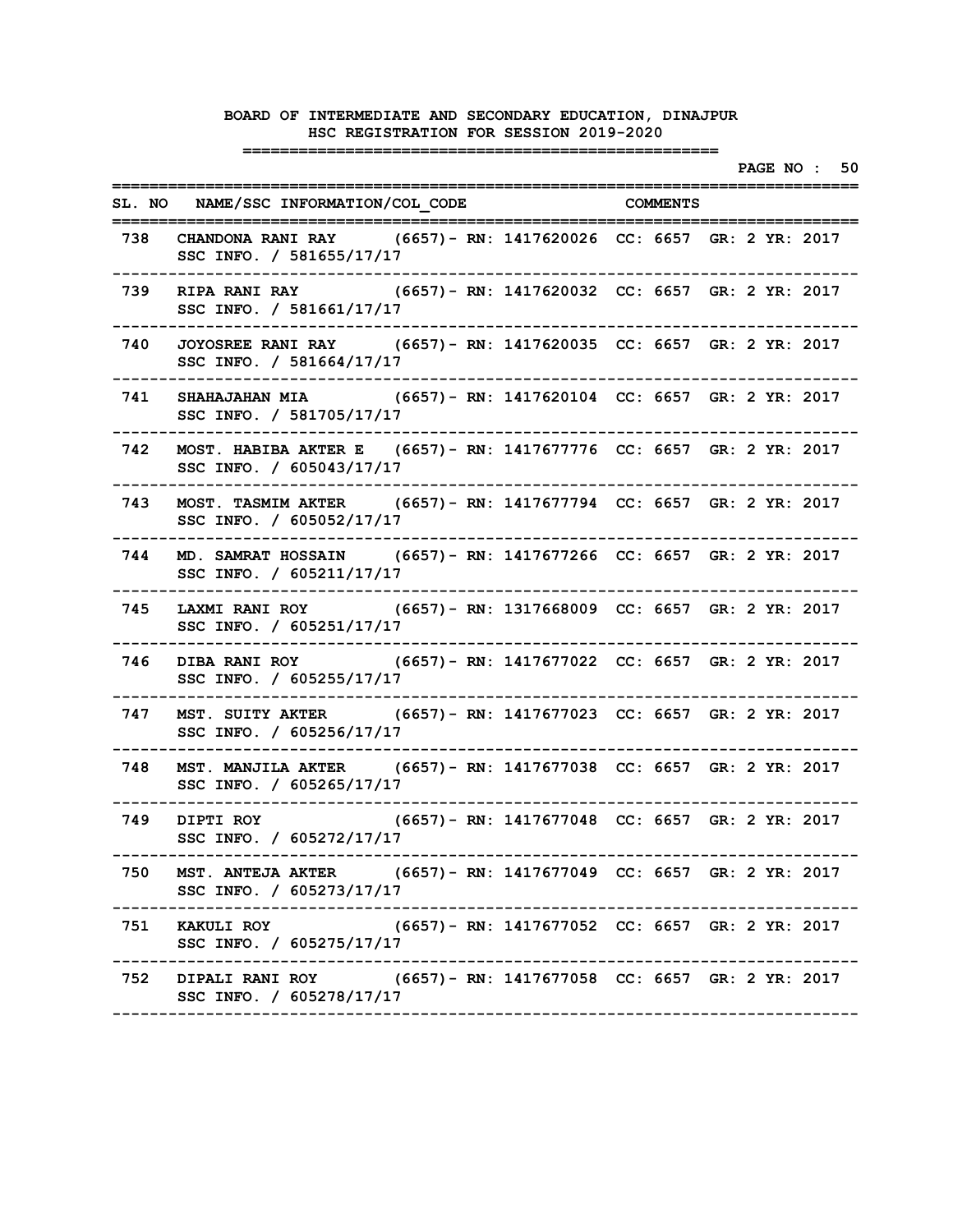**BOARD OF INTERMEDIATE AND SECONDARY EDUCATION, DINAJPUR**
**HSC REGISTRATION FOR SESSION 2019-2020**

| SL. NO | NAME/SSC INFORMATION/COL_CODE | COMMENTS |
|---|---|---|
| 738 | CHANDONA RANI RAY (6657)- RN: 1417620026 CC: 6657 GR: 2 YR: 2017<br>SSC INFO. / 581655/17/17 | |
| 739 | RIPA RANI RAY (6657)- RN: 1417620032 CC: 6657 GR: 2 YR: 2017<br>SSC INFO. / 581661/17/17 | |
| 740 | JOYOSREE RANI RAY (6657)- RN: 1417620035 CC: 6657 GR: 2 YR: 2017<br>SSC INFO. / 581664/17/17 | |
| 741 | SHAHAJAHAN MIA (6657)- RN: 1417620104 CC: 6657 GR: 2 YR: 2017<br>SSC INFO. / 581705/17/17 | |
| 742 | MOST. HABIBA AKTER E (6657)- RN: 1417677776 CC: 6657 GR: 2 YR: 2017<br>SSC INFO. / 605043/17/17 | |
| 743 | MOST. TASMIM AKTER (6657)- RN: 1417677794 CC: 6657 GR: 2 YR: 2017<br>SSC INFO. / 605052/17/17 | |
| 744 | MD. SAMRAT HOSSAIN (6657)- RN: 1417677266 CC: 6657 GR: 2 YR: 2017<br>SSC INFO. / 605211/17/17 | |
| 745 | LAXMI RANI ROY (6657)- RN: 1317668009 CC: 6657 GR: 2 YR: 2017<br>SSC INFO. / 605251/17/17 | |
| 746 | DIBA RANI ROY (6657)- RN: 1417677022 CC: 6657 GR: 2 YR: 2017<br>SSC INFO. / 605255/17/17 | |
| 747 | MST. SUITY AKTER (6657)- RN: 1417677023 CC: 6657 GR: 2 YR: 2017<br>SSC INFO. / 605256/17/17 | |
| 748 | MST. MANJILA AKTER (6657)- RN: 1417677038 CC: 6657 GR: 2 YR: 2017<br>SSC INFO. / 605265/17/17 | |
| 749 | DIPTI ROY (6657)- RN: 1417677048 CC: 6657 GR: 2 YR: 2017<br>SSC INFO. / 605272/17/17 | |
| 750 | MST. ANTEJA AKTER (6657)- RN: 1417677049 CC: 6657 GR: 2 YR: 2017<br>SSC INFO. / 605273/17/17 | |
| 751 | KAKULI ROY (6657)- RN: 1417677052 CC: 6657 GR: 2 YR: 2017<br>SSC INFO. / 605275/17/17 | |
| 752 | DIPALI RANI ROY (6657)- RN: 1417677058 CC: 6657 GR: 2 YR: 2017<br>SSC INFO. / 605278/17/17 | |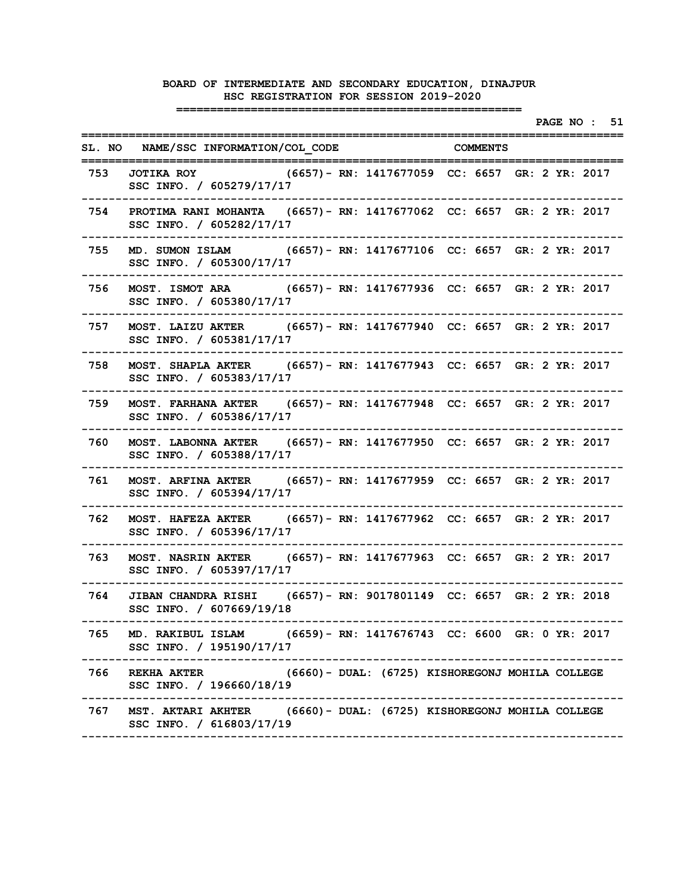**BOARD OF INTERMEDIATE AND SECONDARY EDUCATION, DINAJPUR**
**HSC REGISTRATION FOR SESSION 2019-2020**

| SL. NO | NAME/SSC INFORMATION/COL_CODE | COMMENTS |
|---|---|---|
| 753 | JOTIKA ROY (6657)<br>SSC INFO. / 605279/17/17 | RN: 1417677059 CC: 6657 GR: 2 YR: 2017 |
| 754 | PROTIMA RANI MOHANTA (6657)<br>SSC INFO. / 605282/17/17 | RN: 1417677062 CC: 6657 GR: 2 YR: 2017 |
| 755 | MD. SUMON ISLAM (6657)<br>SSC INFO. / 605300/17/17 | RN: 1417677106 CC: 6657 GR: 2 YR: 2017 |
| 756 | MOST. ISMOT ARA (6657)<br>SSC INFO. / 605380/17/17 | RN: 1417677936 CC: 6657 GR: 2 YR: 2017 |
| 757 | MOST. LAIZU AKTER (6657)<br>SSC INFO. / 605381/17/17 | RN: 1417677940 CC: 6657 GR: 2 YR: 2017 |
| 758 | MOST. SHAPLA AKTER (6657)<br>SSC INFO. / 605383/17/17 | RN: 1417677943 CC: 6657 GR: 2 YR: 2017 |
| 759 | MOST. FARHANA AKTER (6657)<br>SSC INFO. / 605386/17/17 | RN: 1417677948 CC: 6657 GR: 2 YR: 2017 |
| 760 | MOST. LABONNA AKTER (6657)<br>SSC INFO. / 605388/17/17 | RN: 1417677950 CC: 6657 GR: 2 YR: 2017 |
| 761 | MOST. ARFINA AKTER (6657)<br>SSC INFO. / 605394/17/17 | RN: 1417677959 CC: 6657 GR: 2 YR: 2017 |
| 762 | MOST. HAFEZA AKTER (6657)<br>SSC INFO. / 605396/17/17 | RN: 1417677962 CC: 6657 GR: 2 YR: 2017 |
| 763 | MOST. NASRIN AKTER (6657)<br>SSC INFO. / 605397/17/17 | RN: 1417677963 CC: 6657 GR: 2 YR: 2017 |
| 764 | JIBAN CHANDRA RISHI (6657)<br>SSC INFO. / 607669/19/18 | RN: 9017801149 CC: 6657 GR: 2 YR: 2018 |
| 765 | MD. RAKIBUL ISLAM (6659)<br>SSC INFO. / 195190/17/17 | RN: 1417676743 CC: 6600 GR: 0 YR: 2017 |
| 766 | REKHA AKTER (6660)<br>SSC INFO. / 196660/18/19 | DUAL: (6725) KISHOREGONJ MOHILA COLLEGE |
| 767 | MST. AKTARI AKHTER (6660)<br>SSC INFO. / 616803/17/19 | DUAL: (6725) KISHOREGONJ MOHILA COLLEGE |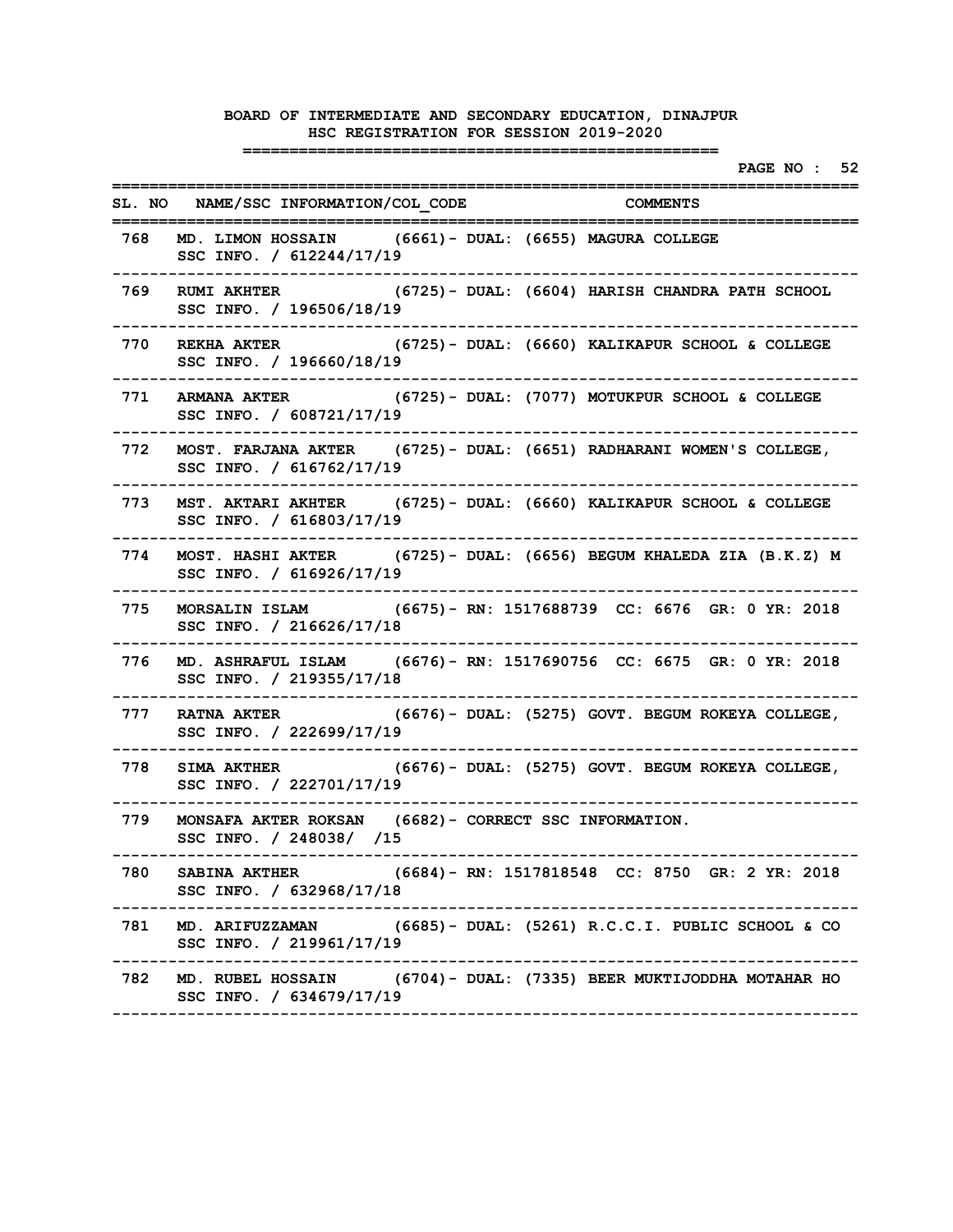**BOARD OF INTERMEDIATE AND SECONDARY EDUCATION, DINAJPUR**
**HSC REGISTRATION FOR SESSION 2019-2020**

| SL. NO | NAME/SSC INFORMATION/COL_CODE | COMMENTS |
|---|---|---|
| 768 | MD. LIMON HOSSAIN (6661)- SSC INFO. / 612244/17/19 | DUAL: (6655) MAGURA COLLEGE |
| 769 | RUMI AKHTER (6725)- SSC INFO. / 196506/18/19 | DUAL: (6604) HARISH CHANDRA PATH SCHOOL |
| 770 | REKHA AKTER (6725)- SSC INFO. / 196660/18/19 | DUAL: (6660) KALIKAPUR SCHOOL & COLLEGE |
| 771 | ARMANA AKTER (6725)- SSC INFO. / 608721/17/19 | DUAL: (7077) MOTUKPUR SCHOOL & COLLEGE |
| 772 | MOST. FARJANA AKTER (6725)- SSC INFO. / 616762/17/19 | DUAL: (6651) RADHARANI WOMEN'S COLLEGE, |
| 773 | MST. AKTARI AKHTER (6725)- SSC INFO. / 616803/17/19 | DUAL: (6660) KALIKAPUR SCHOOL & COLLEGE |
| 774 | MOST. HASHI AKTER (6725)- SSC INFO. / 616926/17/19 | DUAL: (6656) BEGUM KHALEDA ZIA (B.K.Z) M |
| 775 | MORSALIN ISLAM (6675)- SSC INFO. / 216626/17/18 | RN: 1517688739 CC: 6676 GR: 0 YR: 2018 |
| 776 | MD. ASHRAFUL ISLAM (6676)- SSC INFO. / 219355/17/18 | RN: 1517690756 CC: 6675 GR: 0 YR: 2018 |
| 777 | RATNA AKTER (6676)- SSC INFO. / 222699/17/19 | DUAL: (5275) GOVT. BEGUM ROKEYA COLLEGE, |
| 778 | SIMA AKTHER (6676)- SSC INFO. / 222701/17/19 | DUAL: (5275) GOVT. BEGUM ROKEYA COLLEGE, |
| 779 | MONSAFA AKTER ROKSAN (6682)- SSC INFO. / 248038/ /15 | CORRECT SSC INFORMATION. |
| 780 | SABINA AKTHER (6684)- SSC INFO. / 632968/17/18 | RN: 1517818548 CC: 8750 GR: 2 YR: 2018 |
| 781 | MD. ARIFUZZAMAN (6685)- SSC INFO. / 219961/17/19 | DUAL: (5261) R.C.C.I. PUBLIC SCHOOL & CO |
| 782 | MD. RUBEL HOSSAIN (6704)- SSC INFO. / 634679/17/19 | DUAL: (7335) BEER MUKTIJODDHA MOTAHAR HO |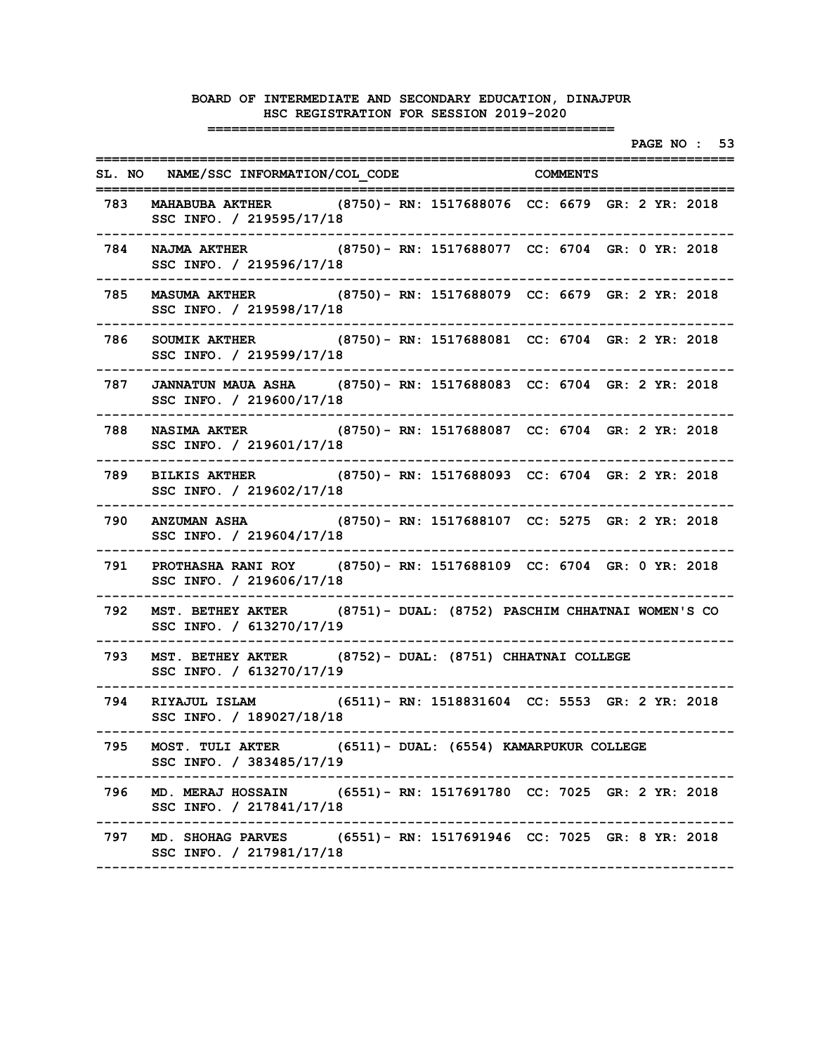**BOARD OF INTERMEDIATE AND SECONDARY EDUCATION, DINAJPUR**
**HSC REGISTRATION FOR SESSION 2019-2020**

| SL. NO | NAME/SSC INFORMATION/COL_CODE | COMMENTS |
|---|---|---|
| 783 | MAHABUBA AKTHER (8750)- SSC INFO. / 219595/17/18 | RN: 1517688076 CC: 6679 GR: 2 YR: 2018 |
| 784 | NAJMA AKTHER (8750)- SSC INFO. / 219596/17/18 | RN: 1517688077 CC: 6704 GR: 0 YR: 2018 |
| 785 | MASUMA AKTHER (8750)- SSC INFO. / 219598/17/18 | RN: 1517688079 CC: 6679 GR: 2 YR: 2018 |
| 786 | SOUMIK AKTHER (8750)- SSC INFO. / 219599/17/18 | RN: 1517688081 CC: 6704 GR: 2 YR: 2018 |
| 787 | JANNATUN MAUA ASHA (8750)- SSC INFO. / 219600/17/18 | RN: 1517688083 CC: 6704 GR: 2 YR: 2018 |
| 788 | NASIMA AKTER (8750)- SSC INFO. / 219601/17/18 | RN: 1517688087 CC: 6704 GR: 2 YR: 2018 |
| 789 | BILKIS AKTHER (8750)- SSC INFO. / 219602/17/18 | RN: 1517688093 CC: 6704 GR: 2 YR: 2018 |
| 790 | ANZUMAN ASHA (8750)- SSC INFO. / 219604/17/18 | RN: 1517688107 CC: 5275 GR: 2 YR: 2018 |
| 791 | PROTHASHA RANI ROY (8750)- SSC INFO. / 219606/17/18 | RN: 1517688109 CC: 6704 GR: 0 YR: 2018 |
| 792 | MST. BETHEY AKTER (8751)- SSC INFO. / 613270/17/19 | DUAL: (8752) PASCHIM CHHATNAI WOMEN'S CO |
| 793 | MST. BETHEY AKTER (8752)- SSC INFO. / 613270/17/19 | DUAL: (8751) CHHATNAI COLLEGE |
| 794 | RIYAJUL ISLAM (6511)- SSC INFO. / 189027/18/18 | RN: 1518831604 CC: 5553 GR: 2 YR: 2018 |
| 795 | MOST. TULI AKTER (6511)- SSC INFO. / 383485/17/19 | DUAL: (6554) KAMARPUKUR COLLEGE |
| 796 | MD. MERAJ HOSSAIN (6551)- SSC INFO. / 217841/17/18 | RN: 1517691780 CC: 7025 GR: 2 YR: 2018 |
| 797 | MD. SHOHAG PARVES (6551)- SSC INFO. / 217981/17/18 | RN: 1517691946 CC: 7025 GR: 8 YR: 2018 |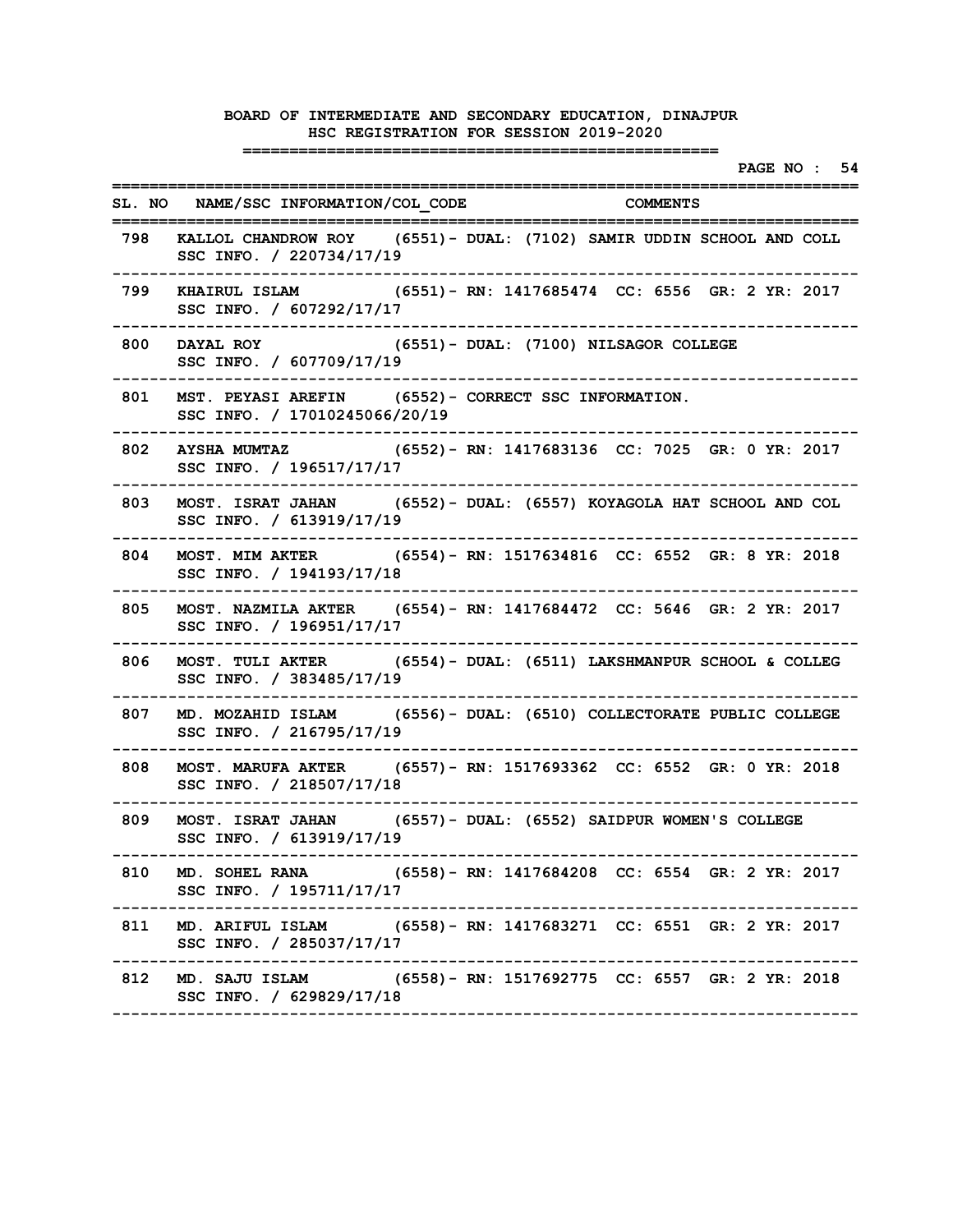**BOARD OF INTERMEDIATE AND SECONDARY EDUCATION, DINAJPUR**
**HSC REGISTRATION FOR SESSION 2019-2020**

| SL. NO | NAME/SSC INFORMATION/COL_CODE | COMMENTS |
|---|---|---|
| 798 | KALLOL CHANDROW ROY (6551)<br>SSC INFO. / 220734/17/19 | DUAL: (7102) SAMIR UDDIN SCHOOL AND COLL |
| 799 | KHAIRUL ISLAM (6551)<br>SSC INFO. / 607292/17/17 | RN: 1417685474 CC: 6556 GR: 2 YR: 2017 |
| 800 | DAYAL ROY (6551)<br>SSC INFO. / 607709/17/19 | DUAL: (7100) NILSAGOR COLLEGE |
| 801 | MST. PEYASI AREFIN (6552)<br>SSC INFO. / 17010245066/20/19 | CORRECT SSC INFORMATION. |
| 802 | AYSHA MUMTAZ (6552)<br>SSC INFO. / 196517/17/17 | RN: 1417683136 CC: 7025 GR: 0 YR: 2017 |
| 803 | MOST. ISRAT JAHAN (6552)<br>SSC INFO. / 613919/17/19 | DUAL: (6557) KOYAGOLA HAT SCHOOL AND COL |
| 804 | MOST. MIM AKTER (6554)<br>SSC INFO. / 194193/17/18 | RN: 1517634816 CC: 6552 GR: 8 YR: 2018 |
| 805 | MOST. NAZMILA AKTER (6554)<br>SSC INFO. / 196951/17/17 | RN: 1417684472 CC: 5646 GR: 2 YR: 2017 |
| 806 | MOST. TULI AKTER (6554)<br>SSC INFO. / 383485/17/19 | DUAL: (6511) LAKSHMANPUR SCHOOL & COLLEG |
| 807 | MD. MOZAHID ISLAM (6556)<br>SSC INFO. / 216795/17/19 | DUAL: (6510) COLLECTORATE PUBLIC COLLEGE |
| 808 | MOST. MARUFA AKTER (6557)<br>SSC INFO. / 218507/17/18 | RN: 1517693362 CC: 6552 GR: 0 YR: 2018 |
| 809 | MOST. ISRAT JAHAN (6557)<br>SSC INFO. / 613919/17/19 | DUAL: (6552) SAIDPUR WOMEN'S COLLEGE |
| 810 | MD. SOHEL RANA (6558)<br>SSC INFO. / 195711/17/17 | RN: 1417684208 CC: 6554 GR: 2 YR: 2017 |
| 811 | MD. ARIFUL ISLAM (6558)<br>SSC INFO. / 285037/17/17 | RN: 1417683271 CC: 6551 GR: 2 YR: 2017 |
| 812 | MD. SAJU ISLAM (6558)<br>SSC INFO. / 629829/17/18 | RN: 1517692775 CC: 6557 GR: 2 YR: 2018 |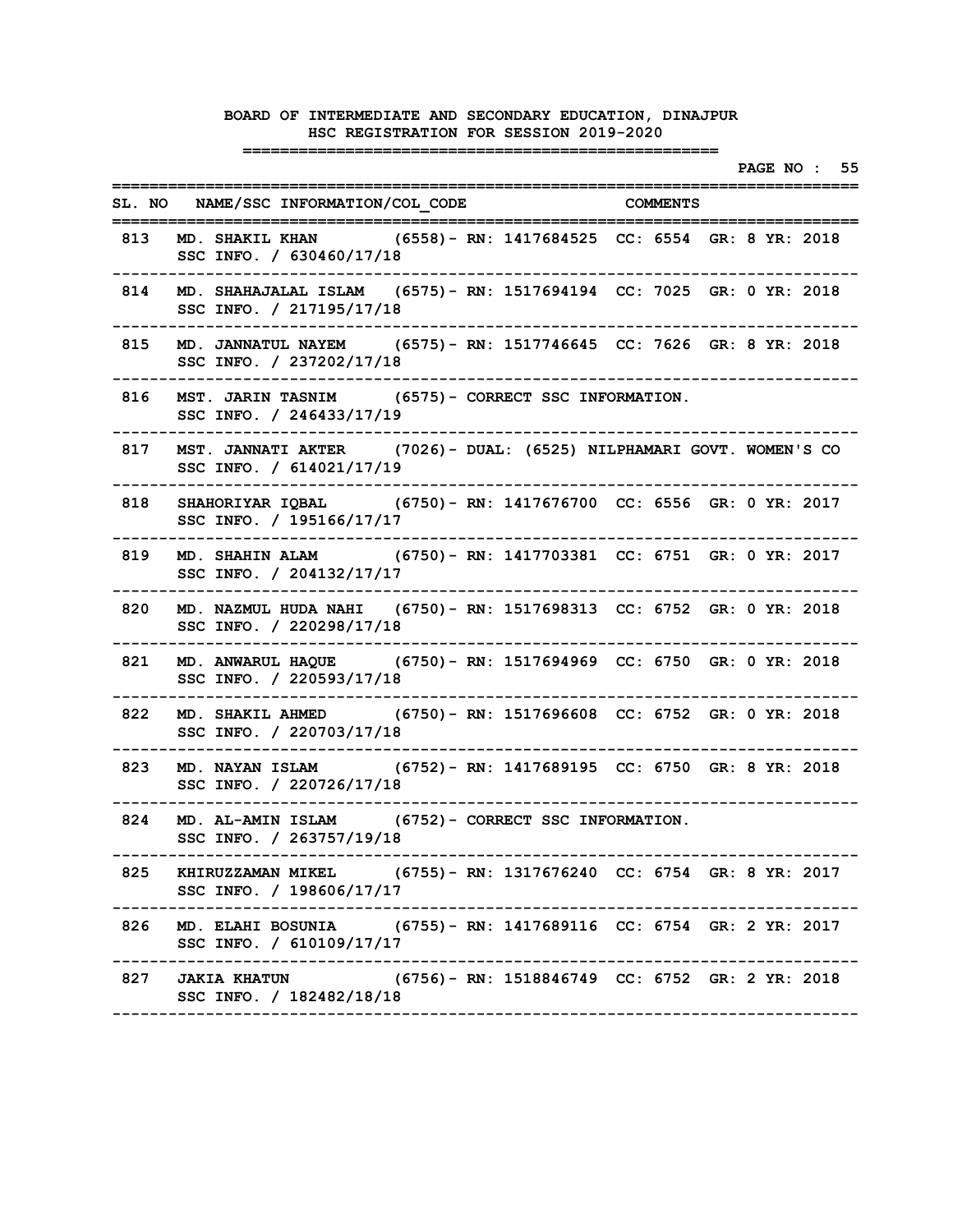**BOARD OF INTERMEDIATE AND SECONDARY EDUCATION, DINAJPUR**
**HSC REGISTRATION FOR SESSION 2019-2020**

| SL. NO | NAME/SSC INFORMATION/COL_CODE | COMMENTS |
|---|---|---|
| 813 | MD. SHAKIL KHAN (6558)- SSC INFO. / 630460/17/18 | RN: 1417684525 CC: 6554 GR: 8 YR: 2018 |
| 814 | MD. SHAHAJALAL ISLAM (6575)- SSC INFO. / 217195/17/18 | RN: 1517694194 CC: 7025 GR: 0 YR: 2018 |
| 815 | MD. JANNATUL NAYEM (6575)- SSC INFO. / 237202/17/18 | RN: 1517746645 CC: 7626 GR: 8 YR: 2018 |
| 816 | MST. JARIN TASNIM (6575)- SSC INFO. / 246433/17/19 | CORRECT SSC INFORMATION. |
| 817 | MST. JANNATI AKTER (7026)- SSC INFO. / 614021/17/19 | DUAL: (6525) NILPHAMARI GOVT. WOMEN'S CO |
| 818 | SHAHORIYAR IQBAL (6750)- SSC INFO. / 195166/17/17 | RN: 1417676700 CC: 6556 GR: 0 YR: 2017 |
| 819 | MD. SHAHIN ALAM (6750)- SSC INFO. / 204132/17/17 | RN: 1417703381 CC: 6751 GR: 0 YR: 2017 |
| 820 | MD. NAZMUL HUDA NAHI (6750)- SSC INFO. / 220298/17/18 | RN: 1517698313 CC: 6752 GR: 0 YR: 2018 |
| 821 | MD. ANWARUL HAQUE (6750)- SSC INFO. / 220593/17/18 | RN: 1517694969 CC: 6750 GR: 0 YR: 2018 |
| 822 | MD. SHAKIL AHMED (6750)- SSC INFO. / 220703/17/18 | RN: 1517696608 CC: 6752 GR: 0 YR: 2018 |
| 823 | MD. NAYAN ISLAM (6752)- SSC INFO. / 220726/17/18 | RN: 1417689195 CC: 6750 GR: 8 YR: 2018 |
| 824 | MD. AL-AMIN ISLAM (6752)- SSC INFO. / 263757/19/18 | CORRECT SSC INFORMATION. |
| 825 | KHIRUZZAMAN MIKEL (6755)- SSC INFO. / 198606/17/17 | RN: 1317676240 CC: 6754 GR: 8 YR: 2017 |
| 826 | MD. ELAHI BOSUNIA (6755)- SSC INFO. / 610109/17/17 | RN: 1417689116 CC: 6754 GR: 2 YR: 2017 |
| 827 | JAKIA KHATUN (6756)- SSC INFO. / 182482/18/18 | RN: 1518846749 CC: 6752 GR: 2 YR: 2018 |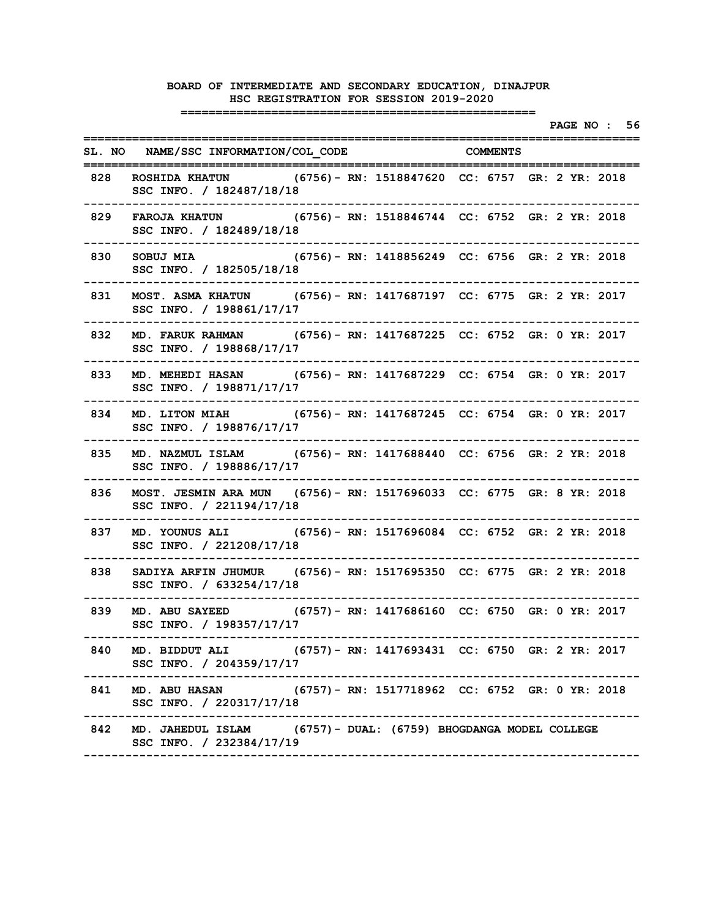**BOARD OF INTERMEDIATE AND SECONDARY EDUCATION, DINAJPUR**
**HSC REGISTRATION FOR SESSION 2019-2020**

| SL. NO | NAME/SSC INFORMATION/COL_CODE | COMMENTS |
|---|---|---|
| 828 | ROSHIDA KHATUN (6756)- RN: 1518847620 CC: 6757 GR: 2 YR: 2018<br>SSC INFO. / 182487/18/18 | |
| 829 | FAROJA KHATUN (6756)- RN: 1518846744 CC: 6752 GR: 2 YR: 2018<br>SSC INFO. / 182489/18/18 | |
| 830 | SOBUJ MIA (6756)- RN: 1418856249 CC: 6756 GR: 2 YR: 2018<br>SSC INFO. / 182505/18/18 | |
| 831 | MOST. ASMA KHATUN (6756)- RN: 1417687197 CC: 6775 GR: 2 YR: 2017<br>SSC INFO. / 198861/17/17 | |
| 832 | MD. FARUK RAHMAN (6756)- RN: 1417687225 CC: 6752 GR: 0 YR: 2017<br>SSC INFO. / 198868/17/17 | |
| 833 | MD. MEHEDI HASAN (6756)- RN: 1417687229 CC: 6754 GR: 0 YR: 2017<br>SSC INFO. / 198871/17/17 | |
| 834 | MD. LITON MIAH (6756)- RN: 1417687245 CC: 6754 GR: 0 YR: 2017<br>SSC INFO. / 198876/17/17 | |
| 835 | MD. NAZMUL ISLAM (6756)- RN: 1417688440 CC: 6756 GR: 2 YR: 2018<br>SSC INFO. / 198886/17/17 | |
| 836 | MOST. JESMIN ARA MUN (6756)- RN: 1517696033 CC: 6775 GR: 8 YR: 2018<br>SSC INFO. / 221194/17/18 | |
| 837 | MD. YOUNUS ALI (6756)- RN: 1517696084 CC: 6752 GR: 2 YR: 2018<br>SSC INFO. / 221208/17/18 | |
| 838 | SADIYA ARFIN JHUMUR (6756)- RN: 1517695350 CC: 6775 GR: 2 YR: 2018<br>SSC INFO. / 633254/17/18 | |
| 839 | MD. ABU SAYEED (6757)- RN: 1417686160 CC: 6750 GR: 0 YR: 2017<br>SSC INFO. / 198357/17/17 | |
| 840 | MD. BIDDUT ALI (6757)- RN: 1417693431 CC: 6750 GR: 2 YR: 2017<br>SSC INFO. / 204359/17/17 | |
| 841 | MD. ABU HASAN (6757)- RN: 1517718962 CC: 6752 GR: 0 YR: 2018<br>SSC INFO. / 220317/17/18 | |
| 842 | MD. JAHEDUL ISLAM (6757)- DUAL: (6759) BHOGDANGA MODEL COLLEGE<br>SSC INFO. / 232384/17/19 | |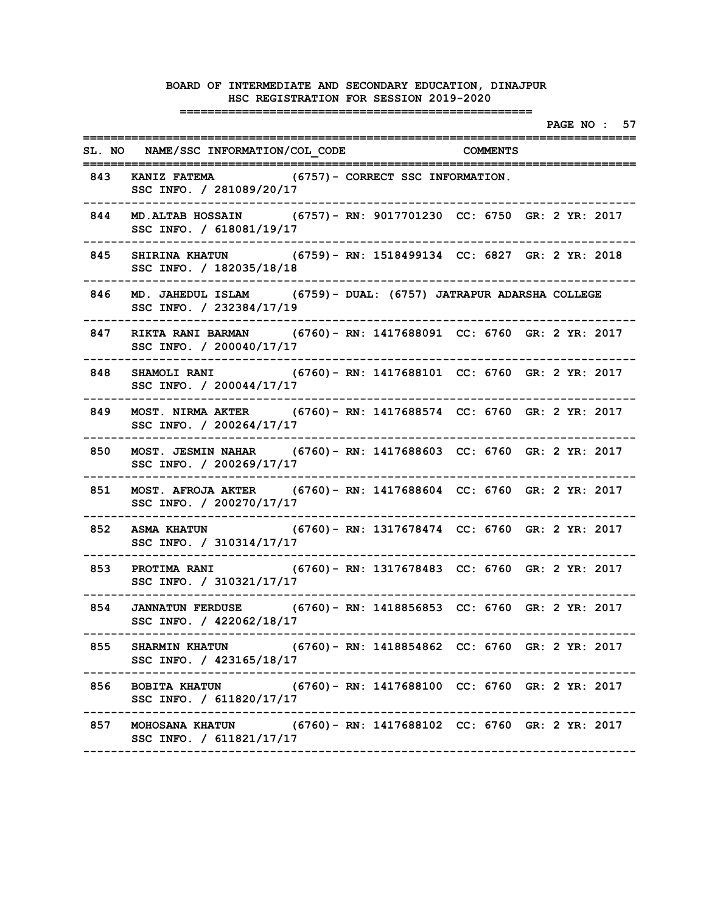**BOARD OF INTERMEDIATE AND SECONDARY EDUCATION, DINAJPUR**
**HSC REGISTRATION FOR SESSION 2019-2020**

| SL. NO | NAME/SSC INFORMATION/COL_CODE | COMMENTS |
|---|---|---|
| 843 | KANIZ FATEMA (6757)- SSC INFO. / 281089/20/17 | CORRECT SSC INFORMATION. |
| 844 | MD.ALTAB HOSSAIN (6757)- SSC INFO. / 618081/19/17 | RN: 9017701230 CC: 6750 GR: 2 YR: 2017 |
| 845 | SHIRINA KHATUN (6759)- SSC INFO. / 182035/18/18 | RN: 1518499134 CC: 6827 GR: 2 YR: 2018 |
| 846 | MD. JAHEDUL ISLAM (6759)- SSC INFO. / 232384/17/19 | DUAL: (6757) JATRAPUR ADARSHA COLLEGE |
| 847 | RIKTA RANI BARMAN (6760)- SSC INFO. / 200040/17/17 | RN: 1417688091 CC: 6760 GR: 2 YR: 2017 |
| 848 | SHAMOLI RANI (6760)- SSC INFO. / 200044/17/17 | RN: 1417688101 CC: 6760 GR: 2 YR: 2017 |
| 849 | MOST. NIRMA AKTER (6760)- SSC INFO. / 200264/17/17 | RN: 1417688574 CC: 6760 GR: 2 YR: 2017 |
| 850 | MOST. JESMIN NAHAR (6760)- SSC INFO. / 200269/17/17 | RN: 1417688603 CC: 6760 GR: 2 YR: 2017 |
| 851 | MOST. AFROJA AKTER (6760)- SSC INFO. / 200270/17/17 | RN: 1417688604 CC: 6760 GR: 2 YR: 2017 |
| 852 | ASMA KHATUN (6760)- SSC INFO. / 310314/17/17 | RN: 1317678474 CC: 6760 GR: 2 YR: 2017 |
| 853 | PROTIMA RANI (6760)- SSC INFO. / 310321/17/17 | RN: 1317678483 CC: 6760 GR: 2 YR: 2017 |
| 854 | JANNATUN FERDUSE (6760)- SSC INFO. / 422062/18/17 | RN: 1418856853 CC: 6760 GR: 2 YR: 2017 |
| 855 | SHARMIN KHATUN (6760)- SSC INFO. / 423165/18/17 | RN: 1418854862 CC: 6760 GR: 2 YR: 2017 |
| 856 | BOBITA KHATUN (6760)- SSC INFO. / 611820/17/17 | RN: 1417688100 CC: 6760 GR: 2 YR: 2017 |
| 857 | MOHOSANA KHATUN (6760)- SSC INFO. / 611821/17/17 | RN: 1417688102 CC: 6760 GR: 2 YR: 2017 |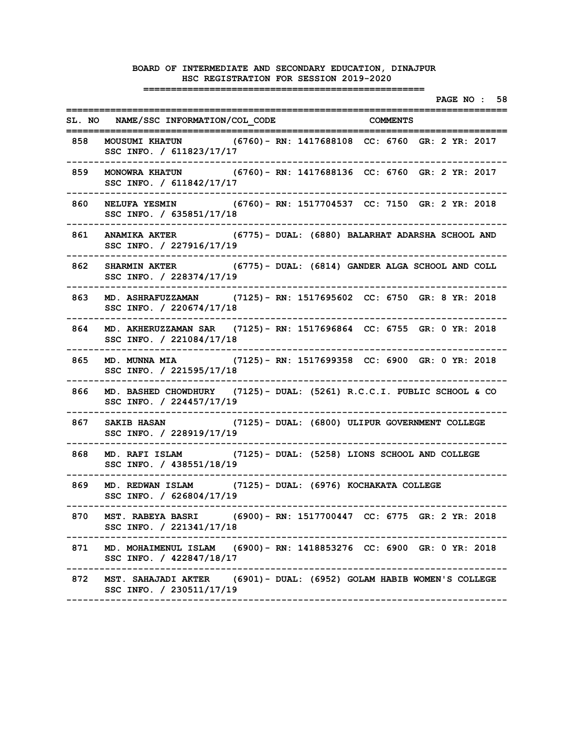**BOARD OF INTERMEDIATE AND SECONDARY EDUCATION, DINAJPUR**
**HSC REGISTRATION FOR SESSION 2019-2020**

| SL. NO | NAME/SSC INFORMATION/COL_CODE | COMMENTS |
|---|---|---|
| 858 | MOUSUMI KHATUN (6760)- SSC INFO. / 611823/17/17 | RN: 1417688108 CC: 6760 GR: 2 YR: 2017 |
| 859 | MONOWRA KHATUN (6760)- SSC INFO. / 611842/17/17 | RN: 1417688136 CC: 6760 GR: 2 YR: 2017 |
| 860 | NELUFA YESMIN (6760)- SSC INFO. / 635851/17/18 | RN: 1517704537 CC: 7150 GR: 2 YR: 2018 |
| 861 | ANAMIKA AKTER (6775)- SSC INFO. / 227916/17/19 | DUAL: (6880) BALARHAT ADARSHA SCHOOL AND |
| 862 | SHARMIN AKTER (6775)- SSC INFO. / 228374/17/19 | DUAL: (6814) GANDER ALGA SCHOOL AND COLL |
| 863 | MD. ASHRAFUZZAMAN (7125)- SSC INFO. / 220674/17/18 | RN: 1517695602 CC: 6750 GR: 8 YR: 2018 |
| 864 | MD. AKHERUZZAMAN SAR (7125)- SSC INFO. / 221084/17/18 | RN: 1517696864 CC: 6755 GR: 0 YR: 2018 |
| 865 | MD. MUNNA MIA (7125)- SSC INFO. / 221595/17/18 | RN: 1517699358 CC: 6900 GR: 0 YR: 2018 |
| 866 | MD. BASHED CHOWDHURY (7125)- SSC INFO. / 224457/17/19 | DUAL: (5261) R.C.C.I. PUBLIC SCHOOL & CO |
| 867 | SAKIB HASAN (7125)- SSC INFO. / 228919/17/19 | DUAL: (6800) ULIPUR GOVERNMENT COLLEGE |
| 868 | MD. RAFI ISLAM (7125)- SSC INFO. / 438551/18/19 | DUAL: (5258) LIONS SCHOOL AND COLLEGE |
| 869 | MD. REDWAN ISLAM (7125)- SSC INFO. / 626804/17/19 | DUAL: (6976) KOCHAKATA COLLEGE |
| 870 | MST. RABEYA BASRI (6900)- SSC INFO. / 221341/17/18 | RN: 1517700447 CC: 6775 GR: 2 YR: 2018 |
| 871 | MD. MOHAIMENUL ISLAM (6900)- SSC INFO. / 422847/18/17 | RN: 1418853276 CC: 6900 GR: 0 YR: 2018 |
| 872 | MST. SAHAJADI AKTER (6901)- SSC INFO. / 230511/17/19 | DUAL: (6952) GOLAM HABIB WOMEN'S COLLEGE |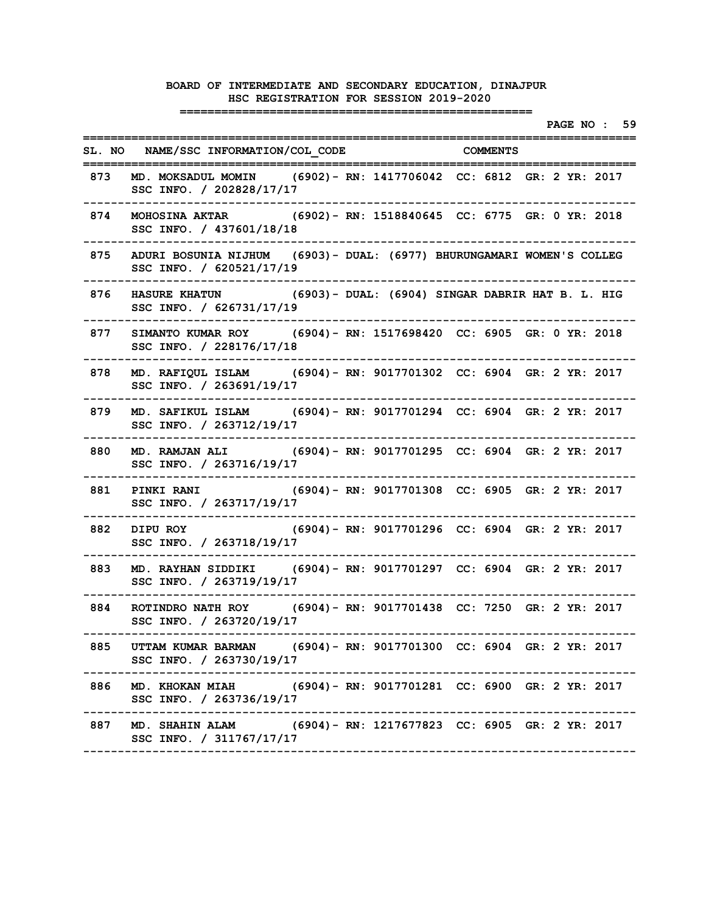**BOARD OF INTERMEDIATE AND SECONDARY EDUCATION, DINAJPUR**
**HSC REGISTRATION FOR SESSION 2019-2020**

| SL. NO | NAME/SSC INFORMATION/COL_CODE | COMMENTS |
|---|---|---|
| 873 | MD. MOKSADUL MOMIN (6902)- SSC INFO. / 202828/17/17 | RN: 1417706042 CC: 6812 GR: 2 YR: 2017 |
| 874 | MOHOSINA AKTAR (6902)- SSC INFO. / 437601/18/18 | RN: 1518840645 CC: 6775 GR: 0 YR: 2018 |
| 875 | ADURI BOSUNIA NIJHUM (6903)- SSC INFO. / 620521/17/19 | DUAL: (6977) BHURUNGAMARI WOMEN'S COLLEG |
| 876 | HASURE KHATUN (6903)- SSC INFO. / 626731/17/19 | DUAL: (6904) SINGAR DABRIR HAT B. L. HIG |
| 877 | SIMANTO KUMAR ROY (6904)- SSC INFO. / 228176/17/18 | RN: 1517698420 CC: 6905 GR: 0 YR: 2018 |
| 878 | MD. RAFIQUL ISLAM (6904)- SSC INFO. / 263691/19/17 | RN: 9017701302 CC: 6904 GR: 2 YR: 2017 |
| 879 | MD. SAFIKUL ISLAM (6904)- SSC INFO. / 263712/19/17 | RN: 9017701294 CC: 6904 GR: 2 YR: 2017 |
| 880 | MD. RAMJAN ALI (6904)- SSC INFO. / 263716/19/17 | RN: 9017701295 CC: 6904 GR: 2 YR: 2017 |
| 881 | PINKI RANI (6904)- SSC INFO. / 263717/19/17 | RN: 9017701308 CC: 6905 GR: 2 YR: 2017 |
| 882 | DIPU ROY (6904)- SSC INFO. / 263718/19/17 | RN: 9017701296 CC: 6904 GR: 2 YR: 2017 |
| 883 | MD. RAYHAN SIDDIKI (6904)- SSC INFO. / 263719/19/17 | RN: 9017701297 CC: 6904 GR: 2 YR: 2017 |
| 884 | ROTINDRO NATH ROY (6904)- SSC INFO. / 263720/19/17 | RN: 9017701438 CC: 7250 GR: 2 YR: 2017 |
| 885 | UTTAM KUMAR BARMAN (6904)- SSC INFO. / 263730/19/17 | RN: 9017701300 CC: 6904 GR: 2 YR: 2017 |
| 886 | MD. KHOKAN MIAH (6904)- SSC INFO. / 263736/19/17 | RN: 9017701281 CC: 6900 GR: 2 YR: 2017 |
| 887 | MD. SHAHIN ALAM (6904)- SSC INFO. / 311767/17/17 | RN: 1217677823 CC: 6905 GR: 2 YR: 2017 |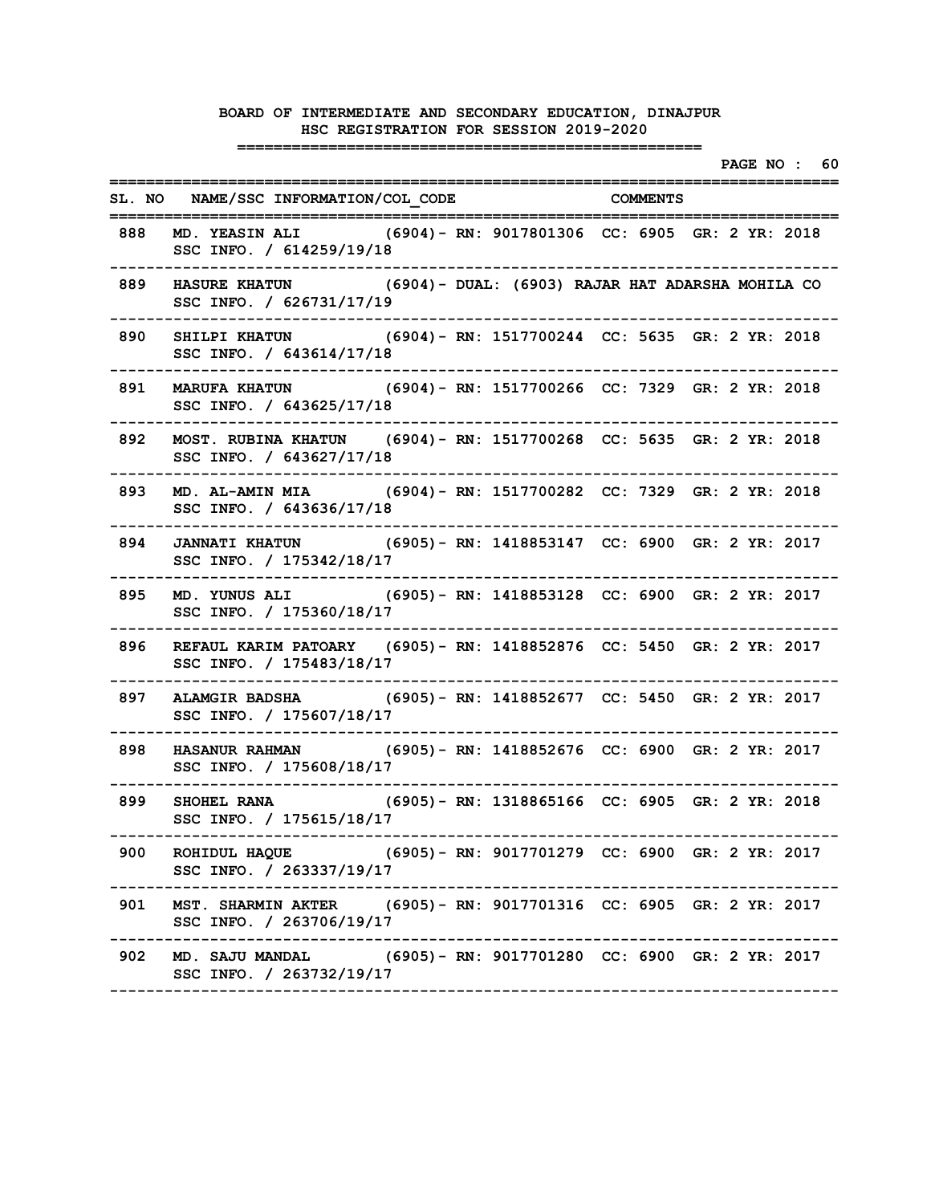**BOARD OF INTERMEDIATE AND SECONDARY EDUCATION, DINAJPUR**
**HSC REGISTRATION FOR SESSION 2019-2020**

| SL. NO | NAME/SSC INFORMATION/COL_CODE | COMMENTS |
|---|---|---|
| 888 | MD. YEASIN ALI (6904)- SSC INFO. / 614259/19/18 | RN: 9017801306 CC: 6905 GR: 2 YR: 2018 |
| 889 | HASURE KHATUN (6904)- SSC INFO. / 626731/17/19 | DUAL: (6903) RAJAR HAT ADARSHA MOHILA CO |
| 890 | SHILPI KHATUN (6904)- SSC INFO. / 643614/17/18 | RN: 1517700244 CC: 5635 GR: 2 YR: 2018 |
| 891 | MARUFA KHATUN (6904)- SSC INFO. / 643625/17/18 | RN: 1517700266 CC: 7329 GR: 2 YR: 2018 |
| 892 | MOST. RUBINA KHATUN (6904)- SSC INFO. / 643627/17/18 | RN: 1517700268 CC: 5635 GR: 2 YR: 2018 |
| 893 | MD. AL-AMIN MIA (6904)- SSC INFO. / 643636/17/18 | RN: 1517700282 CC: 7329 GR: 2 YR: 2018 |
| 894 | JANNATI KHATUN (6905)- SSC INFO. / 175342/18/17 | RN: 1418853147 CC: 6900 GR: 2 YR: 2017 |
| 895 | MD. YUNUS ALI (6905)- SSC INFO. / 175360/18/17 | RN: 1418853128 CC: 6900 GR: 2 YR: 2017 |
| 896 | REFAUL KARIM PATOARY (6905)- SSC INFO. / 175483/18/17 | RN: 1418852876 CC: 5450 GR: 2 YR: 2017 |
| 897 | ALAMGIR BADSHA (6905)- SSC INFO. / 175607/18/17 | RN: 1418852677 CC: 5450 GR: 2 YR: 2017 |
| 898 | HASANUR RAHMAN (6905)- SSC INFO. / 175608/18/17 | RN: 1418852676 CC: 6900 GR: 2 YR: 2017 |
| 899 | SHOHEL RANA (6905)- SSC INFO. / 175615/18/17 | RN: 1318865166 CC: 6905 GR: 2 YR: 2018 |
| 900 | ROHIDUL HAQUE (6905)- SSC INFO. / 263337/19/17 | RN: 9017701279 CC: 6900 GR: 2 YR: 2017 |
| 901 | MST. SHARMIN AKTER (6905)- SSC INFO. / 263706/19/17 | RN: 9017701316 CC: 6905 GR: 2 YR: 2017 |
| 902 | MD. SAJU MANDAL (6905)- SSC INFO. / 263732/19/17 | RN: 9017701280 CC: 6900 GR: 2 YR: 2017 |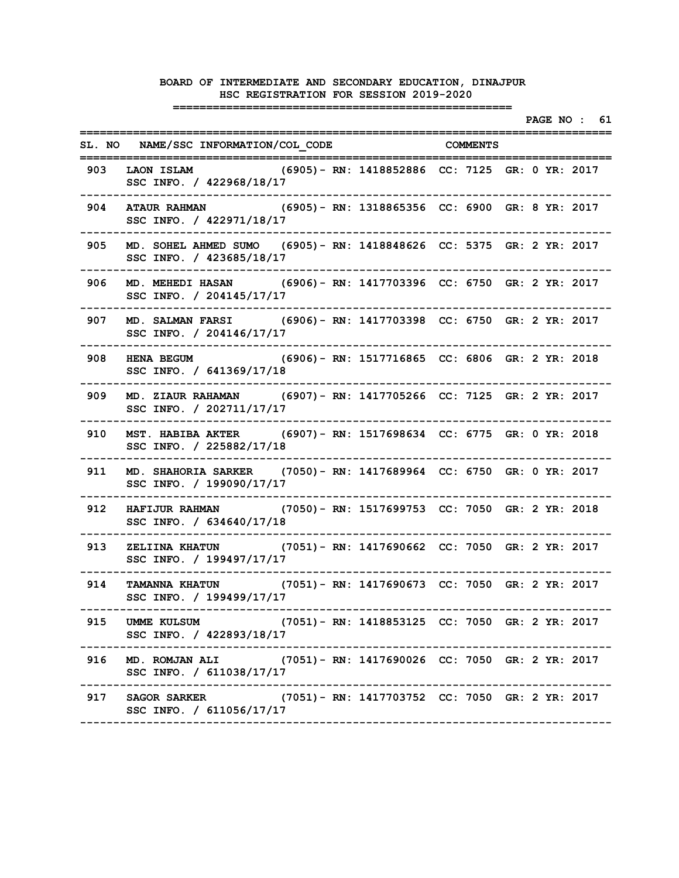# BOARD OF INTERMEDIATE AND SECONDARY EDUCATION, DINAJPUR

## HSC REGISTRATION FOR SESSION 2019-2020

| SL. NO | NAME/SSC INFORMATION/COL_CODE | COMMENTS |
|---|---|---|
| 903 | LAON ISLAM (6905)- RN: 1418852886 CC: 7125 GR: 0 YR: 2017<br>SSC INFO. / 422968/18/17 | |
| 904 | ATAUR RAHMAN (6905)- RN: 1318865356 CC: 6900 GR: 8 YR: 2017<br>SSC INFO. / 422971/18/17 | |
| 905 | MD. SOHEL AHMED SUMO (6905)- RN: 1418848626 CC: 5375 GR: 2 YR: 2017<br>SSC INFO. / 423685/18/17 | |
| 906 | MD. MEHEDI HASAN (6906)- RN: 1417703396 CC: 6750 GR: 2 YR: 2017<br>SSC INFO. / 204145/17/17 | |
| 907 | MD. SALMAN FARSI (6906)- RN: 1417703398 CC: 6750 GR: 2 YR: 2017<br>SSC INFO. / 204146/17/17 | |
| 908 | HENA BEGUM (6906)- RN: 1517716865 CC: 6806 GR: 2 YR: 2018<br>SSC INFO. / 641369/17/18 | |
| 909 | MD. ZIAUR RAHAMAN (6907)- RN: 1417705266 CC: 7125 GR: 2 YR: 2017<br>SSC INFO. / 202711/17/17 | |
| 910 | MST. HABIBA AKTER (6907)- RN: 1517698634 CC: 6775 GR: 0 YR: 2018<br>SSC INFO. / 225882/17/18 | |
| 911 | MD. SHAHORIA SARKER (7050)- RN: 1417689964 CC: 6750 GR: 0 YR: 2017<br>SSC INFO. / 199090/17/17 | |
| 912 | HAFIJUR RAHMAN (7050)- RN: 1517699753 CC: 7050 GR: 2 YR: 2018<br>SSC INFO. / 634640/17/18 | |
| 913 | ZELIINA KHATUN (7051)- RN: 1417690662 CC: 7050 GR: 2 YR: 2017<br>SSC INFO. / 199497/17/17 | |
| 914 | TAMANNA KHATUN (7051)- RN: 1417690673 CC: 7050 GR: 2 YR: 2017<br>SSC INFO. / 199499/17/17 | |
| 915 | UMME KULSUM (7051)- RN: 1418853125 CC: 7050 GR: 2 YR: 2017<br>SSC INFO. / 422893/18/17 | |
| 916 | MD. ROMJAN ALI (7051)- RN: 1417690026 CC: 7050 GR: 2 YR: 2017<br>SSC INFO. / 611038/17/17 | |
| 917 | SAGOR SARKER (7051)- RN: 1417703752 CC: 7050 GR: 2 YR: 2017<br>SSC INFO. / 611056/17/17 | |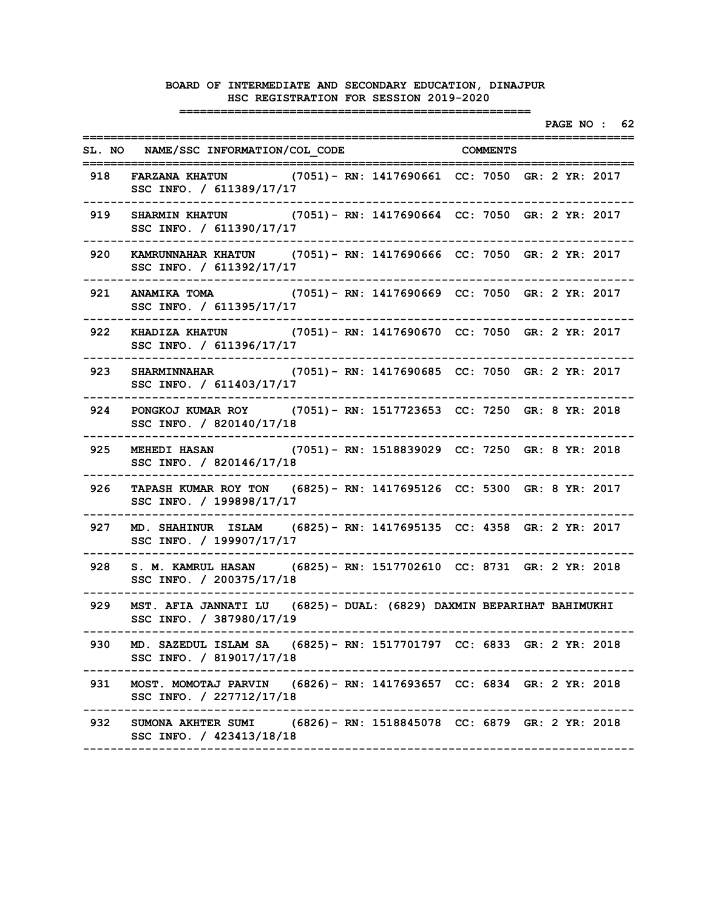**BOARD OF INTERMEDIATE AND SECONDARY EDUCATION, DINAJPUR**
**HSC REGISTRATION FOR SESSION 2019-2020**

| SL. NO | NAME/SSC INFORMATION/COL_CODE | COMMENTS |
|---|---|---|
| 918 | FARZANA KHATUN (7051)- SSC INFO. / 611389/17/17 | RN: 1417690661 CC: 7050 GR: 2 YR: 2017 |
| 919 | SHARMIN KHATUN (7051)- SSC INFO. / 611390/17/17 | RN: 1417690664 CC: 7050 GR: 2 YR: 2017 |
| 920 | KAMRUNNAHAR KHATUN (7051)- SSC INFO. / 611392/17/17 | RN: 1417690666 CC: 7050 GR: 2 YR: 2017 |
| 921 | ANAMIKA TOMA (7051)- SSC INFO. / 611395/17/17 | RN: 1417690669 CC: 7050 GR: 2 YR: 2017 |
| 922 | KHADIZA KHATUN (7051)- SSC INFO. / 611396/17/17 | RN: 1417690670 CC: 7050 GR: 2 YR: 2017 |
| 923 | SHARMINNAHAR (7051)- SSC INFO. / 611403/17/17 | RN: 1417690685 CC: 7050 GR: 2 YR: 2017 |
| 924 | PONGKOJ KUMAR ROY (7051)- SSC INFO. / 820140/17/18 | RN: 1517723653 CC: 7250 GR: 8 YR: 2018 |
| 925 | MEHEDI HASAN (7051)- SSC INFO. / 820146/17/18 | RN: 1518839029 CC: 7250 GR: 8 YR: 2018 |
| 926 | TAPASH KUMAR ROY TON (6825)- SSC INFO. / 199898/17/17 | RN: 1417695126 CC: 5300 GR: 8 YR: 2017 |
| 927 | MD. SHAHINUR ISLAM (6825)- SSC INFO. / 199907/17/17 | RN: 1417695135 CC: 4358 GR: 2 YR: 2017 |
| 928 | S. M. KAMRUL HASAN (6825)- SSC INFO. / 200375/17/18 | RN: 1517702610 CC: 8731 GR: 2 YR: 2018 |
| 929 | MST. AFIA JANNATI LU (6825)- SSC INFO. / 387980/17/19 | DUAL: (6829) DAXMIN BEPARIHAT BAHIMUKHI |
| 930 | MD. SAZEDUL ISLAM SA (6825)- SSC INFO. / 819017/17/18 | RN: 1517701797 CC: 6833 GR: 2 YR: 2018 |
| 931 | MOST. MOMOTAJ PARVIN (6826)- SSC INFO. / 227712/17/18 | RN: 1417693657 CC: 6834 GR: 2 YR: 2018 |
| 932 | SUMONA AKHTER SUMI (6826)- SSC INFO. / 423413/18/18 | RN: 1518845078 CC: 6879 GR: 2 YR: 2018 |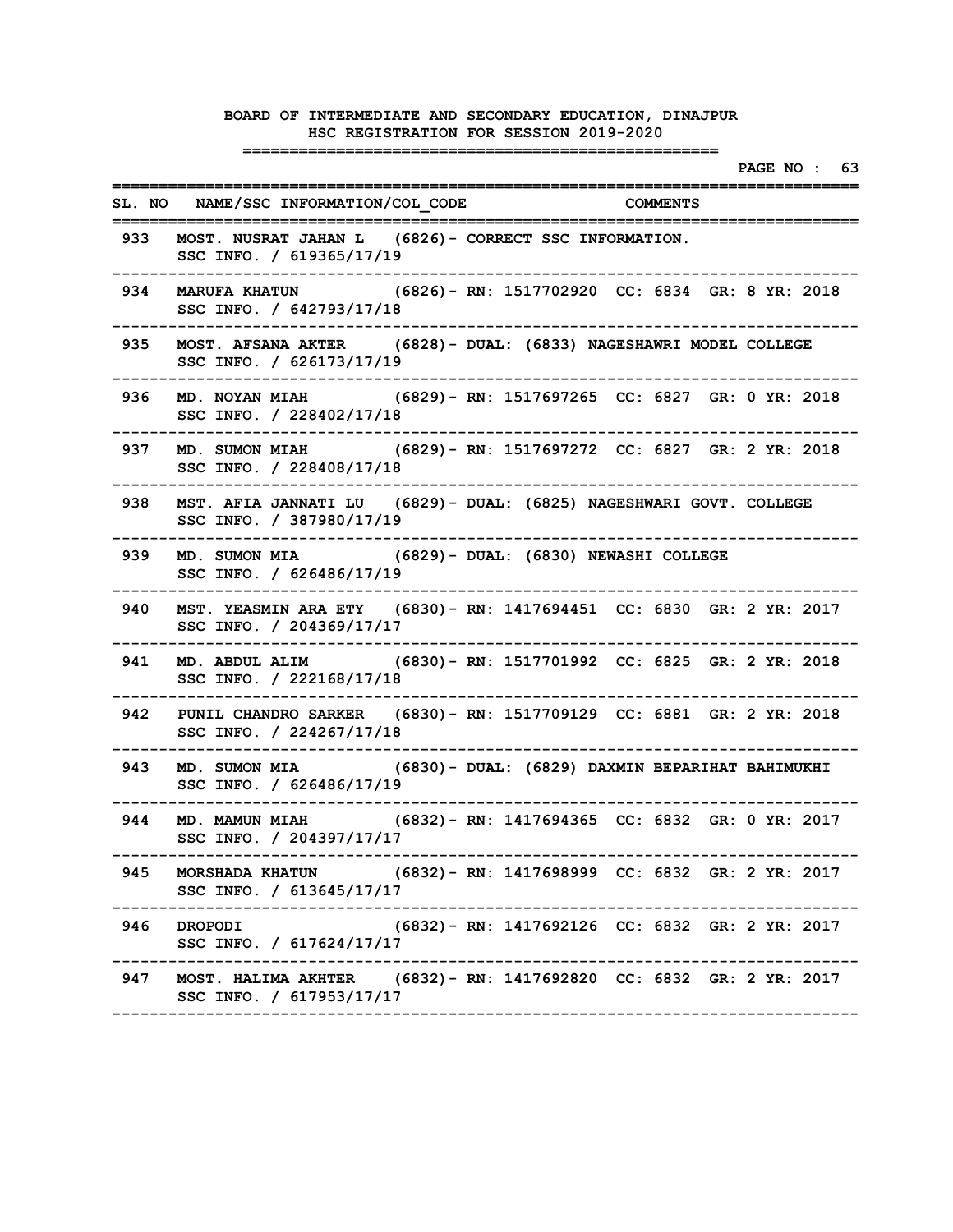**BOARD OF INTERMEDIATE AND SECONDARY EDUCATION, DINAJPUR**
**HSC REGISTRATION FOR SESSION 2019-2020**

| SL. NO | NAME/SSC INFORMATION/COL_CODE | COMMENTS |
|---|---|---|
| 933 | MOST. NUSRAT JAHAN L (6826)<br>SSC INFO. / 619365/17/19 | CORRECT SSC INFORMATION. |
| 934 | MARUFA KHATUN (6826)<br>SSC INFO. / 642793/17/18 | RN: 1517702920 CC: 6834 GR: 8 YR: 2018 |
| 935 | MOST. AFSANA AKTER (6828)<br>SSC INFO. / 626173/17/19 | DUAL: (6833) NAGESHAWRI MODEL COLLEGE |
| 936 | MD. NOYAN MIAH (6829)<br>SSC INFO. / 228402/17/18 | RN: 1517697265 CC: 6827 GR: 0 YR: 2018 |
| 937 | MD. SUMON MIAH (6829)<br>SSC INFO. / 228408/17/18 | RN: 1517697272 CC: 6827 GR: 2 YR: 2018 |
| 938 | MST. AFIA JANNATI LU (6829)<br>SSC INFO. / 387980/17/19 | DUAL: (6825) NAGESHWARI GOVT. COLLEGE |
| 939 | MD. SUMON MIA (6829)<br>SSC INFO. / 626486/17/19 | DUAL: (6830) NEWASHI COLLEGE |
| 940 | MST. YEASMIN ARA ETY (6830)<br>SSC INFO. / 204369/17/17 | RN: 1417694451 CC: 6830 GR: 2 YR: 2017 |
| 941 | MD. ABDUL ALIM (6830)<br>SSC INFO. / 222168/17/18 | RN: 1517701992 CC: 6825 GR: 2 YR: 2018 |
| 942 | PUNIL CHANDRO SARKER (6830)<br>SSC INFO. / 224267/17/18 | RN: 1517709129 CC: 6881 GR: 2 YR: 2018 |
| 943 | MD. SUMON MIA (6830)<br>SSC INFO. / 626486/17/19 | DUAL: (6829) DAXMIN BEPARIHAT BAHIMUKHI |
| 944 | MD. MAMUN MIAH (6832)<br>SSC INFO. / 204397/17/17 | RN: 1417694365 CC: 6832 GR: 0 YR: 2017 |
| 945 | MORSHADA KHATUN (6832)<br>SSC INFO. / 613645/17/17 | RN: 1417698999 CC: 6832 GR: 2 YR: 2017 |
| 946 | DROPODI (6832)<br>SSC INFO. / 617624/17/17 | RN: 1417692126 CC: 6832 GR: 2 YR: 2017 |
| 947 | MOST. HALIMA AKHTER (6832)<br>SSC INFO. / 617953/17/17 | RN: 1417692820 CC: 6832 GR: 2 YR: 2017 |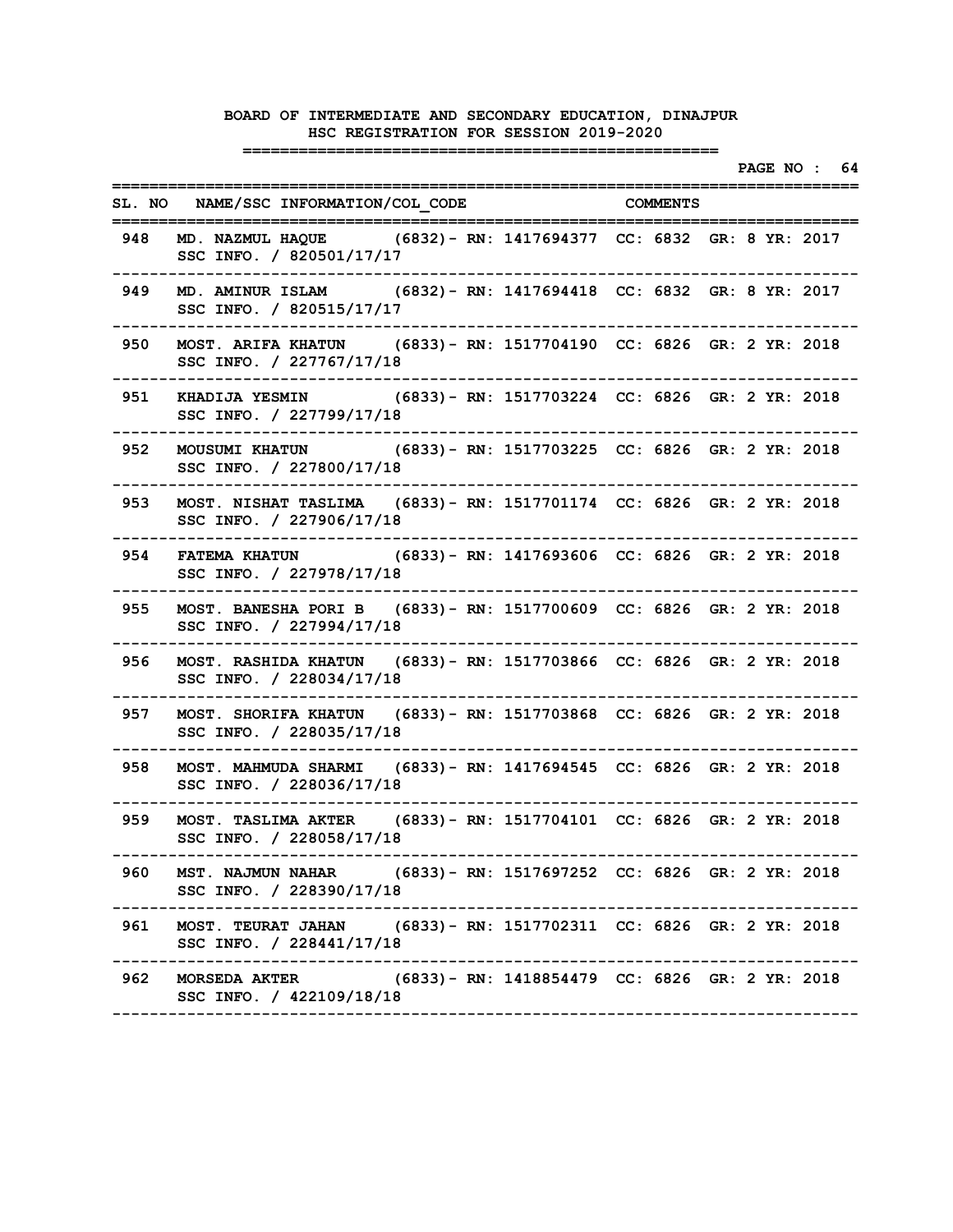**BOARD OF INTERMEDIATE AND SECONDARY EDUCATION, DINAJPUR**
**HSC REGISTRATION FOR SESSION 2019-2020**

| SL. NO | NAME/SSC INFORMATION/COL_CODE | COMMENTS |
|---|---|---|
| 948 | MD. NAZMUL HAQUE (6832)- RN: 1417694377 CC: 6832 GR: 8 YR: 2017<br>SSC INFO. / 820501/17/17 | |
| 949 | MD. AMINUR ISLAM (6832)- RN: 1417694418 CC: 6832 GR: 8 YR: 2017<br>SSC INFO. / 820515/17/17 | |
| 950 | MOST. ARIFA KHATUN (6833)- RN: 1517704190 CC: 6826 GR: 2 YR: 2018<br>SSC INFO. / 227767/17/18 | |
| 951 | KHADIJA YESMIN (6833)- RN: 1517703224 CC: 6826 GR: 2 YR: 2018<br>SSC INFO. / 227799/17/18 | |
| 952 | MOUSUMI KHATUN (6833)- RN: 1517703225 CC: 6826 GR: 2 YR: 2018<br>SSC INFO. / 227800/17/18 | |
| 953 | MOST. NISHAT TASLIMA (6833)- RN: 1517701174 CC: 6826 GR: 2 YR: 2018<br>SSC INFO. / 227906/17/18 | |
| 954 | FATEMA KHATUN (6833)- RN: 1417693606 CC: 6826 GR: 2 YR: 2018<br>SSC INFO. / 227978/17/18 | |
| 955 | MOST. BANESHA PORI B (6833)- RN: 1517700609 CC: 6826 GR: 2 YR: 2018<br>SSC INFO. / 227994/17/18 | |
| 956 | MOST. RASHIDA KHATUN (6833)- RN: 1517703866 CC: 6826 GR: 2 YR: 2018<br>SSC INFO. / 228034/17/18 | |
| 957 | MOST. SHORIFA KHATUN (6833)- RN: 1517703868 CC: 6826 GR: 2 YR: 2018<br>SSC INFO. / 228035/17/18 | |
| 958 | MOST. MAHMUDA SHARMI (6833)- RN: 1417694545 CC: 6826 GR: 2 YR: 2018<br>SSC INFO. / 228036/17/18 | |
| 959 | MOST. TASLIMA AKTER (6833)- RN: 1517704101 CC: 6826 GR: 2 YR: 2018<br>SSC INFO. / 228058/17/18 | |
| 960 | MST. NAJMUN NAHAR (6833)- RN: 1517697252 CC: 6826 GR: 2 YR: 2018<br>SSC INFO. / 228390/17/18 | |
| 961 | MOST. TEURAT JAHAN (6833)- RN: 1517702311 CC: 6826 GR: 2 YR: 2018<br>SSC INFO. / 228441/17/18 | |
| 962 | MORSEDA AKTER (6833)- RN: 1418854479 CC: 6826 GR: 2 YR: 2018<br>SSC INFO. / 422109/18/18 | |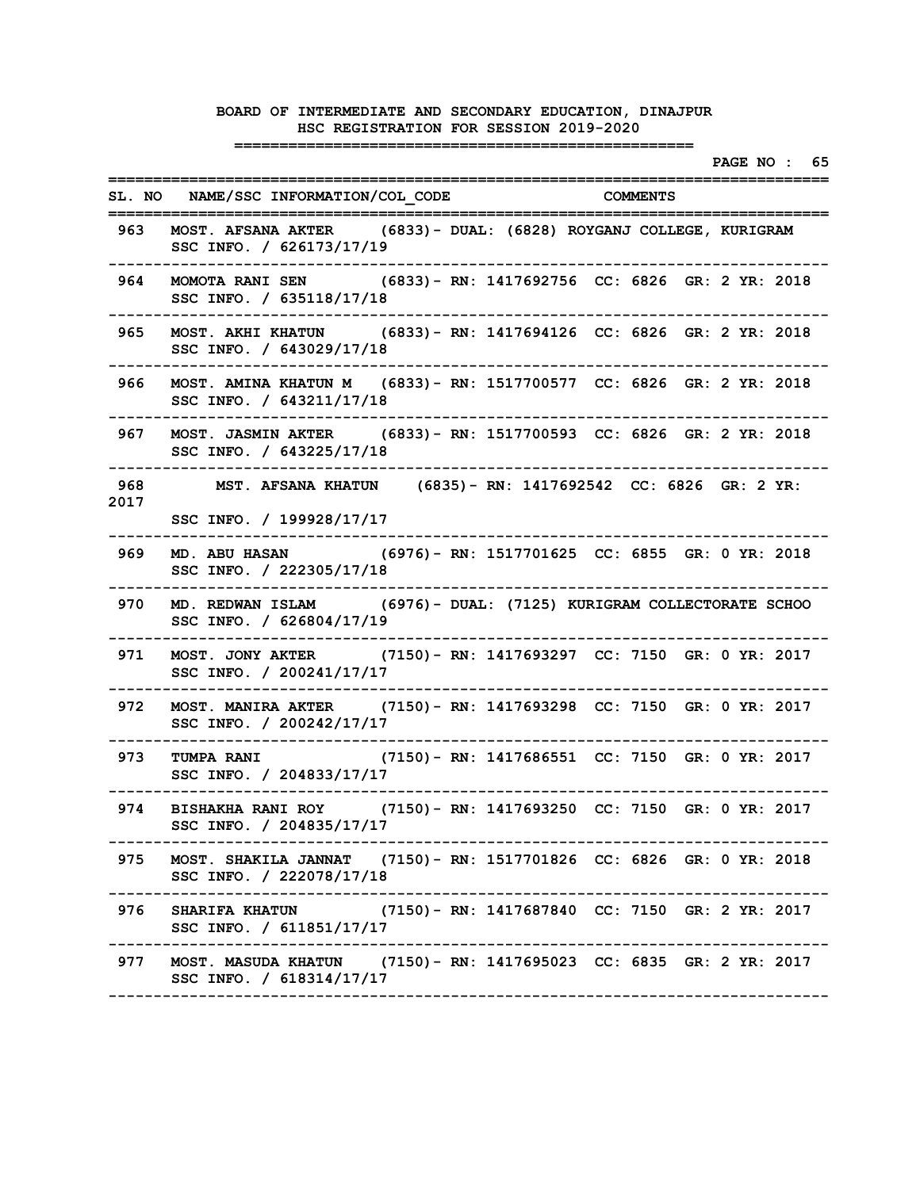# BOARD OF INTERMEDIATE AND SECONDARY EDUCATION, DINAJPUR
## HSC REGISTRATION FOR SESSION 2019-2020

PAGE NO : 65

| SL. NO | NAME/SSC INFORMATION/COL_CODE | COMMENTS |
|---|---|---|
| 963 | MOST. AFSANA AKTER (6833)- SSC INFO. / 626173/17/19 | DUAL: (6828) ROYGANJ COLLEGE, KURIGRAM |
| 964 | MOMOTA RANI SEN (6833)- SSC INFO. / 635118/17/18 | RN: 1417692756 CC: 6826 GR: 2 YR: 2018 |
| 965 | MOST. AKHI KHATUN (6833)- SSC INFO. / 643029/17/18 | RN: 1417694126 CC: 6826 GR: 2 YR: 2018 |
| 966 | MOST. AMINA KHATUN M (6833)- SSC INFO. / 643211/17/18 | RN: 1517700577 CC: 6826 GR: 2 YR: 2018 |
| 967 | MOST. JASMIN AKTER (6833)- SSC INFO. / 643225/17/18 | RN: 1517700593 CC: 6826 GR: 2 YR: 2018 |
| 968 | MST. AFSANA KHATUN (6835)- SSC INFO. / 199928/17/17 | RN: 1417692542 CC: 6826 GR: 2 YR: 2017 |
| 969 | MD. ABU HASAN (6976)- SSC INFO. / 222305/17/18 | RN: 1517701625 CC: 6855 GR: 0 YR: 2018 |
| 970 | MD. REDWAN ISLAM (6976)- SSC INFO. / 626804/17/19 | DUAL: (7125) KURIGRAM COLLECTORATE SCHOO |
| 971 | MOST. JONY AKTER (7150)- SSC INFO. / 200241/17/17 | RN: 1417693297 CC: 7150 GR: 0 YR: 2017 |
| 972 | MOST. MANIRA AKTER (7150)- SSC INFO. / 200242/17/17 | RN: 1417693298 CC: 7150 GR: 0 YR: 2017 |
| 973 | TUMPA RANI (7150)- SSC INFO. / 204833/17/17 | RN: 1417686551 CC: 7150 GR: 0 YR: 2017 |
| 974 | BISHAKHA RANI ROY (7150)- SSC INFO. / 204835/17/17 | RN: 1417693250 CC: 7150 GR: 0 YR: 2017 |
| 975 | MOST. SHAKILA JANNAT (7150)- SSC INFO. / 222078/17/18 | RN: 1517701826 CC: 6826 GR: 0 YR: 2018 |
| 976 | SHARIFA KHATUN (7150)- SSC INFO. / 611851/17/17 | RN: 1417687840 CC: 7150 GR: 2 YR: 2017 |
| 977 | MOST. MASUDA KHATUN (7150)- SSC INFO. / 618314/17/17 | RN: 1417695023 CC: 6835 GR: 2 YR: 2017 |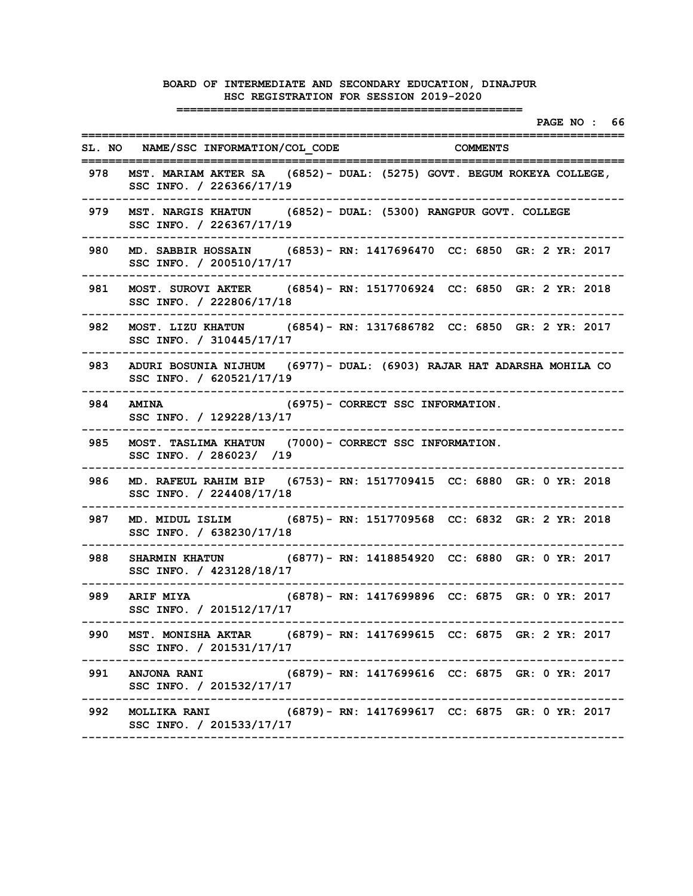**BOARD OF INTERMEDIATE AND SECONDARY EDUCATION, DINAJPUR**
**HSC REGISTRATION FOR SESSION 2019-2020**

**PAGE NO : 66**

| SL. NO | NAME/SSC INFORMATION/COL_CODE | COMMENTS |
|---|---|---|
| 978 | MST. MARIAM AKTER SA (6852)- SSC INFO. / 226366/17/19 | DUAL: (5275) GOVT. BEGUM ROKEYA COLLEGE, |
| 979 | MST. NARGIS KHATUN (6852)- SSC INFO. / 226367/17/19 | DUAL: (5300) RANGPUR GOVT. COLLEGE |
| 980 | MD. SABBIR HOSSAIN (6853)- SSC INFO. / 200510/17/17 | RN: 1417696470 CC: 6850 GR: 2 YR: 2017 |
| 981 | MOST. SUROVI AKTER (6854)- SSC INFO. / 222806/17/18 | RN: 1517706924 CC: 6850 GR: 2 YR: 2018 |
| 982 | MOST. LIZU KHATUN (6854)- SSC INFO. / 310445/17/17 | RN: 1317686782 CC: 6850 GR: 2 YR: 2017 |
| 983 | ADURI BOSUNIA NIJHUM (6977)- SSC INFO. / 620521/17/19 | DUAL: (6903) RAJAR HAT ADARSHA MOHILA CO |
| 984 | AMINA (6975)- SSC INFO. / 129228/13/17 | CORRECT SSC INFORMATION. |
| 985 | MOST. TASLIMA KHATUN (7000)- SSC INFO. / 286023/ /19 | CORRECT SSC INFORMATION. |
| 986 | MD. RAFEUL RAHIM BIP (6753)- SSC INFO. / 224408/17/18 | RN: 1517709415 CC: 6880 GR: 0 YR: 2018 |
| 987 | MD. MIDUL ISLIM (6875)- SSC INFO. / 638230/17/18 | RN: 1517709568 CC: 6832 GR: 2 YR: 2018 |
| 988 | SHARMIN KHATUN (6877)- SSC INFO. / 423128/18/17 | RN: 1418854920 CC: 6880 GR: 0 YR: 2017 |
| 989 | ARIF MIYA (6878)- SSC INFO. / 201512/17/17 | RN: 1417699896 CC: 6875 GR: 0 YR: 2017 |
| 990 | MST. MONISHA AKTAR (6879)- SSC INFO. / 201531/17/17 | RN: 1417699615 CC: 6875 GR: 2 YR: 2017 |
| 991 | ANJONA RANI (6879)- SSC INFO. / 201532/17/17 | RN: 1417699616 CC: 6875 GR: 0 YR: 2017 |
| 992 | MOLLIKA RANI (6879)- SSC INFO. / 201533/17/17 | RN: 1417699617 CC: 6875 GR: 0 YR: 2017 |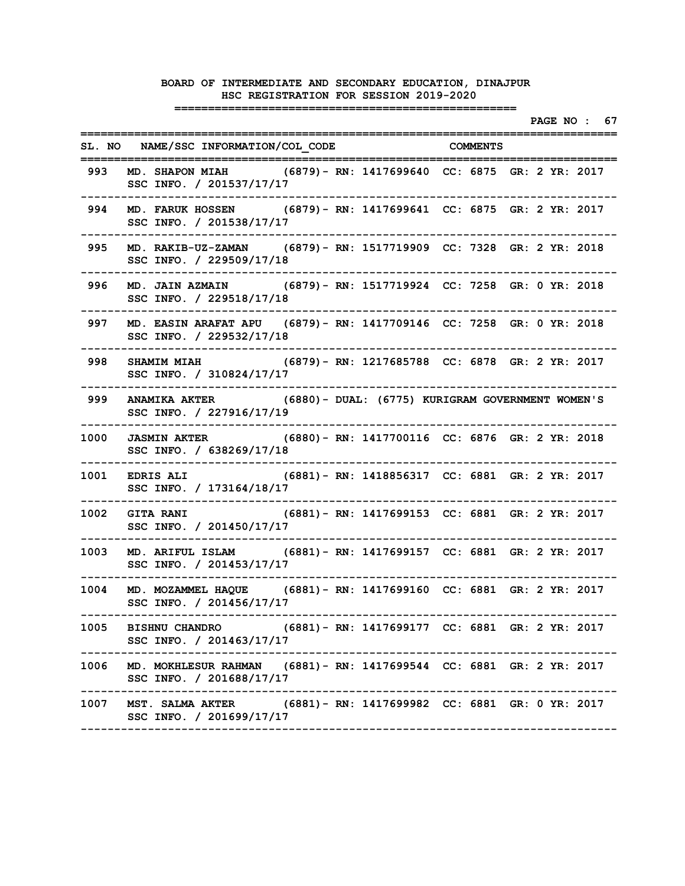**BOARD OF INTERMEDIATE AND SECONDARY EDUCATION, DINAJPUR**
**HSC REGISTRATION FOR SESSION 2019-2020**

**PAGE NO : 67**

| SL. NO | NAME/SSC INFORMATION/COL_CODE | COMMENTS |
|---|---|---|
| 993 | MD. SHAPON MIAH (6879)- RN: 1417699640 CC: 6875 GR: 2 YR: 2017<br>SSC INFO. / 201537/17/17 | |
| 994 | MD. FARUK HOSSEN (6879)- RN: 1417699641 CC: 6875 GR: 2 YR: 2017<br>SSC INFO. / 201538/17/17 | |
| 995 | MD. RAKIB-UZ-ZAMAN (6879)- RN: 1517719909 CC: 7328 GR: 2 YR: 2018<br>SSC INFO. / 229509/17/18 | |
| 996 | MD. JAIN AZMAIN (6879)- RN: 1517719924 CC: 7258 GR: 0 YR: 2018<br>SSC INFO. / 229518/17/18 | |
| 997 | MD. EASIN ARAFAT APU (6879)- RN: 1417709146 CC: 7258 GR: 0 YR: 2018<br>SSC INFO. / 229532/17/18 | |
| 998 | SHAMIM MIAH (6879)- RN: 1217685788 CC: 6878 GR: 2 YR: 2017<br>SSC INFO. / 310824/17/17 | |
| 999 | ANAMIKA AKTER (6880)- DUAL: (6775) KURIGRAM GOVERNMENT WOMEN'S<br>SSC INFO. / 227916/17/19 | |
| 1000 | JASMIN AKTER (6880)- RN: 1417700116 CC: 6876 GR: 2 YR: 2018<br>SSC INFO. / 638269/17/18 | |
| 1001 | EDRIS ALI (6881)- RN: 1418856317 CC: 6881 GR: 2 YR: 2017<br>SSC INFO. / 173164/18/17 | |
| 1002 | GITA RANI (6881)- RN: 1417699153 CC: 6881 GR: 2 YR: 2017<br>SSC INFO. / 201450/17/17 | |
| 1003 | MD. ARIFUL ISLAM (6881)- RN: 1417699157 CC: 6881 GR: 2 YR: 2017<br>SSC INFO. / 201453/17/17 | |
| 1004 | MD. MOZAMMEL HAQUE (6881)- RN: 1417699160 CC: 6881 GR: 2 YR: 2017<br>SSC INFO. / 201456/17/17 | |
| 1005 | BISHNU CHANDRO (6881)- RN: 1417699177 CC: 6881 GR: 2 YR: 2017<br>SSC INFO. / 201463/17/17 | |
| 1006 | MD. MOKHLESUR RAHMAN (6881)- RN: 1417699544 CC: 6881 GR: 2 YR: 2017<br>SSC INFO. / 201688/17/17 | |
| 1007 | MST. SALMA AKTER (6881)- RN: 1417699982 CC: 6881 GR: 0 YR: 2017<br>SSC INFO. / 201699/17/17 | |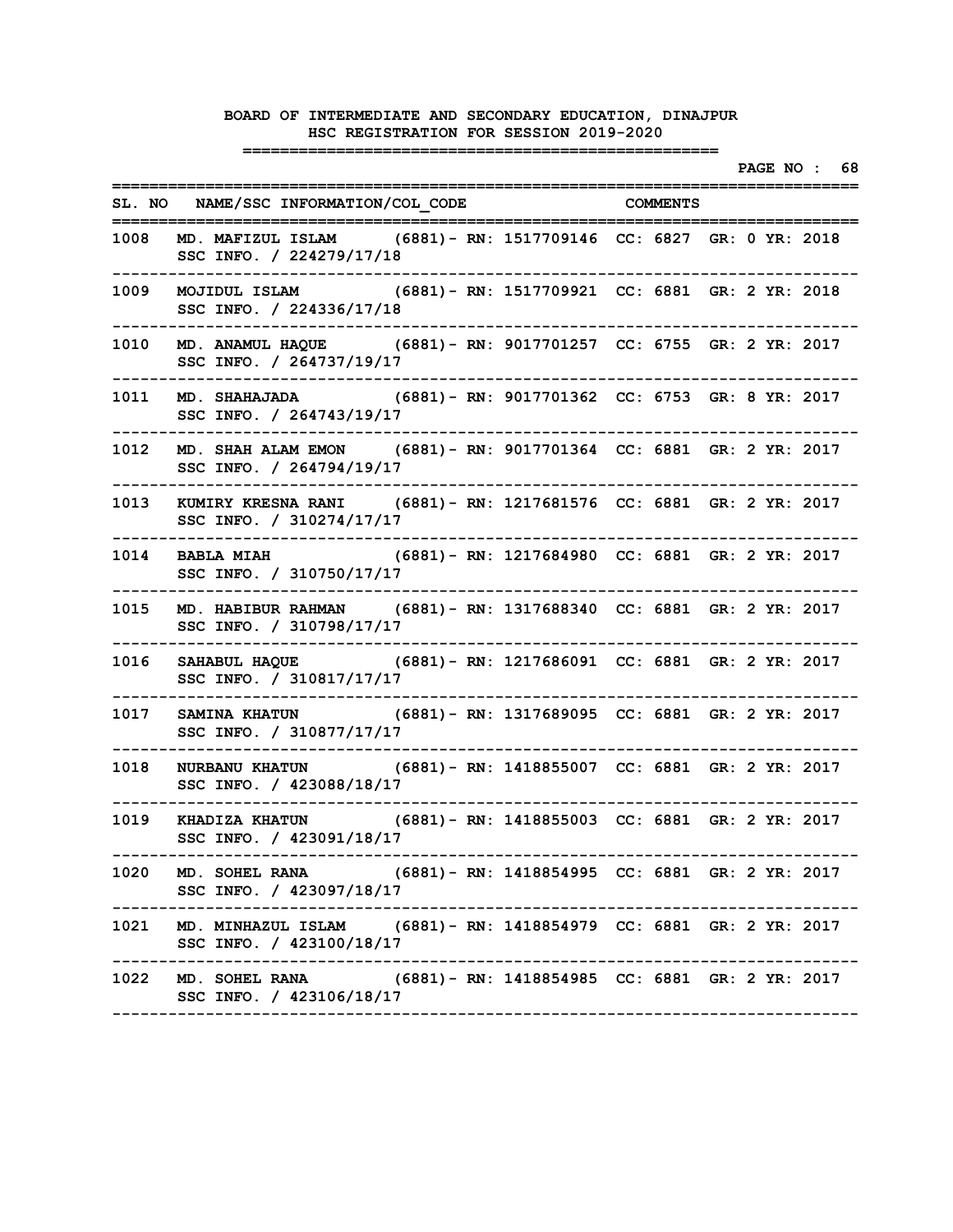**BOARD OF INTERMEDIATE AND SECONDARY EDUCATION, DINAJPUR**
**HSC REGISTRATION FOR SESSION 2019-2020**

| SL. NO | NAME/SSC INFORMATION/COL_CODE | COMMENTS |
|---|---|---|
| 1008 | MD. MAFIZUL ISLAM (6881)- RN: 1517709146 CC: 6827 GR: 0 YR: 2018<br>SSC INFO. / 224279/17/18 | |
| 1009 | MOJIDUL ISLAM (6881)- RN: 1517709921 CC: 6881 GR: 2 YR: 2018<br>SSC INFO. / 224336/17/18 | |
| 1010 | MD. ANAMUL HAQUE (6881)- RN: 9017701257 CC: 6755 GR: 2 YR: 2017<br>SSC INFO. / 264737/19/17 | |
| 1011 | MD. SHAHAJADA (6881)- RN: 9017701362 CC: 6753 GR: 8 YR: 2017<br>SSC INFO. / 264743/19/17 | |
| 1012 | MD. SHAH ALAM EMON (6881)- RN: 9017701364 CC: 6881 GR: 2 YR: 2017<br>SSC INFO. / 264794/19/17 | |
| 1013 | KUMIRY KRESNA RANI (6881)- RN: 1217681576 CC: 6881 GR: 2 YR: 2017<br>SSC INFO. / 310274/17/17 | |
| 1014 | BABLA MIAH (6881)- RN: 1217684980 CC: 6881 GR: 2 YR: 2017<br>SSC INFO. / 310750/17/17 | |
| 1015 | MD. HABIBUR RAHMAN (6881)- RN: 1317688340 CC: 6881 GR: 2 YR: 2017<br>SSC INFO. / 310798/17/17 | |
| 1016 | SAHABUL HAQUE (6881)- RN: 1217686091 CC: 6881 GR: 2 YR: 2017<br>SSC INFO. / 310817/17/17 | |
| 1017 | SAMINA KHATUN (6881)- RN: 1317689095 CC: 6881 GR: 2 YR: 2017<br>SSC INFO. / 310877/17/17 | |
| 1018 | NURBANU KHATUN (6881)- RN: 1418855007 CC: 6881 GR: 2 YR: 2017<br>SSC INFO. / 423088/18/17 | |
| 1019 | KHADIZA KHATUN (6881)- RN: 1418855003 CC: 6881 GR: 2 YR: 2017<br>SSC INFO. / 423091/18/17 | |
| 1020 | MD. SOHEL RANA (6881)- RN: 1418854995 CC: 6881 GR: 2 YR: 2017<br>SSC INFO. / 423097/18/17 | |
| 1021 | MD. MINHAZUL ISLAM (6881)- RN: 1418854979 CC: 6881 GR: 2 YR: 2017<br>SSC INFO. / 423100/18/17 | |
| 1022 | MD. SOHEL RANA (6881)- RN: 1418854985 CC: 6881 GR: 2 YR: 2017<br>SSC INFO. / 423106/18/17 | |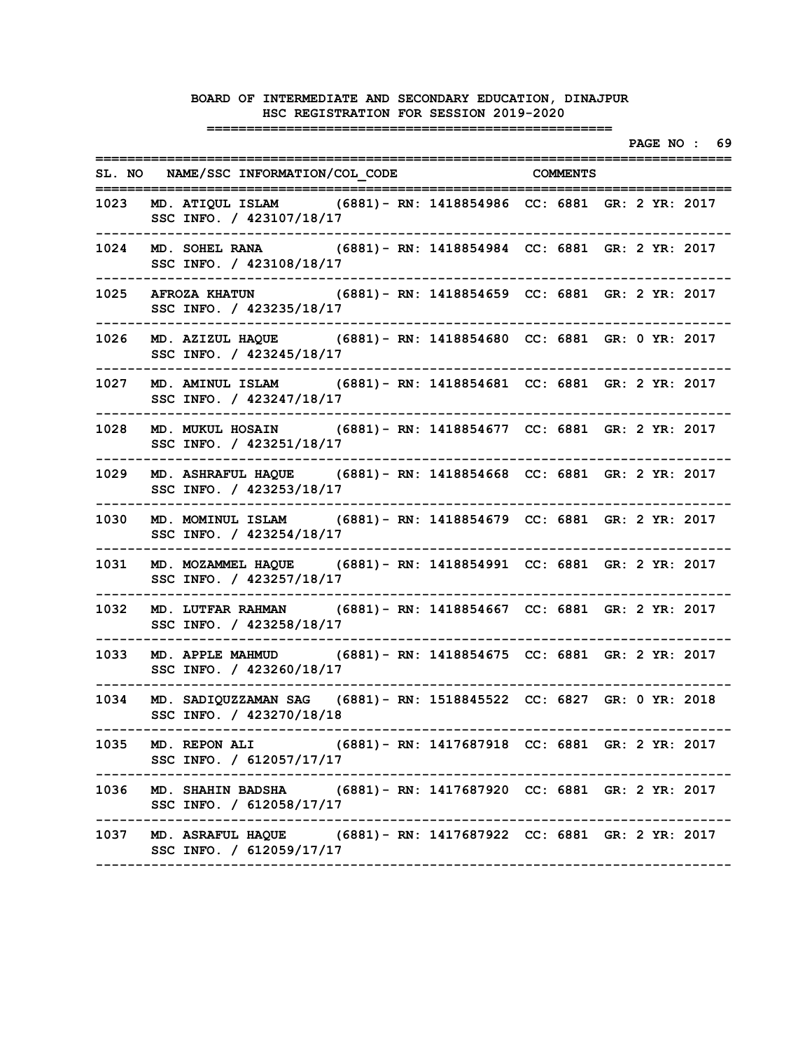**BOARD OF INTERMEDIATE AND SECONDARY EDUCATION, DINAJPUR**
**HSC REGISTRATION FOR SESSION 2019-2020**

| SL. NO | NAME/SSC INFORMATION/COL_CODE | COMMENTS |
|---|---|---|
| 1023 | MD. ATIQUL ISLAM (6881)- RN: 1418854986 CC: 6881 GR: 2 YR: 2017<br>SSC INFO. / 423107/18/17 | |
| 1024 | MD. SOHEL RANA (6881)- RN: 1418854984 CC: 6881 GR: 2 YR: 2017<br>SSC INFO. / 423108/18/17 | |
| 1025 | AFROZA KHATUN (6881)- RN: 1418854659 CC: 6881 GR: 2 YR: 2017<br>SSC INFO. / 423235/18/17 | |
| 1026 | MD. AZIZUL HAQUE (6881)- RN: 1418854680 CC: 6881 GR: 0 YR: 2017<br>SSC INFO. / 423245/18/17 | |
| 1027 | MD. AMINUL ISLAM (6881)- RN: 1418854681 CC: 6881 GR: 2 YR: 2017<br>SSC INFO. / 423247/18/17 | |
| 1028 | MD. MUKUL HOSAIN (6881)- RN: 1418854677 CC: 6881 GR: 2 YR: 2017<br>SSC INFO. / 423251/18/17 | |
| 1029 | MD. ASHRAFUL HAQUE (6881)- RN: 1418854668 CC: 6881 GR: 2 YR: 2017<br>SSC INFO. / 423253/18/17 | |
| 1030 | MD. MOMINUL ISLAM (6881)- RN: 1418854679 CC: 6881 GR: 2 YR: 2017<br>SSC INFO. / 423254/18/17 | |
| 1031 | MD. MOZAMMEL HAQUE (6881)- RN: 1418854991 CC: 6881 GR: 2 YR: 2017<br>SSC INFO. / 423257/18/17 | |
| 1032 | MD. LUTFAR RAHMAN (6881)- RN: 1418854667 CC: 6881 GR: 2 YR: 2017<br>SSC INFO. / 423258/18/17 | |
| 1033 | MD. APPLE MAHMUD (6881)- RN: 1418854675 CC: 6881 GR: 2 YR: 2017<br>SSC INFO. / 423260/18/17 | |
| 1034 | MD. SADIQUZZAMAN SAG (6881)- RN: 1518845522 CC: 6827 GR: 0 YR: 2018<br>SSC INFO. / 423270/18/18 | |
| 1035 | MD. REPON ALI (6881)- RN: 1417687918 CC: 6881 GR: 2 YR: 2017<br>SSC INFO. / 612057/17/17 | |
| 1036 | MD. SHAHIN BADSHA (6881)- RN: 1417687920 CC: 6881 GR: 2 YR: 2017<br>SSC INFO. / 612058/17/17 | |
| 1037 | MD. ASRAFUL HAQUE (6881)- RN: 1417687922 CC: 6881 GR: 2 YR: 2017<br>SSC INFO. / 612059/17/17 | |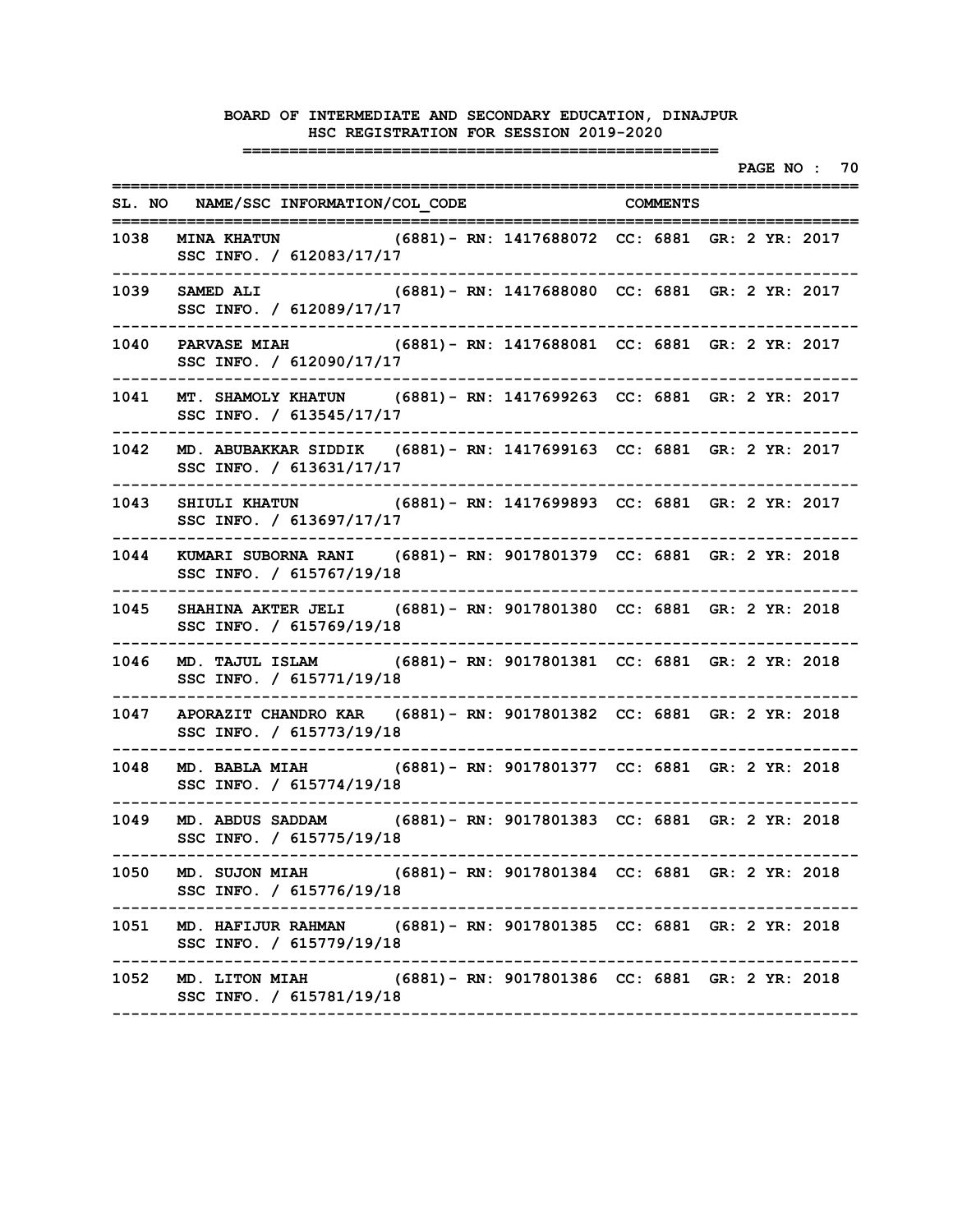**BOARD OF INTERMEDIATE AND SECONDARY EDUCATION, DINAJPUR**
**HSC REGISTRATION FOR SESSION 2019-2020**

| SL. NO | NAME/SSC INFORMATION/COL_CODE | COMMENTS |
|---|---|---|
| 1038 | MINA KHATUN (6881)- RN: 1417688072 CC: 6881 GR: 2 YR: 2017<br>SSC INFO. / 612083/17/17 | |
| 1039 | SAMED ALI (6881)- RN: 1417688080 CC: 6881 GR: 2 YR: 2017<br>SSC INFO. / 612089/17/17 | |
| 1040 | PARVASE MIAH (6881)- RN: 1417688081 CC: 6881 GR: 2 YR: 2017<br>SSC INFO. / 612090/17/17 | |
| 1041 | MT. SHAMOLY KHATUN (6881)- RN: 1417699263 CC: 6881 GR: 2 YR: 2017<br>SSC INFO. / 613545/17/17 | |
| 1042 | MD. ABUBAKKAR SIDDIK (6881)- RN: 1417699163 CC: 6881 GR: 2 YR: 2017<br>SSC INFO. / 613631/17/17 | |
| 1043 | SHIULI KHATUN (6881)- RN: 1417699893 CC: 6881 GR: 2 YR: 2017<br>SSC INFO. / 613697/17/17 | |
| 1044 | KUMARI SUBORNA RANI (6881)- RN: 9017801379 CC: 6881 GR: 2 YR: 2018<br>SSC INFO. / 615767/19/18 | |
| 1045 | SHAHINA AKTER JELI (6881)- RN: 9017801380 CC: 6881 GR: 2 YR: 2018<br>SSC INFO. / 615769/19/18 | |
| 1046 | MD. TAJUL ISLAM (6881)- RN: 9017801381 CC: 6881 GR: 2 YR: 2018<br>SSC INFO. / 615771/19/18 | |
| 1047 | APORAZIT CHANDRO KAR (6881)- RN: 9017801382 CC: 6881 GR: 2 YR: 2018<br>SSC INFO. / 615773/19/18 | |
| 1048 | MD. BABLA MIAH (6881)- RN: 9017801377 CC: 6881 GR: 2 YR: 2018<br>SSC INFO. / 615774/19/18 | |
| 1049 | MD. ABDUS SADDAM (6881)- RN: 9017801383 CC: 6881 GR: 2 YR: 2018<br>SSC INFO. / 615775/19/18 | |
| 1050 | MD. SUJON MIAH (6881)- RN: 9017801384 CC: 6881 GR: 2 YR: 2018<br>SSC INFO. / 615776/19/18 | |
| 1051 | MD. HAFIJUR RAHMAN (6881)- RN: 9017801385 CC: 6881 GR: 2 YR: 2018<br>SSC INFO. / 615779/19/18 | |
| 1052 | MD. LITON MIAH (6881)- RN: 9017801386 CC: 6881 GR: 2 YR: 2018<br>SSC INFO. / 615781/19/18 | |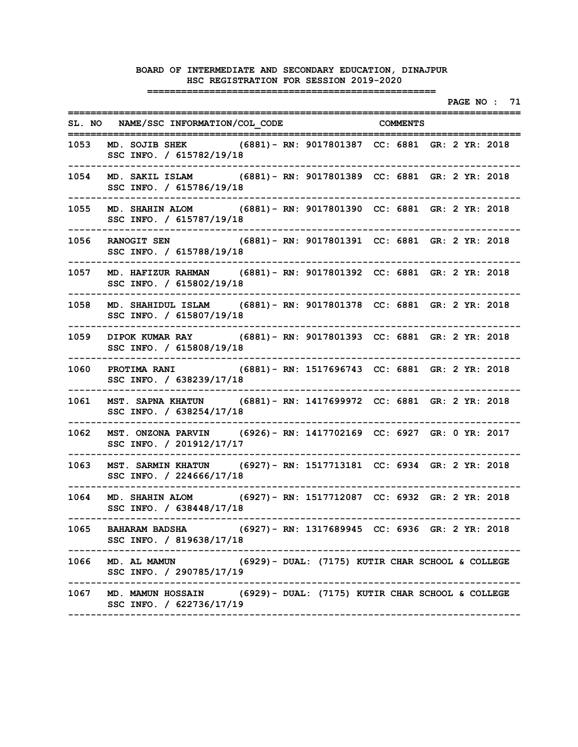**BOARD OF INTERMEDIATE AND SECONDARY EDUCATION, DINAJPUR**
**HSC REGISTRATION FOR SESSION 2019-2020**

| SL. NO | NAME/SSC INFORMATION/COL_CODE | COMMENTS |
|---|---|---|
| 1053 | MD. SOJIB SHEK (6881)- SSC INFO. / 615782/19/18 | RN: 9017801387 CC: 6881 GR: 2 YR: 2018 |
| 1054 | MD. SAKIL ISLAM (6881)- SSC INFO. / 615786/19/18 | RN: 9017801389 CC: 6881 GR: 2 YR: 2018 |
| 1055 | MD. SHAHIN ALOM (6881)- SSC INFO. / 615787/19/18 | RN: 9017801390 CC: 6881 GR: 2 YR: 2018 |
| 1056 | RANOGIT SEN (6881)- SSC INFO. / 615788/19/18 | RN: 9017801391 CC: 6881 GR: 2 YR: 2018 |
| 1057 | MD. HAFIZUR RAHMAN (6881)- SSC INFO. / 615802/19/18 | RN: 9017801392 CC: 6881 GR: 2 YR: 2018 |
| 1058 | MD. SHAHIDUL ISLAM (6881)- SSC INFO. / 615807/19/18 | RN: 9017801378 CC: 6881 GR: 2 YR: 2018 |
| 1059 | DIPOK KUMAR RAY (6881)- SSC INFO. / 615808/19/18 | RN: 9017801393 CC: 6881 GR: 2 YR: 2018 |
| 1060 | PROTIMA RANI (6881)- SSC INFO. / 638239/17/18 | RN: 1517696743 CC: 6881 GR: 2 YR: 2018 |
| 1061 | MST. SAPNA KHATUN (6881)- SSC INFO. / 638254/17/18 | RN: 1417699972 CC: 6881 GR: 2 YR: 2018 |
| 1062 | MST. ONZONA PARVIN (6926)- SSC INFO. / 201912/17/17 | RN: 1417702169 CC: 6927 GR: 0 YR: 2017 |
| 1063 | MST. SARMIN KHATUN (6927)- SSC INFO. / 224666/17/18 | RN: 1517713181 CC: 6934 GR: 2 YR: 2018 |
| 1064 | MD. SHAHIN ALOM (6927)- SSC INFO. / 638448/17/18 | RN: 1517712087 CC: 6932 GR: 2 YR: 2018 |
| 1065 | BAHARAM BADSHA (6927)- SSC INFO. / 819638/17/18 | RN: 1317689945 CC: 6936 GR: 2 YR: 2018 |
| 1066 | MD. AL MAMUN (6929)- SSC INFO. / 290785/17/19 | DUAL: (7175) KUTIR CHAR SCHOOL & COLLEGE |
| 1067 | MD. MAMUN HOSSAIN (6929)- SSC INFO. / 622736/17/19 | DUAL: (7175) KUTIR CHAR SCHOOL & COLLEGE |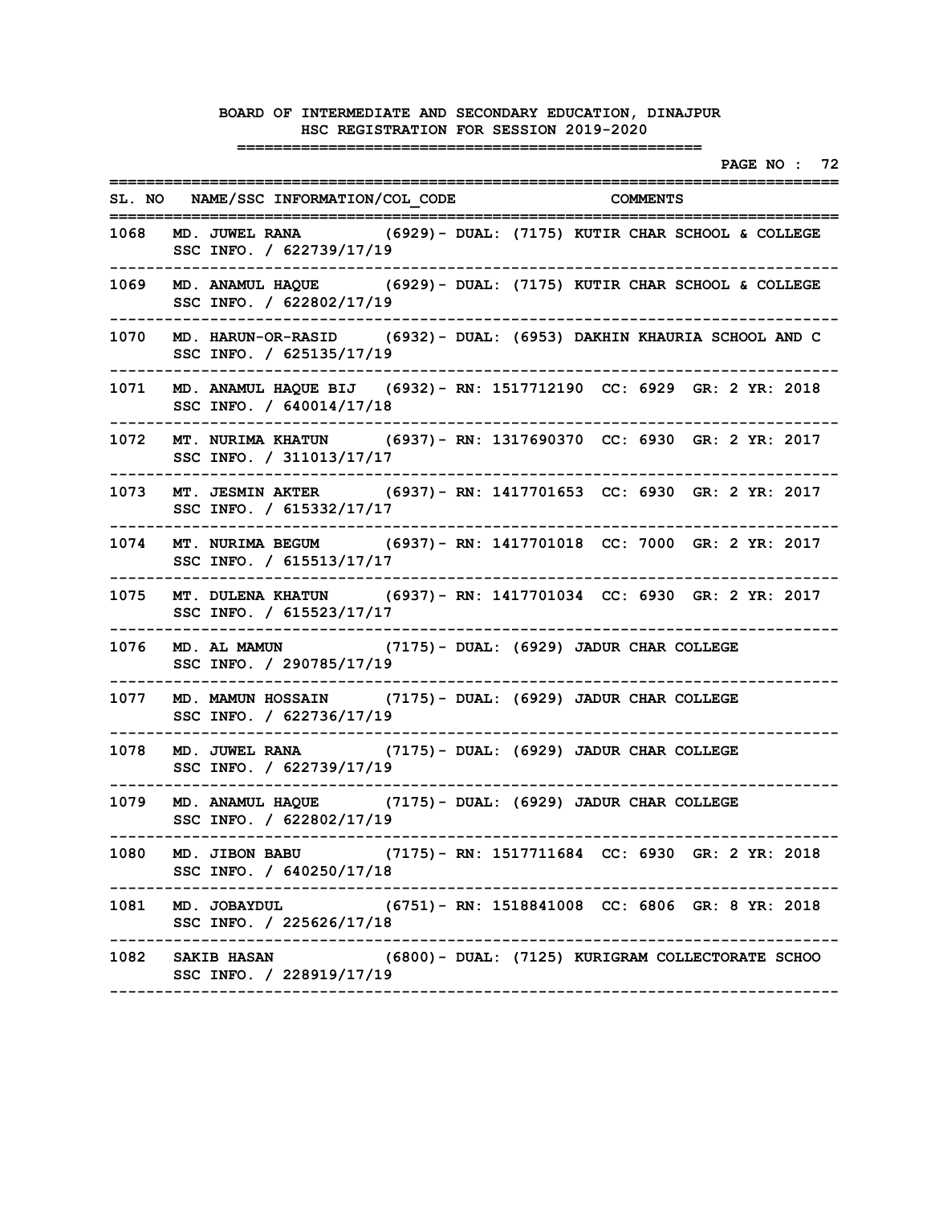**BOARD OF INTERMEDIATE AND SECONDARY EDUCATION, DINAJPUR**
**HSC REGISTRATION FOR SESSION 2019-2020**

| SL. NO | NAME/SSC INFORMATION/COL_CODE | COMMENTS |
|---|---|---|
| 1068 | MD. JUWEL RANA (6929)- SSC INFO. / 622739/17/19 | DUAL: (7175) KUTIR CHAR SCHOOL & COLLEGE |
| 1069 | MD. ANAMUL HAQUE (6929)- SSC INFO. / 622802/17/19 | DUAL: (7175) KUTIR CHAR SCHOOL & COLLEGE |
| 1070 | MD. HARUN-OR-RASID (6932)- SSC INFO. / 625135/17/19 | DUAL: (6953) DAKHIN KHAURIA SCHOOL AND C |
| 1071 | MD. ANAMUL HAQUE BIJ (6932)- SSC INFO. / 640014/17/18 | RN: 1517712190 CC: 6929 GR: 2 YR: 2018 |
| 1072 | MT. NURIMA KHATUN (6937)- SSC INFO. / 311013/17/17 | RN: 1317690370 CC: 6930 GR: 2 YR: 2017 |
| 1073 | MT. JESMIN AKTER (6937)- SSC INFO. / 615332/17/17 | RN: 1417701653 CC: 6930 GR: 2 YR: 2017 |
| 1074 | MT. NURIMA BEGUM (6937)- SSC INFO. / 615513/17/17 | RN: 1417701018 CC: 7000 GR: 2 YR: 2017 |
| 1075 | MT. DULENA KHATUN (6937)- SSC INFO. / 615523/17/17 | RN: 1417701034 CC: 6930 GR: 2 YR: 2017 |
| 1076 | MD. AL MAMUN (7175)- SSC INFO. / 290785/17/19 | DUAL: (6929) JADUR CHAR COLLEGE |
| 1077 | MD. MAMUN HOSSAIN (7175)- SSC INFO. / 622736/17/19 | DUAL: (6929) JADUR CHAR COLLEGE |
| 1078 | MD. JUWEL RANA (7175)- SSC INFO. / 622739/17/19 | DUAL: (6929) JADUR CHAR COLLEGE |
| 1079 | MD. ANAMUL HAQUE (7175)- SSC INFO. / 622802/17/19 | DUAL: (6929) JADUR CHAR COLLEGE |
| 1080 | MD. JIBON BABU (7175)- SSC INFO. / 640250/17/18 | RN: 1517711684 CC: 6930 GR: 2 YR: 2018 |
| 1081 | MD. JOBAYDUL (6751)- SSC INFO. / 225626/17/18 | RN: 1518841008 CC: 6806 GR: 8 YR: 2018 |
| 1082 | SAKIB HASAN (6800)- SSC INFO. / 228919/17/19 | DUAL: (7125) KURIGRAM COLLECTORATE SCHOO |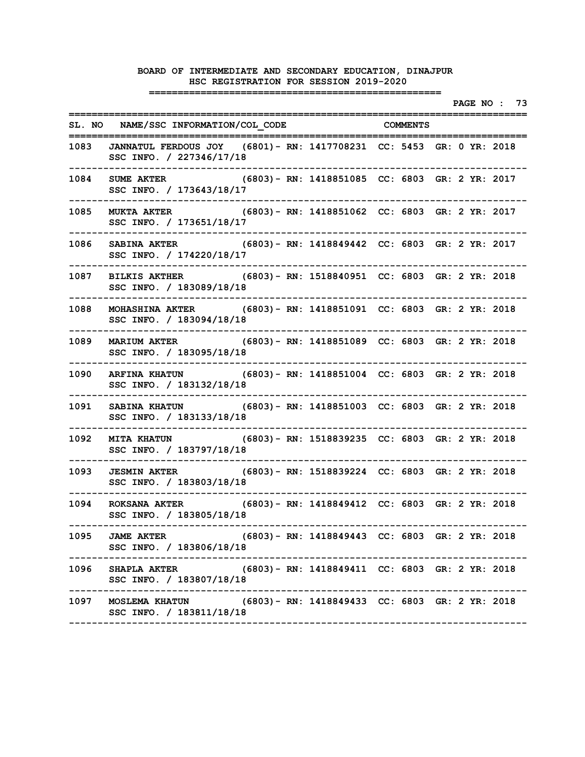**BOARD OF INTERMEDIATE AND SECONDARY EDUCATION, DINAJPUR**
**HSC REGISTRATION FOR SESSION 2019-2020**

| SL. NO | NAME/SSC INFORMATION/COL_CODE | COMMENTS |
|---|---|---|
| 1083 | JANNATUL FERDOUS JOY (6801)- RN: 1417708231 CC: 5453 GR: 0 YR: 2018<br>SSC INFO. / 227346/17/18 | |
| 1084 | SUME AKTER (6803)- RN: 1418851085 CC: 6803 GR: 2 YR: 2017<br>SSC INFO. / 173643/18/17 | |
| 1085 | MUKTA AKTER (6803)- RN: 1418851062 CC: 6803 GR: 2 YR: 2017<br>SSC INFO. / 173651/18/17 | |
| 1086 | SABINA AKTER (6803)- RN: 1418849442 CC: 6803 GR: 2 YR: 2017<br>SSC INFO. / 174220/18/17 | |
| 1087 | BILKIS AKTHER (6803)- RN: 1518840951 CC: 6803 GR: 2 YR: 2018<br>SSC INFO. / 183089/18/18 | |
| 1088 | MOHASHINA AKTER (6803)- RN: 1418851091 CC: 6803 GR: 2 YR: 2018<br>SSC INFO. / 183094/18/18 | |
| 1089 | MARIUM AKTER (6803)- RN: 1418851089 CC: 6803 GR: 2 YR: 2018<br>SSC INFO. / 183095/18/18 | |
| 1090 | ARFINA KHATUN (6803)- RN: 1418851004 CC: 6803 GR: 2 YR: 2018<br>SSC INFO. / 183132/18/18 | |
| 1091 | SABINA KHATUN (6803)- RN: 1418851003 CC: 6803 GR: 2 YR: 2018<br>SSC INFO. / 183133/18/18 | |
| 1092 | MITA KHATUN (6803)- RN: 1518839235 CC: 6803 GR: 2 YR: 2018<br>SSC INFO. / 183797/18/18 | |
| 1093 | JESMIN AKTER (6803)- RN: 1518839224 CC: 6803 GR: 2 YR: 2018<br>SSC INFO. / 183803/18/18 | |
| 1094 | ROKSANA AKTER (6803)- RN: 1418849412 CC: 6803 GR: 2 YR: 2018<br>SSC INFO. / 183805/18/18 | |
| 1095 | JAME AKTER (6803)- RN: 1418849443 CC: 6803 GR: 2 YR: 2018<br>SSC INFO. / 183806/18/18 | |
| 1096 | SHAPLA AKTER (6803)- RN: 1418849411 CC: 6803 GR: 2 YR: 2018<br>SSC INFO. / 183807/18/18 | |
| 1097 | MOSLEMA KHATUN (6803)- RN: 1418849433 CC: 6803 GR: 2 YR: 2018<br>SSC INFO. / 183811/18/18 | |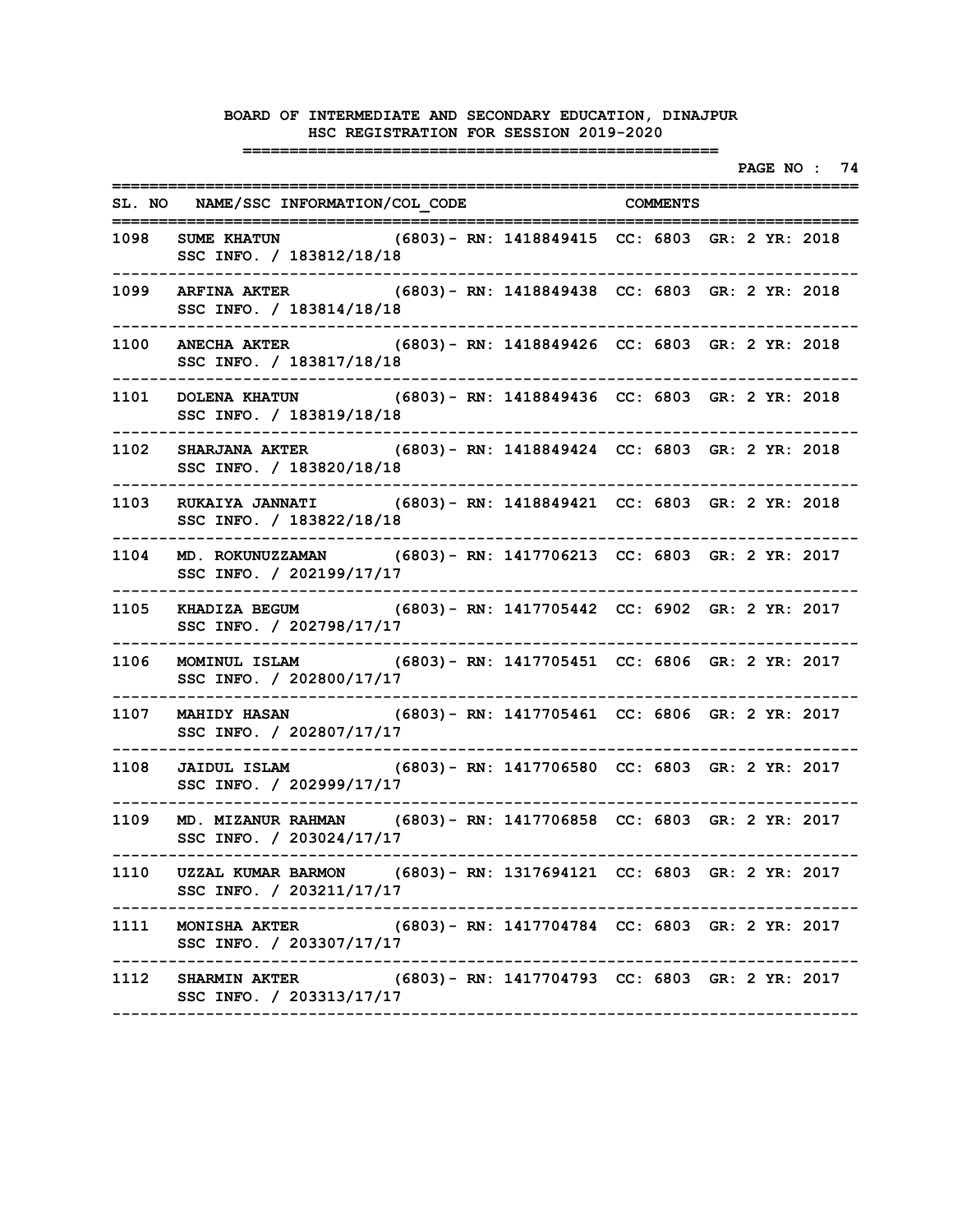**BOARD OF INTERMEDIATE AND SECONDARY EDUCATION, DINAJPUR**
**HSC REGISTRATION FOR SESSION 2019-2020**

| SL. NO | NAME/SSC INFORMATION/COL_CODE | COMMENTS |
|---|---|---|
| 1098 | SUME KHATUN (6803)- RN: 1418849415 CC: 6803 GR: 2 YR: 2018<br>SSC INFO. / 183812/18/18 | |
| 1099 | ARFINA AKTER (6803)- RN: 1418849438 CC: 6803 GR: 2 YR: 2018<br>SSC INFO. / 183814/18/18 | |
| 1100 | ANECHA AKTER (6803)- RN: 1418849426 CC: 6803 GR: 2 YR: 2018<br>SSC INFO. / 183817/18/18 | |
| 1101 | DOLENA KHATUN (6803)- RN: 1418849436 CC: 6803 GR: 2 YR: 2018<br>SSC INFO. / 183819/18/18 | |
| 1102 | SHARJANA AKTER (6803)- RN: 1418849424 CC: 6803 GR: 2 YR: 2018<br>SSC INFO. / 183820/18/18 | |
| 1103 | RUKAIYA JANNATI (6803)- RN: 1418849421 CC: 6803 GR: 2 YR: 2018<br>SSC INFO. / 183822/18/18 | |
| 1104 | MD. ROKUNUZZAMAN (6803)- RN: 1417706213 CC: 6803 GR: 2 YR: 2017<br>SSC INFO. / 202199/17/17 | |
| 1105 | KHADIZA BEGUM (6803)- RN: 1417705442 CC: 6902 GR: 2 YR: 2017<br>SSC INFO. / 202798/17/17 | |
| 1106 | MOMINUL ISLAM (6803)- RN: 1417705451 CC: 6806 GR: 2 YR: 2017<br>SSC INFO. / 202800/17/17 | |
| 1107 | MAHIDY HASAN (6803)- RN: 1417705461 CC: 6806 GR: 2 YR: 2017<br>SSC INFO. / 202807/17/17 | |
| 1108 | JAIDUL ISLAM (6803)- RN: 1417706580 CC: 6803 GR: 2 YR: 2017<br>SSC INFO. / 202999/17/17 | |
| 1109 | MD. MIZANUR RAHMAN (6803)- RN: 1417706858 CC: 6803 GR: 2 YR: 2017<br>SSC INFO. / 203024/17/17 | |
| 1110 | UZZAL KUMAR BARMON (6803)- RN: 1317694121 CC: 6803 GR: 2 YR: 2017<br>SSC INFO. / 203211/17/17 | |
| 1111 | MONISHA AKTER (6803)- RN: 1417704784 CC: 6803 GR: 2 YR: 2017<br>SSC INFO. / 203307/17/17 | |
| 1112 | SHARMIN AKTER (6803)- RN: 1417704793 CC: 6803 GR: 2 YR: 2017<br>SSC INFO. / 203313/17/17 | |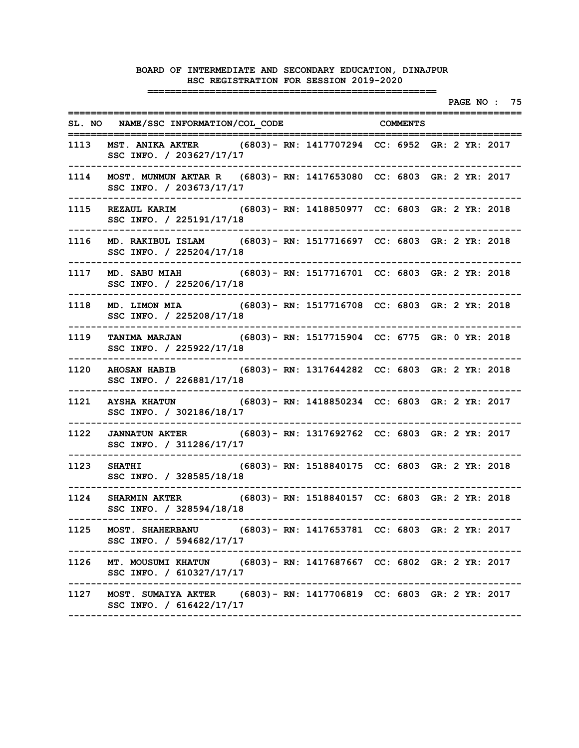**BOARD OF INTERMEDIATE AND SECONDARY EDUCATION, DINAJPUR**
**HSC REGISTRATION FOR SESSION 2019-2020**

| SL. NO | NAME/SSC INFORMATION/COL_CODE | COMMENTS |
|---|---|---|
| 1113 | MST. ANIKA AKTER (6803)- RN: 1417707294 CC: 6952 GR: 2 YR: 2017<br>SSC INFO. / 203627/17/17 | |
| 1114 | MOST. MUNMUN AKTAR R (6803)- RN: 1417653080 CC: 6803 GR: 2 YR: 2017<br>SSC INFO. / 203673/17/17 | |
| 1115 | REZAUL KARIM (6803)- RN: 1418850977 CC: 6803 GR: 2 YR: 2018<br>SSC INFO. / 225191/17/18 | |
| 1116 | MD. RAKIBUL ISLAM (6803)- RN: 1517716697 CC: 6803 GR: 2 YR: 2018<br>SSC INFO. / 225204/17/18 | |
| 1117 | MD. SABU MIAH (6803)- RN: 1517716701 CC: 6803 GR: 2 YR: 2018<br>SSC INFO. / 225206/17/18 | |
| 1118 | MD. LIMON MIA (6803)- RN: 1517716708 CC: 6803 GR: 2 YR: 2018<br>SSC INFO. / 225208/17/18 | |
| 1119 | TANIMA MARJAN (6803)- RN: 1517715904 CC: 6775 GR: 0 YR: 2018<br>SSC INFO. / 225922/17/18 | |
| 1120 | AHOSAN HABIB (6803)- RN: 1317644282 CC: 6803 GR: 2 YR: 2018<br>SSC INFO. / 226881/17/18 | |
| 1121 | AYSHA KHATUN (6803)- RN: 1418850234 CC: 6803 GR: 2 YR: 2017<br>SSC INFO. / 302186/18/17 | |
| 1122 | JANNATUN AKTER (6803)- RN: 1317692762 CC: 6803 GR: 2 YR: 2017<br>SSC INFO. / 311286/17/17 | |
| 1123 | SHATHI (6803)- RN: 1518840175 CC: 6803 GR: 2 YR: 2018<br>SSC INFO. / 328585/18/18 | |
| 1124 | SHARMIN AKTER (6803)- RN: 1518840157 CC: 6803 GR: 2 YR: 2018<br>SSC INFO. / 328594/18/18 | |
| 1125 | MOST. SHAHERBANU (6803)- RN: 1417653781 CC: 6803 GR: 2 YR: 2017<br>SSC INFO. / 594682/17/17 | |
| 1126 | MT. MOUSUMI KHATUN (6803)- RN: 1417687667 CC: 6802 GR: 2 YR: 2017<br>SSC INFO. / 610327/17/17 | |
| 1127 | MOST. SUMAIYA AKTER (6803)- RN: 1417706819 CC: 6803 GR: 2 YR: 2017<br>SSC INFO. / 616422/17/17 | |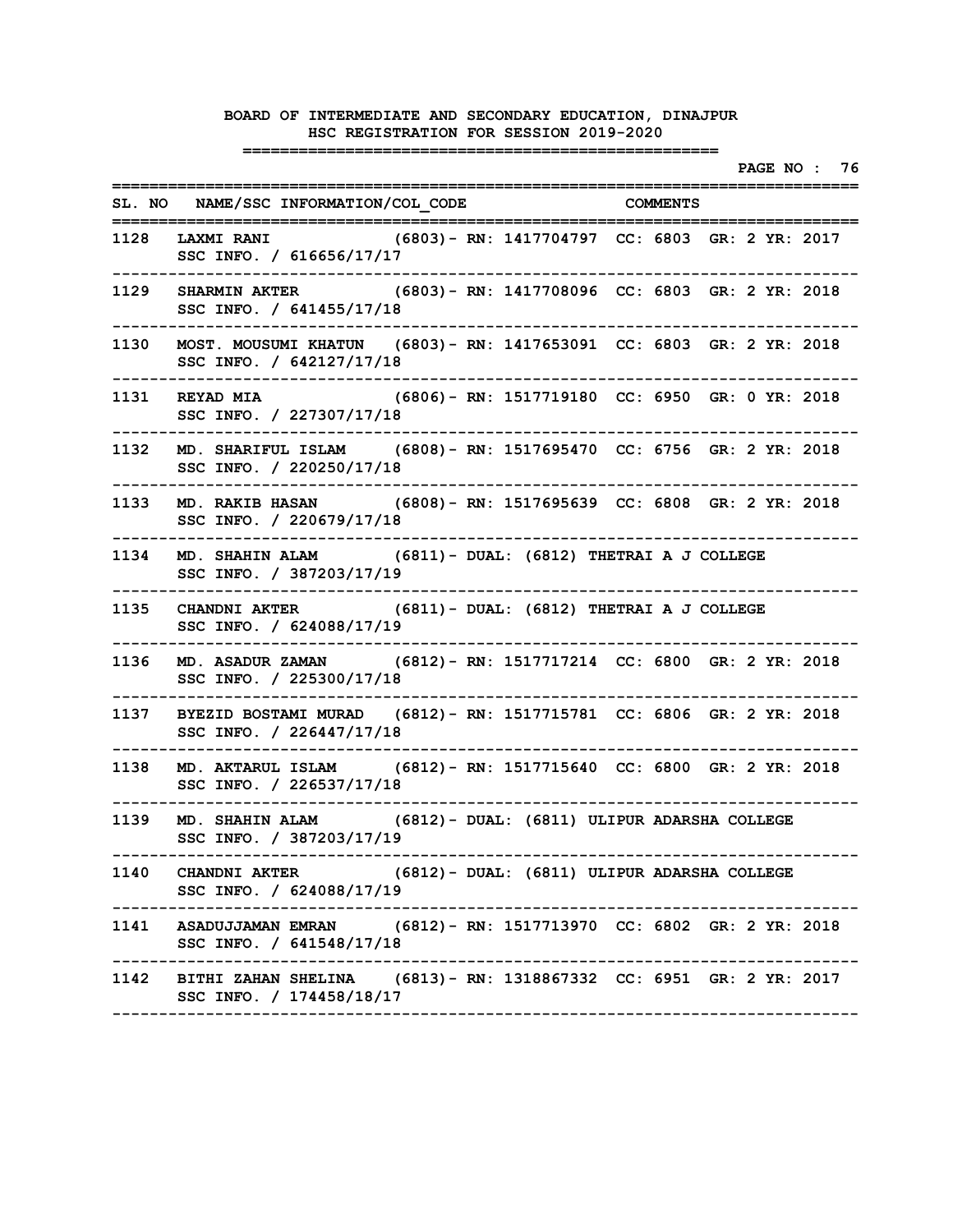**BOARD OF INTERMEDIATE AND SECONDARY EDUCATION, DINAJPUR**
**HSC REGISTRATION FOR SESSION 2019-2020**

| SL. NO | NAME/SSC INFORMATION/COL_CODE | COMMENTS |
|---|---|---|
| 1128 | LAXMI RANI (6803)- SSC INFO. / 616656/17/17 | RN: 1417704797 CC: 6803 GR: 2 YR: 2017 |
| 1129 | SHARMIN AKTER (6803)- SSC INFO. / 641455/17/18 | RN: 1417708096 CC: 6803 GR: 2 YR: 2018 |
| 1130 | MOST. MOUSUMI KHATUN (6803)- SSC INFO. / 642127/17/18 | RN: 1417653091 CC: 6803 GR: 2 YR: 2018 |
| 1131 | REYAD MIA (6806)- SSC INFO. / 227307/17/18 | RN: 1517719180 CC: 6950 GR: 0 YR: 2018 |
| 1132 | MD. SHARIFUL ISLAM (6808)- SSC INFO. / 220250/17/18 | RN: 1517695470 CC: 6756 GR: 2 YR: 2018 |
| 1133 | MD. RAKIB HASAN (6808)- SSC INFO. / 220679/17/18 | RN: 1517695639 CC: 6808 GR: 2 YR: 2018 |
| 1134 | MD. SHAHIN ALAM (6811)- SSC INFO. / 387203/17/19 | DUAL: (6812) THETRAI A J COLLEGE |
| 1135 | CHANDNI AKTER (6811)- SSC INFO. / 624088/17/19 | DUAL: (6812) THETRAI A J COLLEGE |
| 1136 | MD. ASADUR ZAMAN (6812)- SSC INFO. / 225300/17/18 | RN: 1517717214 CC: 6800 GR: 2 YR: 2018 |
| 1137 | BYEZID BOSTAMI MURAD (6812)- SSC INFO. / 226447/17/18 | RN: 1517715781 CC: 6806 GR: 2 YR: 2018 |
| 1138 | MD. AKTARUL ISLAM (6812)- SSC INFO. / 226537/17/18 | RN: 1517715640 CC: 6800 GR: 2 YR: 2018 |
| 1139 | MD. SHAHIN ALAM (6812)- SSC INFO. / 387203/17/19 | DUAL: (6811) ULIPUR ADARSHA COLLEGE |
| 1140 | CHANDNI AKTER (6812)- SSC INFO. / 624088/17/19 | DUAL: (6811) ULIPUR ADARSHA COLLEGE |
| 1141 | ASADUJJAMAN EMRAN (6812)- SSC INFO. / 641548/17/18 | RN: 1517713970 CC: 6802 GR: 2 YR: 2018 |
| 1142 | BITHI ZAHAN SHELINA (6813)- SSC INFO. / 174458/18/17 | RN: 1318867332 CC: 6951 GR: 2 YR: 2017 |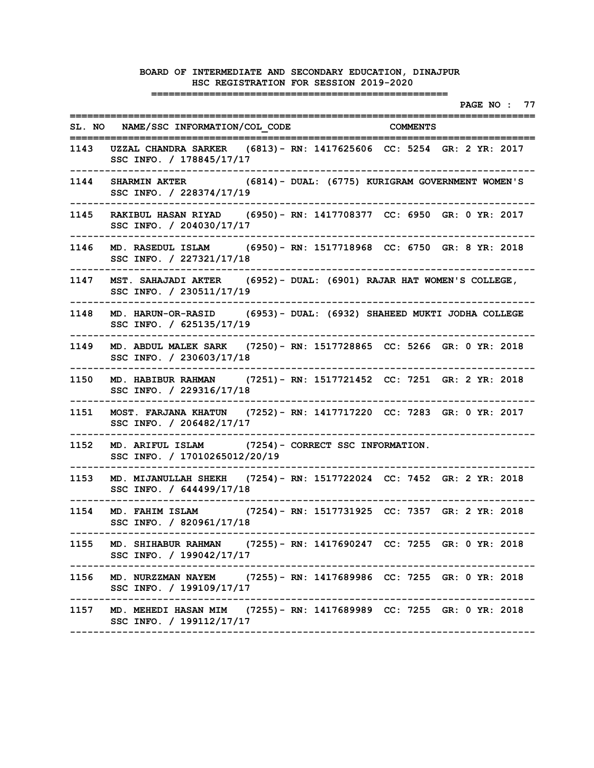**BOARD OF INTERMEDIATE AND SECONDARY EDUCATION, DINAJPUR**
**HSC REGISTRATION FOR SESSION 2019-2020**

| SL. NO | NAME/SSC INFORMATION/COL_CODE | COMMENTS |
|---|---|---|
| 1143 | UZZAL CHANDRA SARKER (6813)- SSC INFO. / 178845/17/17 | RN: 1417625606 CC: 5254 GR: 2 YR: 2017 |
| 1144 | SHARMIN AKTER (6814)- SSC INFO. / 228374/17/19 | DUAL: (6775) KURIGRAM GOVERNMENT WOMEN'S |
| 1145 | RAKIBUL HASAN RIYAD (6950)- SSC INFO. / 204030/17/17 | RN: 1417708377 CC: 6950 GR: 0 YR: 2017 |
| 1146 | MD. RASEDUL ISLAM (6950)- SSC INFO. / 227321/17/18 | RN: 1517718968 CC: 6750 GR: 8 YR: 2018 |
| 1147 | MST. SAHAJADI AKTER (6952)- SSC INFO. / 230511/17/19 | DUAL: (6901) RAJAR HAT WOMEN'S COLLEGE, |
| 1148 | MD. HARUN-OR-RASID (6953)- SSC INFO. / 625135/17/19 | DUAL: (6932) SHAHEED MUKTI JODHA COLLEGE |
| 1149 | MD. ABDUL MALEK SARK (7250)- SSC INFO. / 230603/17/18 | RN: 1517728865 CC: 5266 GR: 0 YR: 2018 |
| 1150 | MD. HABIBUR RAHMAN (7251)- SSC INFO. / 229316/17/18 | RN: 1517721452 CC: 7251 GR: 2 YR: 2018 |
| 1151 | MOST. FARJANA KHATUN (7252)- SSC INFO. / 206482/17/17 | RN: 1417717220 CC: 7283 GR: 0 YR: 2017 |
| 1152 | MD. ARIFUL ISLAM (7254)- SSC INFO. / 17010265012/20/19 | CORRECT SSC INFORMATION. |
| 1153 | MD. MIJANULLAH SHEKH (7254)- SSC INFO. / 644499/17/18 | RN: 1517722024 CC: 7452 GR: 2 YR: 2018 |
| 1154 | MD. FAHIM ISLAM (7254)- SSC INFO. / 820961/17/18 | RN: 1517731925 CC: 7357 GR: 2 YR: 2018 |
| 1155 | MD. SHIHABUR RAHMAN (7255)- SSC INFO. / 199042/17/17 | RN: 1417690247 CC: 7255 GR: 0 YR: 2018 |
| 1156 | MD. NURZZMAN NAYEM (7255)- SSC INFO. / 199109/17/17 | RN: 1417689986 CC: 7255 GR: 0 YR: 2018 |
| 1157 | MD. MEHEDI HASAN MIM (7255)- SSC INFO. / 199112/17/17 | RN: 1417689989 CC: 7255 GR: 0 YR: 2018 |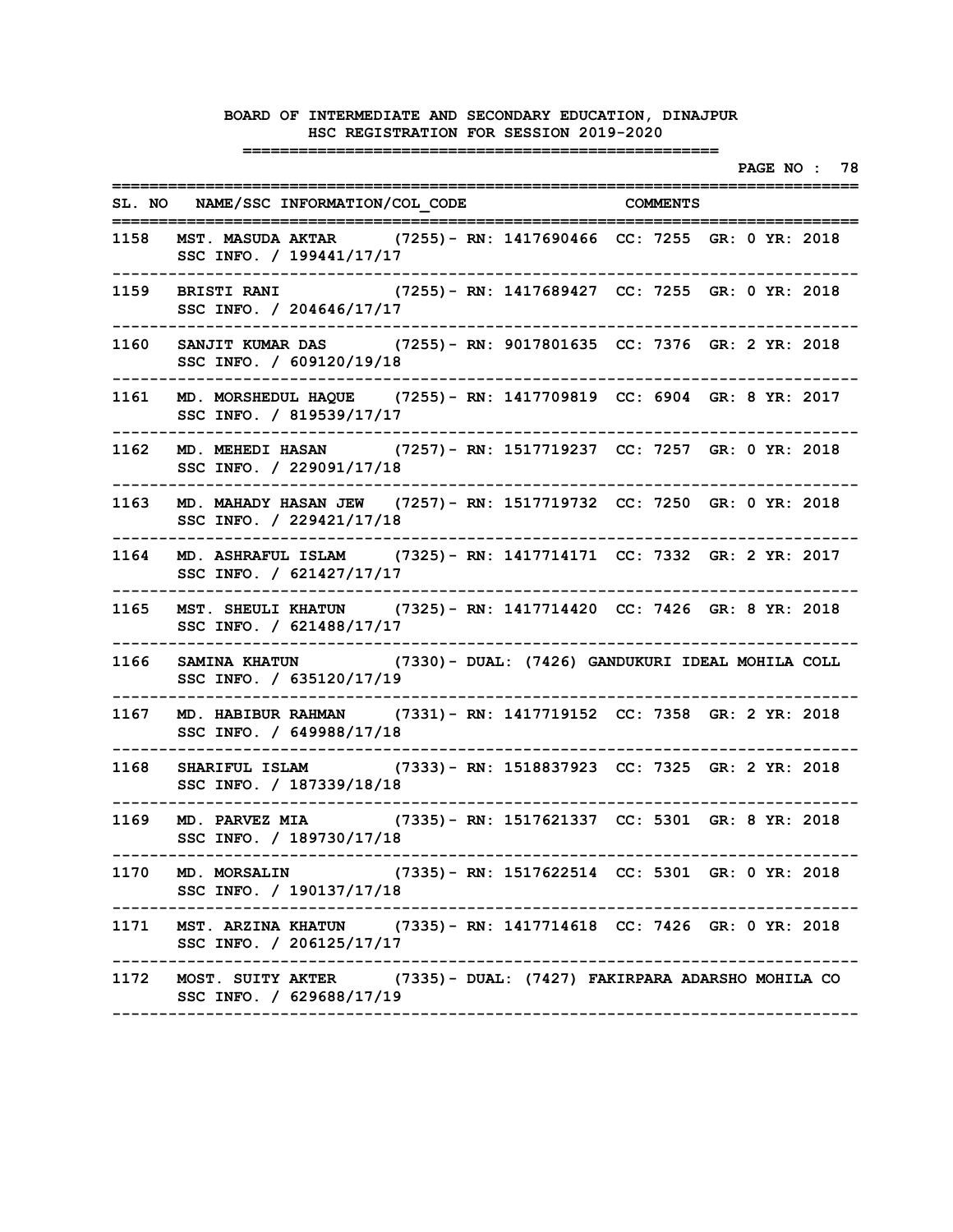**BOARD OF INTERMEDIATE AND SECONDARY EDUCATION, DINAJPUR**
**HSC REGISTRATION FOR SESSION 2019-2020**

**PAGE NO : 78**

| SL. NO | NAME/SSC INFORMATION/COL_CODE | COMMENTS |
|---|---|---|
| 1158 | MST. MASUDA AKTAR (7255)- SSC INFO. / 199441/17/17 | RN: 1417690466 CC: 7255 GR: 0 YR: 2018 |
| 1159 | BRISTI RANI (7255)- SSC INFO. / 204646/17/17 | RN: 1417689427 CC: 7255 GR: 0 YR: 2018 |
| 1160 | SANJIT KUMAR DAS (7255)- SSC INFO. / 609120/19/18 | RN: 9017801635 CC: 7376 GR: 2 YR: 2018 |
| 1161 | MD. MORSHEDUL HAQUE (7255)- SSC INFO. / 819539/17/17 | RN: 1417709819 CC: 6904 GR: 8 YR: 2017 |
| 1162 | MD. MEHEDI HASAN (7257)- SSC INFO. / 229091/17/18 | RN: 1517719237 CC: 7257 GR: 0 YR: 2018 |
| 1163 | MD. MAHADY HASAN JEW (7257)- SSC INFO. / 229421/17/18 | RN: 1517719732 CC: 7250 GR: 0 YR: 2018 |
| 1164 | MD. ASHRAFUL ISLAM (7325)- SSC INFO. / 621427/17/17 | RN: 1417714171 CC: 7332 GR: 2 YR: 2017 |
| 1165 | MST. SHEULI KHATUN (7325)- SSC INFO. / 621488/17/17 | RN: 1417714420 CC: 7426 GR: 8 YR: 2018 |
| 1166 | SAMINA KHATUN (7330)- SSC INFO. / 635120/17/19 | DUAL: (7426) GANDUKURI IDEAL MOHILA COLL |
| 1167 | MD. HABIBUR RAHMAN (7331)- SSC INFO. / 649988/17/18 | RN: 1417719152 CC: 7358 GR: 2 YR: 2018 |
| 1168 | SHARIFUL ISLAM (7333)- SSC INFO. / 187339/18/18 | RN: 1518837923 CC: 7325 GR: 2 YR: 2018 |
| 1169 | MD. PARVEZ MIA (7335)- SSC INFO. / 189730/17/18 | RN: 1517621337 CC: 5301 GR: 8 YR: 2018 |
| 1170 | MD. MORSALIN (7335)- SSC INFO. / 190137/17/18 | RN: 1517622514 CC: 5301 GR: 0 YR: 2018 |
| 1171 | MST. ARZINA KHATUN (7335)- SSC INFO. / 206125/17/17 | RN: 1417714618 CC: 7426 GR: 0 YR: 2018 |
| 1172 | MOST. SUITY AKTER (7335)- SSC INFO. / 629688/17/19 | DUAL: (7427) FAKIRPARA ADARSHO MOHILA CO |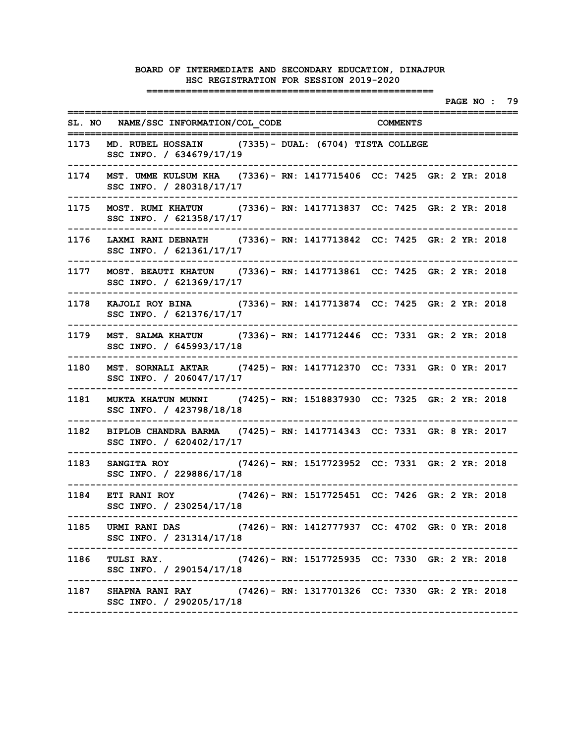# BOARD OF INTERMEDIATE AND SECONDARY EDUCATION, DINAJPUR
## HSC REGISTRATION FOR SESSION 2019-2020

| SL. NO | NAME/SSC INFORMATION/COL_CODE | COMMENTS |
|---|---|---|
| 1173 | MD. RUBEL HOSSAIN (7335)<br>SSC INFO. / 634679/17/19 | DUAL: (6704) TISTA COLLEGE |
| 1174 | MST. UMME KULSUM KHA (7336)<br>SSC INFO. / 280318/17/17 | RN: 1417715406 CC: 7425 GR: 2 YR: 2018 |
| 1175 | MOST. RUMI KHATUN (7336)<br>SSC INFO. / 621358/17/17 | RN: 1417713837 CC: 7425 GR: 2 YR: 2018 |
| 1176 | LAXMI RANI DEBNATH (7336)<br>SSC INFO. / 621361/17/17 | RN: 1417713842 CC: 7425 GR: 2 YR: 2018 |
| 1177 | MOST. BEAUTI KHATUN (7336)<br>SSC INFO. / 621369/17/17 | RN: 1417713861 CC: 7425 GR: 2 YR: 2018 |
| 1178 | KAJOLI ROY BINA (7336)<br>SSC INFO. / 621376/17/17 | RN: 1417713874 CC: 7425 GR: 2 YR: 2018 |
| 1179 | MST. SALMA KHATUN (7336)<br>SSC INFO. / 645993/17/18 | RN: 1417712446 CC: 7331 GR: 2 YR: 2018 |
| 1180 | MST. SORNALI AKTAR (7425)<br>SSC INFO. / 206047/17/17 | RN: 1417712370 CC: 7331 GR: 0 YR: 2017 |
| 1181 | MUKTA KHATUN MUNNI (7425)<br>SSC INFO. / 423798/18/18 | RN: 1518837930 CC: 7325 GR: 2 YR: 2018 |
| 1182 | BIPLOB CHANDRA BARMA (7425)<br>SSC INFO. / 620402/17/17 | RN: 1417714343 CC: 7331 GR: 8 YR: 2017 |
| 1183 | SANGITA ROY (7426)<br>SSC INFO. / 229886/17/18 | RN: 1517723952 CC: 7331 GR: 2 YR: 2018 |
| 1184 | ETI RANI ROY (7426)<br>SSC INFO. / 230254/17/18 | RN: 1517725451 CC: 7426 GR: 2 YR: 2018 |
| 1185 | URMI RANI DAS (7426)<br>SSC INFO. / 231314/17/18 | RN: 1412777937 CC: 4702 GR: 0 YR: 2018 |
| 1186 | TULSI RAY. (7426)<br>SSC INFO. / 290154/17/18 | RN: 1517725935 CC: 7330 GR: 2 YR: 2018 |
| 1187 | SHAPNA RANI RAY (7426)<br>SSC INFO. / 290205/17/18 | RN: 1317701326 CC: 7330 GR: 2 YR: 2018 |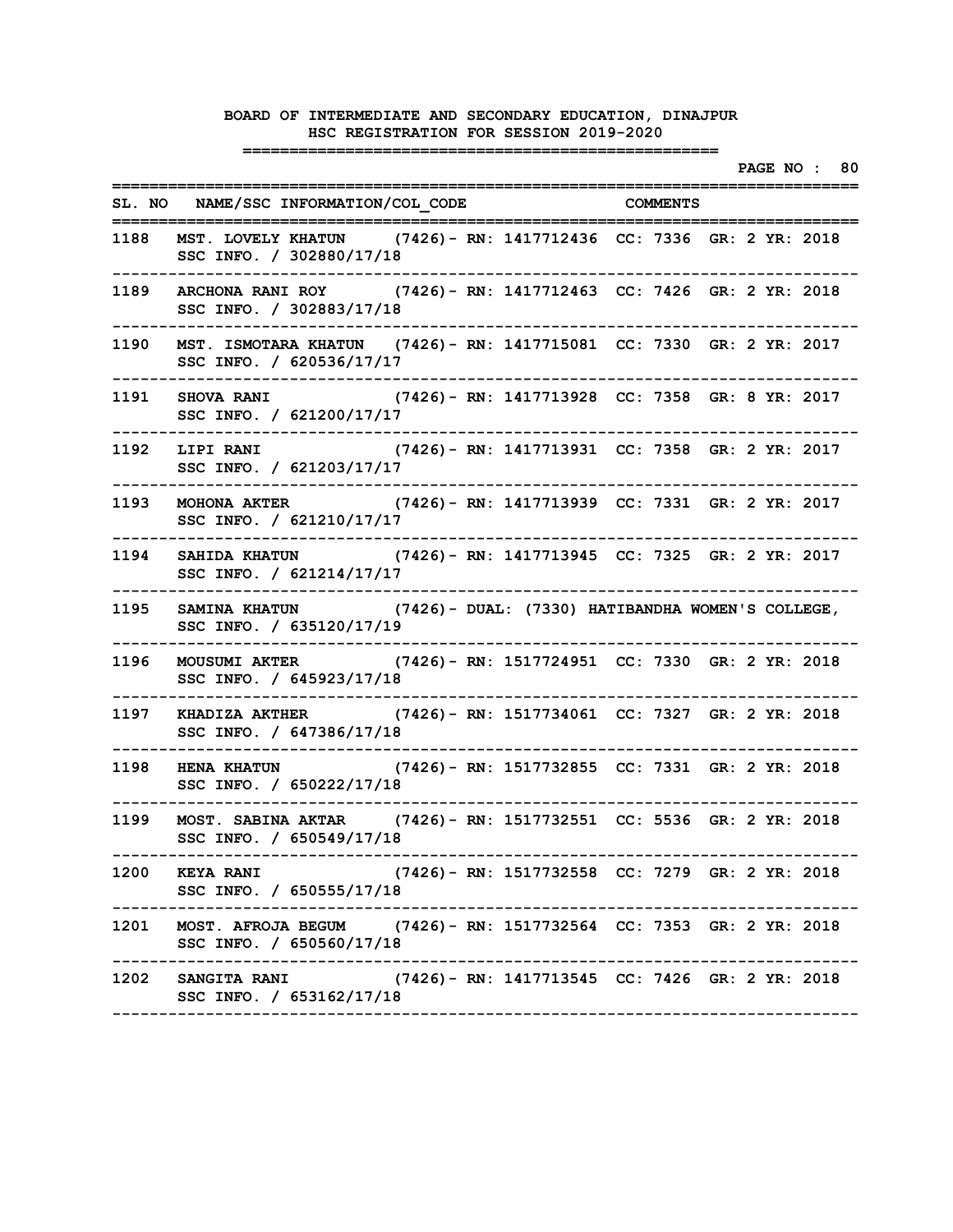**BOARD OF INTERMEDIATE AND SECONDARY EDUCATION, DINAJPUR**
**HSC REGISTRATION FOR SESSION 2019-2020**

**PAGE NO : 80**

| SL. NO | NAME/SSC INFORMATION/COL_CODE | COMMENTS |
|---|---|---|
| 1188 | MST. LOVELY KHATUN (7426)- SSC INFO. / 302880/17/18 | RN: 1417712436 CC: 7336 GR: 2 YR: 2018 |
| 1189 | ARCHONA RANI ROY (7426)- SSC INFO. / 302883/17/18 | RN: 1417712463 CC: 7426 GR: 2 YR: 2018 |
| 1190 | MST. ISMOTARA KHATUN (7426)- SSC INFO. / 620536/17/17 | RN: 1417715081 CC: 7330 GR: 2 YR: 2017 |
| 1191 | SHOVA RANI (7426)- SSC INFO. / 621200/17/17 | RN: 1417713928 CC: 7358 GR: 8 YR: 2017 |
| 1192 | LIPI RANI (7426)- SSC INFO. / 621203/17/17 | RN: 1417713931 CC: 7358 GR: 2 YR: 2017 |
| 1193 | MOHONA AKTER (7426)- SSC INFO. / 621210/17/17 | RN: 1417713939 CC: 7331 GR: 2 YR: 2017 |
| 1194 | SAHIDA KHATUN (7426)- SSC INFO. / 621214/17/17 | RN: 1417713945 CC: 7325 GR: 2 YR: 2017 |
| 1195 | SAMINA KHATUN (7426)- SSC INFO. / 635120/17/19 | DUAL: (7330) HATIBANDHA WOMEN'S COLLEGE, |
| 1196 | MOUSUMI AKTER (7426)- SSC INFO. / 645923/17/18 | RN: 1517724951 CC: 7330 GR: 2 YR: 2018 |
| 1197 | KHADIZA AKTHER (7426)- SSC INFO. / 647386/17/18 | RN: 1517734061 CC: 7327 GR: 2 YR: 2018 |
| 1198 | HENA KHATUN (7426)- SSC INFO. / 650222/17/18 | RN: 1517732855 CC: 7331 GR: 2 YR: 2018 |
| 1199 | MOST. SABINA AKTAR (7426)- SSC INFO. / 650549/17/18 | RN: 1517732551 CC: 5536 GR: 2 YR: 2018 |
| 1200 | KEYA RANI (7426)- SSC INFO. / 650555/17/18 | RN: 1517732558 CC: 7279 GR: 2 YR: 2018 |
| 1201 | MOST. AFROJA BEGUM (7426)- SSC INFO. / 650560/17/18 | RN: 1517732564 CC: 7353 GR: 2 YR: 2018 |
| 1202 | SANGITA RANI (7426)- SSC INFO. / 653162/17/18 | RN: 1417713545 CC: 7426 GR: 2 YR: 2018 |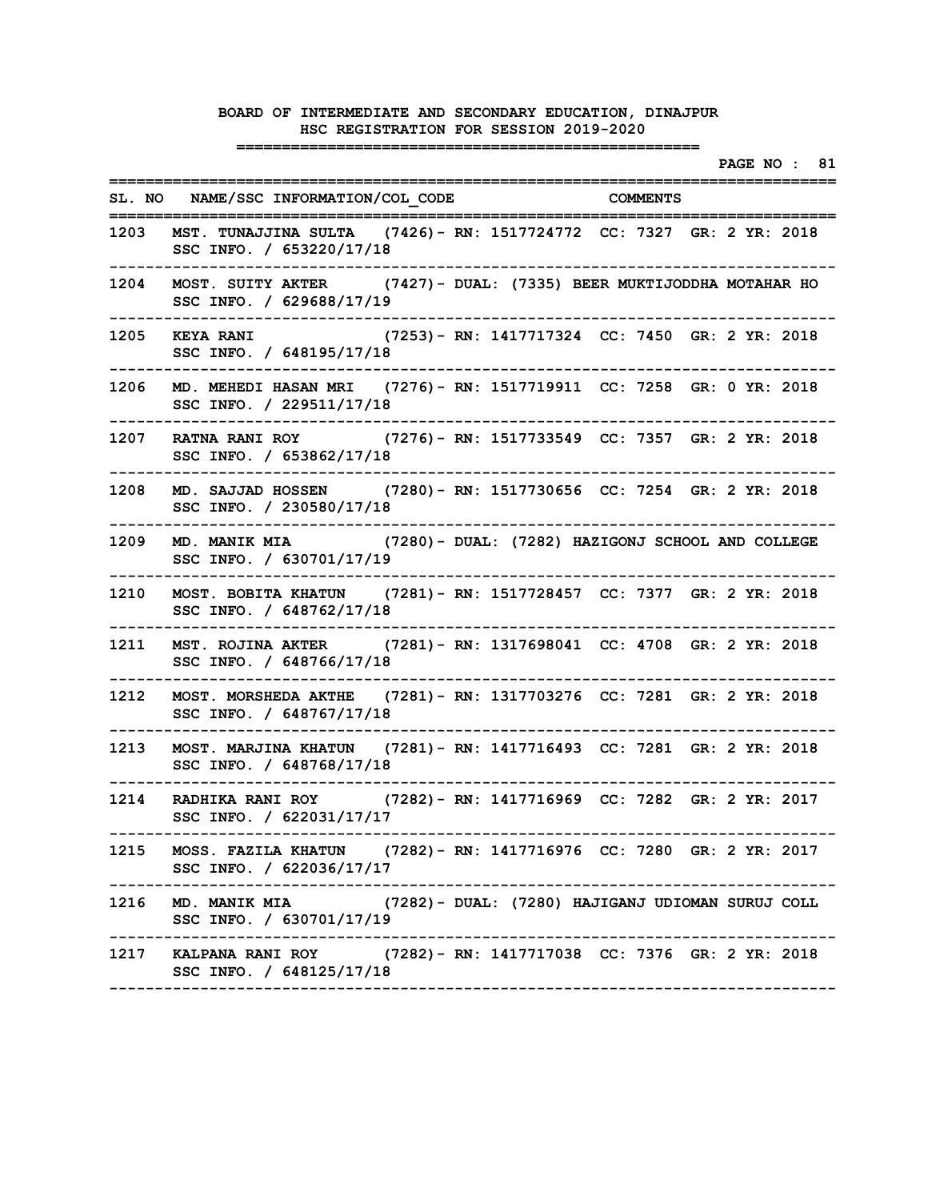**BOARD OF INTERMEDIATE AND SECONDARY EDUCATION, DINAJPUR**
**HSC REGISTRATION FOR SESSION 2019-2020**

| SL. NO | NAME/SSC INFORMATION/COL_CODE | COMMENTS |
|---|---|---|
| 1203 | MST. TUNAJJINA SULTA (7426)- SSC INFO. / 653220/17/18 | RN: 1517724772 CC: 7327 GR: 2 YR: 2018 |
| 1204 | MOST. SUITY AKTER (7427)- SSC INFO. / 629688/17/19 | DUAL: (7335) BEER MUKTIJODDHA MOTAHAR HO |
| 1205 | KEYA RANI (7253)- SSC INFO. / 648195/17/18 | RN: 1417717324 CC: 7450 GR: 2 YR: 2018 |
| 1206 | MD. MEHEDI HASAN MRI (7276)- SSC INFO. / 229511/17/18 | RN: 1517719911 CC: 7258 GR: 0 YR: 2018 |
| 1207 | RATNA RANI ROY (7276)- SSC INFO. / 653862/17/18 | RN: 1517733549 CC: 7357 GR: 2 YR: 2018 |
| 1208 | MD. SAJJAD HOSSEN (7280)- SSC INFO. / 230580/17/18 | RN: 1517730656 CC: 7254 GR: 2 YR: 2018 |
| 1209 | MD. MANIK MIA (7280)- SSC INFO. / 630701/17/19 | DUAL: (7282) HAZIGONJ SCHOOL AND COLLEGE |
| 1210 | MOST. BOBITA KHATUN (7281)- SSC INFO. / 648762/17/18 | RN: 1517728457 CC: 7377 GR: 2 YR: 2018 |
| 1211 | MST. ROJINA AKTER (7281)- SSC INFO. / 648766/17/18 | RN: 1317698041 CC: 4708 GR: 2 YR: 2018 |
| 1212 | MOST. MORSHEDA AKTHE (7281)- SSC INFO. / 648767/17/18 | RN: 1317703276 CC: 7281 GR: 2 YR: 2018 |
| 1213 | MOST. MARJINA KHATUN (7281)- SSC INFO. / 648768/17/18 | RN: 1417716493 CC: 7281 GR: 2 YR: 2018 |
| 1214 | RADHIKA RANI ROY (7282)- SSC INFO. / 622031/17/17 | RN: 1417716969 CC: 7282 GR: 2 YR: 2017 |
| 1215 | MOSS. FAZILA KHATUN (7282)- SSC INFO. / 622036/17/17 | RN: 1417716976 CC: 7280 GR: 2 YR: 2017 |
| 1216 | MD. MANIK MIA (7282)- SSC INFO. / 630701/17/19 | DUAL: (7280) HAJIGANJ UDIOMAN SURUJ COLL |
| 1217 | KALPANA RANI ROY (7282)- SSC INFO. / 648125/17/18 | RN: 1417717038 CC: 7376 GR: 2 YR: 2018 |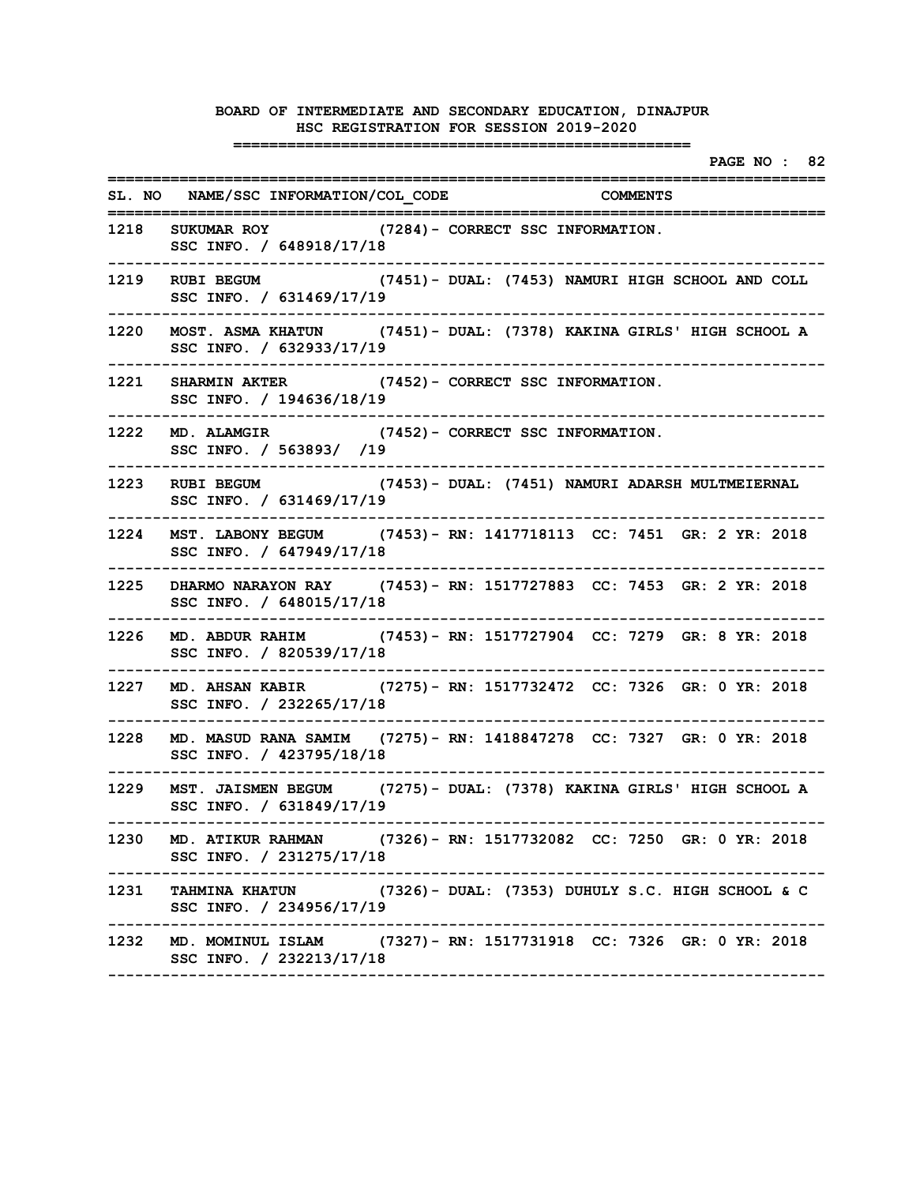**BOARD OF INTERMEDIATE AND SECONDARY EDUCATION, DINAJPUR**
**HSC REGISTRATION FOR SESSION 2019-2020**

**PAGE NO : 82**

| SL. NO | NAME/SSC INFORMATION/COL_CODE | COMMENTS |
|---|---|---|
| 1218 | SUKUMAR ROY (7284)<br>SSC INFO. / 648918/17/18 | - CORRECT SSC INFORMATION. |
| 1219 | RUBI BEGUM (7451)<br>SSC INFO. / 631469/17/19 | - DUAL: (7453) NAMURI HIGH SCHOOL AND COLL |
| 1220 | MOST. ASMA KHATUN (7451)<br>SSC INFO. / 632933/17/19 | - DUAL: (7378) KAKINA GIRLS' HIGH SCHOOL A |
| 1221 | SHARMIN AKTER (7452)<br>SSC INFO. / 194636/18/19 | - CORRECT SSC INFORMATION. |
| 1222 | MD. ALAMGIR (7452)<br>SSC INFO. / 563893/ /19 | - CORRECT SSC INFORMATION. |
| 1223 | RUBI BEGUM (7453)<br>SSC INFO. / 631469/17/19 | - DUAL: (7451) NAMURI ADARSH MULTMEIERNAL |
| 1224 | MST. LABONY BEGUM (7453)<br>SSC INFO. / 647949/17/18 | - RN: 1417718113 CC: 7451 GR: 2 YR: 2018 |
| 1225 | DHARMO NARAYON RAY (7453)<br>SSC INFO. / 648015/17/18 | - RN: 1517727883 CC: 7453 GR: 2 YR: 2018 |
| 1226 | MD. ABDUR RAHIM (7453)<br>SSC INFO. / 820539/17/18 | - RN: 1517727904 CC: 7279 GR: 8 YR: 2018 |
| 1227 | MD. AHSAN KABIR (7275)<br>SSC INFO. / 232265/17/18 | - RN: 1517732472 CC: 7326 GR: 0 YR: 2018 |
| 1228 | MD. MASUD RANA SAMIM (7275)<br>SSC INFO. / 423795/18/18 | - RN: 1418847278 CC: 7327 GR: 0 YR: 2018 |
| 1229 | MST. JAISMEN BEGUM (7275)<br>SSC INFO. / 631849/17/19 | - DUAL: (7378) KAKINA GIRLS' HIGH SCHOOL A |
| 1230 | MD. ATIKUR RAHMAN (7326)<br>SSC INFO. / 231275/17/18 | - RN: 1517732082 CC: 7250 GR: 0 YR: 2018 |
| 1231 | TAHMINA KHATUN (7326)<br>SSC INFO. / 234956/17/19 | - DUAL: (7353) DUHULY S.C. HIGH SCHOOL & C |
| 1232 | MD. MOMINUL ISLAM (7327)<br>SSC INFO. / 232213/17/18 | - RN: 1517731918 CC: 7326 GR: 0 YR: 2018 |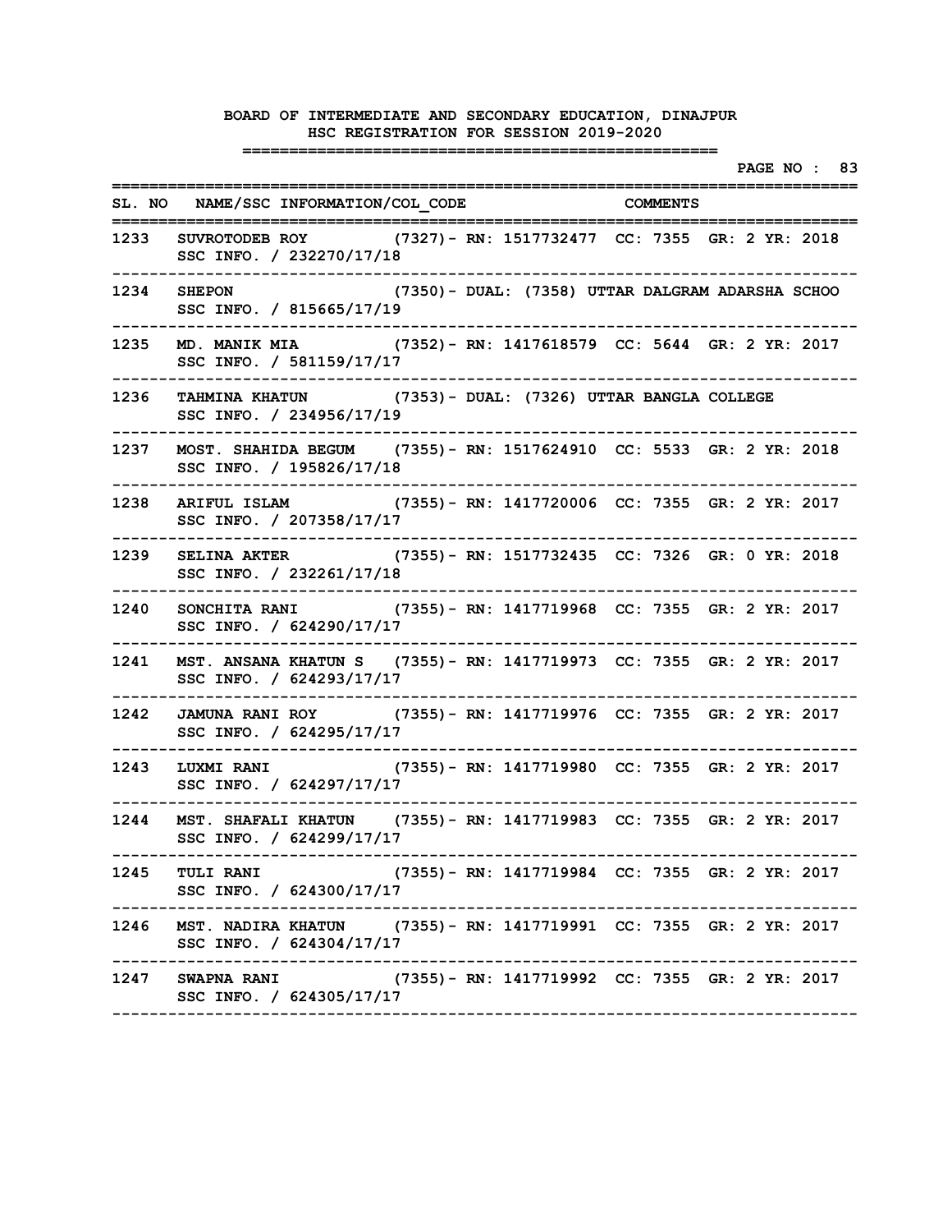**BOARD OF INTERMEDIATE AND SECONDARY EDUCATION, DINAJPUR**
**HSC REGISTRATION FOR SESSION 2019-2020**

| SL. NO | NAME/SSC INFORMATION/COL_CODE | COMMENTS |
|---|---|---|
| 1233 | SUVROTODEB ROY (7327)- SSC INFO. / 232270/17/18 | RN: 1517732477 CC: 7355 GR: 2 YR: 2018 |
| 1234 | SHEPON (7350)- SSC INFO. / 815665/17/19 | DUAL: (7358) UTTAR DALGRAM ADARSHA SCHOO |
| 1235 | MD. MANIK MIA (7352)- SSC INFO. / 581159/17/17 | RN: 1417618579 CC: 5644 GR: 2 YR: 2017 |
| 1236 | TAHMINA KHATUN (7353)- SSC INFO. / 234956/17/19 | DUAL: (7326) UTTAR BANGLA COLLEGE |
| 1237 | MOST. SHAHIDA BEGUM (7355)- SSC INFO. / 195826/17/18 | RN: 1517624910 CC: 5533 GR: 2 YR: 2018 |
| 1238 | ARIFUL ISLAM (7355)- SSC INFO. / 207358/17/17 | RN: 1417720006 CC: 7355 GR: 2 YR: 2017 |
| 1239 | SELINA AKTER (7355)- SSC INFO. / 232261/17/18 | RN: 1517732435 CC: 7326 GR: 0 YR: 2018 |
| 1240 | SONCHITA RANI (7355)- SSC INFO. / 624290/17/17 | RN: 1417719968 CC: 7355 GR: 2 YR: 2017 |
| 1241 | MST. ANSANA KHATUN S (7355)- SSC INFO. / 624293/17/17 | RN: 1417719973 CC: 7355 GR: 2 YR: 2017 |
| 1242 | JAMUNA RANI ROY (7355)- SSC INFO. / 624295/17/17 | RN: 1417719976 CC: 7355 GR: 2 YR: 2017 |
| 1243 | LUXMI RANI (7355)- SSC INFO. / 624297/17/17 | RN: 1417719980 CC: 7355 GR: 2 YR: 2017 |
| 1244 | MST. SHAFALI KHATUN (7355)- SSC INFO. / 624299/17/17 | RN: 1417719983 CC: 7355 GR: 2 YR: 2017 |
| 1245 | TULI RANI (7355)- SSC INFO. / 624300/17/17 | RN: 1417719984 CC: 7355 GR: 2 YR: 2017 |
| 1246 | MST. NADIRA KHATUN (7355)- SSC INFO. / 624304/17/17 | RN: 1417719991 CC: 7355 GR: 2 YR: 2017 |
| 1247 | SWAPNA RANI (7355)- SSC INFO. / 624305/17/17 | RN: 1417719992 CC: 7355 GR: 2 YR: 2017 |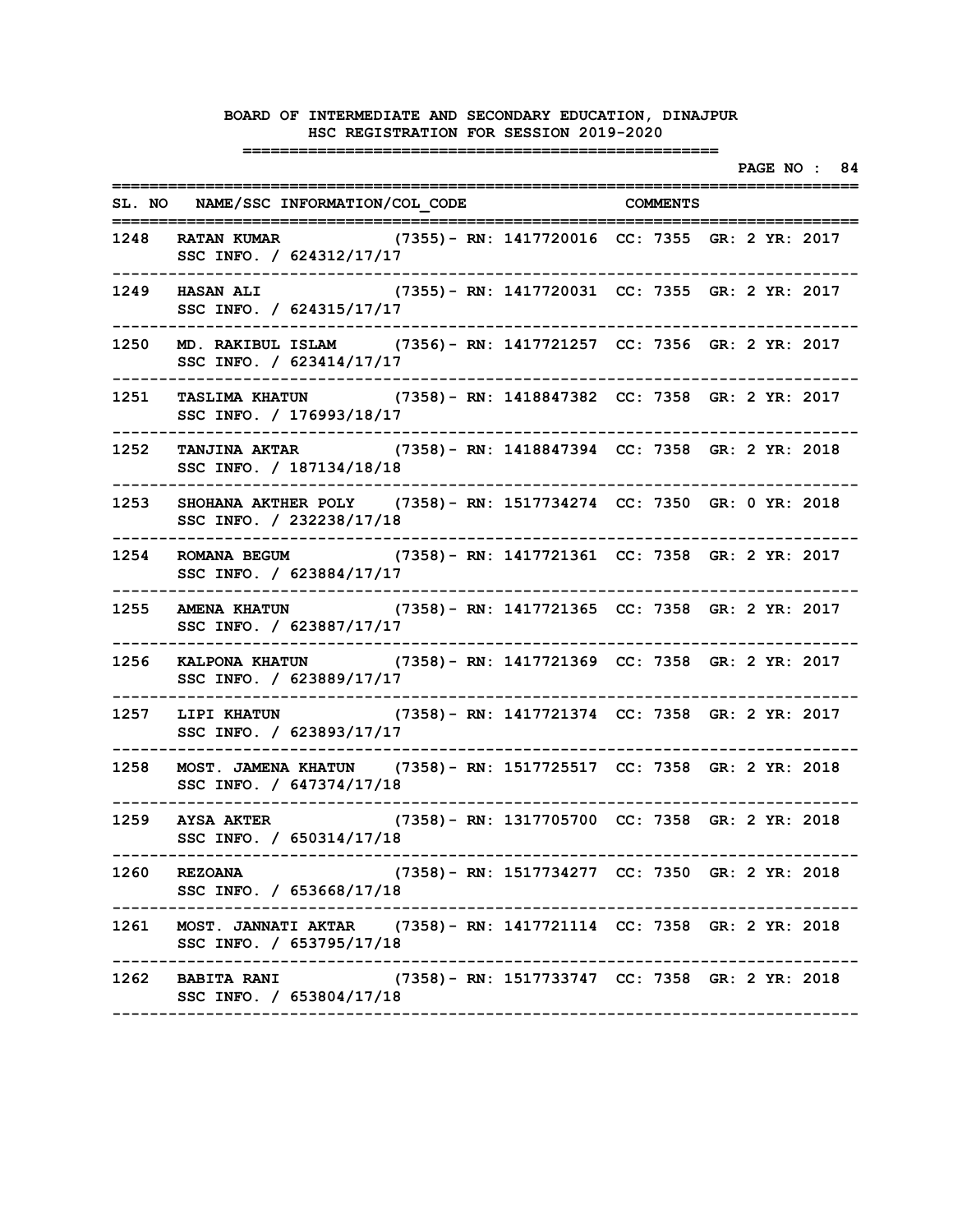**BOARD OF INTERMEDIATE AND SECONDARY EDUCATION, DINAJPUR**
**HSC REGISTRATION FOR SESSION 2019-2020**

| SL. NO | NAME/SSC INFORMATION/COL_CODE | COMMENTS |
|---|---|---|
| 1248 | RATAN KUMAR (7355)- SSC INFO. / 624312/17/17 | RN: 1417720016 CC: 7355 GR: 2 YR: 2017 |
| 1249 | HASAN ALI (7355)- SSC INFO. / 624315/17/17 | RN: 1417720031 CC: 7355 GR: 2 YR: 2017 |
| 1250 | MD. RAKIBUL ISLAM (7356)- SSC INFO. / 623414/17/17 | RN: 1417721257 CC: 7356 GR: 2 YR: 2017 |
| 1251 | TASLIMA KHATUN (7358)- SSC INFO. / 176993/18/17 | RN: 1418847382 CC: 7358 GR: 2 YR: 2017 |
| 1252 | TANJINA AKTAR (7358)- SSC INFO. / 187134/18/18 | RN: 1418847394 CC: 7358 GR: 2 YR: 2018 |
| 1253 | SHOHANA AKTHER POLY (7358)- SSC INFO. / 232238/17/18 | RN: 1517734274 CC: 7350 GR: 0 YR: 2018 |
| 1254 | ROMANA BEGUM (7358)- SSC INFO. / 623884/17/17 | RN: 1417721361 CC: 7358 GR: 2 YR: 2017 |
| 1255 | AMENA KHATUN (7358)- SSC INFO. / 623887/17/17 | RN: 1417721365 CC: 7358 GR: 2 YR: 2017 |
| 1256 | KALPONA KHATUN (7358)- SSC INFO. / 623889/17/17 | RN: 1417721369 CC: 7358 GR: 2 YR: 2017 |
| 1257 | LIPI KHATUN (7358)- SSC INFO. / 623893/17/17 | RN: 1417721374 CC: 7358 GR: 2 YR: 2017 |
| 1258 | MOST. JAMENA KHATUN (7358)- SSC INFO. / 647374/17/18 | RN: 1517725517 CC: 7358 GR: 2 YR: 2018 |
| 1259 | AYSA AKTER (7358)- SSC INFO. / 650314/17/18 | RN: 1317705700 CC: 7358 GR: 2 YR: 2018 |
| 1260 | REZOANA (7358)- SSC INFO. / 653668/17/18 | RN: 1517734277 CC: 7350 GR: 2 YR: 2018 |
| 1261 | MOST. JANNATI AKTAR (7358)- SSC INFO. / 653795/17/18 | RN: 1417721114 CC: 7358 GR: 2 YR: 2018 |
| 1262 | BABITA RANI (7358)- SSC INFO. / 653804/17/18 | RN: 1517733747 CC: 7358 GR: 2 YR: 2018 |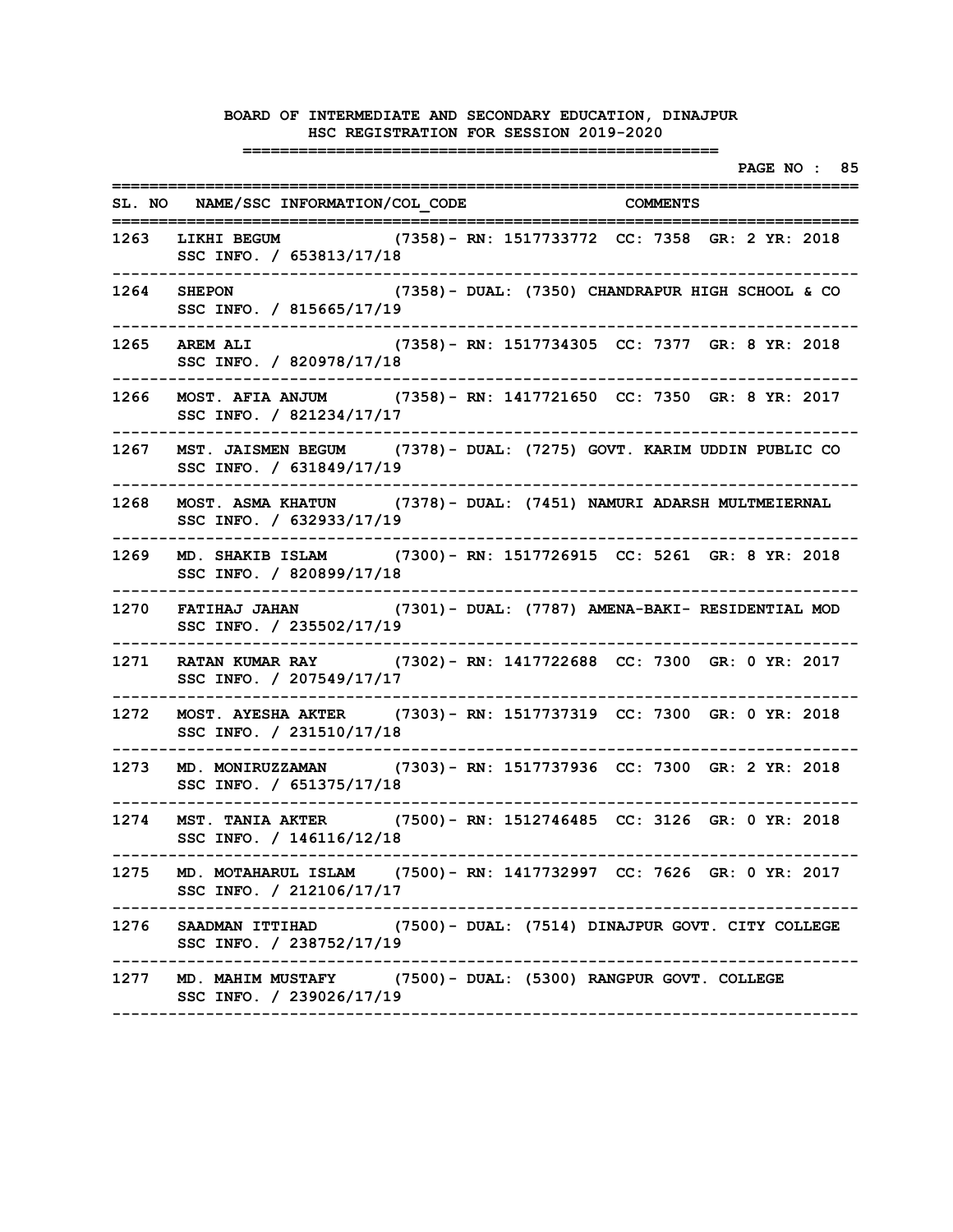**BOARD OF INTERMEDIATE AND SECONDARY EDUCATION, DINAJPUR**
**HSC REGISTRATION FOR SESSION 2019-2020**

**PAGE NO : 85**

| SL. NO | NAME/SSC INFORMATION/COL_CODE | COMMENTS |
|---|---|---|
| 1263 | LIKHI BEGUM (7358)- SSC INFO. / 653813/17/18 | RN: 1517733772 CC: 7358 GR: 2 YR: 2018 |
| 1264 | SHEPON (7358)- SSC INFO. / 815665/17/19 | DUAL: (7350) CHANDRAPUR HIGH SCHOOL & CO |
| 1265 | AREM ALI (7358)- SSC INFO. / 820978/17/18 | RN: 1517734305 CC: 7377 GR: 8 YR: 2018 |
| 1266 | MOST. AFIA ANJUM (7358)- SSC INFO. / 821234/17/17 | RN: 1417721650 CC: 7350 GR: 8 YR: 2017 |
| 1267 | MST. JAISMEN BEGUM (7378)- SSC INFO. / 631849/17/19 | DUAL: (7275) GOVT. KARIM UDDIN PUBLIC CO |
| 1268 | MOST. ASMA KHATUN (7378)- SSC INFO. / 632933/17/19 | DUAL: (7451) NAMURI ADARSH MULTMEIERNAL |
| 1269 | MD. SHAKIB ISLAM (7300)- SSC INFO. / 820899/17/18 | RN: 1517726915 CC: 5261 GR: 8 YR: 2018 |
| 1270 | FATIHAJ JAHAN (7301)- SSC INFO. / 235502/17/19 | DUAL: (7787) AMENA-BAKI- RESIDENTIAL MOD |
| 1271 | RATAN KUMAR RAY (7302)- SSC INFO. / 207549/17/17 | RN: 1417722688 CC: 7300 GR: 0 YR: 2017 |
| 1272 | MOST. AYESHA AKTER (7303)- SSC INFO. / 231510/17/18 | RN: 1517737319 CC: 7300 GR: 0 YR: 2018 |
| 1273 | MD. MONIRUZZAMAN (7303)- SSC INFO. / 651375/17/18 | RN: 1517737936 CC: 7300 GR: 2 YR: 2018 |
| 1274 | MST. TANIA AKTER (7500)- SSC INFO. / 146116/12/18 | RN: 1512746485 CC: 3126 GR: 0 YR: 2018 |
| 1275 | MD. MOTAHARUL ISLAM (7500)- SSC INFO. / 212106/17/17 | RN: 1417732997 CC: 7626 GR: 0 YR: 2017 |
| 1276 | SAADMAN ITTIHAD (7500)- SSC INFO. / 238752/17/19 | DUAL: (7514) DINAJPUR GOVT. CITY COLLEGE |
| 1277 | MD. MAHIM MUSTAFY (7500)- SSC INFO. / 239026/17/19 | DUAL: (5300) RANGPUR GOVT. COLLEGE |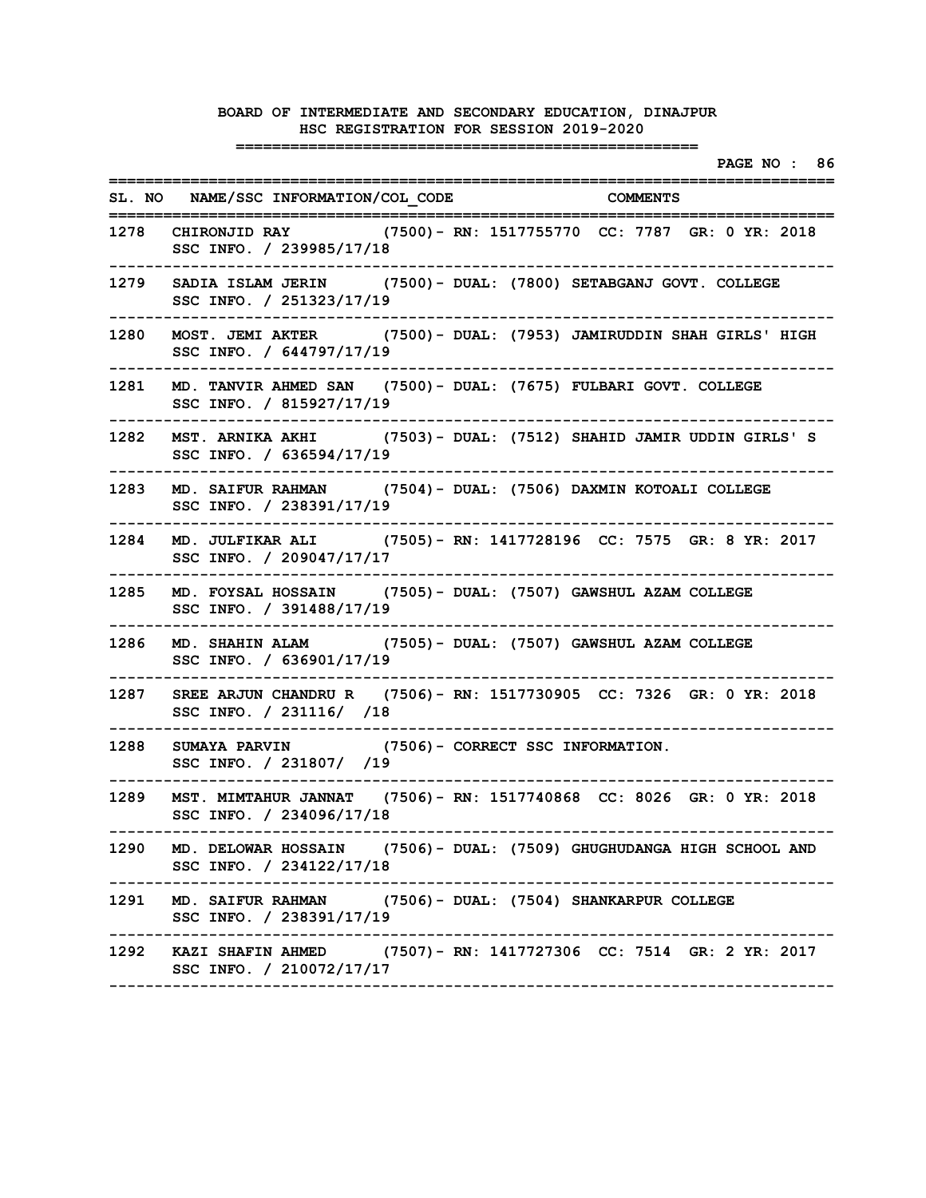**BOARD OF INTERMEDIATE AND SECONDARY EDUCATION, DINAJPUR**
**HSC REGISTRATION FOR SESSION 2019-2020**

| SL. NO | NAME/SSC INFORMATION/COL_CODE | COMMENTS |
|---|---|---|
| 1278 | CHIRONJID RAY (7500)- SSC INFO. / 239985/17/18 | RN: 1517755770 CC: 7787 GR: 0 YR: 2018 |
| 1279 | SADIA ISLAM JERIN (7500)- SSC INFO. / 251323/17/19 | DUAL: (7800) SETABGANJ GOVT. COLLEGE |
| 1280 | MOST. JEMI AKTER (7500)- SSC INFO. / 644797/17/19 | DUAL: (7953) JAMIRUDDIN SHAH GIRLS' HIGH |
| 1281 | MD. TANVIR AHMED SAN (7500)- SSC INFO. / 815927/17/19 | DUAL: (7675) FULBARI GOVT. COLLEGE |
| 1282 | MST. ARNIKA AKHI (7503)- SSC INFO. / 636594/17/19 | DUAL: (7512) SHAHID JAMIR UDDIN GIRLS' S |
| 1283 | MD. SAIFUR RAHMAN (7504)- SSC INFO. / 238391/17/19 | DUAL: (7506) DAXMIN KOTOALI COLLEGE |
| 1284 | MD. JULFIKAR ALI (7505)- SSC INFO. / 209047/17/17 | RN: 1417728196 CC: 7575 GR: 8 YR: 2017 |
| 1285 | MD. FOYSAL HOSSAIN (7505)- SSC INFO. / 391488/17/19 | DUAL: (7507) GAWSHUL AZAM COLLEGE |
| 1286 | MD. SHAHIN ALAM (7505)- SSC INFO. / 636901/17/19 | DUAL: (7507) GAWSHUL AZAM COLLEGE |
| 1287 | SREE ARJUN CHANDRU R (7506)- SSC INFO. / 231116/ /18 | RN: 1517730905 CC: 7326 GR: 0 YR: 2018 |
| 1288 | SUMAYA PARVIN (7506)- SSC INFO. / 231807/ /19 | CORRECT SSC INFORMATION. |
| 1289 | MST. MIMTAHUR JANNAT (7506)- SSC INFO. / 234096/17/18 | RN: 1517740868 CC: 8026 GR: 0 YR: 2018 |
| 1290 | MD. DELOWAR HOSSAIN (7506)- SSC INFO. / 234122/17/18 | DUAL: (7509) GHUGHUDANGA HIGH SCHOOL AND |
| 1291 | MD. SAIFUR RAHMAN (7506)- SSC INFO. / 238391/17/19 | DUAL: (7504) SHANKARPUR COLLEGE |
| 1292 | KAZI SHAFIN AHMED (7507)- SSC INFO. / 210072/17/17 | RN: 1417727306 CC: 7514 GR: 2 YR: 2017 |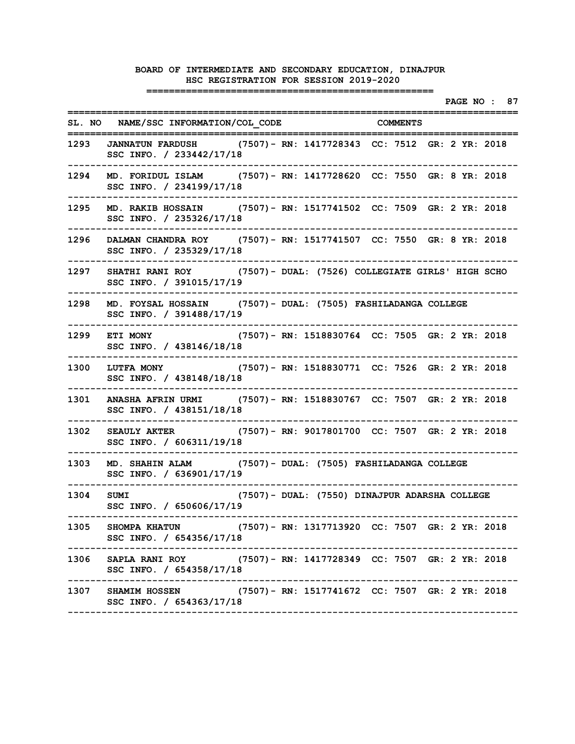**BOARD OF INTERMEDIATE AND SECONDARY EDUCATION, DINAJPUR**
**HSC REGISTRATION FOR SESSION 2019-2020**

| SL. NO | NAME/SSC INFORMATION/COL_CODE | COMMENTS |
|---|---|---|
| 1293 | JANNATUN FARDUSH (7507)- SSC INFO. / 233442/17/18 | RN: 1417728343 CC: 7512 GR: 2 YR: 2018 |
| 1294 | MD. FORIDUL ISLAM (7507)- SSC INFO. / 234199/17/18 | RN: 1417728620 CC: 7550 GR: 8 YR: 2018 |
| 1295 | MD. RAKIB HOSSAIN (7507)- SSC INFO. / 235326/17/18 | RN: 1517741502 CC: 7509 GR: 2 YR: 2018 |
| 1296 | DALMAN CHANDRA ROY (7507)- SSC INFO. / 235329/17/18 | RN: 1517741507 CC: 7550 GR: 8 YR: 2018 |
| 1297 | SHATHI RANI ROY (7507)- SSC INFO. / 391015/17/19 | DUAL: (7526) COLLEGIATE GIRLS' HIGH SCHO |
| 1298 | MD. FOYSAL HOSSAIN (7507)- SSC INFO. / 391488/17/19 | DUAL: (7505) FASHILADANGA COLLEGE |
| 1299 | ETI MONY (7507)- SSC INFO. / 438146/18/18 | RN: 1518830764 CC: 7505 GR: 2 YR: 2018 |
| 1300 | LUTFA MONY (7507)- SSC INFO. / 438148/18/18 | RN: 1518830771 CC: 7526 GR: 2 YR: 2018 |
| 1301 | ANASHA AFRIN URMI (7507)- SSC INFO. / 438151/18/18 | RN: 1518830767 CC: 7507 GR: 2 YR: 2018 |
| 1302 | SEAULY AKTER (7507)- SSC INFO. / 606311/19/18 | RN: 9017801700 CC: 7507 GR: 2 YR: 2018 |
| 1303 | MD. SHAHIN ALAM (7507)- SSC INFO. / 636901/17/19 | DUAL: (7505) FASHILADANGA COLLEGE |
| 1304 | SUMI (7507)- SSC INFO. / 650606/17/19 | DUAL: (7550) DINAJPUR ADARSHA COLLEGE |
| 1305 | SHOMPA KHATUN (7507)- SSC INFO. / 654356/17/18 | RN: 1317713920 CC: 7507 GR: 2 YR: 2018 |
| 1306 | SAPLA RANI ROY (7507)- SSC INFO. / 654358/17/18 | RN: 1417728349 CC: 7507 GR: 2 YR: 2018 |
| 1307 | SHAMIM HOSSEN (7507)- SSC INFO. / 654363/17/18 | RN: 1517741672 CC: 7507 GR: 2 YR: 2018 |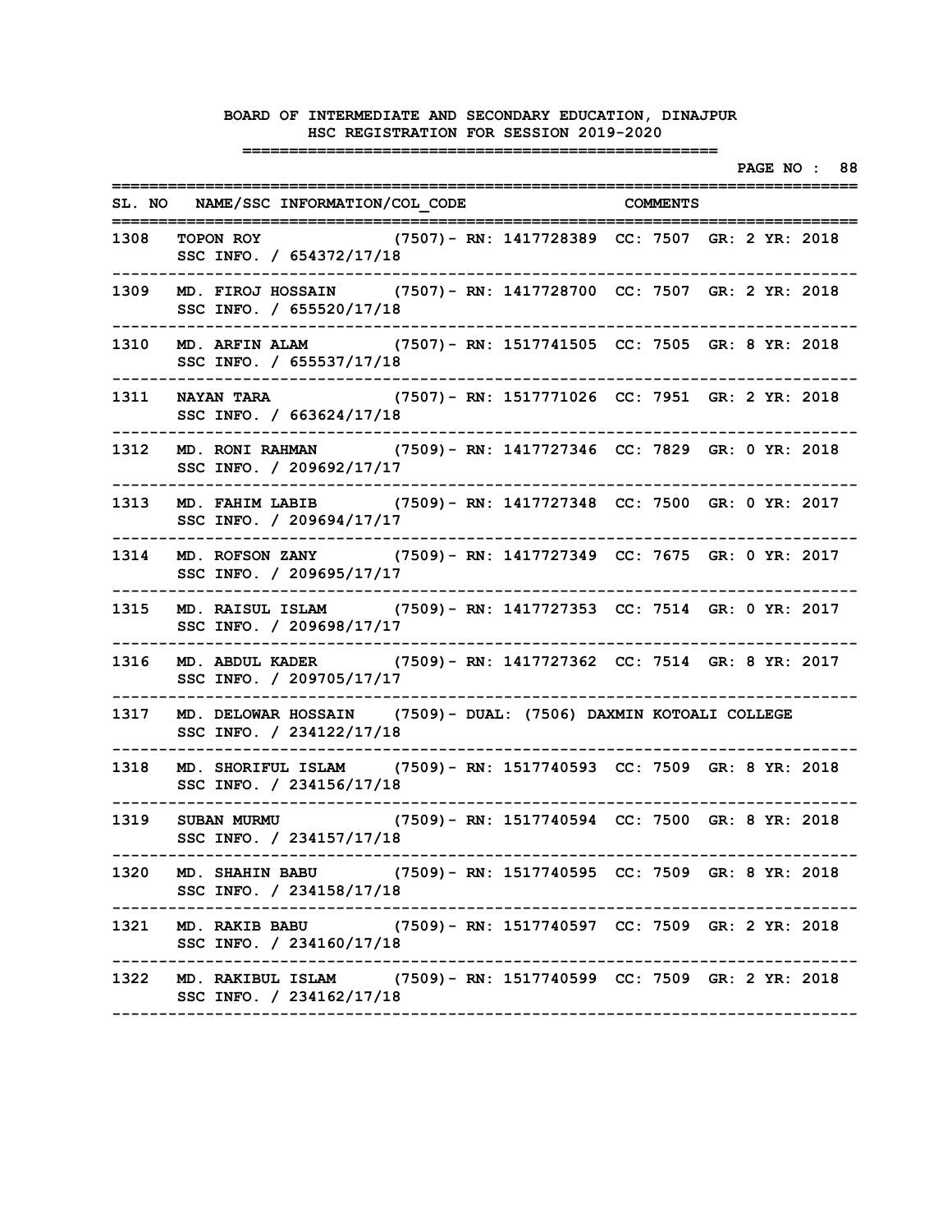**BOARD OF INTERMEDIATE AND SECONDARY EDUCATION, DINAJPUR**
**HSC REGISTRATION FOR SESSION 2019-2020**

**PAGE NO : 88**

| SL. NO | NAME/SSC INFORMATION/COL_CODE | COMMENTS |
|---|---|---|
| 1308 | TOPON ROY (7507)- SSC INFO. / 654372/17/18 | RN: 1417728389 CC: 7507 GR: 2 YR: 2018 |
| 1309 | MD. FIROJ HOSSAIN (7507)- SSC INFO. / 655520/17/18 | RN: 1417728700 CC: 7507 GR: 2 YR: 2018 |
| 1310 | MD. ARFIN ALAM (7507)- SSC INFO. / 655537/17/18 | RN: 1517741505 CC: 7505 GR: 8 YR: 2018 |
| 1311 | NAYAN TARA (7507)- SSC INFO. / 663624/17/18 | RN: 1517771026 CC: 7951 GR: 2 YR: 2018 |
| 1312 | MD. RONI RAHMAN (7509)- SSC INFO. / 209692/17/17 | RN: 1417727346 CC: 7829 GR: 0 YR: 2018 |
| 1313 | MD. FAHIM LABIB (7509)- SSC INFO. / 209694/17/17 | RN: 1417727348 CC: 7500 GR: 0 YR: 2017 |
| 1314 | MD. ROFSON ZANY (7509)- SSC INFO. / 209695/17/17 | RN: 1417727349 CC: 7675 GR: 0 YR: 2017 |
| 1315 | MD. RAISUL ISLAM (7509)- SSC INFO. / 209698/17/17 | RN: 1417727353 CC: 7514 GR: 0 YR: 2017 |
| 1316 | MD. ABDUL KADER (7509)- SSC INFO. / 209705/17/17 | RN: 1417727362 CC: 7514 GR: 8 YR: 2017 |
| 1317 | MD. DELOWAR HOSSAIN (7509)- SSC INFO. / 234122/17/18 | DUAL: (7506) DAXMIN KOTOALI COLLEGE |
| 1318 | MD. SHORIFUL ISLAM (7509)- SSC INFO. / 234156/17/18 | RN: 1517740593 CC: 7509 GR: 8 YR: 2018 |
| 1319 | SUBAN MURMU (7509)- SSC INFO. / 234157/17/18 | RN: 1517740594 CC: 7500 GR: 8 YR: 2018 |
| 1320 | MD. SHAHIN BABU (7509)- SSC INFO. / 234158/17/18 | RN: 1517740595 CC: 7509 GR: 8 YR: 2018 |
| 1321 | MD. RAKIB BABU (7509)- SSC INFO. / 234160/17/18 | RN: 1517740597 CC: 7509 GR: 2 YR: 2018 |
| 1322 | MD. RAKIBUL ISLAM (7509)- SSC INFO. / 234162/17/18 | RN: 1517740599 CC: 7509 GR: 2 YR: 2018 |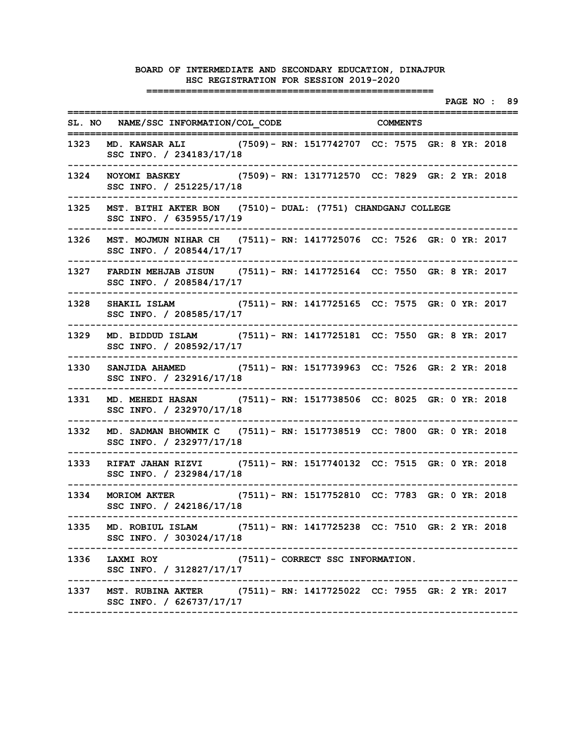**BOARD OF INTERMEDIATE AND SECONDARY EDUCATION, DINAJPUR**
**HSC REGISTRATION FOR SESSION 2019-2020**

| SL. NO | NAME/SSC INFORMATION/COL_CODE | COMMENTS |
|---|---|---|
| 1323 | MD. KAWSAR ALI (7509)<br>SSC INFO. / 234183/17/18 | RN: 1517742707 CC: 7575 GR: 8 YR: 2018 |
| 1324 | NOYOMI BASKEY (7509)<br>SSC INFO. / 251225/17/18 | RN: 1317712570 CC: 7829 GR: 2 YR: 2018 |
| 1325 | MST. BITHI AKTER BON (7510)<br>SSC INFO. / 635955/17/19 | DUAL: (7751) CHANDGANJ COLLEGE |
| 1326 | MST. MOJMUN NIHAR CH (7511)<br>SSC INFO. / 208544/17/17 | RN: 1417725076 CC: 7526 GR: 0 YR: 2017 |
| 1327 | FARDIN MEHJAB JISUN (7511)<br>SSC INFO. / 208584/17/17 | RN: 1417725164 CC: 7550 GR: 8 YR: 2017 |
| 1328 | SHAKIL ISLAM (7511)<br>SSC INFO. / 208585/17/17 | RN: 1417725165 CC: 7575 GR: 0 YR: 2017 |
| 1329 | MD. BIDDUD ISLAM (7511)<br>SSC INFO. / 208592/17/17 | RN: 1417725181 CC: 7550 GR: 8 YR: 2017 |
| 1330 | SANJIDA AHAMED (7511)<br>SSC INFO. / 232916/17/18 | RN: 1517739963 CC: 7526 GR: 2 YR: 2018 |
| 1331 | MD. MEHEDI HASAN (7511)<br>SSC INFO. / 232970/17/18 | RN: 1517738506 CC: 8025 GR: 0 YR: 2018 |
| 1332 | MD. SADMAN BHOWMIK C (7511)<br>SSC INFO. / 232977/17/18 | RN: 1517738519 CC: 7800 GR: 0 YR: 2018 |
| 1333 | RIFAT JAHAN RIZVI (7511)<br>SSC INFO. / 232984/17/18 | RN: 1517740132 CC: 7515 GR: 0 YR: 2018 |
| 1334 | MORIOM AKTER (7511)<br>SSC INFO. / 242186/17/18 | RN: 1517752810 CC: 7783 GR: 0 YR: 2018 |
| 1335 | MD. ROBIUL ISLAM (7511)<br>SSC INFO. / 303024/17/18 | RN: 1417725238 CC: 7510 GR: 2 YR: 2018 |
| 1336 | LAXMI ROY (7511)<br>SSC INFO. / 312827/17/17 | CORRECT SSC INFORMATION. |
| 1337 | MST. RUBINA AKTER (7511)<br>SSC INFO. / 626737/17/17 | RN: 1417725022 CC: 7955 GR: 2 YR: 2017 |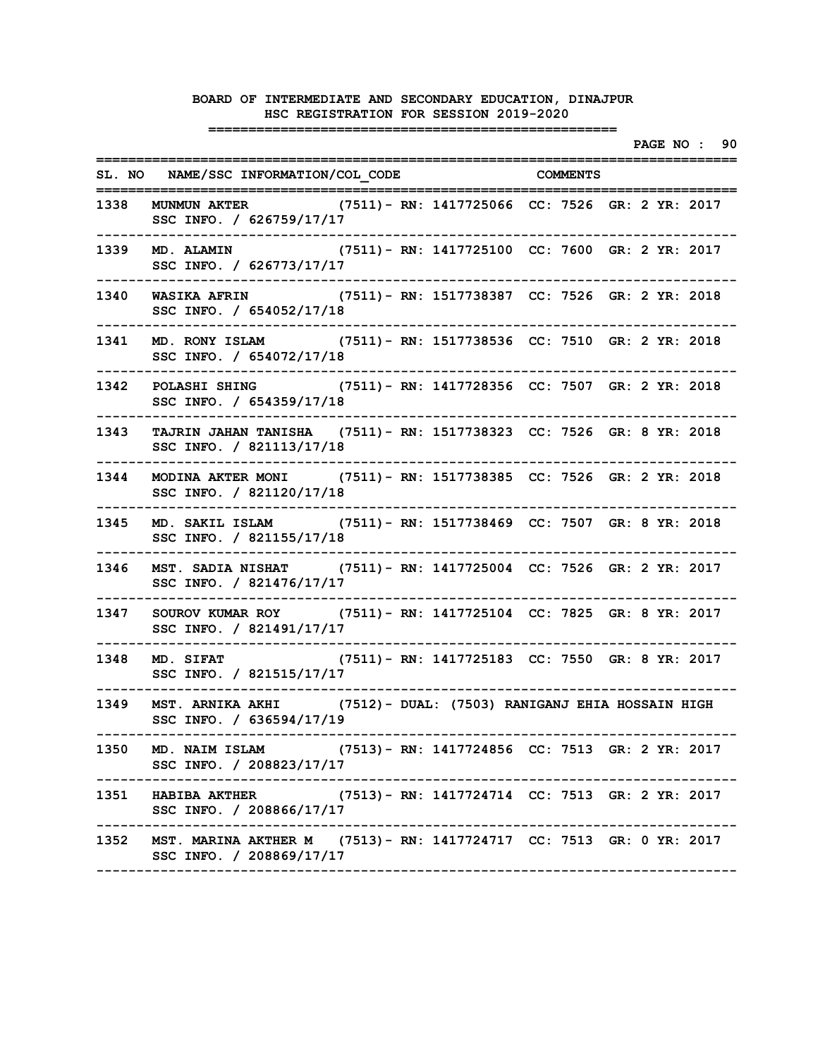# BOARD OF INTERMEDIATE AND SECONDARY EDUCATION, DINAJPUR
## HSC REGISTRATION FOR SESSION 2019-2020

| SL. NO | NAME/SSC INFORMATION/COL_CODE | COMMENTS |
|---|---|---|
| 1338 | MUNMUN AKTER (7511)<br>SSC INFO. / 626759/17/17 | RN: 1417725066 CC: 7526 GR: 2 YR: 2017 |
| 1339 | MD. ALAMIN (7511)<br>SSC INFO. / 626773/17/17 | RN: 1417725100 CC: 7600 GR: 2 YR: 2017 |
| 1340 | WASIKA AFRIN (7511)<br>SSC INFO. / 654052/17/18 | RN: 1517738387 CC: 7526 GR: 2 YR: 2018 |
| 1341 | MD. RONY ISLAM (7511)<br>SSC INFO. / 654072/17/18 | RN: 1517738536 CC: 7510 GR: 2 YR: 2018 |
| 1342 | POLASHI SHING (7511)<br>SSC INFO. / 654359/17/18 | RN: 1417728356 CC: 7507 GR: 2 YR: 2018 |
| 1343 | TAJRIN JAHAN TANISHA (7511)<br>SSC INFO. / 821113/17/18 | RN: 1517738323 CC: 7526 GR: 8 YR: 2018 |
| 1344 | MODINA AKTER MONI (7511)<br>SSC INFO. / 821120/17/18 | RN: 1517738385 CC: 7526 GR: 2 YR: 2018 |
| 1345 | MD. SAKIL ISLAM (7511)<br>SSC INFO. / 821155/17/18 | RN: 1517738469 CC: 7507 GR: 8 YR: 2018 |
| 1346 | MST. SADIA NISHAT (7511)<br>SSC INFO. / 821476/17/17 | RN: 1417725004 CC: 7526 GR: 2 YR: 2017 |
| 1347 | SOUROV KUMAR ROY (7511)<br>SSC INFO. / 821491/17/17 | RN: 1417725104 CC: 7825 GR: 8 YR: 2017 |
| 1348 | MD. SIFAT (7511)<br>SSC INFO. / 821515/17/17 | RN: 1417725183 CC: 7550 GR: 8 YR: 2017 |
| 1349 | MST. ARNIKA AKHI (7512)<br>SSC INFO. / 636594/17/19 | DUAL: (7503) RANIGANJ EHIA HOSSAIN HIGH |
| 1350 | MD. NAIM ISLAM (7513)<br>SSC INFO. / 208823/17/17 | RN: 1417724856 CC: 7513 GR: 2 YR: 2017 |
| 1351 | HABIBA AKTHER (7513)<br>SSC INFO. / 208866/17/17 | RN: 1417724714 CC: 7513 GR: 2 YR: 2017 |
| 1352 | MST. MARINA AKTHER M (7513)<br>SSC INFO. / 208869/17/17 | RN: 1417724717 CC: 7513 GR: 0 YR: 2017 |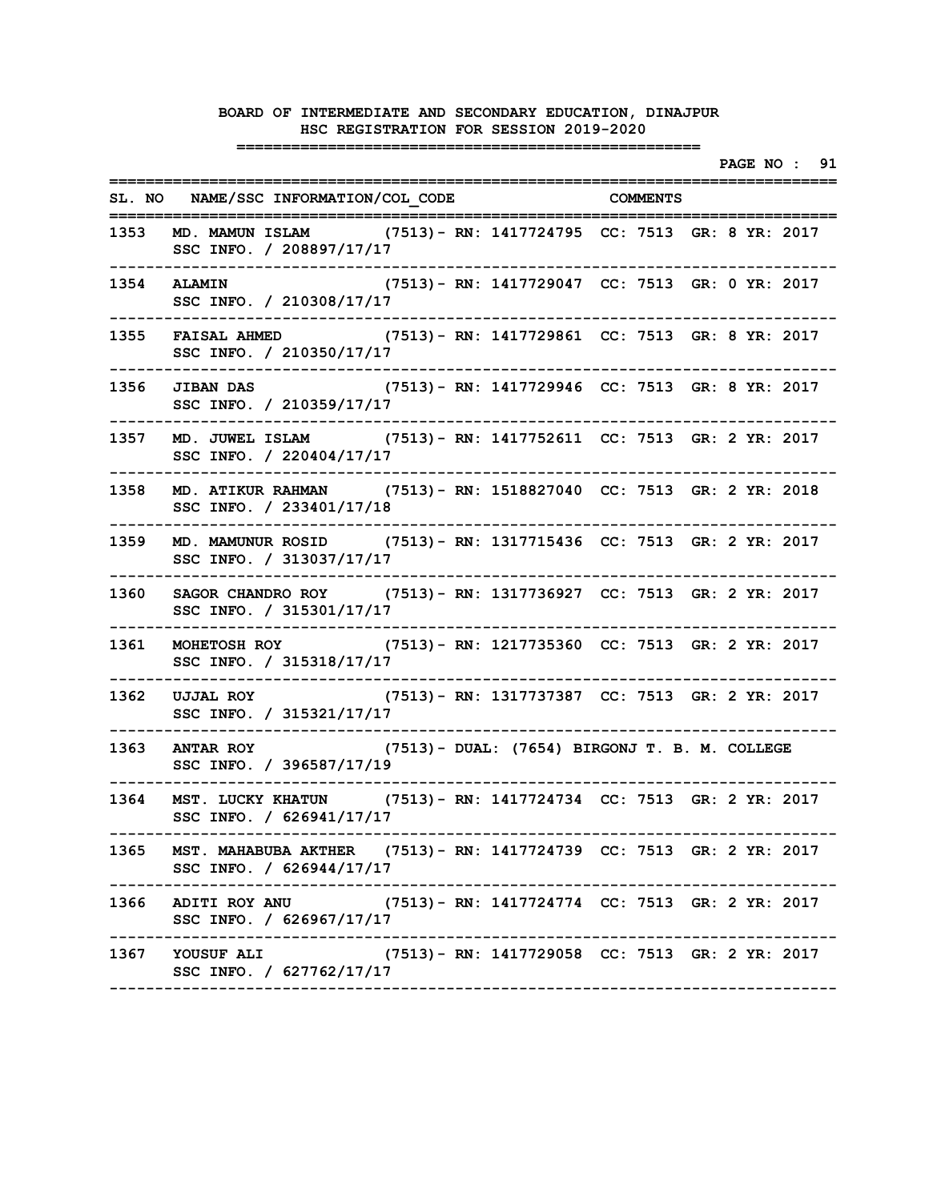# BOARD OF INTERMEDIATE AND SECONDARY EDUCATION, DINAJPUR
## HSC REGISTRATION FOR SESSION 2019-2020

| SL. NO | NAME/SSC INFORMATION/COL_CODE | COMMENTS |
|---|---|---|
| 1353 | MD. MAMUN ISLAM (7513)<br>SSC INFO. / 208897/17/17 | RN: 1417724795 CC: 7513 GR: 8 YR: 2017 |
| 1354 | ALAMIN (7513)<br>SSC INFO. / 210308/17/17 | RN: 1417729047 CC: 7513 GR: 0 YR: 2017 |
| 1355 | FAISAL AHMED (7513)<br>SSC INFO. / 210350/17/17 | RN: 1417729861 CC: 7513 GR: 8 YR: 2017 |
| 1356 | JIBAN DAS (7513)<br>SSC INFO. / 210359/17/17 | RN: 1417729946 CC: 7513 GR: 8 YR: 2017 |
| 1357 | MD. JUWEL ISLAM (7513)<br>SSC INFO. / 220404/17/17 | RN: 1417752611 CC: 7513 GR: 2 YR: 2017 |
| 1358 | MD. ATIKUR RAHMAN (7513)<br>SSC INFO. / 233401/17/18 | RN: 1518827040 CC: 7513 GR: 2 YR: 2018 |
| 1359 | MD. MAMUNUR ROSID (7513)<br>SSC INFO. / 313037/17/17 | RN: 1317715436 CC: 7513 GR: 2 YR: 2017 |
| 1360 | SAGOR CHANDRO ROY (7513)<br>SSC INFO. / 315301/17/17 | RN: 1317736927 CC: 7513 GR: 2 YR: 2017 |
| 1361 | MOHETOSH ROY (7513)<br>SSC INFO. / 315318/17/17 | RN: 1217735360 CC: 7513 GR: 2 YR: 2017 |
| 1362 | UJJAL ROY (7513)<br>SSC INFO. / 315321/17/17 | RN: 1317737387 CC: 7513 GR: 2 YR: 2017 |
| 1363 | ANTAR ROY (7513)<br>SSC INFO. / 396587/17/19 | DUAL: (7654) BIRGONJ T. B. M. COLLEGE |
| 1364 | MST. LUCKY KHATUN (7513)<br>SSC INFO. / 626941/17/17 | RN: 1417724734 CC: 7513 GR: 2 YR: 2017 |
| 1365 | MST. MAHABUBA AKTHER (7513)<br>SSC INFO. / 626944/17/17 | RN: 1417724739 CC: 7513 GR: 2 YR: 2017 |
| 1366 | ADITI ROY ANU (7513)<br>SSC INFO. / 626967/17/17 | RN: 1417724774 CC: 7513 GR: 2 YR: 2017 |
| 1367 | YOUSUF ALI (7513)<br>SSC INFO. / 627762/17/17 | RN: 1417729058 CC: 7513 GR: 2 YR: 2017 |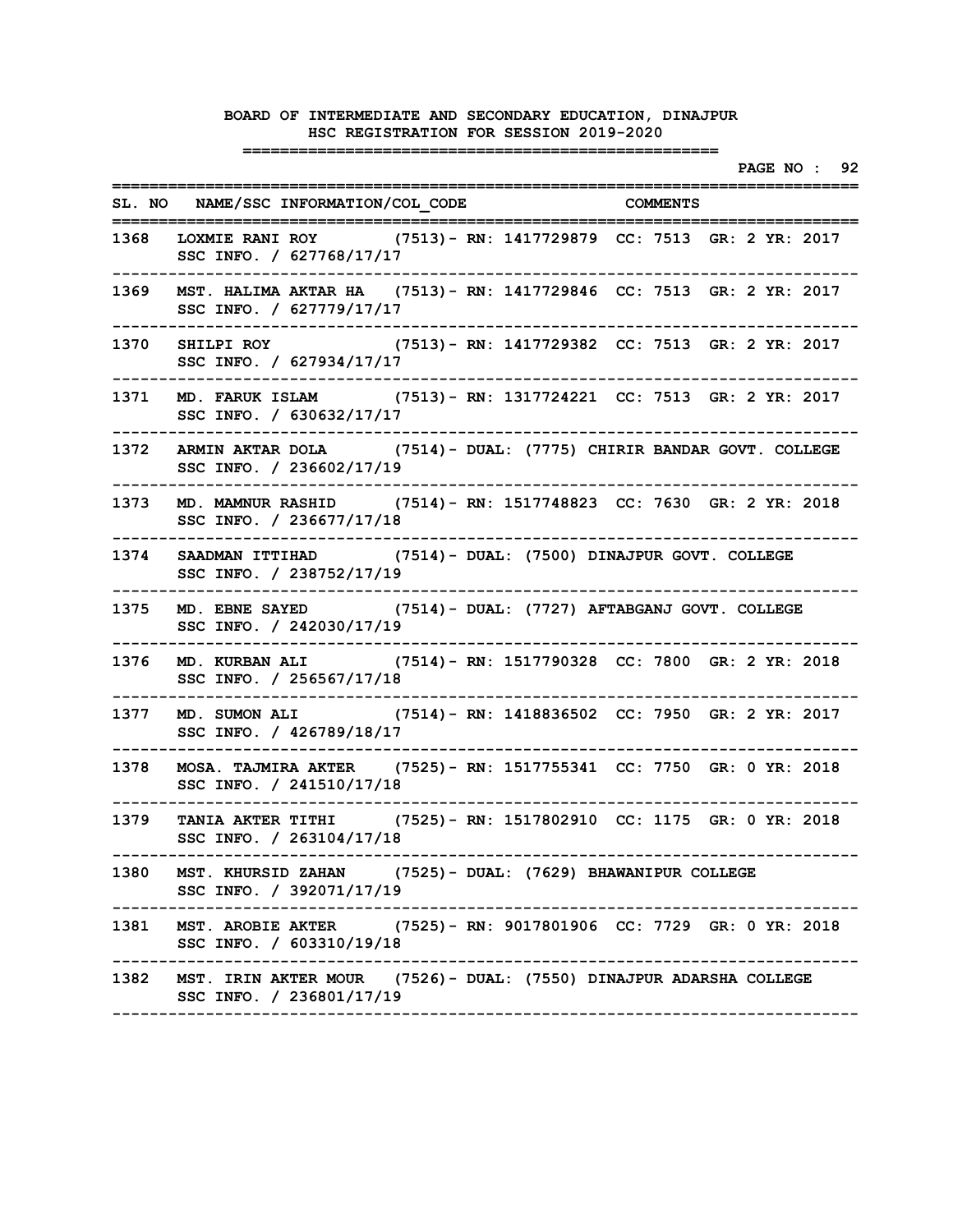**BOARD OF INTERMEDIATE AND SECONDARY EDUCATION, DINAJPUR**
**HSC REGISTRATION FOR SESSION 2019-2020**

| SL. NO | NAME/SSC INFORMATION/COL_CODE | COMMENTS |
|---|---|---|
| 1368 | LOXMIE RANI ROY (7513)- SSC INFO. / 627768/17/17 | RN: 1417729879 CC: 7513 GR: 2 YR: 2017 |
| 1369 | MST. HALIMA AKTAR HA (7513)- SSC INFO. / 627779/17/17 | RN: 1417729846 CC: 7513 GR: 2 YR: 2017 |
| 1370 | SHILPI ROY (7513)- SSC INFO. / 627934/17/17 | RN: 1417729382 CC: 7513 GR: 2 YR: 2017 |
| 1371 | MD. FARUK ISLAM (7513)- SSC INFO. / 630632/17/17 | RN: 1317724221 CC: 7513 GR: 2 YR: 2017 |
| 1372 | ARMIN AKTAR DOLA (7514)- SSC INFO. / 236602/17/19 | DUAL: (7775) CHIRIR BANDAR GOVT. COLLEGE |
| 1373 | MD. MAMNUR RASHID (7514)- SSC INFO. / 236677/17/18 | RN: 1517748823 CC: 7630 GR: 2 YR: 2018 |
| 1374 | SAADMAN ITTIHAD (7514)- SSC INFO. / 238752/17/19 | DUAL: (7500) DINAJPUR GOVT. COLLEGE |
| 1375 | MD. EBNE SAYED (7514)- SSC INFO. / 242030/17/19 | DUAL: (7727) AFTABGANJ GOVT. COLLEGE |
| 1376 | MD. KURBAN ALI (7514)- SSC INFO. / 256567/17/18 | RN: 1517790328 CC: 7800 GR: 2 YR: 2018 |
| 1377 | MD. SUMON ALI (7514)- SSC INFO. / 426789/18/17 | RN: 1418836502 CC: 7950 GR: 2 YR: 2017 |
| 1378 | MOSA. TAJMIRA AKTER (7525)- SSC INFO. / 241510/17/18 | RN: 1517755341 CC: 7750 GR: 0 YR: 2018 |
| 1379 | TANIA AKTER TITHI (7525)- SSC INFO. / 263104/17/18 | RN: 1517802910 CC: 1175 GR: 0 YR: 2018 |
| 1380 | MST. KHURSID ZAHAN (7525)- SSC INFO. / 392071/17/19 | DUAL: (7629) BHAWANIPUR COLLEGE |
| 1381 | MST. AROBIE AKTER (7525)- SSC INFO. / 603310/19/18 | RN: 9017801906 CC: 7729 GR: 0 YR: 2018 |
| 1382 | MST. IRIN AKTER MOUR (7526)- SSC INFO. / 236801/17/19 | DUAL: (7550) DINAJPUR ADARSHA COLLEGE |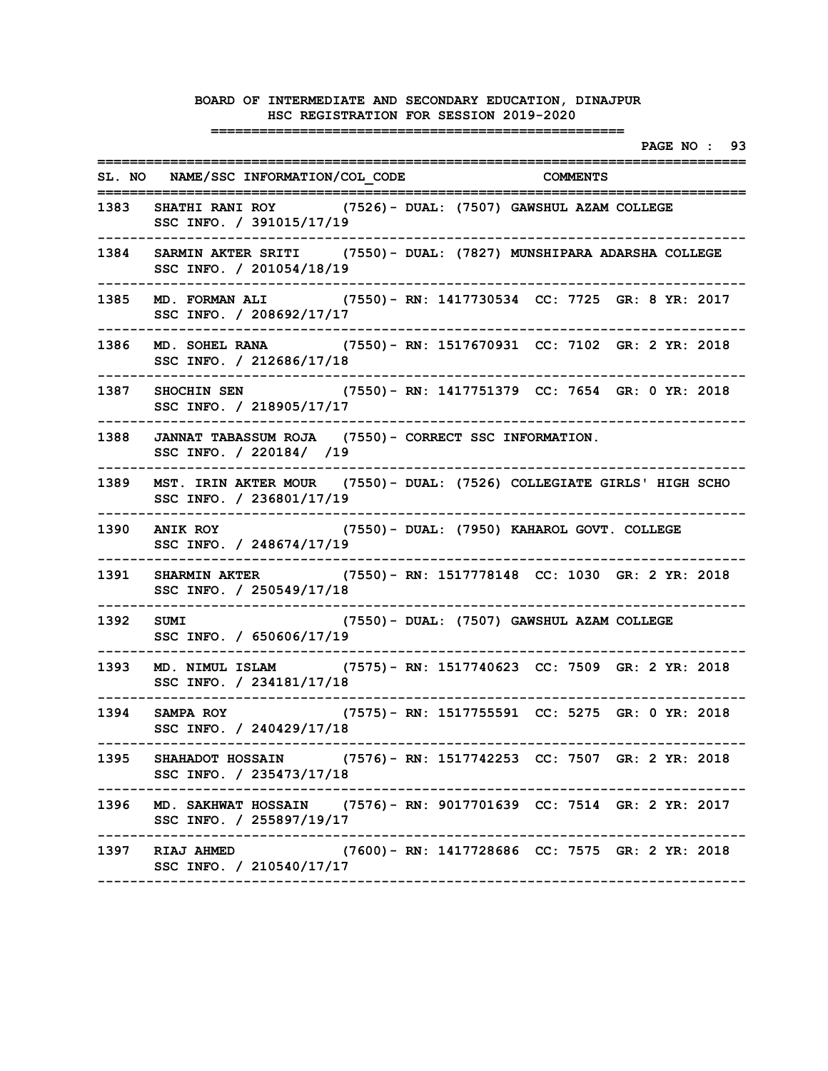**BOARD OF INTERMEDIATE AND SECONDARY EDUCATION, DINAJPUR**
**HSC REGISTRATION FOR SESSION 2019-2020**

| SL. NO | NAME/SSC INFORMATION/COL_CODE | COMMENTS |
|---|---|---|
| 1383 | SHATHI RANI ROY (7526)- SSC INFO. / 391015/17/19 | DUAL: (7507) GAWSHUL AZAM COLLEGE |
| 1384 | SARMIN AKTER SRITI (7550)- SSC INFO. / 201054/18/19 | DUAL: (7827) MUNSHIPARA ADARSHA COLLEGE |
| 1385 | MD. FORMAN ALI (7550)- SSC INFO. / 208692/17/17 | RN: 1417730534 CC: 7725 GR: 8 YR: 2017 |
| 1386 | MD. SOHEL RANA (7550)- SSC INFO. / 212686/17/18 | RN: 1517670931 CC: 7102 GR: 2 YR: 2018 |
| 1387 | SHOCHIN SEN (7550)- SSC INFO. / 218905/17/17 | RN: 1417751379 CC: 7654 GR: 0 YR: 2018 |
| 1388 | JANNAT TABASSUM ROJA (7550)- SSC INFO. / 220184/ /19 | CORRECT SSC INFORMATION. |
| 1389 | MST. IRIN AKTER MOUR (7550)- SSC INFO. / 236801/17/19 | DUAL: (7526) COLLEGIATE GIRLS' HIGH SCHO |
| 1390 | ANIK ROY (7550)- SSC INFO. / 248674/17/19 | DUAL: (7950) KAHAROL GOVT. COLLEGE |
| 1391 | SHARMIN AKTER (7550)- SSC INFO. / 250549/17/18 | RN: 1517778148 CC: 1030 GR: 2 YR: 2018 |
| 1392 | SUMI (7550)- SSC INFO. / 650606/17/19 | DUAL: (7507) GAWSHUL AZAM COLLEGE |
| 1393 | MD. NIMUL ISLAM (7575)- SSC INFO. / 234181/17/18 | RN: 1517740623 CC: 7509 GR: 2 YR: 2018 |
| 1394 | SAMPA ROY (7575)- SSC INFO. / 240429/17/18 | RN: 1517755591 CC: 5275 GR: 0 YR: 2018 |
| 1395 | SHAHADOT HOSSAIN (7576)- SSC INFO. / 235473/17/18 | RN: 1517742253 CC: 7507 GR: 2 YR: 2018 |
| 1396 | MD. SAKHWAT HOSSAIN (7576)- SSC INFO. / 255897/19/17 | RN: 9017701639 CC: 7514 GR: 2 YR: 2017 |
| 1397 | RIAJ AHMED (7600)- SSC INFO. / 210540/17/17 | RN: 1417728686 CC: 7575 GR: 2 YR: 2018 |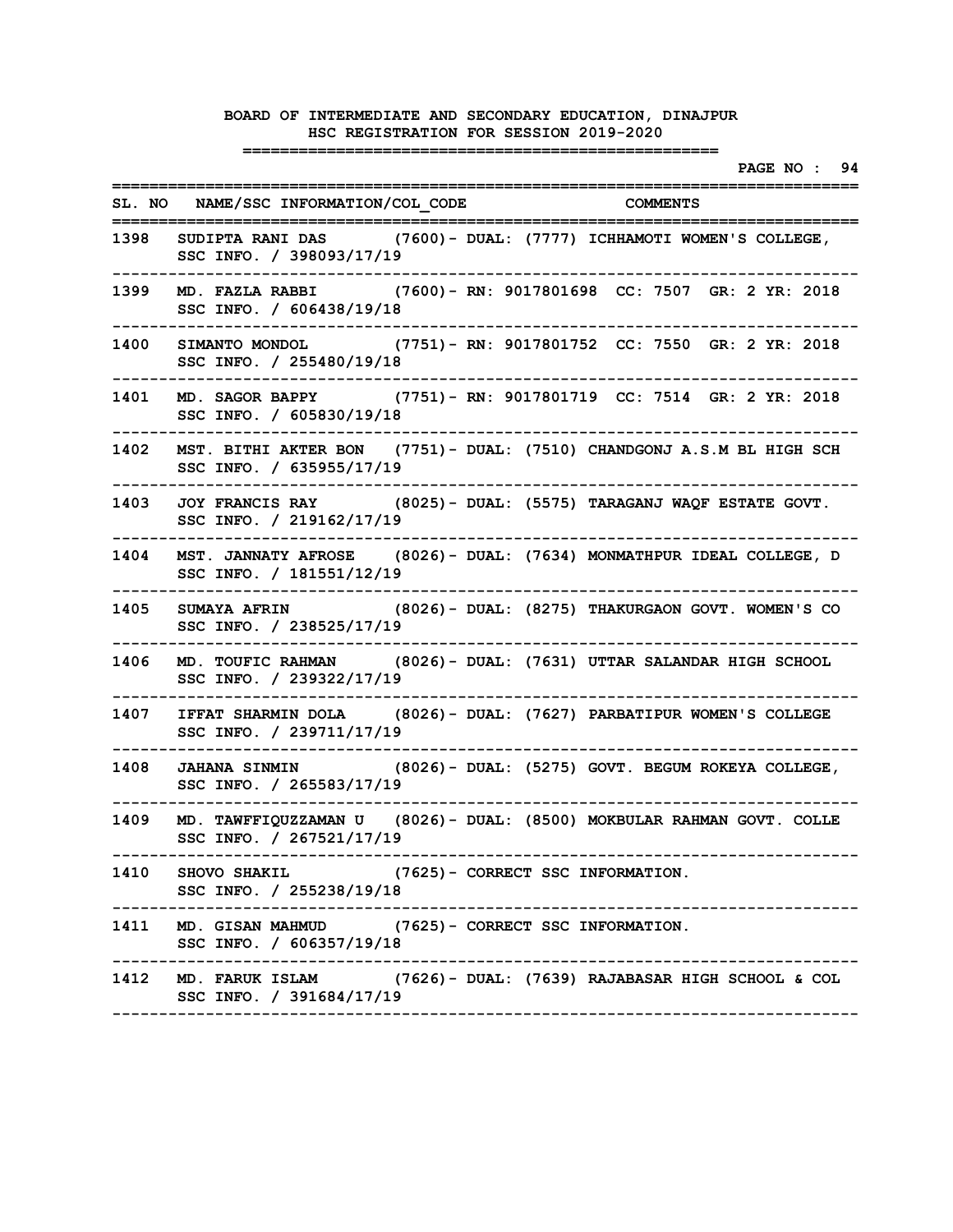**BOARD OF INTERMEDIATE AND SECONDARY EDUCATION, DINAJPUR**
**HSC REGISTRATION FOR SESSION 2019-2020**

| SL. NO | NAME/SSC INFORMATION/COL_CODE | COMMENTS |
|---|---|---|
| 1398 | SUDIPTA RANI DAS (7600)<br>SSC INFO. / 398093/17/19 | DUAL: (7777) ICHHAMOTI WOMEN'S COLLEGE, |
| 1399 | MD. FAZLA RABBI (7600)<br>SSC INFO. / 606438/19/18 | RN: 9017801698 CC: 7507 GR: 2 YR: 2018 |
| 1400 | SIMANTO MONDOL (7751)<br>SSC INFO. / 255480/19/18 | RN: 9017801752 CC: 7550 GR: 2 YR: 2018 |
| 1401 | MD. SAGOR BAPPY (7751)<br>SSC INFO. / 605830/19/18 | RN: 9017801719 CC: 7514 GR: 2 YR: 2018 |
| 1402 | MST. BITHI AKTER BON (7751)<br>SSC INFO. / 635955/17/19 | DUAL: (7510) CHANDGONJ A.S.M BL HIGH SCH |
| 1403 | JOY FRANCIS RAY (8025)<br>SSC INFO. / 219162/17/19 | DUAL: (5575) TARAGANJ WAQF ESTATE GOVT. |
| 1404 | MST. JANNATY AFROSE (8026)<br>SSC INFO. / 181551/12/19 | DUAL: (7634) MONMATHPUR IDEAL COLLEGE, D |
| 1405 | SUMAYA AFRIN (8026)<br>SSC INFO. / 238525/17/19 | DUAL: (8275) THAKURGAON GOVT. WOMEN'S CO |
| 1406 | MD. TOUFIC RAHMAN (8026)<br>SSC INFO. / 239322/17/19 | DUAL: (7631) UTTAR SALANDAR HIGH SCHOOL |
| 1407 | IFFAT SHARMIN DOLA (8026)<br>SSC INFO. / 239711/17/19 | DUAL: (7627) PARBATIPUR WOMEN'S COLLEGE |
| 1408 | JAHANA SINMIN (8026)<br>SSC INFO. / 265583/17/19 | DUAL: (5275) GOVT. BEGUM ROKEYA COLLEGE, |
| 1409 | MD. TAWFFIQUZZAMAN U (8026)<br>SSC INFO. / 267521/17/19 | DUAL: (8500) MOKBULAR RAHMAN GOVT. COLLE |
| 1410 | SHOVO SHAKIL (7625)<br>SSC INFO. / 255238/19/18 | CORRECT SSC INFORMATION. |
| 1411 | MD. GISAN MAHMUD (7625)<br>SSC INFO. / 606357/19/18 | CORRECT SSC INFORMATION. |
| 1412 | MD. FARUK ISLAM (7626)<br>SSC INFO. / 391684/17/19 | DUAL: (7639) RAJABASAR HIGH SCHOOL & COL |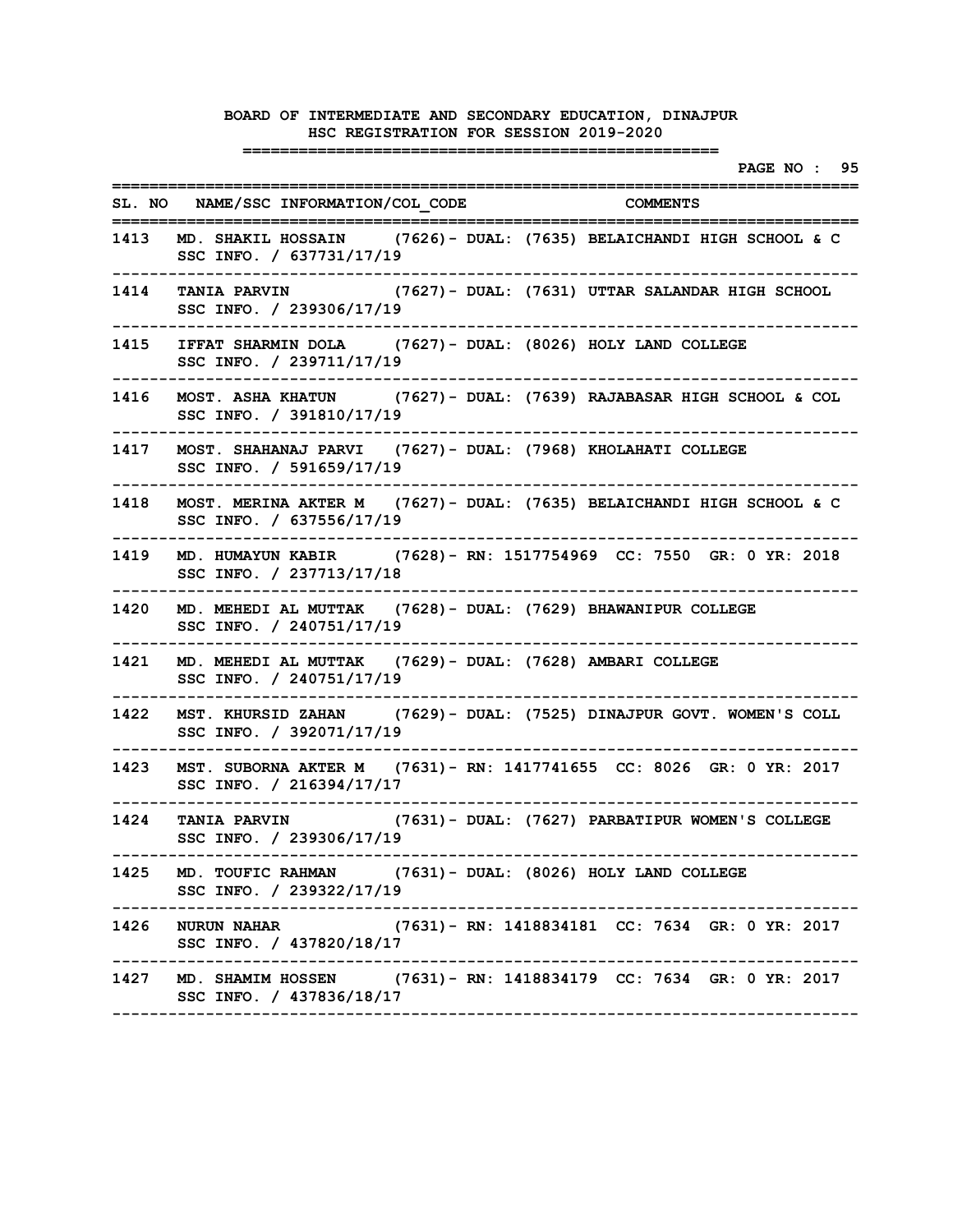**BOARD OF INTERMEDIATE AND SECONDARY EDUCATION, DINAJPUR**
**HSC REGISTRATION FOR SESSION 2019-2020**

| SL. NO | NAME/SSC INFORMATION/COL_CODE | COMMENTS |
|---|---|---|
| 1413 | MD. SHAKIL HOSSAIN (7626)- SSC INFO. / 637731/17/19 | DUAL: (7635) BELAICHANDI HIGH SCHOOL & C |
| 1414 | TANIA PARVIN (7627)- SSC INFO. / 239306/17/19 | DUAL: (7631) UTTAR SALANDAR HIGH SCHOOL |
| 1415 | IFFAT SHARMIN DOLA (7627)- SSC INFO. / 239711/17/19 | DUAL: (8026) HOLY LAND COLLEGE |
| 1416 | MOST. ASHA KHATUN (7627)- SSC INFO. / 391810/17/19 | DUAL: (7639) RAJABASAR HIGH SCHOOL & COL |
| 1417 | MOST. SHAHANAJ PARVI (7627)- SSC INFO. / 591659/17/19 | DUAL: (7968) KHOLAHATI COLLEGE |
| 1418 | MOST. MERINA AKTER M (7627)- SSC INFO. / 637556/17/19 | DUAL: (7635) BELAICHANDI HIGH SCHOOL & C |
| 1419 | MD. HUMAYUN KABIR (7628)- SSC INFO. / 237713/17/18 | RN: 1517754969 CC: 7550 GR: 0 YR: 2018 |
| 1420 | MD. MEHEDI AL MUTTAK (7628)- SSC INFO. / 240751/17/19 | DUAL: (7629) BHAWANIPUR COLLEGE |
| 1421 | MD. MEHEDI AL MUTTAK (7629)- SSC INFO. / 240751/17/19 | DUAL: (7628) AMBARI COLLEGE |
| 1422 | MST. KHURSID ZAHAN (7629)- SSC INFO. / 392071/17/19 | DUAL: (7525) DINAJPUR GOVT. WOMEN'S COLL |
| 1423 | MST. SUBORNA AKTER M (7631)- SSC INFO. / 216394/17/17 | RN: 1417741655 CC: 8026 GR: 0 YR: 2017 |
| 1424 | TANIA PARVIN (7631)- SSC INFO. / 239306/17/19 | DUAL: (7627) PARBATIPUR WOMEN'S COLLEGE |
| 1425 | MD. TOUFIC RAHMAN (7631)- SSC INFO. / 239322/17/19 | DUAL: (8026) HOLY LAND COLLEGE |
| 1426 | NURUN NAHAR (7631)- SSC INFO. / 437820/18/17 | RN: 1418834181 CC: 7634 GR: 0 YR: 2017 |
| 1427 | MD. SHAMIM HOSSEN (7631)- SSC INFO. / 437836/18/17 | RN: 1418834179 CC: 7634 GR: 0 YR: 2017 |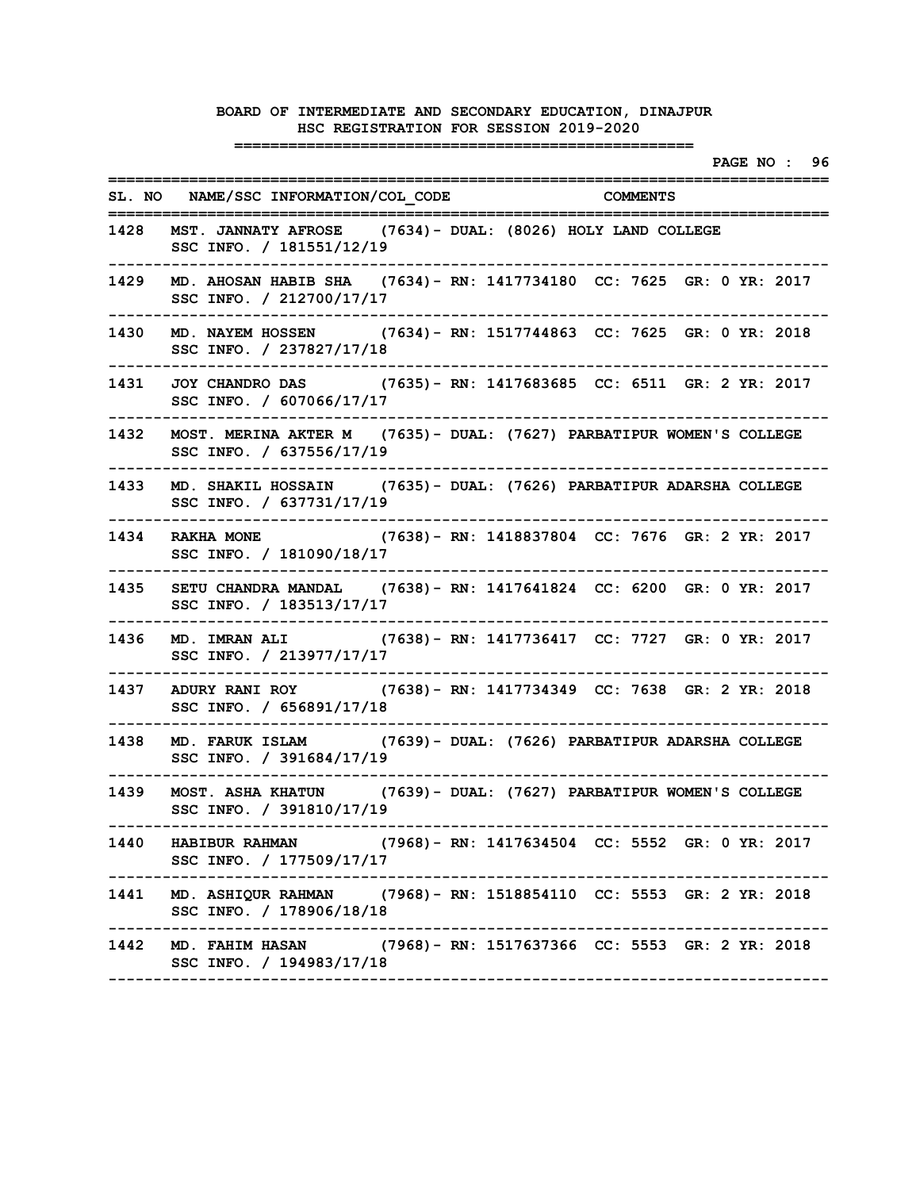**BOARD OF INTERMEDIATE AND SECONDARY EDUCATION, DINAJPUR**
**HSC REGISTRATION FOR SESSION 2019-2020**

| SL. NO | NAME/SSC INFORMATION/COL_CODE | COMMENTS |
|---|---|---|
| 1428 | MST. JANNATY AFROSE (7634)- SSC INFO. / 181551/12/19 | DUAL: (8026) HOLY LAND COLLEGE |
| 1429 | MD. AHOSAN HABIB SHA (7634)- SSC INFO. / 212700/17/17 | RN: 1417734180 CC: 7625 GR: 0 YR: 2017 |
| 1430 | MD. NAYEM HOSSEN (7634)- SSC INFO. / 237827/17/18 | RN: 1517744863 CC: 7625 GR: 0 YR: 2018 |
| 1431 | JOY CHANDRO DAS (7635)- SSC INFO. / 607066/17/17 | RN: 1417683685 CC: 6511 GR: 2 YR: 2017 |
| 1432 | MOST. MERINA AKTER M (7635)- SSC INFO. / 637556/17/19 | DUAL: (7627) PARBATIPUR WOMEN'S COLLEGE |
| 1433 | MD. SHAKIL HOSSAIN (7635)- SSC INFO. / 637731/17/19 | DUAL: (7626) PARBATIPUR ADARSHA COLLEGE |
| 1434 | RAKHA MONE (7638)- SSC INFO. / 181090/18/17 | RN: 1418837804 CC: 7676 GR: 2 YR: 2017 |
| 1435 | SETU CHANDRA MANDAL (7638)- SSC INFO. / 183513/17/17 | RN: 1417641824 CC: 6200 GR: 0 YR: 2017 |
| 1436 | MD. IMRAN ALI (7638)- SSC INFO. / 213977/17/17 | RN: 1417736417 CC: 7727 GR: 0 YR: 2017 |
| 1437 | ADURY RANI ROY (7638)- SSC INFO. / 656891/17/18 | RN: 1417734349 CC: 7638 GR: 2 YR: 2018 |
| 1438 | MD. FARUK ISLAM (7639)- SSC INFO. / 391684/17/19 | DUAL: (7626) PARBATIPUR ADARSHA COLLEGE |
| 1439 | MOST. ASHA KHATUN (7639)- SSC INFO. / 391810/17/19 | DUAL: (7627) PARBATIPUR WOMEN'S COLLEGE |
| 1440 | HABIBUR RAHMAN (7968)- SSC INFO. / 177509/17/17 | RN: 1417634504 CC: 5552 GR: 0 YR: 2017 |
| 1441 | MD. ASHIQUR RAHMAN (7968)- SSC INFO. / 178906/18/18 | RN: 1518854110 CC: 5553 GR: 2 YR: 2018 |
| 1442 | MD. FAHIM HASAN (7968)- SSC INFO. / 194983/17/18 | RN: 1517637366 CC: 5553 GR: 2 YR: 2018 |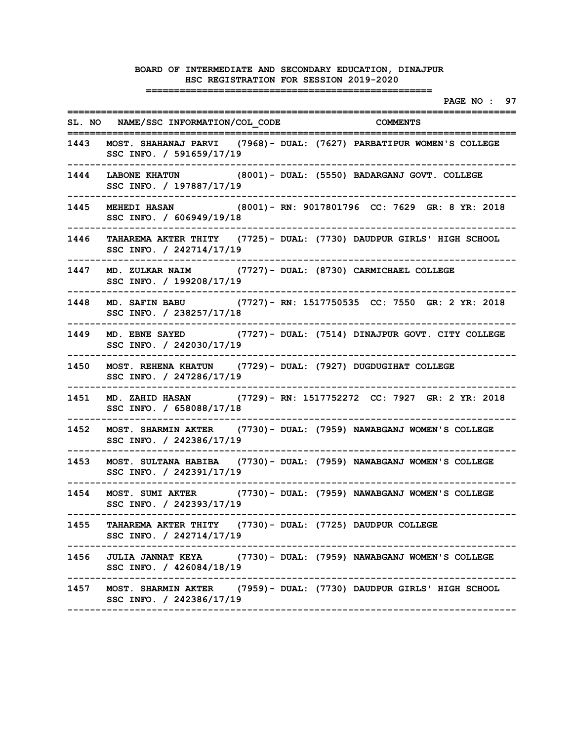**BOARD OF INTERMEDIATE AND SECONDARY EDUCATION, DINAJPUR**
**HSC REGISTRATION FOR SESSION 2019-2020**

| SL. NO | NAME/SSC INFORMATION/COL_CODE | COMMENTS |
|---|---|---|
| 1443 | MOST. SHAHANAJ PARVI (7968)- SSC INFO. / 591659/17/19 | DUAL: (7627) PARBATIPUR WOMEN'S COLLEGE |
| 1444 | LABONE KHATUN (8001)- SSC INFO. / 197887/17/19 | DUAL: (5550) BADARGANJ GOVT. COLLEGE |
| 1445 | MEHEDI HASAN (8001)- SSC INFO. / 606949/19/18 | RN: 9017801796 CC: 7629 GR: 8 YR: 2018 |
| 1446 | TAHAREMA AKTER THITY (7725)- SSC INFO. / 242714/17/19 | DUAL: (7730) DAUDPUR GIRLS' HIGH SCHOOL |
| 1447 | MD. ZULKAR NAIM (7727)- SSC INFO. / 199208/17/19 | DUAL: (8730) CARMICHAEL COLLEGE |
| 1448 | MD. SAFIN BABU (7727)- SSC INFO. / 238257/17/18 | RN: 1517750535 CC: 7550 GR: 2 YR: 2018 |
| 1449 | MD. EBNE SAYED (7727)- SSC INFO. / 242030/17/19 | DUAL: (7514) DINAJPUR GOVT. CITY COLLEGE |
| 1450 | MOST. REHENA KHATUN (7729)- SSC INFO. / 247286/17/19 | DUAL: (7927) DUGDUGIHAT COLLEGE |
| 1451 | MD. ZAHID HASAN (7729)- SSC INFO. / 658088/17/18 | RN: 1517752272 CC: 7927 GR: 2 YR: 2018 |
| 1452 | MOST. SHARMIN AKTER (7730)- SSC INFO. / 242386/17/19 | DUAL: (7959) NAWABGANJ WOMEN'S COLLEGE |
| 1453 | MOST. SULTANA HABIBA (7730)- SSC INFO. / 242391/17/19 | DUAL: (7959) NAWABGANJ WOMEN'S COLLEGE |
| 1454 | MOST. SUMI AKTER (7730)- SSC INFO. / 242393/17/19 | DUAL: (7959) NAWABGANJ WOMEN'S COLLEGE |
| 1455 | TAHAREMA AKTER THITY (7730)- SSC INFO. / 242714/17/19 | DUAL: (7725) DAUDPUR COLLEGE |
| 1456 | JULIA JANNAT KEYA (7730)- SSC INFO. / 426084/18/19 | DUAL: (7959) NAWABGANJ WOMEN'S COLLEGE |
| 1457 | MOST. SHARMIN AKTER (7959)- SSC INFO. / 242386/17/19 | DUAL: (7730) DAUDPUR GIRLS' HIGH SCHOOL |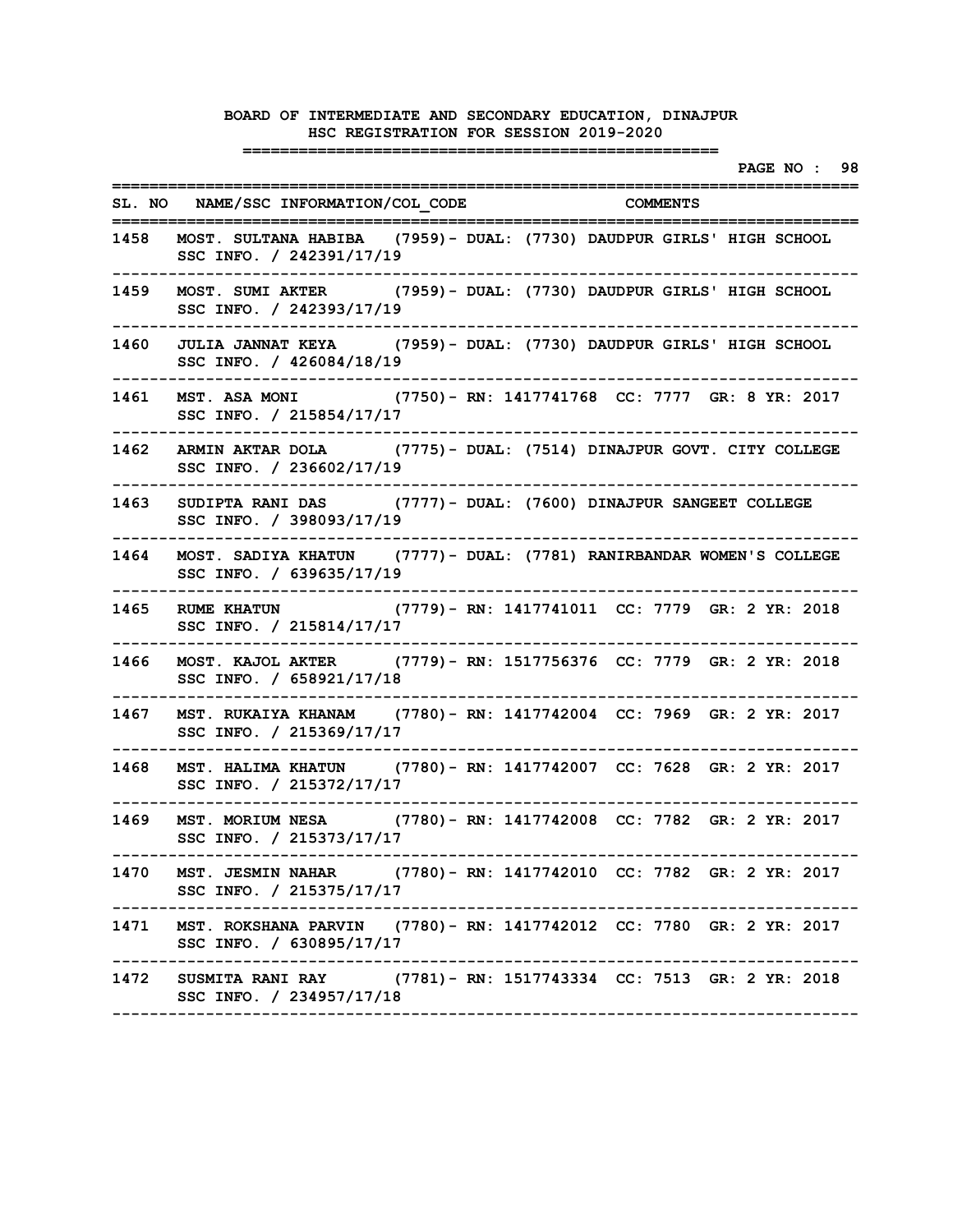**BOARD OF INTERMEDIATE AND SECONDARY EDUCATION, DINAJPUR**
**HSC REGISTRATION FOR SESSION 2019-2020**

| SL. NO | NAME/SSC INFORMATION/COL_CODE | COMMENTS |
|---|---|---|
| 1458 | MOST. SULTANA HABIBA (7959)- SSC INFO. / 242391/17/19 | DUAL: (7730) DAUDPUR GIRLS' HIGH SCHOOL |
| 1459 | MOST. SUMI AKTER (7959)- SSC INFO. / 242393/17/19 | DUAL: (7730) DAUDPUR GIRLS' HIGH SCHOOL |
| 1460 | JULIA JANNAT KEYA (7959)- SSC INFO. / 426084/18/19 | DUAL: (7730) DAUDPUR GIRLS' HIGH SCHOOL |
| 1461 | MST. ASA MONI (7750)- SSC INFO. / 215854/17/17 | RN: 1417741768 CC: 7777 GR: 8 YR: 2017 |
| 1462 | ARMIN AKTAR DOLA (7775)- SSC INFO. / 236602/17/19 | DUAL: (7514) DINAJPUR GOVT. CITY COLLEGE |
| 1463 | SUDIPTA RANI DAS (7777)- SSC INFO. / 398093/17/19 | DUAL: (7600) DINAJPUR SANGEET COLLEGE |
| 1464 | MOST. SADIYA KHATUN (7777)- SSC INFO. / 639635/17/19 | DUAL: (7781) RANIRBANDAR WOMEN'S COLLEGE |
| 1465 | RUME KHATUN (7779)- SSC INFO. / 215814/17/17 | RN: 1417741011 CC: 7779 GR: 2 YR: 2018 |
| 1466 | MOST. KAJOL AKTER (7779)- SSC INFO. / 658921/17/18 | RN: 1517756376 CC: 7779 GR: 2 YR: 2018 |
| 1467 | MST. RUKAIYA KHANAM (7780)- SSC INFO. / 215369/17/17 | RN: 1417742004 CC: 7969 GR: 2 YR: 2017 |
| 1468 | MST. HALIMA KHATUN (7780)- SSC INFO. / 215372/17/17 | RN: 1417742007 CC: 7628 GR: 2 YR: 2017 |
| 1469 | MST. MORIUM NESA (7780)- SSC INFO. / 215373/17/17 | RN: 1417742008 CC: 7782 GR: 2 YR: 2017 |
| 1470 | MST. JESMIN NAHAR (7780)- SSC INFO. / 215375/17/17 | RN: 1417742010 CC: 7782 GR: 2 YR: 2017 |
| 1471 | MST. ROKSHANA PARVIN (7780)- SSC INFO. / 630895/17/17 | RN: 1417742012 CC: 7780 GR: 2 YR: 2017 |
| 1472 | SUSMITA RANI RAY (7781)- SSC INFO. / 234957/17/18 | RN: 1517743334 CC: 7513 GR: 2 YR: 2018 |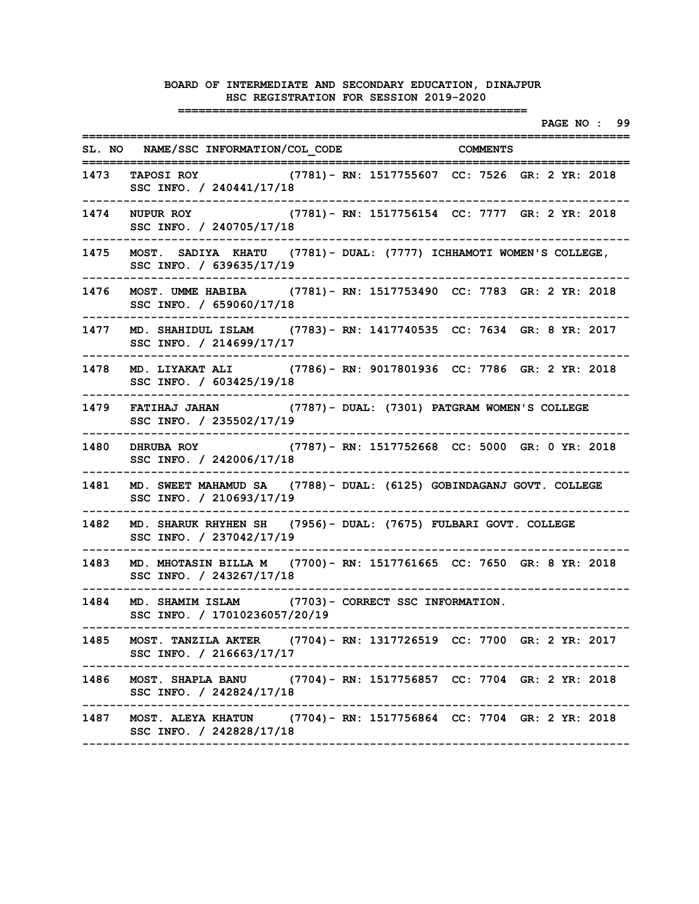**BOARD OF INTERMEDIATE AND SECONDARY EDUCATION, DINAJPUR**
**HSC REGISTRATION FOR SESSION 2019-2020**

| SL. NO | NAME/SSC INFORMATION/COL_CODE | COMMENTS |
|---|---|---|
| 1473 | TAPOSI ROY (7781)- SSC INFO. / 240441/17/18 | RN: 1517755607 CC: 7526 GR: 2 YR: 2018 |
| 1474 | NUPUR ROY (7781)- SSC INFO. / 240705/17/18 | RN: 1517756154 CC: 7777 GR: 2 YR: 2018 |
| 1475 | MOST. SADIYA KHATU (7781)- SSC INFO. / 639635/17/19 | DUAL: (7777) ICHHAMOTI WOMEN'S COLLEGE, |
| 1476 | MOST. UMME HABIBA (7781)- SSC INFO. / 659060/17/18 | RN: 1517753490 CC: 7783 GR: 2 YR: 2018 |
| 1477 | MD. SHAHIDUL ISLAM (7783)- SSC INFO. / 214699/17/17 | RN: 1417740535 CC: 7634 GR: 8 YR: 2017 |
| 1478 | MD. LIYAKAT ALI (7786)- SSC INFO. / 603425/19/18 | RN: 9017801936 CC: 7786 GR: 2 YR: 2018 |
| 1479 | FATIHAJ JAHAN (7787)- SSC INFO. / 235502/17/19 | DUAL: (7301) PATGRAM WOMEN'S COLLEGE |
| 1480 | DHRUBA ROY (7787)- SSC INFO. / 242006/17/18 | RN: 1517752668 CC: 5000 GR: 0 YR: 2018 |
| 1481 | MD. SWEET MAHAMUD SA (7788)- SSC INFO. / 210693/17/19 | DUAL: (6125) GOBINDAGANJ GOVT. COLLEGE |
| 1482 | MD. SHARUK RHYHEN SH (7956)- SSC INFO. / 237042/17/19 | DUAL: (7675) FULBARI GOVT. COLLEGE |
| 1483 | MD. MHOTASIN BILLA M (7700)- SSC INFO. / 243267/17/18 | RN: 1517761665 CC: 7650 GR: 8 YR: 2018 |
| 1484 | MD. SHAMIM ISLAM (7703)- SSC INFO. / 17010236057/20/19 | CORRECT SSC INFORMATION. |
| 1485 | MOST. TANZILA AKTER (7704)- SSC INFO. / 216663/17/17 | RN: 1317726519 CC: 7700 GR: 2 YR: 2017 |
| 1486 | MOST. SHAPLA BANU (7704)- SSC INFO. / 242824/17/18 | RN: 1517756857 CC: 7704 GR: 2 YR: 2018 |
| 1487 | MOST. ALEYA KHATUN (7704)- SSC INFO. / 242828/17/18 | RN: 1517756864 CC: 7704 GR: 2 YR: 2018 |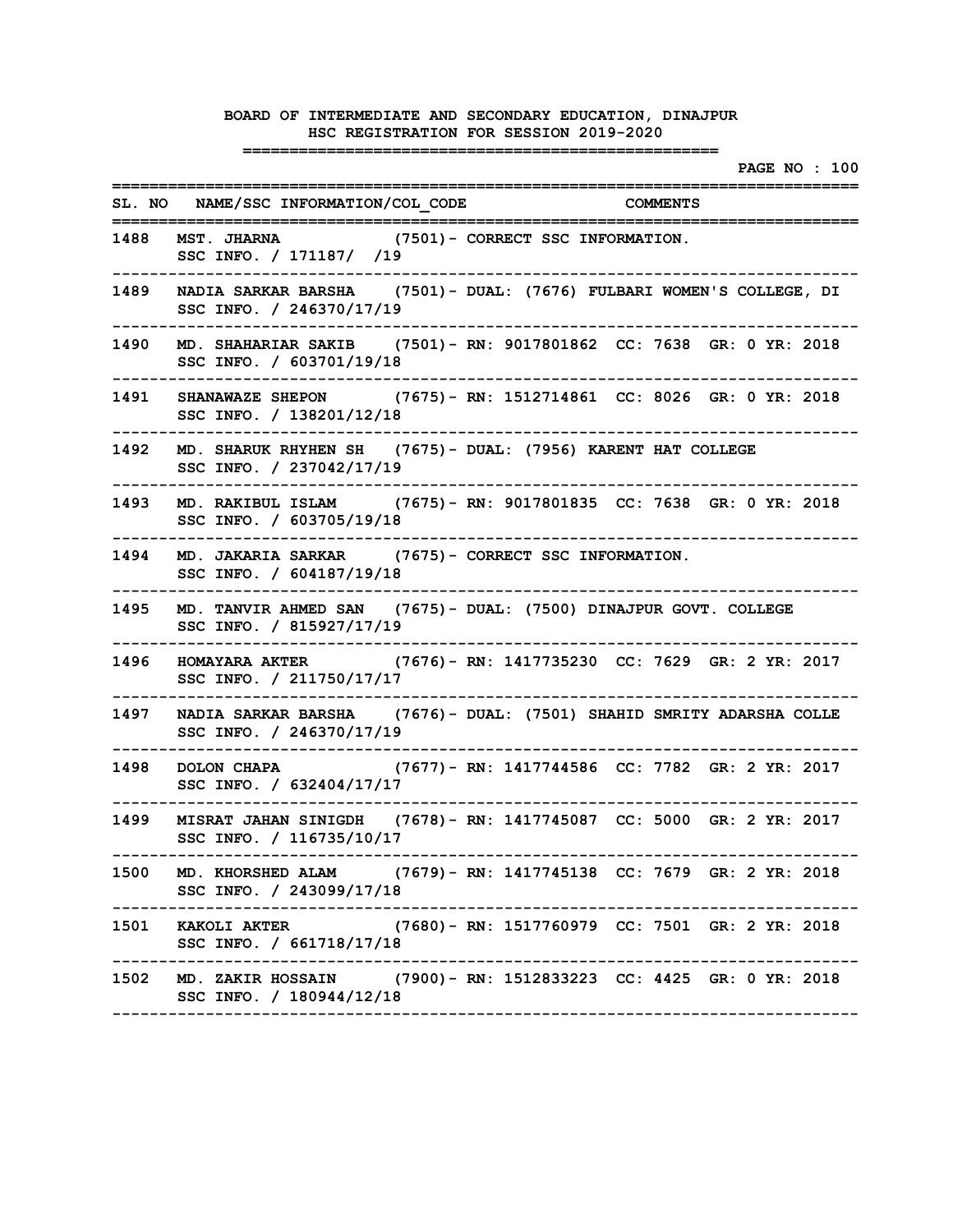**BOARD OF INTERMEDIATE AND SECONDARY EDUCATION, DINAJPUR**
**HSC REGISTRATION FOR SESSION 2019-2020**

| SL. NO | NAME/SSC INFORMATION/COL_CODE | COMMENTS |
|---|---|---|
| 1488 | MST. JHARNA (7501)- <br> SSC INFO. / 171187/ /19 | CORRECT SSC INFORMATION. |
| 1489 | NADIA SARKAR BARSHA (7501)- <br> SSC INFO. / 246370/17/19 | DUAL: (7676) FULBARI WOMEN'S COLLEGE, DI |
| 1490 | MD. SHAHARIAR SAKIB (7501)- <br> SSC INFO. / 603701/19/18 | RN: 9017801862 CC: 7638 GR: 0 YR: 2018 |
| 1491 | SHANAWAZE SHEPON (7675)- <br> SSC INFO. / 138201/12/18 | RN: 1512714861 CC: 8026 GR: 0 YR: 2018 |
| 1492 | MD. SHARUK RHYHEN SH (7675)- <br> SSC INFO. / 237042/17/19 | DUAL: (7956) KARENT HAT COLLEGE |
| 1493 | MD. RAKIBUL ISLAM (7675)- <br> SSC INFO. / 603705/19/18 | RN: 9017801835 CC: 7638 GR: 0 YR: 2018 |
| 1494 | MD. JAKARIA SARKAR (7675)- <br> SSC INFO. / 604187/19/18 | CORRECT SSC INFORMATION. |
| 1495 | MD. TANVIR AHMED SAN (7675)- <br> SSC INFO. / 815927/17/19 | DUAL: (7500) DINAJPUR GOVT. COLLEGE |
| 1496 | HOMAYARA AKTER (7676)- <br> SSC INFO. / 211750/17/17 | RN: 1417735230 CC: 7629 GR: 2 YR: 2017 |
| 1497 | NADIA SARKAR BARSHA (7676)- <br> SSC INFO. / 246370/17/19 | DUAL: (7501) SHAHID SMRITY ADARSHA COLLE |
| 1498 | DOLON CHAPA (7677)- <br> SSC INFO. / 632404/17/17 | RN: 1417744586 CC: 7782 GR: 2 YR: 2017 |
| 1499 | MISRAT JAHAN SINIGDH (7678)- <br> SSC INFO. / 116735/10/17 | RN: 1417745087 CC: 5000 GR: 2 YR: 2017 |
| 1500 | MD. KHORSHED ALAM (7679)- <br> SSC INFO. / 243099/17/18 | RN: 1417745138 CC: 7679 GR: 2 YR: 2018 |
| 1501 | KAKOLI AKTER (7680)- <br> SSC INFO. / 661718/17/18 | RN: 1517760979 CC: 7501 GR: 2 YR: 2018 |
| 1502 | MD. ZAKIR HOSSAIN (7900)- <br> SSC INFO. / 180944/12/18 | RN: 1512833223 CC: 4425 GR: 0 YR: 2018 |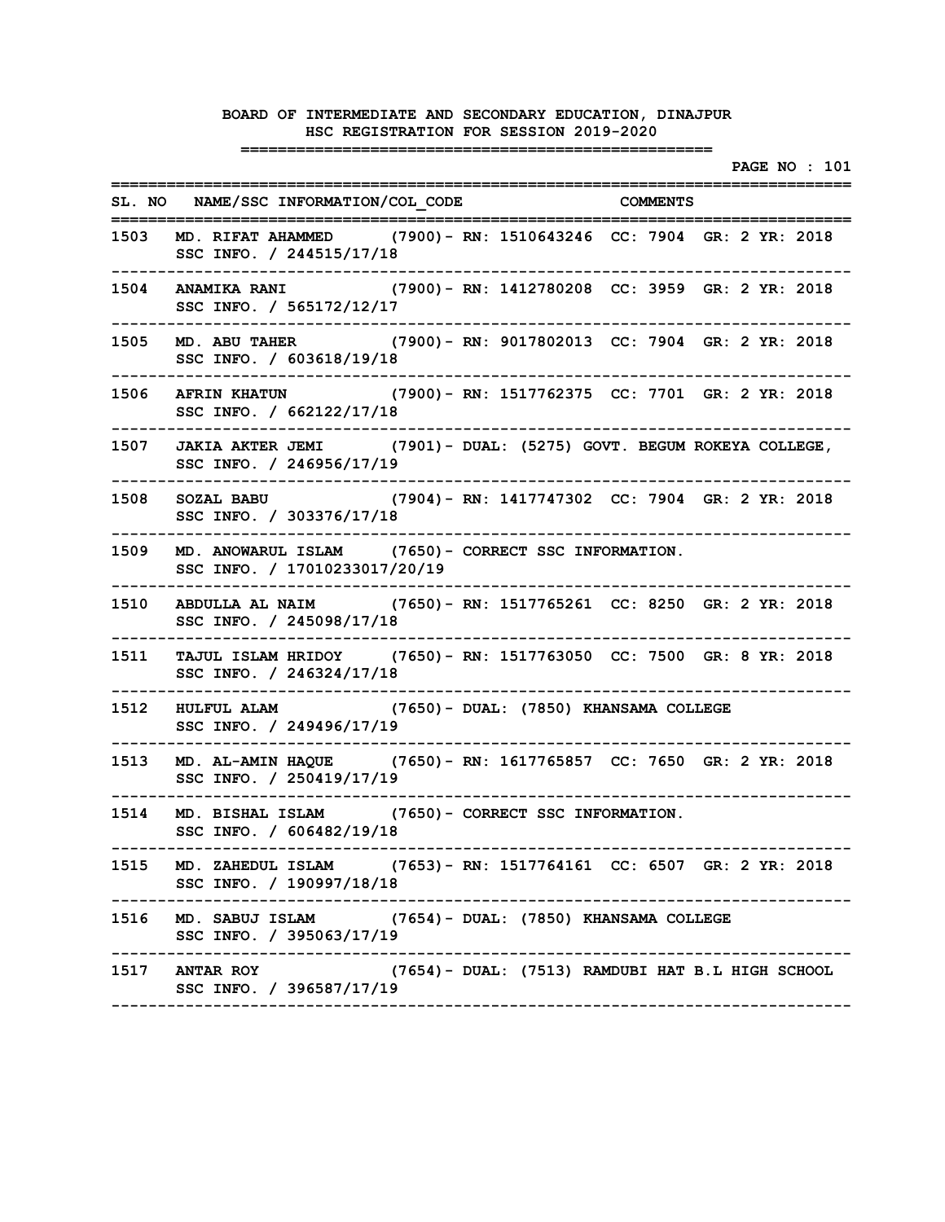**BOARD OF INTERMEDIATE AND SECONDARY EDUCATION, DINAJPUR**
**HSC REGISTRATION FOR SESSION 2019-2020**

| SL. NO | NAME/SSC INFORMATION/COL_CODE | COMMENTS |
|---|---|---|
| 1503 | MD. RIFAT AHAMMED (7900)- SSC INFO. / 244515/17/18 | RN: 1510643246 CC: 7904 GR: 2 YR: 2018 |
| 1504 | ANAMIKA RANI (7900)- SSC INFO. / 565172/12/17 | RN: 1412780208 CC: 3959 GR: 2 YR: 2018 |
| 1505 | MD. ABU TAHER (7900)- SSC INFO. / 603618/19/18 | RN: 9017802013 CC: 7904 GR: 2 YR: 2018 |
| 1506 | AFRIN KHATUN (7900)- SSC INFO. / 662122/17/18 | RN: 1517762375 CC: 7701 GR: 2 YR: 2018 |
| 1507 | JAKIA AKTER JEMI (7901)- SSC INFO. / 246956/17/19 | DUAL: (5275) GOVT. BEGUM ROKEYA COLLEGE, |
| 1508 | SOZAL BABU (7904)- SSC INFO. / 303376/17/18 | RN: 1417747302 CC: 7904 GR: 2 YR: 2018 |
| 1509 | MD. ANOWARUL ISLAM (7650)- SSC INFO. / 17010233017/20/19 | CORRECT SSC INFORMATION. |
| 1510 | ABDULLA AL NAIM (7650)- SSC INFO. / 245098/17/18 | RN: 1517765261 CC: 8250 GR: 2 YR: 2018 |
| 1511 | TAJUL ISLAM HRIDOY (7650)- SSC INFO. / 246324/17/18 | RN: 1517763050 CC: 7500 GR: 8 YR: 2018 |
| 1512 | HULFUL ALAM (7650)- SSC INFO. / 249496/17/19 | DUAL: (7850) KHANSAMA COLLEGE |
| 1513 | MD. AL-AMIN HAQUE (7650)- SSC INFO. / 250419/17/19 | RN: 1617765857 CC: 7650 GR: 2 YR: 2018 |
| 1514 | MD. BISHAL ISLAM (7650)- SSC INFO. / 606482/19/18 | CORRECT SSC INFORMATION. |
| 1515 | MD. ZAHEDUL ISLAM (7653)- SSC INFO. / 190997/18/18 | RN: 1517764161 CC: 6507 GR: 2 YR: 2018 |
| 1516 | MD. SABUJ ISLAM (7654)- SSC INFO. / 395063/17/19 | DUAL: (7850) KHANSAMA COLLEGE |
| 1517 | ANTAR ROY (7654)- SSC INFO. / 396587/17/19 | DUAL: (7513) RAMDUBI HAT B.L HIGH SCHOOL |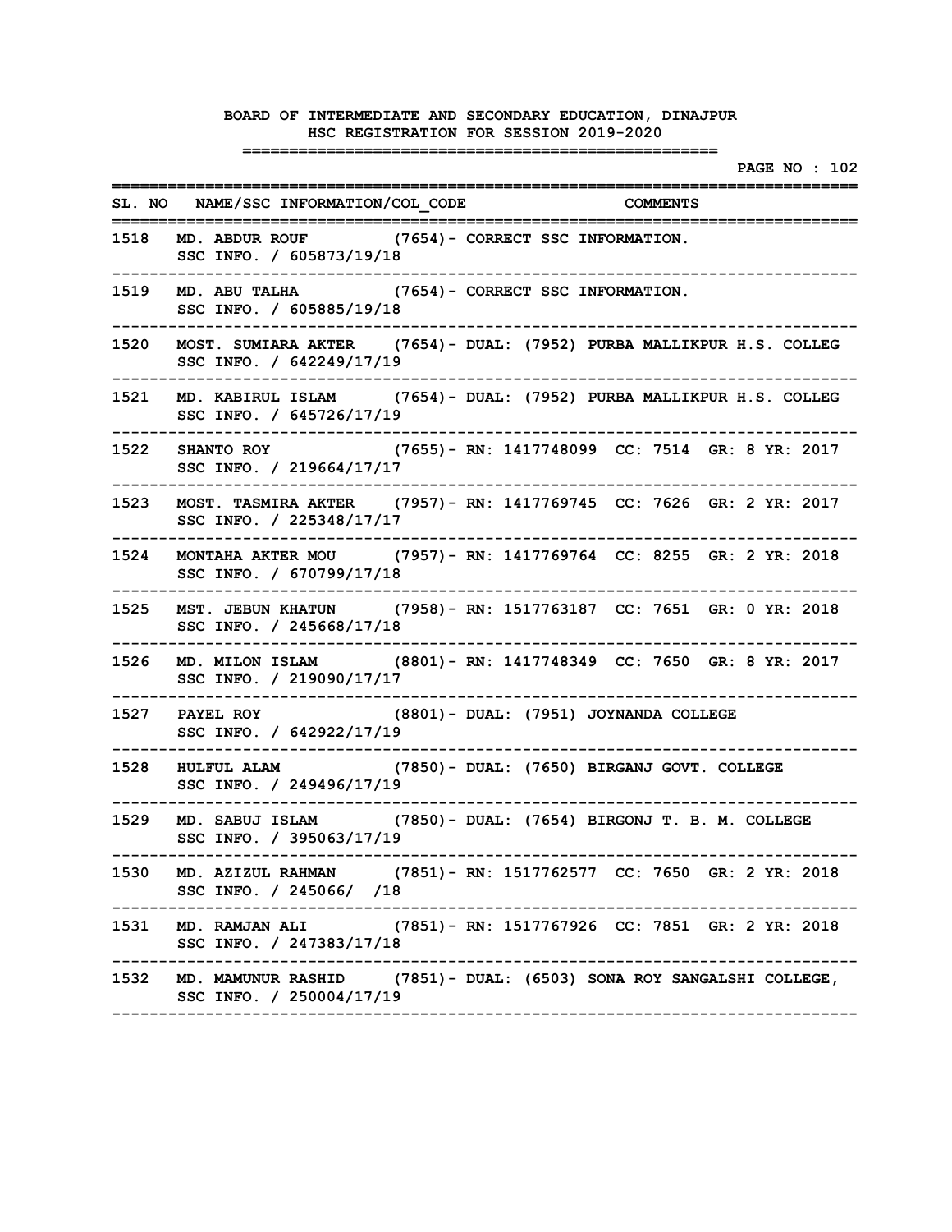**BOARD OF INTERMEDIATE AND SECONDARY EDUCATION, DINAJPUR**
**HSC REGISTRATION FOR SESSION 2019-2020**

| SL. NO | NAME/SSC INFORMATION/COL_CODE | COMMENTS |
|---|---|---|
| 1518 | MD. ABDUR ROUF (7654)<br>SSC INFO. / 605873/19/18 | - CORRECT SSC INFORMATION. |
| 1519 | MD. ABU TALHA (7654)<br>SSC INFO. / 605885/19/18 | - CORRECT SSC INFORMATION. |
| 1520 | MOST. SUMIARA AKTER (7654)<br>SSC INFO. / 642249/17/19 | - DUAL: (7952) PURBA MALLIKPUR H.S. COLLEG |
| 1521 | MD. KABIRUL ISLAM (7654)<br>SSC INFO. / 645726/17/19 | - DUAL: (7952) PURBA MALLIKPUR H.S. COLLEG |
| 1522 | SHANTO ROY (7655)<br>SSC INFO. / 219664/17/17 | - RN: 1417748099 CC: 7514 GR: 8 YR: 2017 |
| 1523 | MOST. TASMIRA AKTER (7957)<br>SSC INFO. / 225348/17/17 | - RN: 1417769745 CC: 7626 GR: 2 YR: 2017 |
| 1524 | MONTAHA AKTER MOU (7957)<br>SSC INFO. / 670799/17/18 | - RN: 1417769764 CC: 8255 GR: 2 YR: 2018 |
| 1525 | MST. JEBUN KHATUN (7958)<br>SSC INFO. / 245668/17/18 | - RN: 1517763187 CC: 7651 GR: 0 YR: 2018 |
| 1526 | MD. MILON ISLAM (8801)<br>SSC INFO. / 219090/17/17 | - RN: 1417748349 CC: 7650 GR: 8 YR: 2017 |
| 1527 | PAYEL ROY (8801)<br>SSC INFO. / 642922/17/19 | - DUAL: (7951) JOYNANDA COLLEGE |
| 1528 | HULFUL ALAM (7850)<br>SSC INFO. / 249496/17/19 | - DUAL: (7650) BIRGANJ GOVT. COLLEGE |
| 1529 | MD. SABUJ ISLAM (7850)<br>SSC INFO. / 395063/17/19 | - DUAL: (7654) BIRGONJ T. B. M. COLLEGE |
| 1530 | MD. AZIZUL RAHMAN (7851)<br>SSC INFO. / 245066/ /18 | - RN: 1517762577 CC: 7650 GR: 2 YR: 2018 |
| 1531 | MD. RAMJAN ALI (7851)<br>SSC INFO. / 247383/17/18 | - RN: 1517767926 CC: 7851 GR: 2 YR: 2018 |
| 1532 | MD. MAMUNUR RASHID (7851)<br>SSC INFO. / 250004/17/19 | - DUAL: (6503) SONA ROY SANGALSHI COLLEGE, |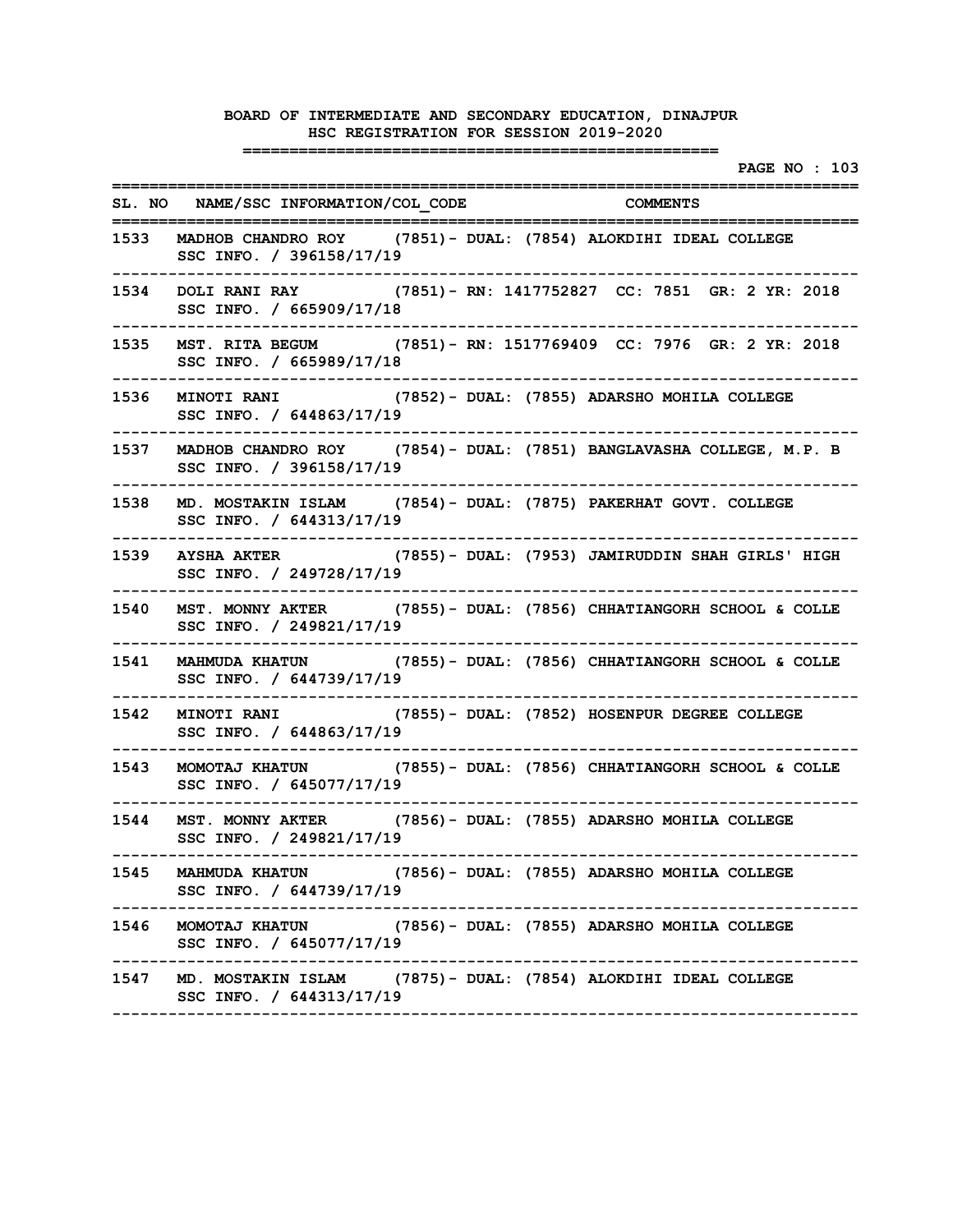**BOARD OF INTERMEDIATE AND SECONDARY EDUCATION, DINAJPUR**
**HSC REGISTRATION FOR SESSION 2019-2020**

| SL. NO | NAME/SSC INFORMATION/COL_CODE | COMMENTS |
|---|---|---|
| 1533 | MADHOB CHANDRO ROY (7851)- SSC INFO. / 396158/17/19 | DUAL: (7854) ALOKDIHI IDEAL COLLEGE |
| 1534 | DOLI RANI RAY (7851)- SSC INFO. / 665909/17/18 | RN: 1417752827 CC: 7851 GR: 2 YR: 2018 |
| 1535 | MST. RITA BEGUM (7851)- SSC INFO. / 665989/17/18 | RN: 1517769409 CC: 7976 GR: 2 YR: 2018 |
| 1536 | MINOTI RANI (7852)- SSC INFO. / 644863/17/19 | DUAL: (7855) ADARSHO MOHILA COLLEGE |
| 1537 | MADHOB CHANDRO ROY (7854)- SSC INFO. / 396158/17/19 | DUAL: (7851) BANGLAVASHA COLLEGE, M.P. B |
| 1538 | MD. MOSTAKIN ISLAM (7854)- SSC INFO. / 644313/17/19 | DUAL: (7875) PAKERHAT GOVT. COLLEGE |
| 1539 | AYSHA AKTER (7855)- SSC INFO. / 249728/17/19 | DUAL: (7953) JAMIRUDDIN SHAH GIRLS' HIGH |
| 1540 | MST. MONNY AKTER (7855)- SSC INFO. / 249821/17/19 | DUAL: (7856) CHHATIANGORH SCHOOL & COLLE |
| 1541 | MAHMUDA KHATUN (7855)- SSC INFO. / 644739/17/19 | DUAL: (7856) CHHATIANGORH SCHOOL & COLLE |
| 1542 | MINOTI RANI (7855)- SSC INFO. / 644863/17/19 | DUAL: (7852) HOSENPUR DEGREE COLLEGE |
| 1543 | MOMOTAJ KHATUN (7855)- SSC INFO. / 645077/17/19 | DUAL: (7856) CHHATIANGORH SCHOOL & COLLE |
| 1544 | MST. MONNY AKTER (7856)- SSC INFO. / 249821/17/19 | DUAL: (7855) ADARSHO MOHILA COLLEGE |
| 1545 | MAHMUDA KHATUN (7856)- SSC INFO. / 644739/17/19 | DUAL: (7855) ADARSHO MOHILA COLLEGE |
| 1546 | MOMOTAJ KHATUN (7856)- SSC INFO. / 645077/17/19 | DUAL: (7855) ADARSHO MOHILA COLLEGE |
| 1547 | MD. MOSTAKIN ISLAM (7875)- SSC INFO. / 644313/17/19 | DUAL: (7854) ALOKDIHI IDEAL COLLEGE |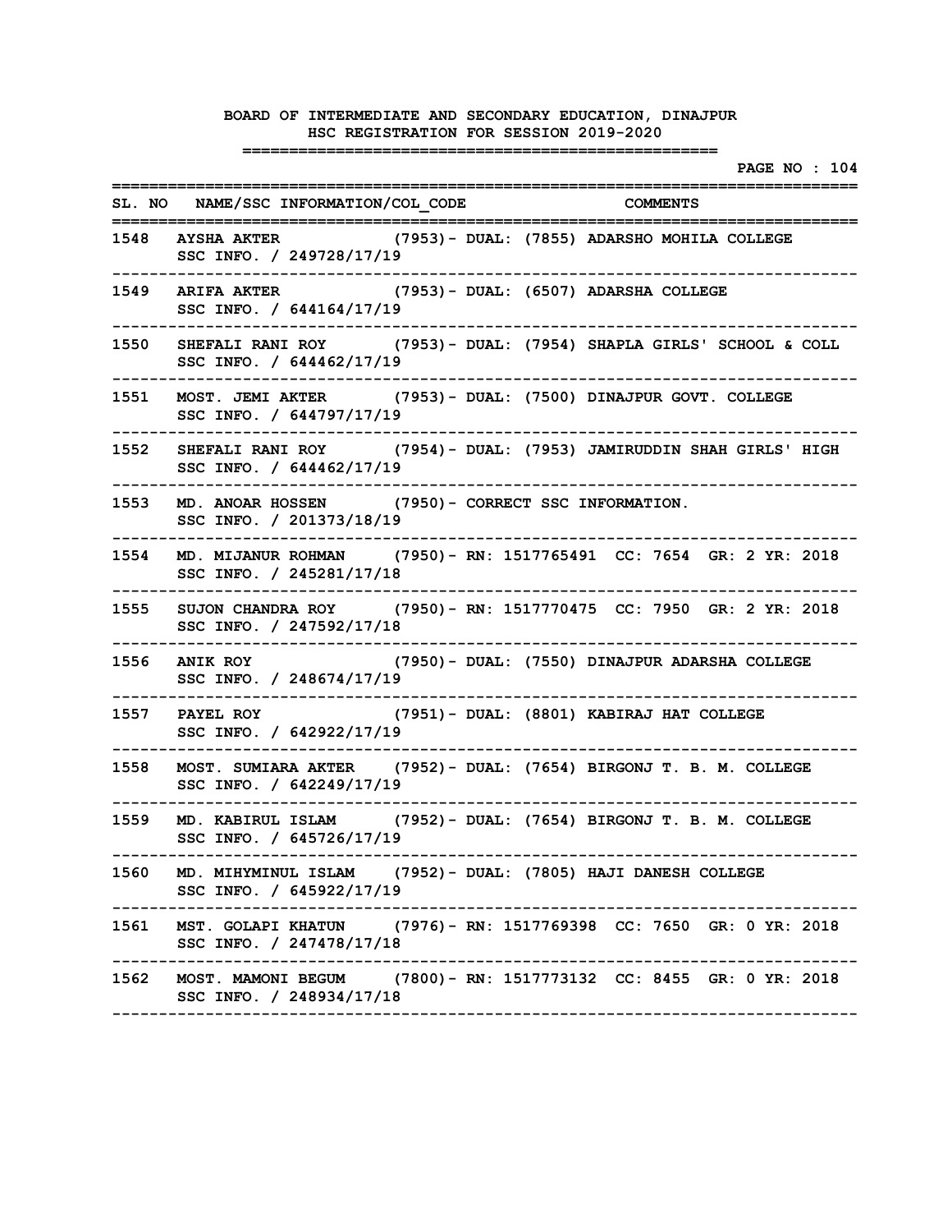**BOARD OF INTERMEDIATE AND SECONDARY EDUCATION, DINAJPUR**
**HSC REGISTRATION FOR SESSION 2019-2020**

| SL. NO | NAME/SSC INFORMATION/COL_CODE | COMMENTS |
|---|---|---|
| 1548 | AYSHA AKTER (7953)- SSC INFO. / 249728/17/19 | DUAL: (7855) ADARSHO MOHILA COLLEGE |
| 1549 | ARIFA AKTER (7953)- SSC INFO. / 644164/17/19 | DUAL: (6507) ADARSHA COLLEGE |
| 1550 | SHEFALI RANI ROY (7953)- SSC INFO. / 644462/17/19 | DUAL: (7954) SHAPLA GIRLS' SCHOOL & COLL |
| 1551 | MOST. JEMI AKTER (7953)- SSC INFO. / 644797/17/19 | DUAL: (7500) DINAJPUR GOVT. COLLEGE |
| 1552 | SHEFALI RANI ROY (7954)- SSC INFO. / 644462/17/19 | DUAL: (7953) JAMIRUDDIN SHAH GIRLS' HIGH |
| 1553 | MD. ANOAR HOSSEN (7950)- SSC INFO. / 201373/18/19 | CORRECT SSC INFORMATION. |
| 1554 | MD. MIJANUR ROHMAN (7950)- SSC INFO. / 245281/17/18 | RN: 1517765491 CC: 7654 GR: 2 YR: 2018 |
| 1555 | SUJON CHANDRA ROY (7950)- SSC INFO. / 247592/17/18 | RN: 1517770475 CC: 7950 GR: 2 YR: 2018 |
| 1556 | ANIK ROY (7950)- SSC INFO. / 248674/17/19 | DUAL: (7550) DINAJPUR ADARSHA COLLEGE |
| 1557 | PAYEL ROY (7951)- SSC INFO. / 642922/17/19 | DUAL: (8801) KABIRAJ HAT COLLEGE |
| 1558 | MOST. SUMIARA AKTER (7952)- SSC INFO. / 642249/17/19 | DUAL: (7654) BIRGONJ T. B. M. COLLEGE |
| 1559 | MD. KABIRUL ISLAM (7952)- SSC INFO. / 645726/17/19 | DUAL: (7654) BIRGONJ T. B. M. COLLEGE |
| 1560 | MD. MIHYMINUL ISLAM (7952)- SSC INFO. / 645922/17/19 | DUAL: (7805) HAJI DANESH COLLEGE |
| 1561 | MST. GOLAPI KHATUN (7976)- SSC INFO. / 247478/17/18 | RN: 1517769398 CC: 7650 GR: 0 YR: 2018 |
| 1562 | MOST. MAMONI BEGUM (7800)- SSC INFO. / 248934/17/18 | RN: 1517773132 CC: 8455 GR: 0 YR: 2018 |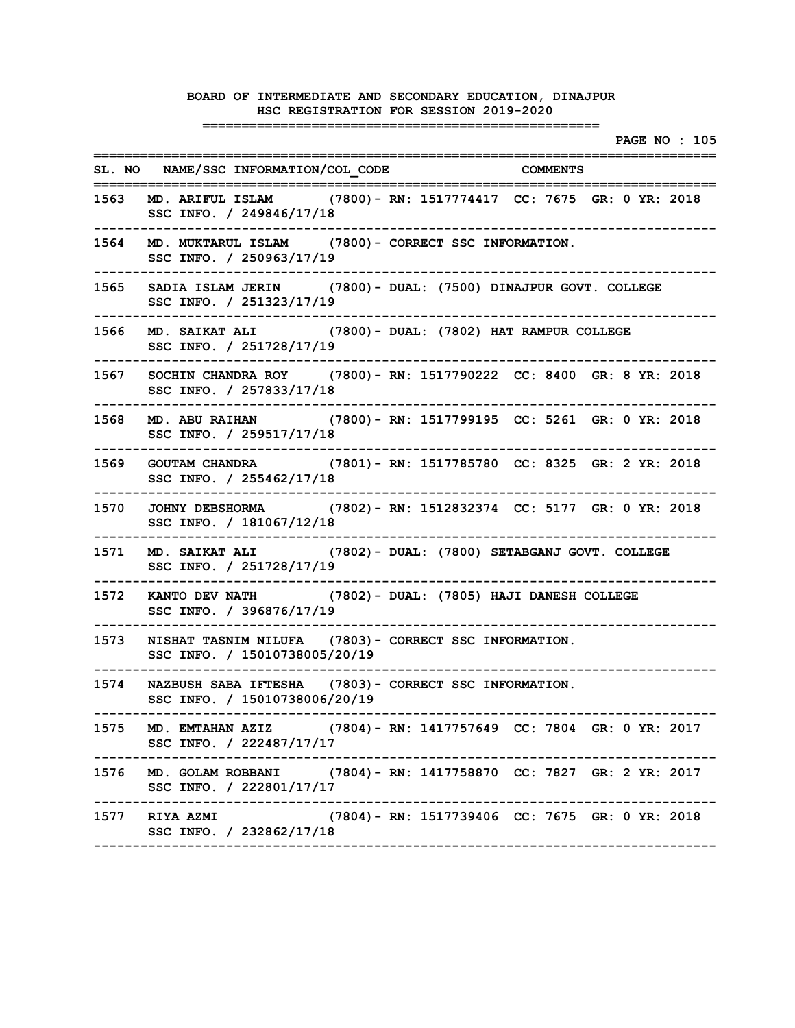# BOARD OF INTERMEDIATE AND SECONDARY EDUCATION, DINAJPUR
## HSC REGISTRATION FOR SESSION 2019-2020

| SL. NO | NAME/SSC INFORMATION/COL_CODE | COMMENTS |
|---|---|---|
| 1563 | MD. ARIFUL ISLAM (7800)- SSC INFO. / 249846/17/18 | RN: 1517774417 CC: 7675 GR: 0 YR: 2018 |
| 1564 | MD. MUKTARUL ISLAM (7800)- SSC INFO. / 250963/17/19 | CORRECT SSC INFORMATION. |
| 1565 | SADIA ISLAM JERIN (7800)- SSC INFO. / 251323/17/19 | DUAL: (7500) DINAJPUR GOVT. COLLEGE |
| 1566 | MD. SAIKAT ALI (7800)- SSC INFO. / 251728/17/19 | DUAL: (7802) HAT RAMPUR COLLEGE |
| 1567 | SOCHIN CHANDRA ROY (7800)- SSC INFO. / 257833/17/18 | RN: 1517790222 CC: 8400 GR: 8 YR: 2018 |
| 1568 | MD. ABU RAIHAN (7800)- SSC INFO. / 259517/17/18 | RN: 1517799195 CC: 5261 GR: 0 YR: 2018 |
| 1569 | GOUTAM CHANDRA (7801)- SSC INFO. / 255462/17/18 | RN: 1517785780 CC: 8325 GR: 2 YR: 2018 |
| 1570 | JOHNY DEBSHORMA (7802)- SSC INFO. / 181067/12/18 | RN: 1512832374 CC: 5177 GR: 0 YR: 2018 |
| 1571 | MD. SAIKAT ALI (7802)- SSC INFO. / 251728/17/19 | DUAL: (7800) SETABGANJ GOVT. COLLEGE |
| 1572 | KANTO DEV NATH (7802)- SSC INFO. / 396876/17/19 | DUAL: (7805) HAJI DANESH COLLEGE |
| 1573 | NISHAT TASNIM NILUFA (7803)- SSC INFO. / 15010738005/20/19 | CORRECT SSC INFORMATION. |
| 1574 | NAZBUSH SABA IFTESHA (7803)- SSC INFO. / 15010738006/20/19 | CORRECT SSC INFORMATION. |
| 1575 | MD. EMTAHAN AZIZ (7804)- SSC INFO. / 222487/17/17 | RN: 1417757649 CC: 7804 GR: 0 YR: 2017 |
| 1576 | MD. GOLAM ROBBANI (7804)- SSC INFO. / 222801/17/17 | RN: 1417758870 CC: 7827 GR: 2 YR: 2017 |
| 1577 | RIYA AZMI (7804)- SSC INFO. / 232862/17/18 | RN: 1517739406 CC: 7675 GR: 0 YR: 2018 |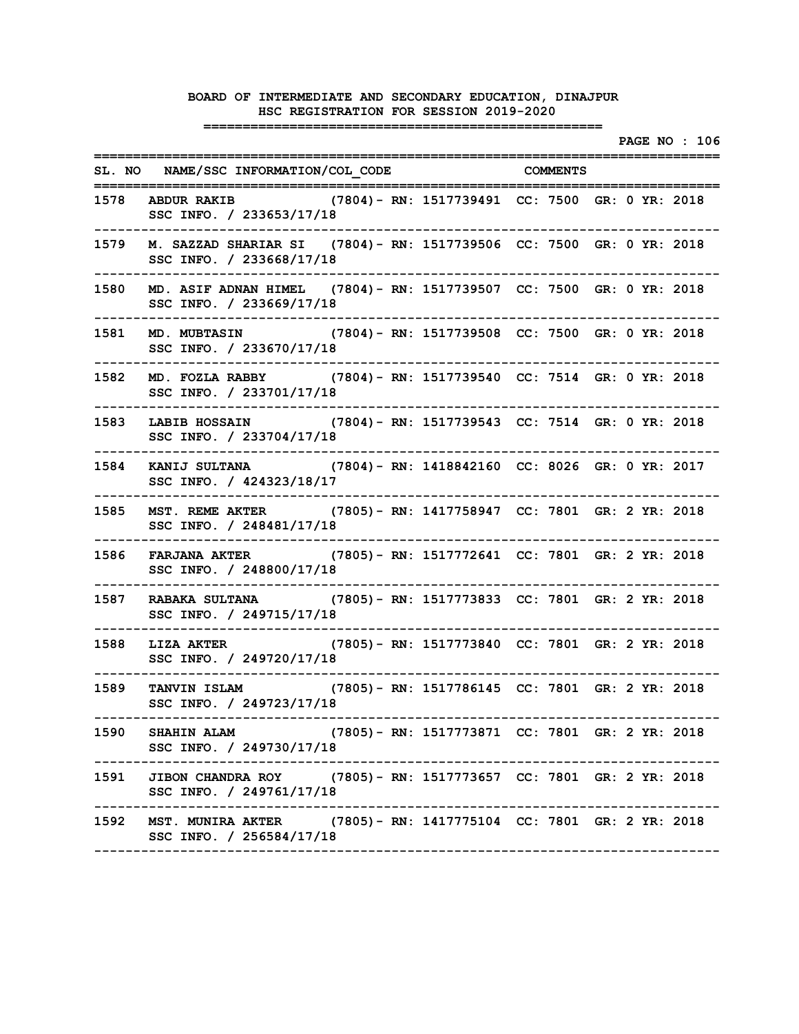**BOARD OF INTERMEDIATE AND SECONDARY EDUCATION, DINAJPUR**
**HSC REGISTRATION FOR SESSION 2019-2020**

| SL. NO | NAME/SSC INFORMATION/COL_CODE | COMMENTS |
|---|---|---|
| 1578 | ABDUR RAKIB (7804)- RN: 1517739491 CC: 7500 GR: 0 YR: 2018<br>SSC INFO. / 233653/17/18 | |
| 1579 | M. SAZZAD SHARIAR SI (7804)- RN: 1517739506 CC: 7500 GR: 0 YR: 2018<br>SSC INFO. / 233668/17/18 | |
| 1580 | MD. ASIF ADNAN HIMEL (7804)- RN: 1517739507 CC: 7500 GR: 0 YR: 2018<br>SSC INFO. / 233669/17/18 | |
| 1581 | MD. MUBTASIN (7804)- RN: 1517739508 CC: 7500 GR: 0 YR: 2018<br>SSC INFO. / 233670/17/18 | |
| 1582 | MD. FOZLA RABBY (7804)- RN: 1517739540 CC: 7514 GR: 0 YR: 2018<br>SSC INFO. / 233701/17/18 | |
| 1583 | LABIB HOSSAIN (7804)- RN: 1517739543 CC: 7514 GR: 0 YR: 2018<br>SSC INFO. / 233704/17/18 | |
| 1584 | KANIJ SULTANA (7804)- RN: 1418842160 CC: 8026 GR: 0 YR: 2017<br>SSC INFO. / 424323/18/17 | |
| 1585 | MST. REME AKTER (7805)- RN: 1417758947 CC: 7801 GR: 2 YR: 2018<br>SSC INFO. / 248481/17/18 | |
| 1586 | FARJANA AKTER (7805)- RN: 1517772641 CC: 7801 GR: 2 YR: 2018<br>SSC INFO. / 248800/17/18 | |
| 1587 | RABAKA SULTANA (7805)- RN: 1517773833 CC: 7801 GR: 2 YR: 2018<br>SSC INFO. / 249715/17/18 | |
| 1588 | LIZA AKTER (7805)- RN: 1517773840 CC: 7801 GR: 2 YR: 2018<br>SSC INFO. / 249720/17/18 | |
| 1589 | TANVIN ISLAM (7805)- RN: 1517786145 CC: 7801 GR: 2 YR: 2018<br>SSC INFO. / 249723/17/18 | |
| 1590 | SHAHIN ALAM (7805)- RN: 1517773871 CC: 7801 GR: 2 YR: 2018<br>SSC INFO. / 249730/17/18 | |
| 1591 | JIBON CHANDRA ROY (7805)- RN: 1517773657 CC: 7801 GR: 2 YR: 2018<br>SSC INFO. / 249761/17/18 | |
| 1592 | MST. MUNIRA AKTER (7805)- RN: 1417775104 CC: 7801 GR: 2 YR: 2018<br>SSC INFO. / 256584/17/18 | |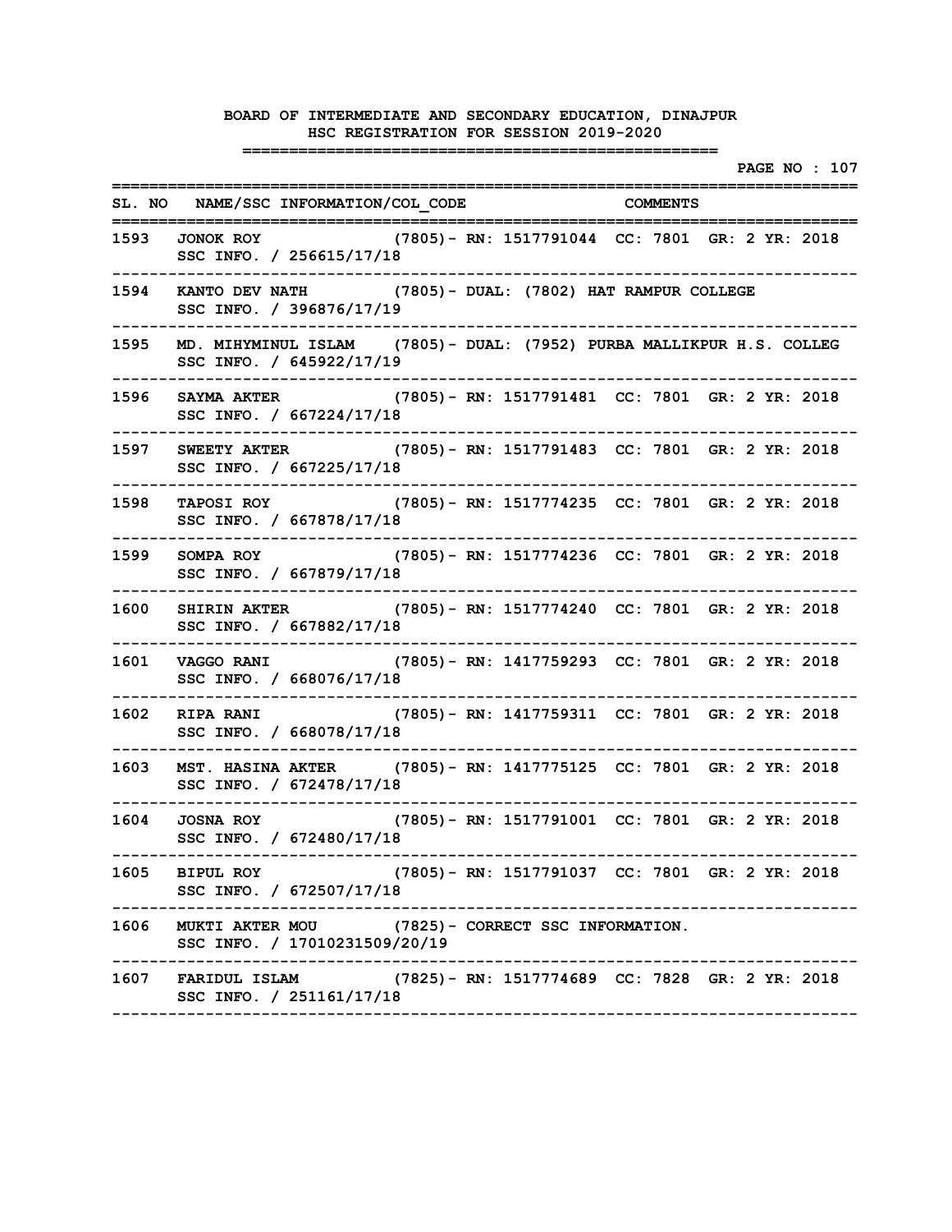**BOARD OF INTERMEDIATE AND SECONDARY EDUCATION, DINAJPUR**
**HSC REGISTRATION FOR SESSION 2019-2020**

| SL. NO | NAME/SSC INFORMATION/COL_CODE | COMMENTS |
|---|---|---|
| 1593 | JONOK ROY (7805)- SSC INFO. / 256615/17/18 | RN: 1517791044 CC: 7801 GR: 2 YR: 2018 |
| 1594 | KANTO DEV NATH (7805)- SSC INFO. / 396876/17/19 | DUAL: (7802) HAT RAMPUR COLLEGE |
| 1595 | MD. MIHYMINUL ISLAM (7805)- SSC INFO. / 645922/17/19 | DUAL: (7952) PURBA MALLIKPUR H.S. COLLEG |
| 1596 | SAYMA AKTER (7805)- SSC INFO. / 667224/17/18 | RN: 1517791481 CC: 7801 GR: 2 YR: 2018 |
| 1597 | SWEETY AKTER (7805)- SSC INFO. / 667225/17/18 | RN: 1517791483 CC: 7801 GR: 2 YR: 2018 |
| 1598 | TAPOSI ROY (7805)- SSC INFO. / 667878/17/18 | RN: 1517774235 CC: 7801 GR: 2 YR: 2018 |
| 1599 | SOMPA ROY (7805)- SSC INFO. / 667879/17/18 | RN: 1517774236 CC: 7801 GR: 2 YR: 2018 |
| 1600 | SHIRIN AKTER (7805)- SSC INFO. / 667882/17/18 | RN: 1517774240 CC: 7801 GR: 2 YR: 2018 |
| 1601 | VAGGO RANI (7805)- SSC INFO. / 668076/17/18 | RN: 1417759293 CC: 7801 GR: 2 YR: 2018 |
| 1602 | RIPA RANI (7805)- SSC INFO. / 668078/17/18 | RN: 1417759311 CC: 7801 GR: 2 YR: 2018 |
| 1603 | MST. HASINA AKTER (7805)- SSC INFO. / 672478/17/18 | RN: 1417775125 CC: 7801 GR: 2 YR: 2018 |
| 1604 | JOSNA ROY (7805)- SSC INFO. / 672480/17/18 | RN: 1517791001 CC: 7801 GR: 2 YR: 2018 |
| 1605 | BIPUL ROY (7805)- SSC INFO. / 672507/17/18 | RN: 1517791037 CC: 7801 GR: 2 YR: 2018 |
| 1606 | MUKTI AKTER MOU (7825)- SSC INFO. / 17010231509/20/19 | CORRECT SSC INFORMATION. |
| 1607 | FARIDUL ISLAM (7825)- SSC INFO. / 251161/17/18 | RN: 1517774689 CC: 7828 GR: 2 YR: 2018 |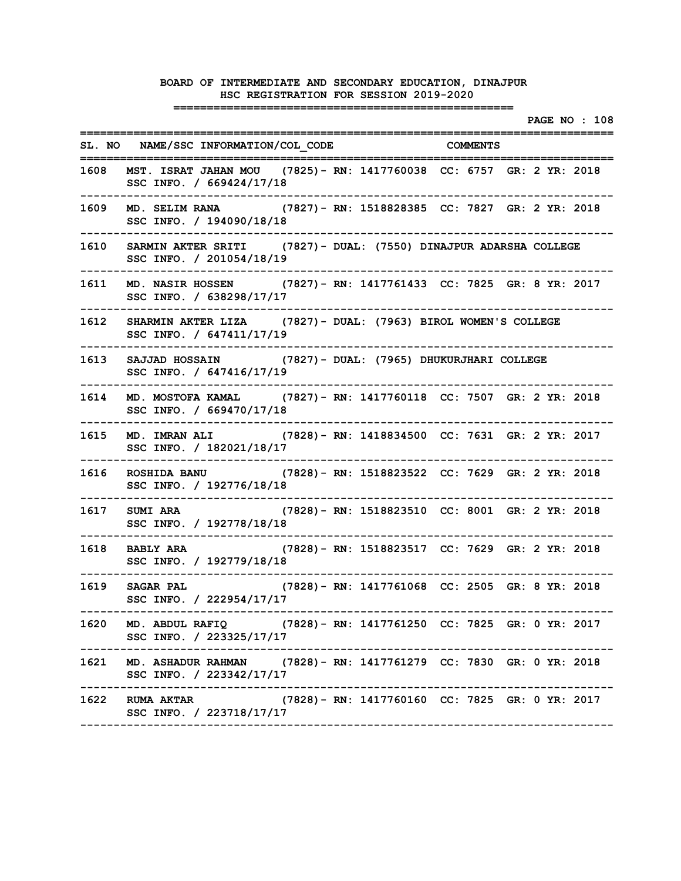**BOARD OF INTERMEDIATE AND SECONDARY EDUCATION, DINAJPUR**
**HSC REGISTRATION FOR SESSION 2019-2020**

**PAGE NO : 108**

| SL. NO | NAME/SSC INFORMATION/COL_CODE | COMMENTS |
|---|---|---|
| 1608 | MST. ISRAT JAHAN MOU (7825)- RN: 1417760038 CC: 6757 GR: 2 YR: 2018<br>SSC INFO. / 669424/17/18 | |
| 1609 | MD. SELIM RANA (7827)- RN: 1518828385 CC: 7827 GR: 2 YR: 2018<br>SSC INFO. / 194090/18/18 | |
| 1610 | SARMIN AKTER SRITI (7827)- DUAL: (7550) DINAJPUR ADARSHA COLLEGE<br>SSC INFO. / 201054/18/19 | |
| 1611 | MD. NASIR HOSSEN (7827)- RN: 1417761433 CC: 7825 GR: 8 YR: 2017<br>SSC INFO. / 638298/17/17 | |
| 1612 | SHARMIN AKTER LIZA (7827)- DUAL: (7963) BIROL WOMEN'S COLLEGE<br>SSC INFO. / 647411/17/19 | |
| 1613 | SAJJAD HOSSAIN (7827)- DUAL: (7965) DHUKURJHARI COLLEGE<br>SSC INFO. / 647416/17/19 | |
| 1614 | MD. MOSTOFA KAMAL (7827)- RN: 1417760118 CC: 7507 GR: 2 YR: 2018<br>SSC INFO. / 669470/17/18 | |
| 1615 | MD. IMRAN ALI (7828)- RN: 1418834500 CC: 7631 GR: 2 YR: 2017<br>SSC INFO. / 182021/18/17 | |
| 1616 | ROSHIDA BANU (7828)- RN: 1518823522 CC: 7629 GR: 2 YR: 2018<br>SSC INFO. / 192776/18/18 | |
| 1617 | SUMI ARA (7828)- RN: 1518823510 CC: 8001 GR: 2 YR: 2018<br>SSC INFO. / 192778/18/18 | |
| 1618 | BABLY ARA (7828)- RN: 1518823517 CC: 7629 GR: 2 YR: 2018<br>SSC INFO. / 192779/18/18 | |
| 1619 | SAGAR PAL (7828)- RN: 1417761068 CC: 2505 GR: 8 YR: 2018<br>SSC INFO. / 222954/17/17 | |
| 1620 | MD. ABDUL RAFIQ (7828)- RN: 1417761250 CC: 7825 GR: 0 YR: 2017<br>SSC INFO. / 223325/17/17 | |
| 1621 | MD. ASHADUR RAHMAN (7828)- RN: 1417761279 CC: 7830 GR: 0 YR: 2018<br>SSC INFO. / 223342/17/17 | |
| 1622 | RUMA AKTAR (7828)- RN: 1417760160 CC: 7825 GR: 0 YR: 2017<br>SSC INFO. / 223718/17/17 | |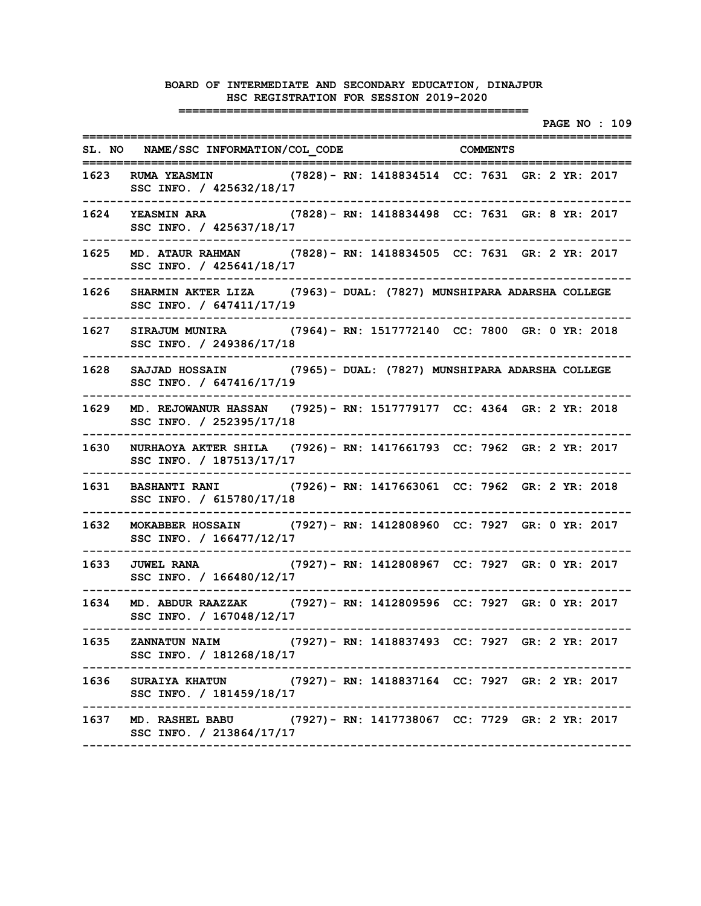**BOARD OF INTERMEDIATE AND SECONDARY EDUCATION, DINAJPUR**
**HSC REGISTRATION FOR SESSION 2019-2020**

**PAGE NO : 109**

| SL. NO | NAME/SSC INFORMATION/COL_CODE | COMMENTS |
|---|---|---|
| 1623 | RUMA YEASMIN (7828)- SSC INFO. / 425632/18/17 | RN: 1418834514 CC: 7631 GR: 2 YR: 2017 |
| 1624 | YEASMIN ARA (7828)- SSC INFO. / 425637/18/17 | RN: 1418834498 CC: 7631 GR: 8 YR: 2017 |
| 1625 | MD. ATAUR RAHMAN (7828)- SSC INFO. / 425641/18/17 | RN: 1418834505 CC: 7631 GR: 2 YR: 2017 |
| 1626 | SHARMIN AKTER LIZA (7963)- SSC INFO. / 647411/17/19 | DUAL: (7827) MUNSHIPARA ADARSHA COLLEGE |
| 1627 | SIRAJUM MUNIRA (7964)- SSC INFO. / 249386/17/18 | RN: 1517772140 CC: 7800 GR: 0 YR: 2018 |
| 1628 | SAJJAD HOSSAIN (7965)- SSC INFO. / 647416/17/19 | DUAL: (7827) MUNSHIPARA ADARSHA COLLEGE |
| 1629 | MD. REJOWANUR HASSAN (7925)- SSC INFO. / 252395/17/18 | RN: 1517779177 CC: 4364 GR: 2 YR: 2018 |
| 1630 | NURHAOYA AKTER SHILA (7926)- SSC INFO. / 187513/17/17 | RN: 1417661793 CC: 7962 GR: 2 YR: 2017 |
| 1631 | BASHANTI RANI (7926)- SSC INFO. / 615780/17/18 | RN: 1417663061 CC: 7962 GR: 2 YR: 2018 |
| 1632 | MOKABBER HOSSAIN (7927)- SSC INFO. / 166477/12/17 | RN: 1412808960 CC: 7927 GR: 0 YR: 2017 |
| 1633 | JUWEL RANA (7927)- SSC INFO. / 166480/12/17 | RN: 1412808967 CC: 7927 GR: 0 YR: 2017 |
| 1634 | MD. ABDUR RAAZZAK (7927)- SSC INFO. / 167048/12/17 | RN: 1412809596 CC: 7927 GR: 0 YR: 2017 |
| 1635 | ZANNATUN NAIM (7927)- SSC INFO. / 181268/18/17 | RN: 1418837493 CC: 7927 GR: 2 YR: 2017 |
| 1636 | SURAIYA KHATUN (7927)- SSC INFO. / 181459/18/17 | RN: 1418837164 CC: 7927 GR: 2 YR: 2017 |
| 1637 | MD. RASHEL BABU (7927)- SSC INFO. / 213864/17/17 | RN: 1417738067 CC: 7729 GR: 2 YR: 2017 |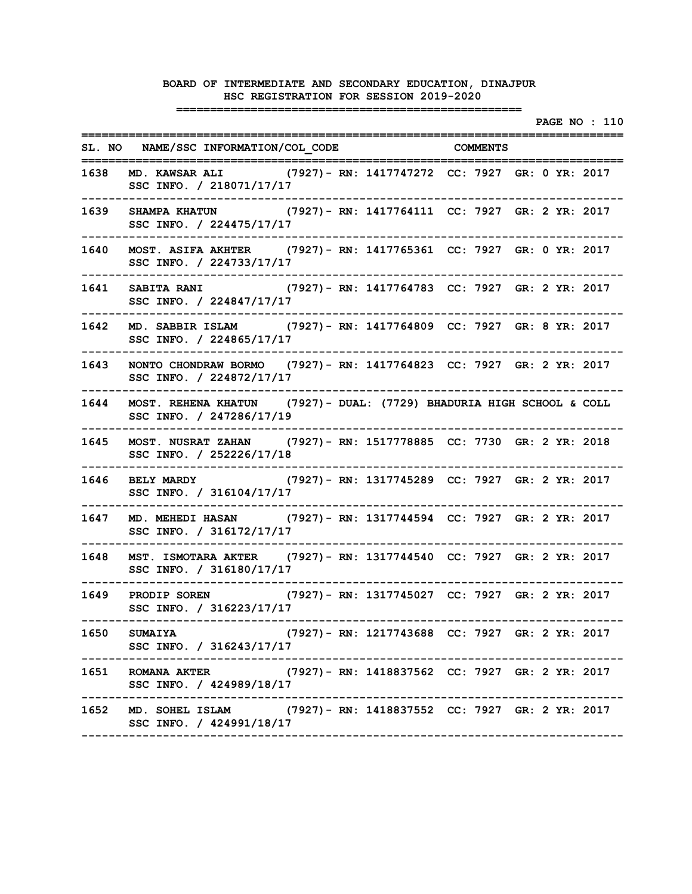**BOARD OF INTERMEDIATE AND SECONDARY EDUCATION, DINAJPUR**
**HSC REGISTRATION FOR SESSION 2019-2020**

**PAGE NO : 110**

| SL. NO | NAME/SSC INFORMATION/COL_CODE | COMMENTS |
|---|---|---|
| 1638 | MD. KAWSAR ALI (7927)<br>SSC INFO. / 218071/17/17 | RN: 1417747272 CC: 7927 GR: 0 YR: 2017 |
| 1639 | SHAMPA KHATUN (7927)<br>SSC INFO. / 224475/17/17 | RN: 1417764111 CC: 7927 GR: 2 YR: 2017 |
| 1640 | MOST. ASIFA AKHTER (7927)<br>SSC INFO. / 224733/17/17 | RN: 1417765361 CC: 7927 GR: 0 YR: 2017 |
| 1641 | SABITA RANI (7927)<br>SSC INFO. / 224847/17/17 | RN: 1417764783 CC: 7927 GR: 2 YR: 2017 |
| 1642 | MD. SABBIR ISLAM (7927)<br>SSC INFO. / 224865/17/17 | RN: 1417764809 CC: 7927 GR: 8 YR: 2017 |
| 1643 | NONTO CHONDRAW BORMO (7927)<br>SSC INFO. / 224872/17/17 | RN: 1417764823 CC: 7927 GR: 2 YR: 2017 |
| 1644 | MOST. REHENA KHATUN (7927)<br>SSC INFO. / 247286/17/19 | DUAL: (7729) BHADURIA HIGH SCHOOL & COLL |
| 1645 | MOST. NUSRAT ZAHAN (7927)<br>SSC INFO. / 252226/17/18 | RN: 1517778885 CC: 7730 GR: 2 YR: 2018 |
| 1646 | BELY MARDY (7927)<br>SSC INFO. / 316104/17/17 | RN: 1317745289 CC: 7927 GR: 2 YR: 2017 |
| 1647 | MD. MEHEDI HASAN (7927)<br>SSC INFO. / 316172/17/17 | RN: 1317744594 CC: 7927 GR: 2 YR: 2017 |
| 1648 | MST. ISMOTARA AKTER (7927)<br>SSC INFO. / 316180/17/17 | RN: 1317744540 CC: 7927 GR: 2 YR: 2017 |
| 1649 | PRODIP SOREN (7927)<br>SSC INFO. / 316223/17/17 | RN: 1317745027 CC: 7927 GR: 2 YR: 2017 |
| 1650 | SUMAIYA (7927)<br>SSC INFO. / 316243/17/17 | RN: 1217743688 CC: 7927 GR: 2 YR: 2017 |
| 1651 | ROMANA AKTER (7927)<br>SSC INFO. / 424989/18/17 | RN: 1418837562 CC: 7927 GR: 2 YR: 2017 |
| 1652 | MD. SOHEL ISLAM (7927)<br>SSC INFO. / 424991/18/17 | RN: 1418837552 CC: 7927 GR: 2 YR: 2017 |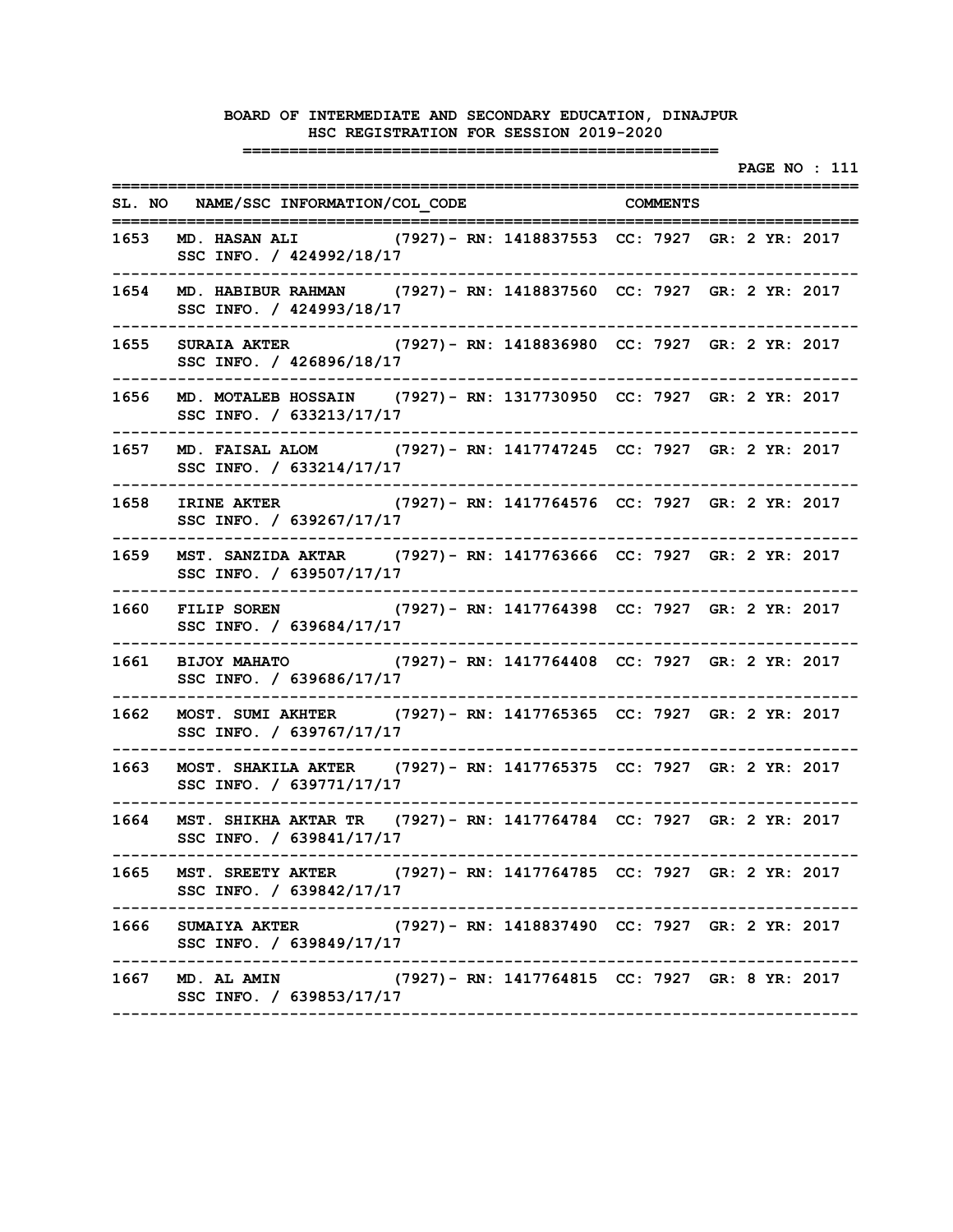**BOARD OF INTERMEDIATE AND SECONDARY EDUCATION, DINAJPUR**
**HSC REGISTRATION FOR SESSION 2019-2020**

| SL. NO | NAME/SSC INFORMATION/COL_CODE | COMMENTS |
|---|---|---|
| 1653 | MD. HASAN ALI (7927)- RN: 1418837553 CC: 7927 GR: 2 YR: 2017<br>SSC INFO. / 424992/18/17 | |
| 1654 | MD. HABIBUR RAHMAN (7927)- RN: 1418837560 CC: 7927 GR: 2 YR: 2017<br>SSC INFO. / 424993/18/17 | |
| 1655 | SURAIA AKTER (7927)- RN: 1418836980 CC: 7927 GR: 2 YR: 2017<br>SSC INFO. / 426896/18/17 | |
| 1656 | MD. MOTALEB HOSSAIN (7927)- RN: 1317730950 CC: 7927 GR: 2 YR: 2017<br>SSC INFO. / 633213/17/17 | |
| 1657 | MD. FAISAL ALOM (7927)- RN: 1417747245 CC: 7927 GR: 2 YR: 2017<br>SSC INFO. / 633214/17/17 | |
| 1658 | IRINE AKTER (7927)- RN: 1417764576 CC: 7927 GR: 2 YR: 2017<br>SSC INFO. / 639267/17/17 | |
| 1659 | MST. SANZIDA AKTAR (7927)- RN: 1417763666 CC: 7927 GR: 2 YR: 2017<br>SSC INFO. / 639507/17/17 | |
| 1660 | FILIP SOREN (7927)- RN: 1417764398 CC: 7927 GR: 2 YR: 2017<br>SSC INFO. / 639684/17/17 | |
| 1661 | BIJOY MAHATO (7927)- RN: 1417764408 CC: 7927 GR: 2 YR: 2017<br>SSC INFO. / 639686/17/17 | |
| 1662 | MOST. SUMI AKHTER (7927)- RN: 1417765365 CC: 7927 GR: 2 YR: 2017<br>SSC INFO. / 639767/17/17 | |
| 1663 | MOST. SHAKILA AKTER (7927)- RN: 1417765375 CC: 7927 GR: 2 YR: 2017<br>SSC INFO. / 639771/17/17 | |
| 1664 | MST. SHIKHA AKTAR TR (7927)- RN: 1417764784 CC: 7927 GR: 2 YR: 2017<br>SSC INFO. / 639841/17/17 | |
| 1665 | MST. SREETY AKTER (7927)- RN: 1417764785 CC: 7927 GR: 2 YR: 2017<br>SSC INFO. / 639842/17/17 | |
| 1666 | SUMAIYA AKTER (7927)- RN: 1418837490 CC: 7927 GR: 2 YR: 2017<br>SSC INFO. / 639849/17/17 | |
| 1667 | MD. AL AMIN (7927)- RN: 1417764815 CC: 7927 GR: 8 YR: 2017<br>SSC INFO. / 639853/17/17 | |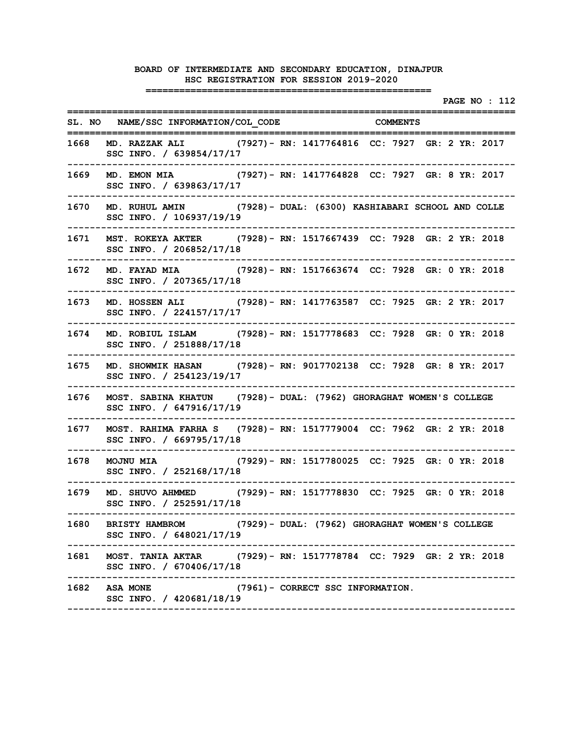**BOARD OF INTERMEDIATE AND SECONDARY EDUCATION, DINAJPUR**
**HSC REGISTRATION FOR SESSION 2019-2020**

**PAGE NO : 112**

| SL. NO | NAME/SSC INFORMATION/COL_CODE | COMMENTS |
|---|---|---|
| 1668 | MD. RAZZAK ALI (7927)- SSC INFO. / 639854/17/17 | RN: 1417764816 CC: 7927 GR: 2 YR: 2017 |
| 1669 | MD. EMON MIA (7927)- SSC INFO. / 639863/17/17 | RN: 1417764828 CC: 7927 GR: 8 YR: 2017 |
| 1670 | MD. RUHUL AMIN (7928)- SSC INFO. / 106937/19/19 | DUAL: (6300) KASHIABARI SCHOOL AND COLLE |
| 1671 | MST. ROKEYA AKTER (7928)- SSC INFO. / 206852/17/18 | RN: 1517667439 CC: 7928 GR: 2 YR: 2018 |
| 1672 | MD. FAYAD MIA (7928)- SSC INFO. / 207365/17/18 | RN: 1517663674 CC: 7928 GR: 0 YR: 2018 |
| 1673 | MD. HOSSEN ALI (7928)- SSC INFO. / 224157/17/17 | RN: 1417763587 CC: 7925 GR: 2 YR: 2017 |
| 1674 | MD. ROBIUL ISLAM (7928)- SSC INFO. / 251888/17/18 | RN: 1517778683 CC: 7928 GR: 0 YR: 2018 |
| 1675 | MD. SHOWMIK HASAN (7928)- SSC INFO. / 254123/19/17 | RN: 9017702138 CC: 7928 GR: 8 YR: 2017 |
| 1676 | MOST. SABINA KHATUN (7928)- SSC INFO. / 647916/17/19 | DUAL: (7962) GHORAGHAT WOMEN'S COLLEGE |
| 1677 | MOST. RAHIMA FARHA S (7928)- SSC INFO. / 669795/17/18 | RN: 1517779004 CC: 7962 GR: 2 YR: 2018 |
| 1678 | MOJNU MIA (7929)- SSC INFO. / 252168/17/18 | RN: 1517780025 CC: 7925 GR: 0 YR: 2018 |
| 1679 | MD. SHUVO AHMMED (7929)- SSC INFO. / 252591/17/18 | RN: 1517778830 CC: 7925 GR: 0 YR: 2018 |
| 1680 | BRISTY HAMBROM (7929)- SSC INFO. / 648021/17/19 | DUAL: (7962) GHORAGHAT WOMEN'S COLLEGE |
| 1681 | MOST. TANIA AKTAR (7929)- SSC INFO. / 670406/17/18 | RN: 1517778784 CC: 7929 GR: 2 YR: 2018 |
| 1682 | ASA MONE (7961)- SSC INFO. / 420681/18/19 | CORRECT SSC INFORMATION. |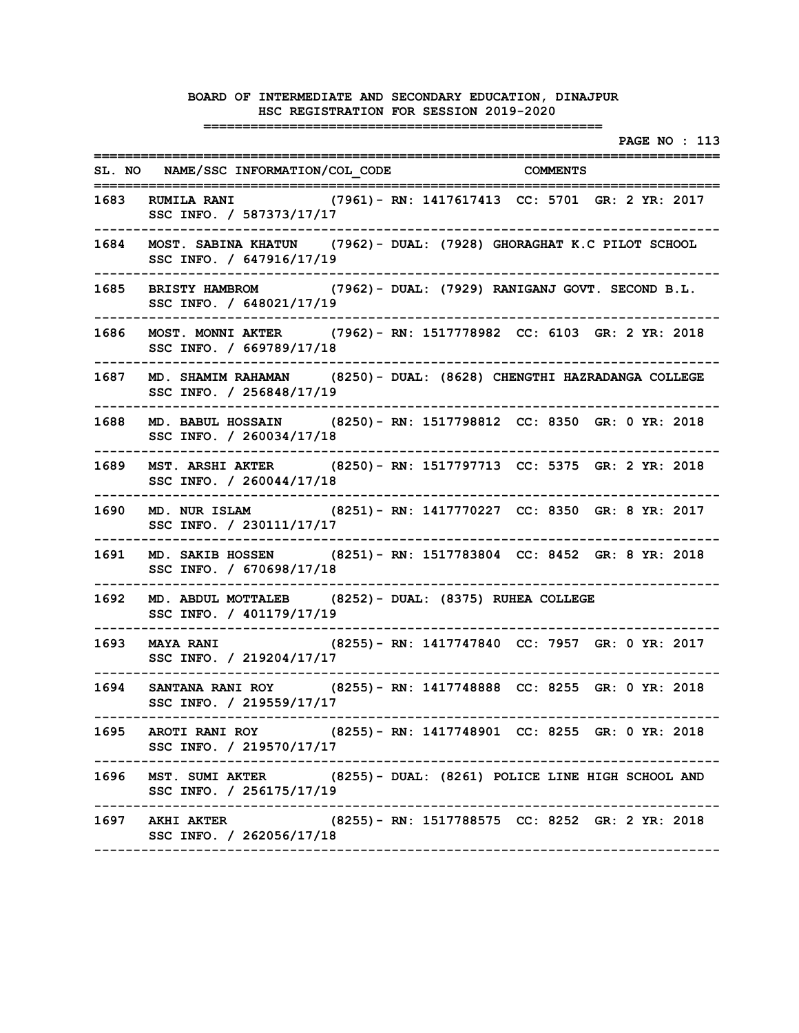# BOARD OF INTERMEDIATE AND SECONDARY EDUCATION, DINAJPUR
## HSC REGISTRATION FOR SESSION 2019-2020

PAGE NO : 113

| SL. NO | NAME/SSC INFORMATION/COL_CODE | COMMENTS |
|---|---|---|
| 1683 | RUMILA RANI (7961)- SSC INFO. / 587373/17/17 | RN: 1417617413 CC: 5701 GR: 2 YR: 2017 |
| 1684 | MOST. SABINA KHATUN (7962)- SSC INFO. / 647916/17/19 | DUAL: (7928) GHORAGHAT K.C PILOT SCHOOL |
| 1685 | BRISTY HAMBROM (7962)- SSC INFO. / 648021/17/19 | DUAL: (7929) RANIGANJ GOVT. SECOND B.L. |
| 1686 | MOST. MONNI AKTER (7962)- SSC INFO. / 669789/17/18 | RN: 1517778982 CC: 6103 GR: 2 YR: 2018 |
| 1687 | MD. SHAMIM RAHAMAN (8250)- SSC INFO. / 256848/17/19 | DUAL: (8628) CHENGTHI HAZRADANGA COLLEGE |
| 1688 | MD. BABUL HOSSAIN (8250)- SSC INFO. / 260034/17/18 | RN: 1517798812 CC: 8350 GR: 0 YR: 2018 |
| 1689 | MST. ARSHI AKTER (8250)- SSC INFO. / 260044/17/18 | RN: 1517797713 CC: 5375 GR: 2 YR: 2018 |
| 1690 | MD. NUR ISLAM (8251)- SSC INFO. / 230111/17/17 | RN: 1417770227 CC: 8350 GR: 8 YR: 2017 |
| 1691 | MD. SAKIB HOSSEN (8251)- SSC INFO. / 670698/17/18 | RN: 1517783804 CC: 8452 GR: 8 YR: 2018 |
| 1692 | MD. ABDUL MOTTALEB (8252)- SSC INFO. / 401179/17/19 | DUAL: (8375) RUHEA COLLEGE |
| 1693 | MAYA RANI (8255)- SSC INFO. / 219204/17/17 | RN: 1417747840 CC: 7957 GR: 0 YR: 2017 |
| 1694 | SANTANA RANI ROY (8255)- SSC INFO. / 219559/17/17 | RN: 1417748888 CC: 8255 GR: 0 YR: 2018 |
| 1695 | AROTI RANI ROY (8255)- SSC INFO. / 219570/17/17 | RN: 1417748901 CC: 8255 GR: 0 YR: 2018 |
| 1696 | MST. SUMI AKTER (8255)- SSC INFO. / 256175/17/19 | DUAL: (8261) POLICE LINE HIGH SCHOOL AND |
| 1697 | AKHI AKTER (8255)- SSC INFO. / 262056/17/18 | RN: 1517788575 CC: 8252 GR: 2 YR: 2018 |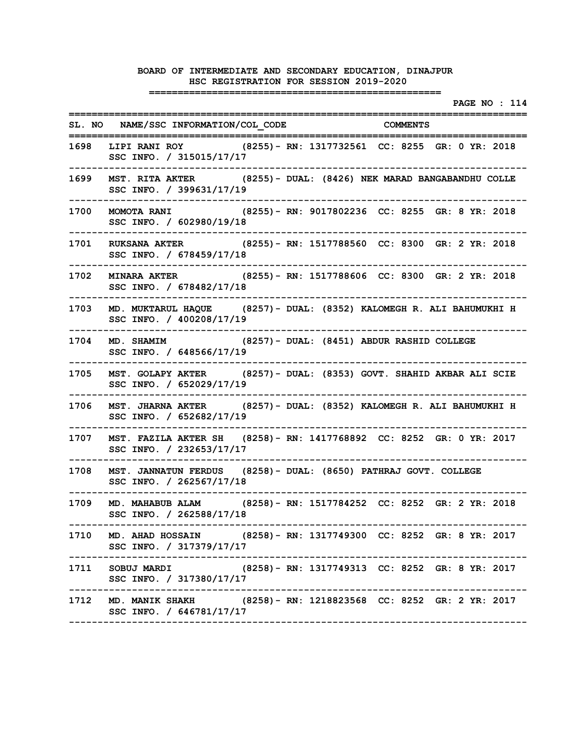**BOARD OF INTERMEDIATE AND SECONDARY EDUCATION, DINAJPUR**
**HSC REGISTRATION FOR SESSION 2019-2020**

**PAGE NO : 114**

| SL. NO | NAME/SSC INFORMATION/COL_CODE | COMMENTS |
|---|---|---|
| 1698 | LIPI RANI ROY (8255)- SSC INFO. / 315015/17/17 | RN: 1317732561 CC: 8255 GR: 0 YR: 2018 |
| 1699 | MST. RITA AKTER (8255)- SSC INFO. / 399631/17/19 | DUAL: (8426) NEK MARAD BANGABANDHU COLLE |
| 1700 | MOMOTA RANI (8255)- SSC INFO. / 602980/19/18 | RN: 9017802236 CC: 8255 GR: 8 YR: 2018 |
| 1701 | RUKSANA AKTER (8255)- SSC INFO. / 678459/17/18 | RN: 1517788560 CC: 8300 GR: 2 YR: 2018 |
| 1702 | MINARA AKTER (8255)- SSC INFO. / 678482/17/18 | RN: 1517788606 CC: 8300 GR: 2 YR: 2018 |
| 1703 | MD. MUKTARUL HAQUE (8257)- SSC INFO. / 400208/17/19 | DUAL: (8352) KALOMEGH R. ALI BAHUMUKHI H |
| 1704 | MD. SHAMIM (8257)- SSC INFO. / 648566/17/19 | DUAL: (8451) ABDUR RASHID COLLEGE |
| 1705 | MST. GOLAPY AKTER (8257)- SSC INFO. / 652029/17/19 | DUAL: (8353) GOVT. SHAHID AKBAR ALI SCIE |
| 1706 | MST. JHARNA AKTER (8257)- SSC INFO. / 652682/17/19 | DUAL: (8352) KALOMEGH R. ALI BAHUMUKHI H |
| 1707 | MST. FAZILA AKTER SH (8258)- SSC INFO. / 232653/17/17 | RN: 1417768892 CC: 8252 GR: 0 YR: 2017 |
| 1708 | MST. JANNATUN FERDUS (8258)- SSC INFO. / 262567/17/18 | DUAL: (8650) PATHRAJ GOVT. COLLEGE |
| 1709 | MD. MAHABUB ALAM (8258)- SSC INFO. / 262588/17/18 | RN: 1517784252 CC: 8252 GR: 2 YR: 2018 |
| 1710 | MD. AHAD HOSSAIN (8258)- SSC INFO. / 317379/17/17 | RN: 1317749300 CC: 8252 GR: 8 YR: 2017 |
| 1711 | SOBUJ MARDI (8258)- SSC INFO. / 317380/17/17 | RN: 1317749313 CC: 8252 GR: 8 YR: 2017 |
| 1712 | MD. MANIK SHAKH (8258)- SSC INFO. / 646781/17/17 | RN: 1218823568 CC: 8252 GR: 2 YR: 2017 |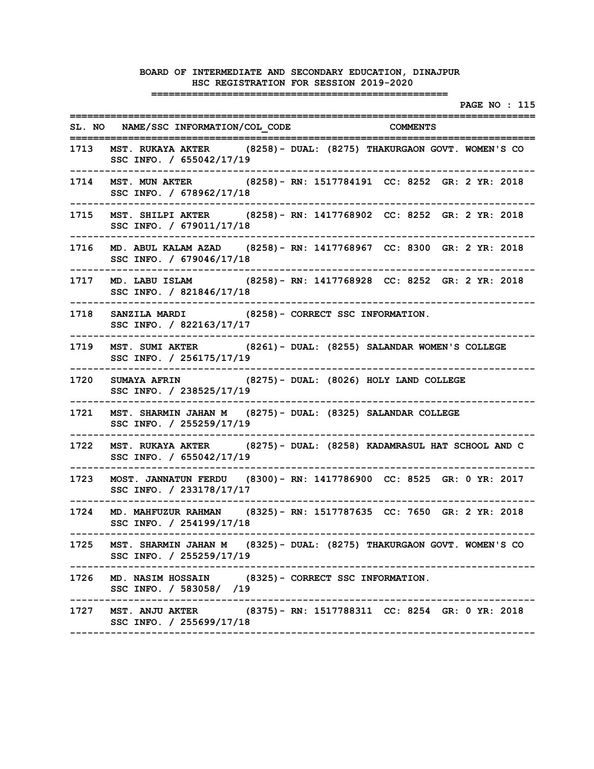# BOARD OF INTERMEDIATE AND SECONDARY EDUCATION, DINAJPUR
## HSC REGISTRATION FOR SESSION 2019-2020

PAGE NO : 115

| SL. NO | NAME/SSC INFORMATION/COL_CODE | COMMENTS |
|---|---|---|
| 1713 | MST. RUKAYA AKTER (8258)<br>SSC INFO. / 655042/17/19 | DUAL: (8275) THAKURGAON GOVT. WOMEN'S CO |
| 1714 | MST. MUN AKTER (8258)<br>SSC INFO. / 678962/17/18 | RN: 1517784191 CC: 8252 GR: 2 YR: 2018 |
| 1715 | MST. SHILPI AKTER (8258)<br>SSC INFO. / 679011/17/18 | RN: 1417768902 CC: 8252 GR: 2 YR: 2018 |
| 1716 | MD. ABUL KALAM AZAD (8258)<br>SSC INFO. / 679046/17/18 | RN: 1417768967 CC: 8300 GR: 2 YR: 2018 |
| 1717 | MD. LABU ISLAM (8258)<br>SSC INFO. / 821846/17/18 | RN: 1417768928 CC: 8252 GR: 2 YR: 2018 |
| 1718 | SANZILA MARDI (8258)<br>SSC INFO. / 822163/17/17 | CORRECT SSC INFORMATION. |
| 1719 | MST. SUMI AKTER (8261)<br>SSC INFO. / 256175/17/19 | DUAL: (8255) SALANDAR WOMEN'S COLLEGE |
| 1720 | SUMAYA AFRIN (8275)<br>SSC INFO. / 238525/17/19 | DUAL: (8026) HOLY LAND COLLEGE |
| 1721 | MST. SHARMIN JAHAN M (8275)<br>SSC INFO. / 255259/17/19 | DUAL: (8325) SALANDAR COLLEGE |
| 1722 | MST. RUKAYA AKTER (8275)<br>SSC INFO. / 655042/17/19 | DUAL: (8258) KADAMRASUL HAT SCHOOL AND C |
| 1723 | MOST. JANNATUN FERDU (8300)<br>SSC INFO. / 233178/17/17 | RN: 1417786900 CC: 8525 GR: 0 YR: 2017 |
| 1724 | MD. MAHFUZUR RAHMAN (8325)<br>SSC INFO. / 254199/17/18 | RN: 1517787635 CC: 7650 GR: 2 YR: 2018 |
| 1725 | MST. SHARMIN JAHAN M (8325)<br>SSC INFO. / 255259/17/19 | DUAL: (8275) THAKURGAON GOVT. WOMEN'S CO |
| 1726 | MD. NASIM HOSSAIN (8325)<br>SSC INFO. / 583058/ /19 | CORRECT SSC INFORMATION. |
| 1727 | MST. ANJU AKTER (8375)<br>SSC INFO. / 255699/17/18 | RN: 1517788311 CC: 8254 GR: 0 YR: 2018 |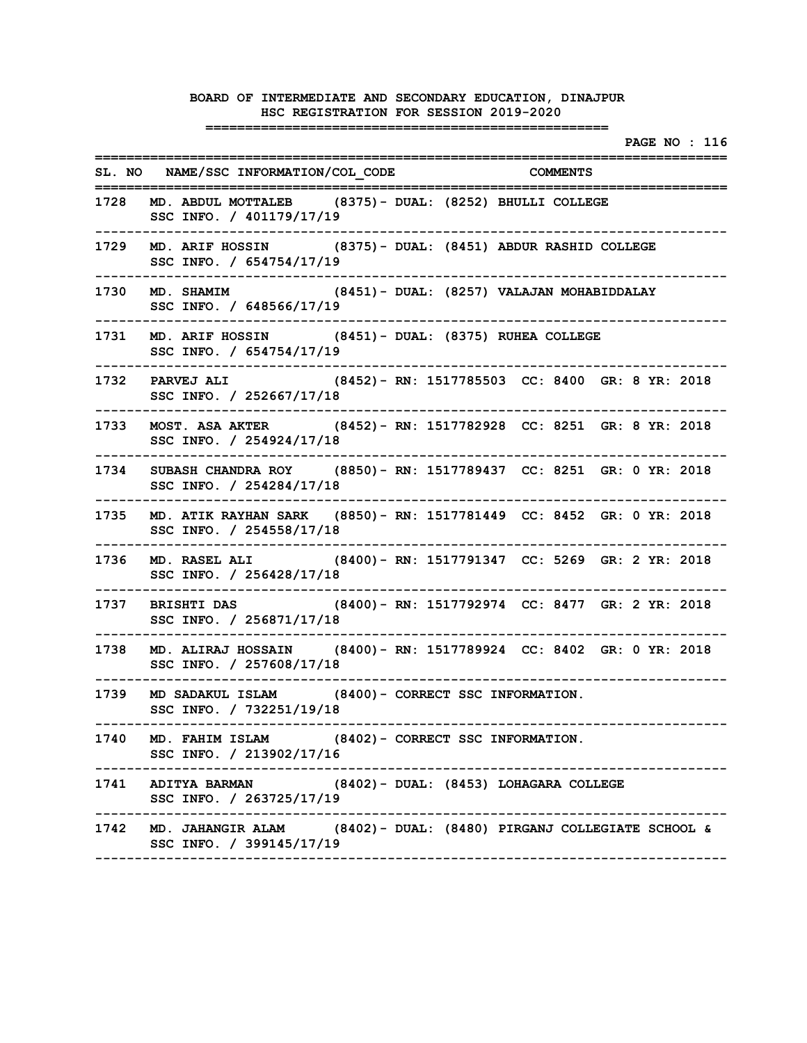**BOARD OF INTERMEDIATE AND SECONDARY EDUCATION, DINAJPUR**
**HSC REGISTRATION FOR SESSION 2019-2020**

**PAGE NO : 116**

| SL. NO | NAME/SSC INFORMATION/COL_CODE | COMMENTS |
|---|---|---|
| 1728 | MD. ABDUL MOTTALEB (8375)<br>SSC INFO. / 401179/17/19 | DUAL: (8252) BHULLI COLLEGE |
| 1729 | MD. ARIF HOSSIN (8375)<br>SSC INFO. / 654754/17/19 | DUAL: (8451) ABDUR RASHID COLLEGE |
| 1730 | MD. SHAMIM (8451)<br>SSC INFO. / 648566/17/19 | DUAL: (8257) VALAJAN MOHABIDDALAY |
| 1731 | MD. ARIF HOSSIN (8451)<br>SSC INFO. / 654754/17/19 | DUAL: (8375) RUHEA COLLEGE |
| 1732 | PARVEJ ALI (8452)<br>SSC INFO. / 252667/17/18 | RN: 1517785503 CC: 8400 GR: 8 YR: 2018 |
| 1733 | MOST. ASA AKTER (8452)<br>SSC INFO. / 254924/17/18 | RN: 1517782928 CC: 8251 GR: 8 YR: 2018 |
| 1734 | SUBASH CHANDRA ROY (8850)<br>SSC INFO. / 254284/17/18 | RN: 1517789437 CC: 8251 GR: 0 YR: 2018 |
| 1735 | MD. ATIK RAYHAN SARK (8850)<br>SSC INFO. / 254558/17/18 | RN: 1517781449 CC: 8452 GR: 0 YR: 2018 |
| 1736 | MD. RASEL ALI (8400)<br>SSC INFO. / 256428/17/18 | RN: 1517791347 CC: 5269 GR: 2 YR: 2018 |
| 1737 | BRISHTI DAS (8400)<br>SSC INFO. / 256871/17/18 | RN: 1517792974 CC: 8477 GR: 2 YR: 2018 |
| 1738 | MD. ALIRAJ HOSSAIN (8400)<br>SSC INFO. / 257608/17/18 | RN: 1517789924 CC: 8402 GR: 0 YR: 2018 |
| 1739 | MD SADAKUL ISLAM (8400)<br>SSC INFO. / 732251/19/18 | CORRECT SSC INFORMATION. |
| 1740 | MD. FAHIM ISLAM (8402)<br>SSC INFO. / 213902/17/16 | CORRECT SSC INFORMATION. |
| 1741 | ADITYA BARMAN (8402)<br>SSC INFO. / 263725/17/19 | DUAL: (8453) LOHAGARA COLLEGE |
| 1742 | MD. JAHANGIR ALAM (8402)<br>SSC INFO. / 399145/17/19 | DUAL: (8480) PIRGANJ COLLEGIATE SCHOOL & |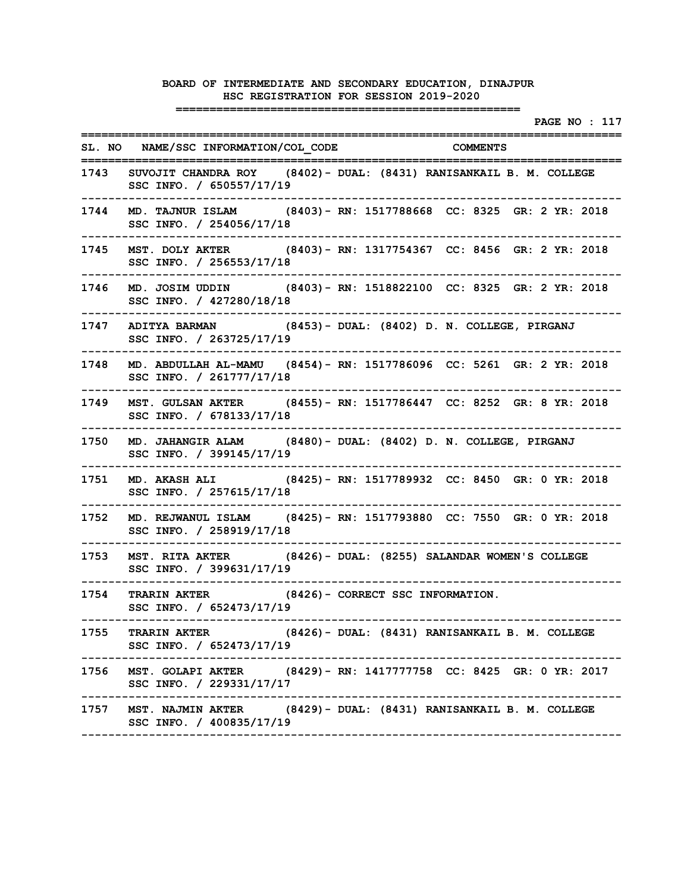**BOARD OF INTERMEDIATE AND SECONDARY EDUCATION, DINAJPUR**
**HSC REGISTRATION FOR SESSION 2019-2020**

**PAGE NO : 117**

| SL. NO | NAME/SSC INFORMATION/COL_CODE | COMMENTS |
|---|---|---|
| 1743 | SUVOJIT CHANDRA ROY (8402)<br>SSC INFO. / 650557/17/19 | - DUAL: (8431) RANISANKAIL B. M. COLLEGE |
| 1744 | MD. TAJNUR ISLAM (8403)<br>SSC INFO. / 254056/17/18 | - RN: 1517788668 CC: 8325 GR: 2 YR: 2018 |
| 1745 | MST. DOLY AKTER (8403)<br>SSC INFO. / 256553/17/18 | - RN: 1317754367 CC: 8456 GR: 2 YR: 2018 |
| 1746 | MD. JOSIM UDDIN (8403)<br>SSC INFO. / 427280/18/18 | - RN: 1518822100 CC: 8325 GR: 2 YR: 2018 |
| 1747 | ADITYA BARMAN (8453)<br>SSC INFO. / 263725/17/19 | - DUAL: (8402) D. N. COLLEGE, PIRGANJ |
| 1748 | MD. ABDULLAH AL-MAMU (8454)<br>SSC INFO. / 261777/17/18 | - RN: 1517786096 CC: 5261 GR: 2 YR: 2018 |
| 1749 | MST. GULSAN AKTER (8455)<br>SSC INFO. / 678133/17/18 | - RN: 1517786447 CC: 8252 GR: 8 YR: 2018 |
| 1750 | MD. JAHANGIR ALAM (8480)<br>SSC INFO. / 399145/17/19 | - DUAL: (8402) D. N. COLLEGE, PIRGANJ |
| 1751 | MD. AKASH ALI (8425)<br>SSC INFO. / 257615/17/18 | - RN: 1517789932 CC: 8450 GR: 0 YR: 2018 |
| 1752 | MD. REJWANUL ISLAM (8425)<br>SSC INFO. / 258919/17/18 | - RN: 1517793880 CC: 7550 GR: 0 YR: 2018 |
| 1753 | MST. RITA AKTER (8426)<br>SSC INFO. / 399631/17/19 | - DUAL: (8255) SALANDAR WOMEN'S COLLEGE |
| 1754 | TRARIN AKTER (8426)<br>SSC INFO. / 652473/17/19 | - CORRECT SSC INFORMATION. |
| 1755 | TRARIN AKTER (8426)<br>SSC INFO. / 652473/17/19 | - DUAL: (8431) RANISANKAIL B. M. COLLEGE |
| 1756 | MST. GOLAPI AKTER (8429)<br>SSC INFO. / 229331/17/17 | - RN: 1417777758 CC: 8425 GR: 0 YR: 2017 |
| 1757 | MST. NAJMIN AKTER (8429)<br>SSC INFO. / 400835/17/19 | - DUAL: (8431) RANISANKAIL B. M. COLLEGE |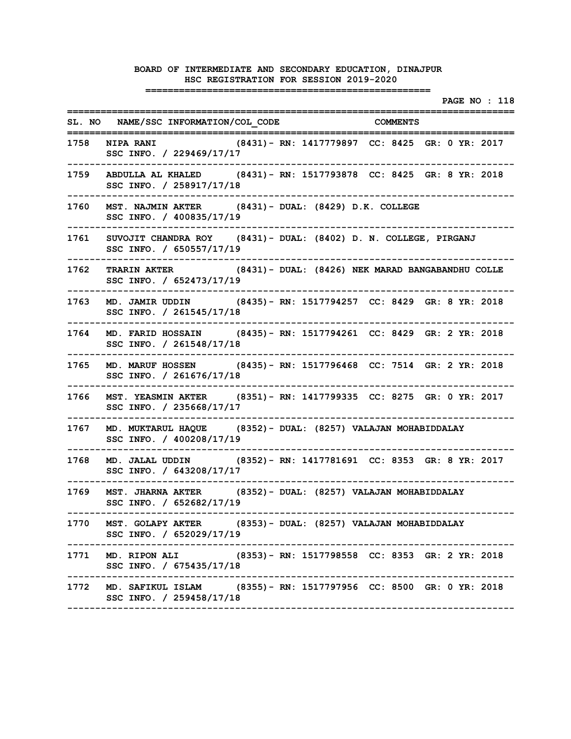**BOARD OF INTERMEDIATE AND SECONDARY EDUCATION, DINAJPUR**
**HSC REGISTRATION FOR SESSION 2019-2020**

**PAGE NO : 118**

| SL. NO | NAME/SSC INFORMATION/COL_CODE | COMMENTS |
|---|---|---|
| 1758 | NIPA RANI (8431)- <br> SSC INFO. / 229469/17/17 | RN: 1417779897 CC: 8425 GR: 0 YR: 2017 |
| 1759 | ABDULLA AL KHALED (8431)- <br> SSC INFO. / 258917/17/18 | RN: 1517793878 CC: 8425 GR: 8 YR: 2018 |
| 1760 | MST. NAJMIN AKTER (8431)- <br> SSC INFO. / 400835/17/19 | DUAL: (8429) D.K. COLLEGE |
| 1761 | SUVOJIT CHANDRA ROY (8431)- <br> SSC INFO. / 650557/17/19 | DUAL: (8402) D. N. COLLEGE, PIRGANJ |
| 1762 | TRARIN AKTER (8431)- <br> SSC INFO. / 652473/17/19 | DUAL: (8426) NEK MARAD BANGABANDHU COLLE |
| 1763 | MD. JAMIR UDDIN (8435)- <br> SSC INFO. / 261545/17/18 | RN: 1517794257 CC: 8429 GR: 8 YR: 2018 |
| 1764 | MD. FARID HOSSAIN (8435)- <br> SSC INFO. / 261548/17/18 | RN: 1517794261 CC: 8429 GR: 2 YR: 2018 |
| 1765 | MD. MARUF HOSSEN (8435)- <br> SSC INFO. / 261676/17/18 | RN: 1517796468 CC: 7514 GR: 2 YR: 2018 |
| 1766 | MST. YEASMIN AKTER (8351)- <br> SSC INFO. / 235668/17/17 | RN: 1417799335 CC: 8275 GR: 0 YR: 2017 |
| 1767 | MD. MUKTARUL HAQUE (8352)- <br> SSC INFO. / 400208/17/19 | DUAL: (8257) VALAJAN MOHABIDDALAY |
| 1768 | MD. JALAL UDDIN (8352)- <br> SSC INFO. / 643208/17/17 | RN: 1417781691 CC: 8353 GR: 8 YR: 2017 |
| 1769 | MST. JHARNA AKTER (8352)- <br> SSC INFO. / 652682/17/19 | DUAL: (8257) VALAJAN MOHABIDDALAY |
| 1770 | MST. GOLAPY AKTER (8353)- <br> SSC INFO. / 652029/17/19 | DUAL: (8257) VALAJAN MOHABIDDALAY |
| 1771 | MD. RIPON ALI (8353)- <br> SSC INFO. / 675435/17/18 | RN: 1517798558 CC: 8353 GR: 2 YR: 2018 |
| 1772 | MD. SAFIKUL ISLAM (8355)- <br> SSC INFO. / 259458/17/18 | RN: 1517797956 CC: 8500 GR: 0 YR: 2018 |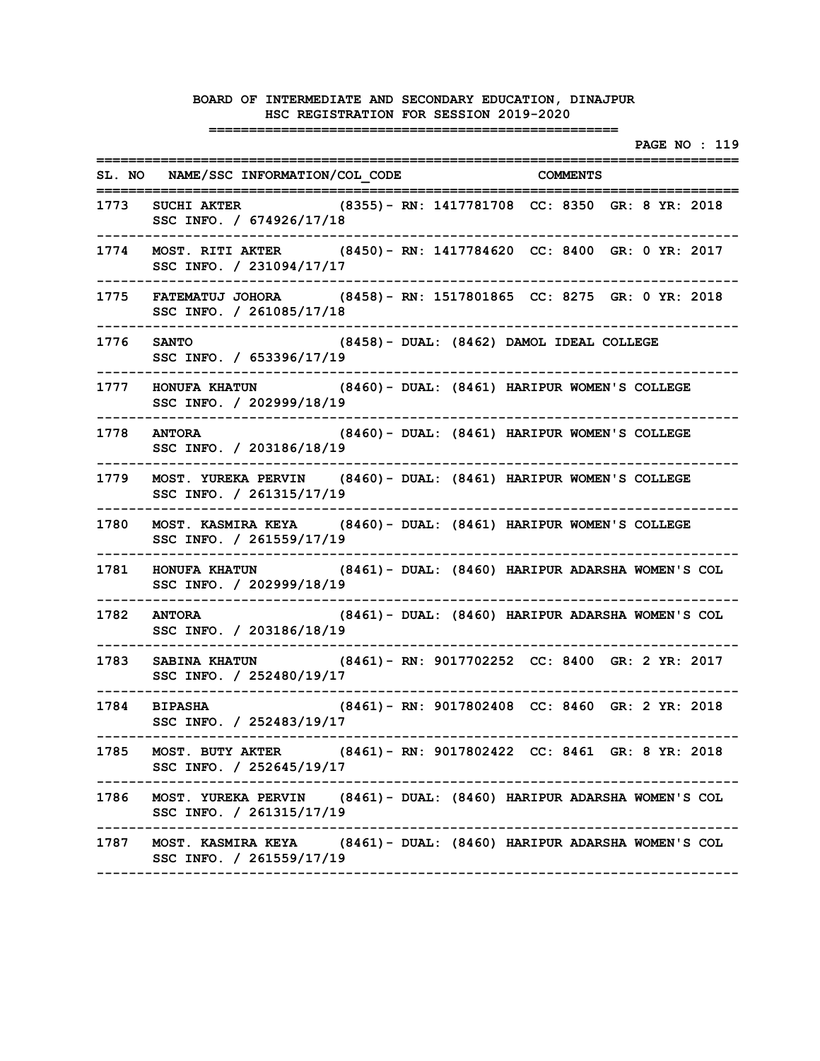# BOARD OF INTERMEDIATE AND SECONDARY EDUCATION, DINAJPUR
## HSC REGISTRATION FOR SESSION 2019-2020

| SL. NO | NAME/SSC INFORMATION/COL_CODE | COMMENTS |
|---|---|---|
| 1773 | SUCHI AKTER (8355)- SSC INFO. / 674926/17/18 | RN: 1417781708 CC: 8350 GR: 8 YR: 2018 |
| 1774 | MOST. RITI AKTER (8450)- SSC INFO. / 231094/17/17 | RN: 1417784620 CC: 8400 GR: 0 YR: 2017 |
| 1775 | FATEMATUJ JOHORA (8458)- SSC INFO. / 261085/17/18 | RN: 1517801865 CC: 8275 GR: 0 YR: 2018 |
| 1776 | SANTO (8458)- SSC INFO. / 653396/17/19 | DUAL: (8462) DAMOL IDEAL COLLEGE |
| 1777 | HONUFA KHATUN (8460)- SSC INFO. / 202999/18/19 | DUAL: (8461) HARIPUR WOMEN'S COLLEGE |
| 1778 | ANTORA (8460)- SSC INFO. / 203186/18/19 | DUAL: (8461) HARIPUR WOMEN'S COLLEGE |
| 1779 | MOST. YUREKA PERVIN (8460)- SSC INFO. / 261315/17/19 | DUAL: (8461) HARIPUR WOMEN'S COLLEGE |
| 1780 | MOST. KASMIRA KEYA (8460)- SSC INFO. / 261559/17/19 | DUAL: (8461) HARIPUR WOMEN'S COLLEGE |
| 1781 | HONUFA KHATUN (8461)- SSC INFO. / 202999/18/19 | DUAL: (8460) HARIPUR ADARSHA WOMEN'S COL |
| 1782 | ANTORA (8461)- SSC INFO. / 203186/18/19 | DUAL: (8460) HARIPUR ADARSHA WOMEN'S COL |
| 1783 | SABINA KHATUN (8461)- SSC INFO. / 252480/19/17 | RN: 9017702252 CC: 8400 GR: 2 YR: 2017 |
| 1784 | BIPASHA (8461)- SSC INFO. / 252483/19/17 | RN: 9017802408 CC: 8460 GR: 2 YR: 2018 |
| 1785 | MOST. BUTY AKTER (8461)- SSC INFO. / 252645/19/17 | RN: 9017802422 CC: 8461 GR: 8 YR: 2018 |
| 1786 | MOST. YUREKA PERVIN (8461)- SSC INFO. / 261315/17/19 | DUAL: (8460) HARIPUR ADARSHA WOMEN'S COL |
| 1787 | MOST. KASMIRA KEYA (8461)- SSC INFO. / 261559/17/19 | DUAL: (8460) HARIPUR ADARSHA WOMEN'S COL |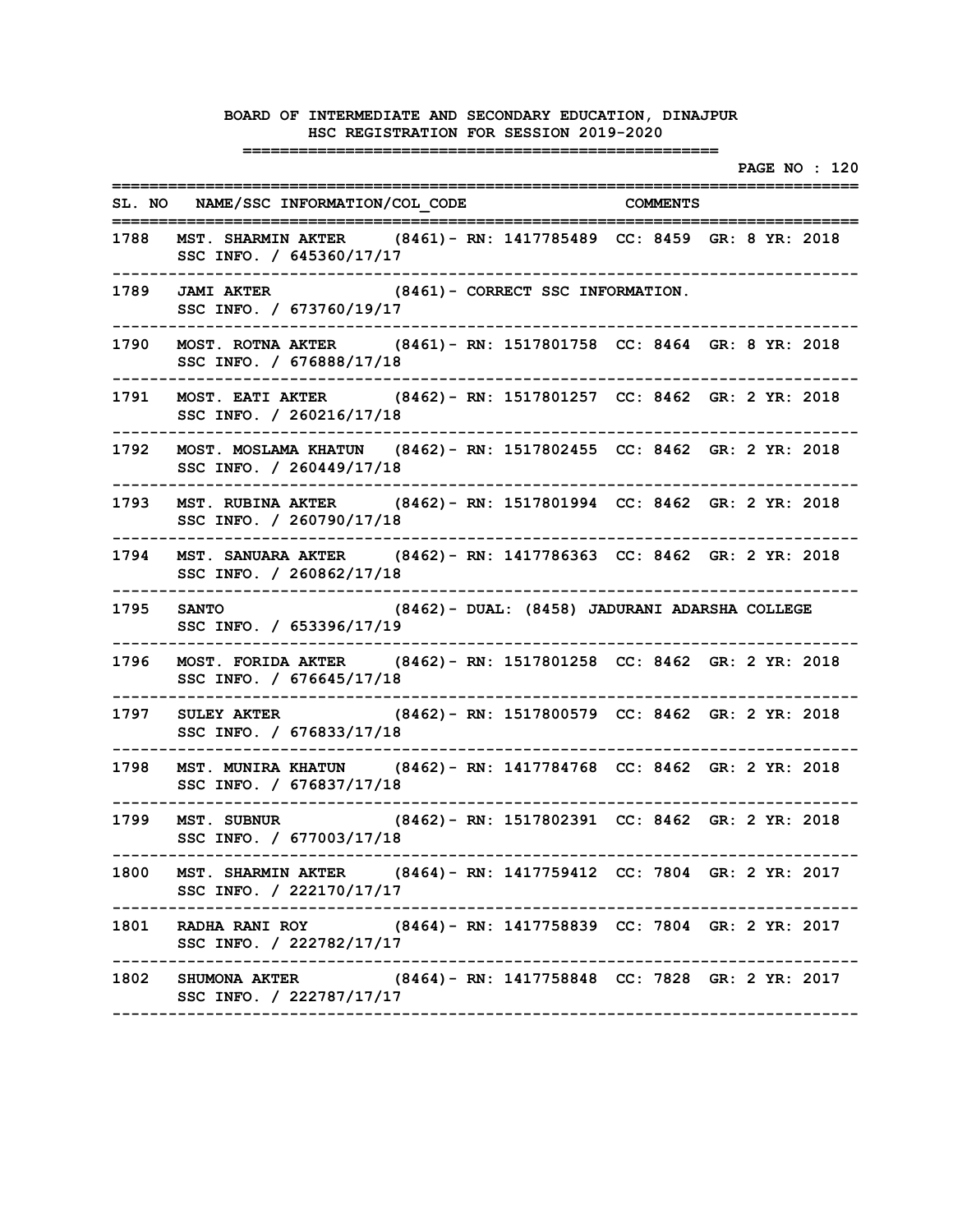**BOARD OF INTERMEDIATE AND SECONDARY EDUCATION, DINAJPUR**
**HSC REGISTRATION FOR SESSION 2019-2020**

**PAGE NO : 120**

| SL. NO | NAME/SSC INFORMATION/COL_CODE | COMMENTS |
|---|---|---|
| 1788 | MST. SHARMIN AKTER (8461)- SSC INFO. / 645360/17/17 | RN: 1417785489 CC: 8459 GR: 8 YR: 2018 |
| 1789 | JAMI AKTER (8461)- SSC INFO. / 673760/19/17 | CORRECT SSC INFORMATION. |
| 1790 | MOST. ROTNA AKTER (8461)- SSC INFO. / 676888/17/18 | RN: 1517801758 CC: 8464 GR: 8 YR: 2018 |
| 1791 | MOST. EATI AKTER (8462)- SSC INFO. / 260216/17/18 | RN: 1517801257 CC: 8462 GR: 2 YR: 2018 |
| 1792 | MOST. MOSLAMA KHATUN (8462)- SSC INFO. / 260449/17/18 | RN: 1517802455 CC: 8462 GR: 2 YR: 2018 |
| 1793 | MST. RUBINA AKTER (8462)- SSC INFO. / 260790/17/18 | RN: 1517801994 CC: 8462 GR: 2 YR: 2018 |
| 1794 | MST. SANUARA AKTER (8462)- SSC INFO. / 260862/17/18 | RN: 1417786363 CC: 8462 GR: 2 YR: 2018 |
| 1795 | SANTO (8462)- SSC INFO. / 653396/17/19 | DUAL: (8458) JADURANI ADARSHA COLLEGE |
| 1796 | MOST. FORIDA AKTER (8462)- SSC INFO. / 676645/17/18 | RN: 1517801258 CC: 8462 GR: 2 YR: 2018 |
| 1797 | SULEY AKTER (8462)- SSC INFO. / 676833/17/18 | RN: 1517800579 CC: 8462 GR: 2 YR: 2018 |
| 1798 | MST. MUNIRA KHATUN (8462)- SSC INFO. / 676837/17/18 | RN: 1417784768 CC: 8462 GR: 2 YR: 2018 |
| 1799 | MST. SUBNUR (8462)- SSC INFO. / 677003/17/18 | RN: 1517802391 CC: 8462 GR: 2 YR: 2018 |
| 1800 | MST. SHARMIN AKTER (8464)- SSC INFO. / 222170/17/17 | RN: 1417759412 CC: 7804 GR: 2 YR: 2017 |
| 1801 | RADHA RANI ROY (8464)- SSC INFO. / 222782/17/17 | RN: 1417758839 CC: 7804 GR: 2 YR: 2017 |
| 1802 | SHUMONA AKTER (8464)- SSC INFO. / 222787/17/17 | RN: 1417758848 CC: 7828 GR: 2 YR: 2017 |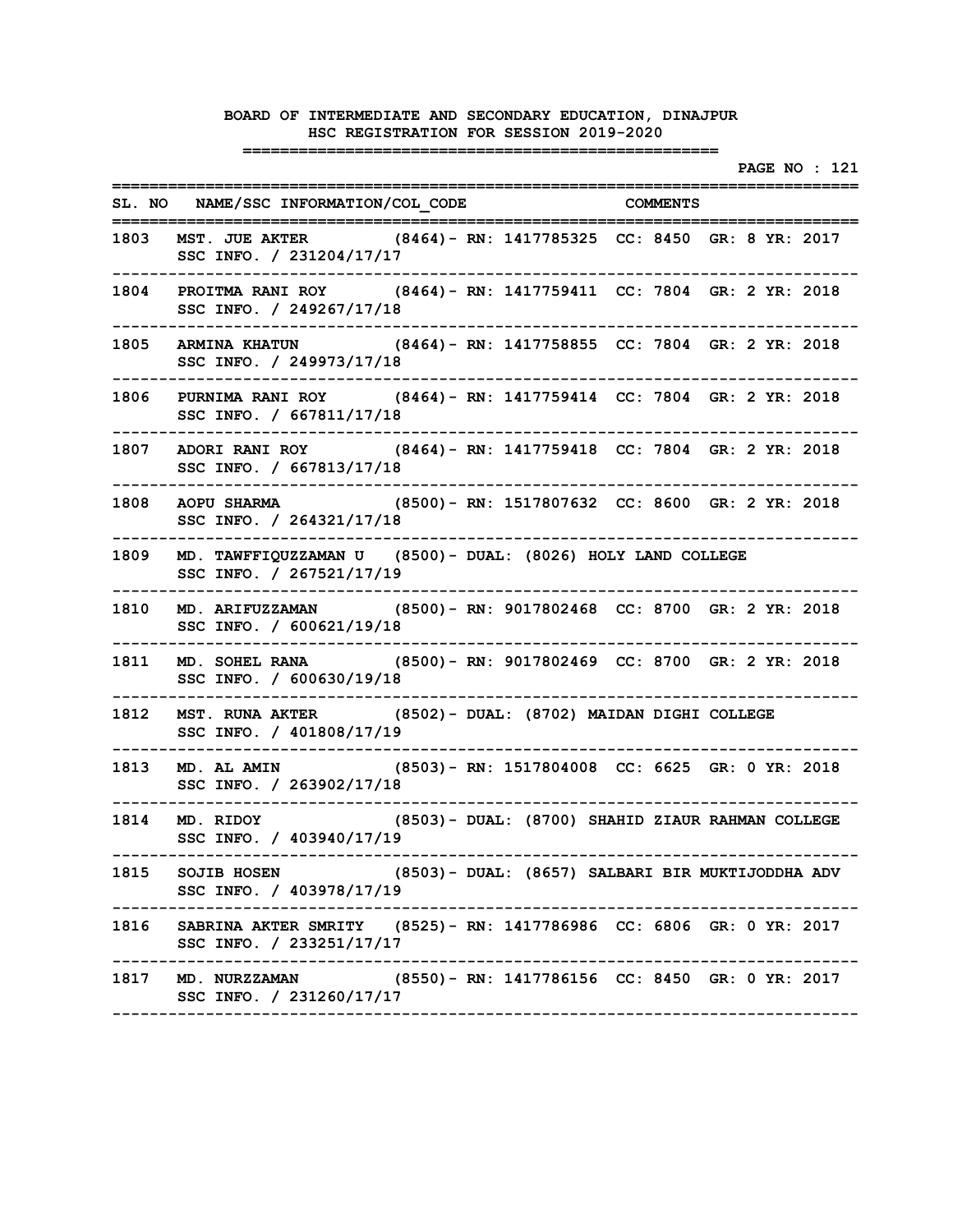**BOARD OF INTERMEDIATE AND SECONDARY EDUCATION, DINAJPUR**
**HSC REGISTRATION FOR SESSION 2019-2020**

**PAGE NO : 121**

| SL. NO | NAME/SSC INFORMATION/COL_CODE | COMMENTS |
|---|---|---|
| 1803 | MST. JUE AKTER (8464)- SSC INFO. / 231204/17/17 | RN: 1417785325 CC: 8450 GR: 8 YR: 2017 |
| 1804 | PROITMA RANI ROY (8464)- SSC INFO. / 249267/17/18 | RN: 1417759411 CC: 7804 GR: 2 YR: 2018 |
| 1805 | ARMINA KHATUN (8464)- SSC INFO. / 249973/17/18 | RN: 1417758855 CC: 7804 GR: 2 YR: 2018 |
| 1806 | PURNIMA RANI ROY (8464)- SSC INFO. / 667811/17/18 | RN: 1417759414 CC: 7804 GR: 2 YR: 2018 |
| 1807 | ADORI RANI ROY (8464)- SSC INFO. / 667813/17/18 | RN: 1417759418 CC: 7804 GR: 2 YR: 2018 |
| 1808 | AOPU SHARMA (8500)- SSC INFO. / 264321/17/18 | RN: 1517807632 CC: 8600 GR: 2 YR: 2018 |
| 1809 | MD. TAWFFIQUZZAMAN U (8500)- SSC INFO. / 267521/17/19 | DUAL: (8026) HOLY LAND COLLEGE |
| 1810 | MD. ARIFUZZAMAN (8500)- SSC INFO. / 600621/19/18 | RN: 9017802468 CC: 8700 GR: 2 YR: 2018 |
| 1811 | MD. SOHEL RANA (8500)- SSC INFO. / 600630/19/18 | RN: 9017802469 CC: 8700 GR: 2 YR: 2018 |
| 1812 | MST. RUNA AKTER (8502)- SSC INFO. / 401808/17/19 | DUAL: (8702) MAIDAN DIGHI COLLEGE |
| 1813 | MD. AL AMIN (8503)- SSC INFO. / 263902/17/18 | RN: 1517804008 CC: 6625 GR: 0 YR: 2018 |
| 1814 | MD. RIDOY (8503)- SSC INFO. / 403940/17/19 | DUAL: (8700) SHAHID ZIAUR RAHMAN COLLEGE |
| 1815 | SOJIB HOSEN (8503)- SSC INFO. / 403978/17/19 | DUAL: (8657) SALBARI BIR MUKTIJODDHA ADV |
| 1816 | SABRINA AKTER SMRITY (8525)- SSC INFO. / 233251/17/17 | RN: 1417786986 CC: 6806 GR: 0 YR: 2017 |
| 1817 | MD. NURZZAMAN (8550)- SSC INFO. / 231260/17/17 | RN: 1417786156 CC: 8450 GR: 0 YR: 2017 |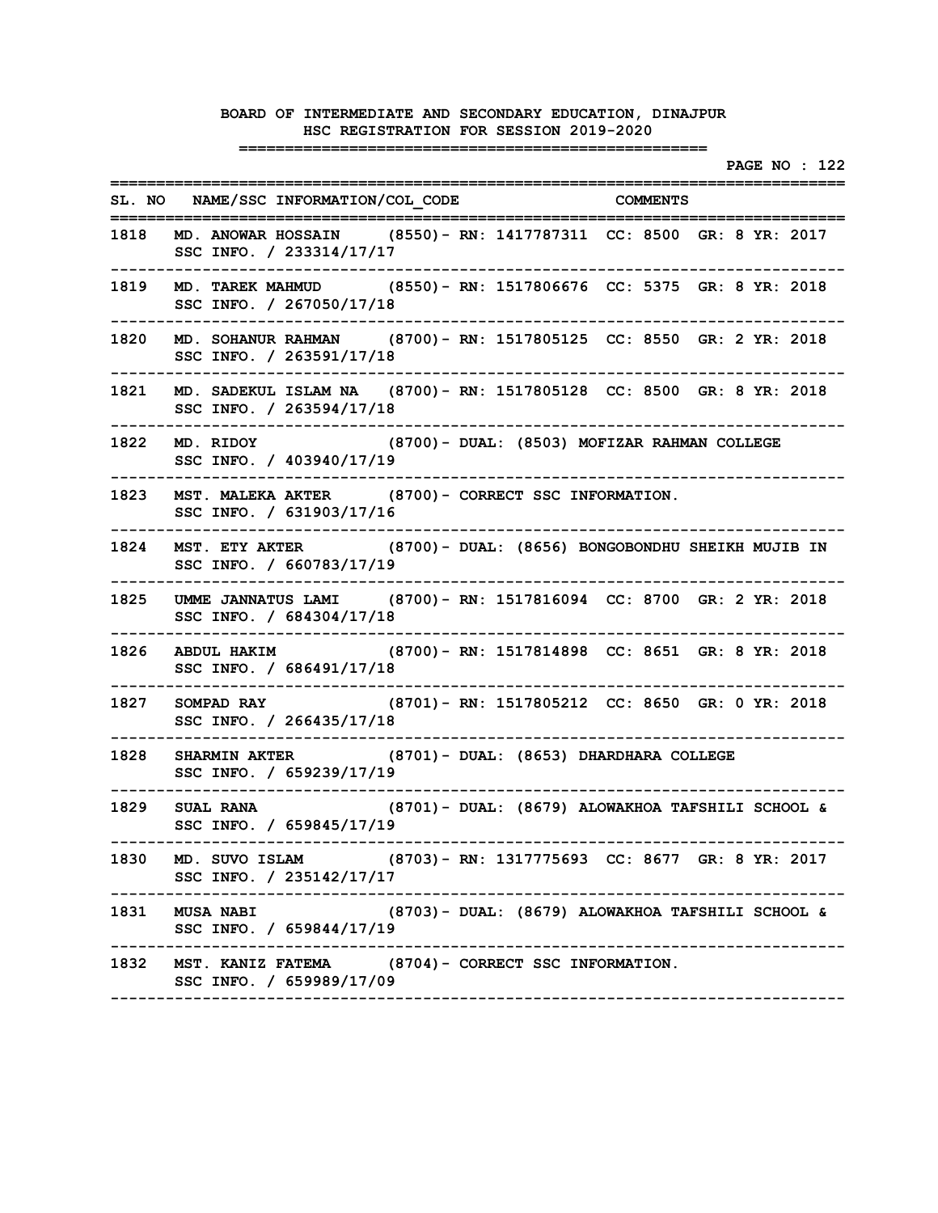**BOARD OF INTERMEDIATE AND SECONDARY EDUCATION, DINAJPUR**
**HSC REGISTRATION FOR SESSION 2019-2020**

| SL. NO | NAME/SSC INFORMATION/COL_CODE | COMMENTS |
|---|---|---|
| 1818 | MD. ANOWAR HOSSAIN (8550)- SSC INFO. / 233314/17/17 | RN: 1417787311 CC: 8500 GR: 8 YR: 2017 |
| 1819 | MD. TAREK MAHMUD (8550)- SSC INFO. / 267050/17/18 | RN: 1517806676 CC: 5375 GR: 8 YR: 2018 |
| 1820 | MD. SOHANUR RAHMAN (8700)- SSC INFO. / 263591/17/18 | RN: 1517805125 CC: 8550 GR: 2 YR: 2018 |
| 1821 | MD. SADEKUL ISLAM NA (8700)- SSC INFO. / 263594/17/18 | RN: 1517805128 CC: 8500 GR: 8 YR: 2018 |
| 1822 | MD. RIDOY (8700)- SSC INFO. / 403940/17/19 | DUAL: (8503) MOFIZAR RAHMAN COLLEGE |
| 1823 | MST. MALEKA AKTER (8700)- SSC INFO. / 631903/17/16 | CORRECT SSC INFORMATION. |
| 1824 | MST. ETY AKTER (8700)- SSC INFO. / 660783/17/19 | DUAL: (8656) BONGOBONDHU SHEIKH MUJIB IN |
| 1825 | UMME JANNATUS LAMI (8700)- SSC INFO. / 684304/17/18 | RN: 1517816094 CC: 8700 GR: 2 YR: 2018 |
| 1826 | ABDUL HAKIM (8700)- SSC INFO. / 686491/17/18 | RN: 1517814898 CC: 8651 GR: 8 YR: 2018 |
| 1827 | SOMPAD RAY (8701)- SSC INFO. / 266435/17/18 | RN: 1517805212 CC: 8650 GR: 0 YR: 2018 |
| 1828 | SHARMIN AKTER (8701)- SSC INFO. / 659239/17/19 | DUAL: (8653) DHARDHARA COLLEGE |
| 1829 | SUAL RANA (8701)- SSC INFO. / 659845/17/19 | DUAL: (8679) ALOWAKHOA TAFSHILI SCHOOL & |
| 1830 | MD. SUVO ISLAM (8703)- SSC INFO. / 235142/17/17 | RN: 1317775693 CC: 8677 GR: 8 YR: 2017 |
| 1831 | MUSA NABI (8703)- SSC INFO. / 659844/17/19 | DUAL: (8679) ALOWAKHOA TAFSHILI SCHOOL & |
| 1832 | MST. KANIZ FATEMA (8704)- SSC INFO. / 659989/17/09 | CORRECT SSC INFORMATION. |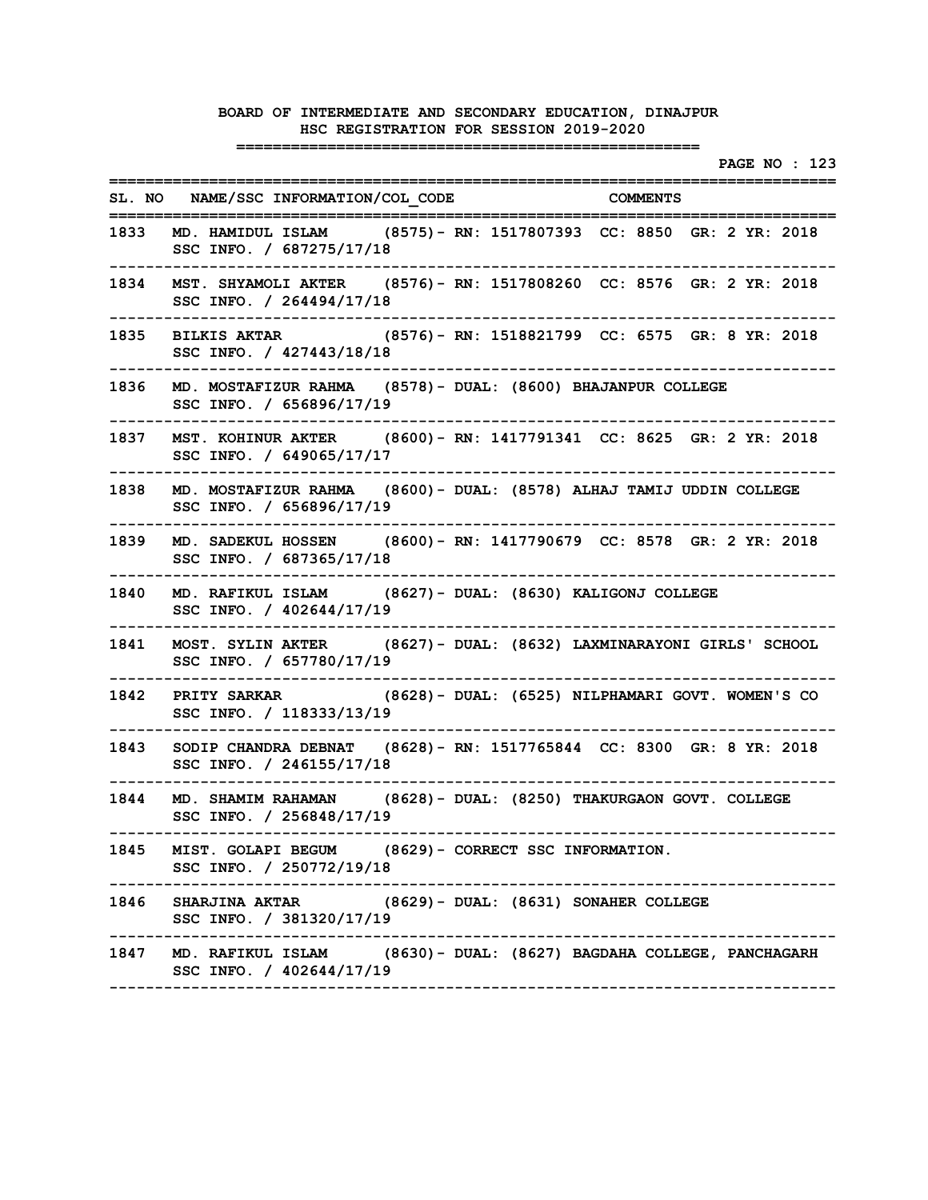**BOARD OF INTERMEDIATE AND SECONDARY EDUCATION, DINAJPUR**
**HSC REGISTRATION FOR SESSION 2019-2020**

| SL. NO | NAME/SSC INFORMATION/COL_CODE | COMMENTS |
|---|---|---|
| 1833 | MD. HAMIDUL ISLAM (8575)- SSC INFO. / 687275/17/18 | RN: 1517807393 CC: 8850 GR: 2 YR: 2018 |
| 1834 | MST. SHYAMOLI AKTER (8576)- SSC INFO. / 264494/17/18 | RN: 1517808260 CC: 8576 GR: 2 YR: 2018 |
| 1835 | BILKIS AKTAR (8576)- SSC INFO. / 427443/18/18 | RN: 1518821799 CC: 6575 GR: 8 YR: 2018 |
| 1836 | MD. MOSTAFIZUR RAHMA (8578)- SSC INFO. / 656896/17/19 | DUAL: (8600) BHAJANPUR COLLEGE |
| 1837 | MST. KOHINUR AKTER (8600)- SSC INFO. / 649065/17/17 | RN: 1417791341 CC: 8625 GR: 2 YR: 2018 |
| 1838 | MD. MOSTAFIZUR RAHMA (8600)- SSC INFO. / 656896/17/19 | DUAL: (8578) ALHAJ TAMIJ UDDIN COLLEGE |
| 1839 | MD. SADEKUL HOSSEN (8600)- SSC INFO. / 687365/17/18 | RN: 1417790679 CC: 8578 GR: 2 YR: 2018 |
| 1840 | MD. RAFIKUL ISLAM (8627)- SSC INFO. / 402644/17/19 | DUAL: (8630) KALIGONJ COLLEGE |
| 1841 | MOST. SYLIN AKTER (8627)- SSC INFO. / 657780/17/19 | DUAL: (8632) LAXMINARAYONI GIRLS' SCHOOL |
| 1842 | PRITY SARKAR (8628)- SSC INFO. / 118333/13/19 | DUAL: (6525) NILPHAMARI GOVT. WOMEN'S CO |
| 1843 | SODIP CHANDRA DEBNAT (8628)- SSC INFO. / 246155/17/18 | RN: 1517765844 CC: 8300 GR: 8 YR: 2018 |
| 1844 | MD. SHAMIM RAHAMAN (8628)- SSC INFO. / 256848/17/19 | DUAL: (8250) THAKURGAON GOVT. COLLEGE |
| 1845 | MIST. GOLAPI BEGUM (8629)- SSC INFO. / 250772/19/18 | CORRECT SSC INFORMATION. |
| 1846 | SHARJINA AKTAR (8629)- SSC INFO. / 381320/17/19 | DUAL: (8631) SONAHER COLLEGE |
| 1847 | MD. RAFIKUL ISLAM (8630)- SSC INFO. / 402644/17/19 | DUAL: (8627) BAGDAHA COLLEGE, PANCHAGARH |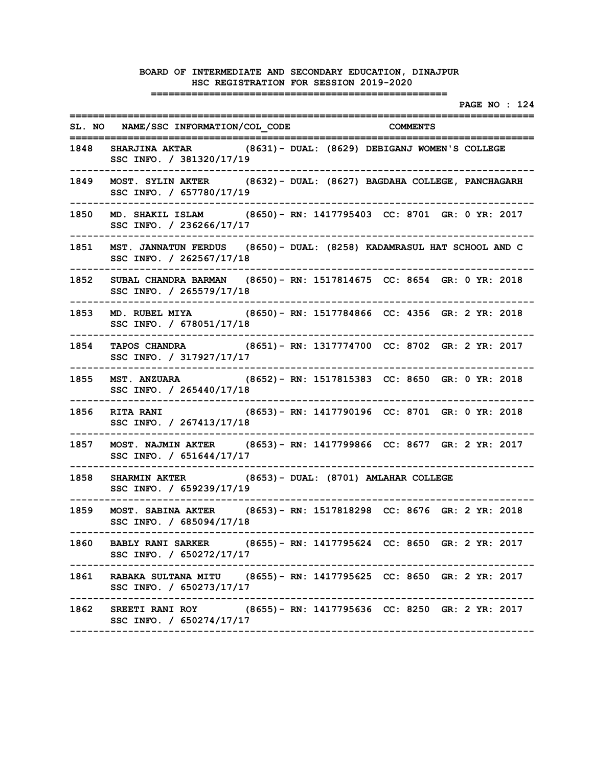**BOARD OF INTERMEDIATE AND SECONDARY EDUCATION, DINAJPUR**
**HSC REGISTRATION FOR SESSION 2019-2020**

**PAGE NO : 124**

| SL. NO | NAME/SSC INFORMATION/COL_CODE | | COMMENTS |
|---|---|---|---|
| 1848 | SHARJINA AKTAR<br>SSC INFO. / 381320/17/19 | (8631)- | DUAL: (8629) DEBIGANJ WOMEN'S COLLEGE |
| 1849 | MOST. SYLIN AKTER<br>SSC INFO. / 657780/17/19 | (8632)- | DUAL: (8627) BAGDAHA COLLEGE, PANCHAGARH |
| 1850 | MD. SHAKIL ISLAM<br>SSC INFO. / 236266/17/17 | (8650)- | RN: 1417795403 CC: 8701 GR: 0 YR: 2017 |
| 1851 | MST. JANNATUN FERDUS<br>SSC INFO. / 262567/17/18 | (8650)- | DUAL: (8258) KADAMRASUL HAT SCHOOL AND C |
| 1852 | SUBAL CHANDRA BARMAN<br>SSC INFO. / 265579/17/18 | (8650)- | RN: 1517814675 CC: 8654 GR: 0 YR: 2018 |
| 1853 | MD. RUBEL MIYA<br>SSC INFO. / 678051/17/18 | (8650)- | RN: 1517784866 CC: 4356 GR: 2 YR: 2018 |
| 1854 | TAPOS CHANDRA<br>SSC INFO. / 317927/17/17 | (8651)- | RN: 1317774700 CC: 8702 GR: 2 YR: 2017 |
| 1855 | MST. ANZUARA<br>SSC INFO. / 265440/17/18 | (8652)- | RN: 1517815383 CC: 8650 GR: 0 YR: 2018 |
| 1856 | RITA RANI<br>SSC INFO. / 267413/17/18 | (8653)- | RN: 1417790196 CC: 8701 GR: 0 YR: 2018 |
| 1857 | MOST. NAJMIN AKTER<br>SSC INFO. / 651644/17/17 | (8653)- | RN: 1417799866 CC: 8677 GR: 2 YR: 2017 |
| 1858 | SHARMIN AKTER<br>SSC INFO. / 659239/17/19 | (8653)- | DUAL: (8701) AMLAHAR COLLEGE |
| 1859 | MOST. SABINA AKTER<br>SSC INFO. / 685094/17/18 | (8653)- | RN: 1517818298 CC: 8676 GR: 2 YR: 2018 |
| 1860 | BABLY RANI SARKER<br>SSC INFO. / 650272/17/17 | (8655)- | RN: 1417795624 CC: 8650 GR: 2 YR: 2017 |
| 1861 | RABAKA SULTANA MITU<br>SSC INFO. / 650273/17/17 | (8655)- | RN: 1417795625 CC: 8650 GR: 2 YR: 2017 |
| 1862 | SREETI RANI ROY<br>SSC INFO. / 650274/17/17 | (8655)- | RN: 1417795636 CC: 8250 GR: 2 YR: 2017 |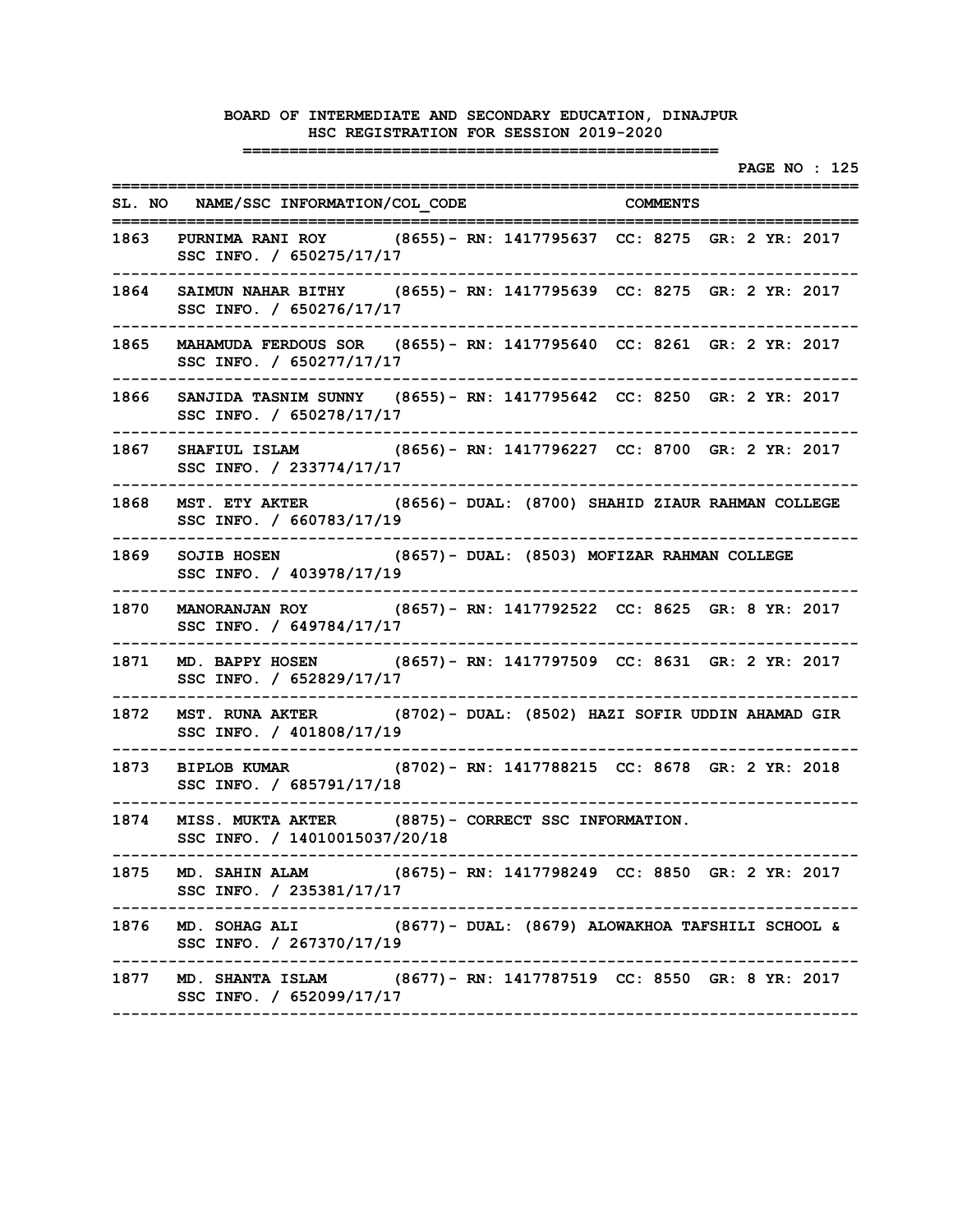# BOARD OF INTERMEDIATE AND SECONDARY EDUCATION, DINAJPUR
## HSC REGISTRATION FOR SESSION 2019-2020

| SL. NO | NAME/SSC INFORMATION/COL_CODE | COMMENTS |
|---|---|---|
| 1863 | PURNIMA RANI ROY (8655)- SSC INFO. / 650275/17/17 | RN: 1417795637 CC: 8275 GR: 2 YR: 2017 |
| 1864 | SAIMUN NAHAR BITHY (8655)- SSC INFO. / 650276/17/17 | RN: 1417795639 CC: 8275 GR: 2 YR: 2017 |
| 1865 | MAHAMUDA FERDOUS SOR (8655)- SSC INFO. / 650277/17/17 | RN: 1417795640 CC: 8261 GR: 2 YR: 2017 |
| 1866 | SANJIDA TASNIM SUNNY (8655)- SSC INFO. / 650278/17/17 | RN: 1417795642 CC: 8250 GR: 2 YR: 2017 |
| 1867 | SHAFIUL ISLAM (8656)- SSC INFO. / 233774/17/17 | RN: 1417796227 CC: 8700 GR: 2 YR: 2017 |
| 1868 | MST. ETY AKTER (8656)- SSC INFO. / 660783/17/19 | DUAL: (8700) SHAHID ZIAUR RAHMAN COLLEGE |
| 1869 | SOJIB HOSEN (8657)- SSC INFO. / 403978/17/19 | DUAL: (8503) MOFIZAR RAHMAN COLLEGE |
| 1870 | MANORANJAN ROY (8657)- SSC INFO. / 649784/17/17 | RN: 1417792522 CC: 8625 GR: 8 YR: 2017 |
| 1871 | MD. BAPPY HOSEN (8657)- SSC INFO. / 652829/17/17 | RN: 1417797509 CC: 8631 GR: 2 YR: 2017 |
| 1872 | MST. RUNA AKTER (8702)- SSC INFO. / 401808/17/19 | DUAL: (8502) HAZI SOFIR UDDIN AHAMAD GIR |
| 1873 | BIPLOB KUMAR (8702)- SSC INFO. / 685791/17/18 | RN: 1417788215 CC: 8678 GR: 2 YR: 2018 |
| 1874 | MISS. MUKTA AKTER (8875)- SSC INFO. / 14010015037/20/18 | CORRECT SSC INFORMATION. |
| 1875 | MD. SAHIN ALAM (8675)- SSC INFO. / 235381/17/17 | RN: 1417798249 CC: 8850 GR: 2 YR: 2017 |
| 1876 | MD. SOHAG ALI (8677)- SSC INFO. / 267370/17/19 | DUAL: (8679) ALOWAKHOA TAFSHILI SCHOOL & |
| 1877 | MD. SHANTA ISLAM (8677)- SSC INFO. / 652099/17/17 | RN: 1417787519 CC: 8550 GR: 8 YR: 2017 |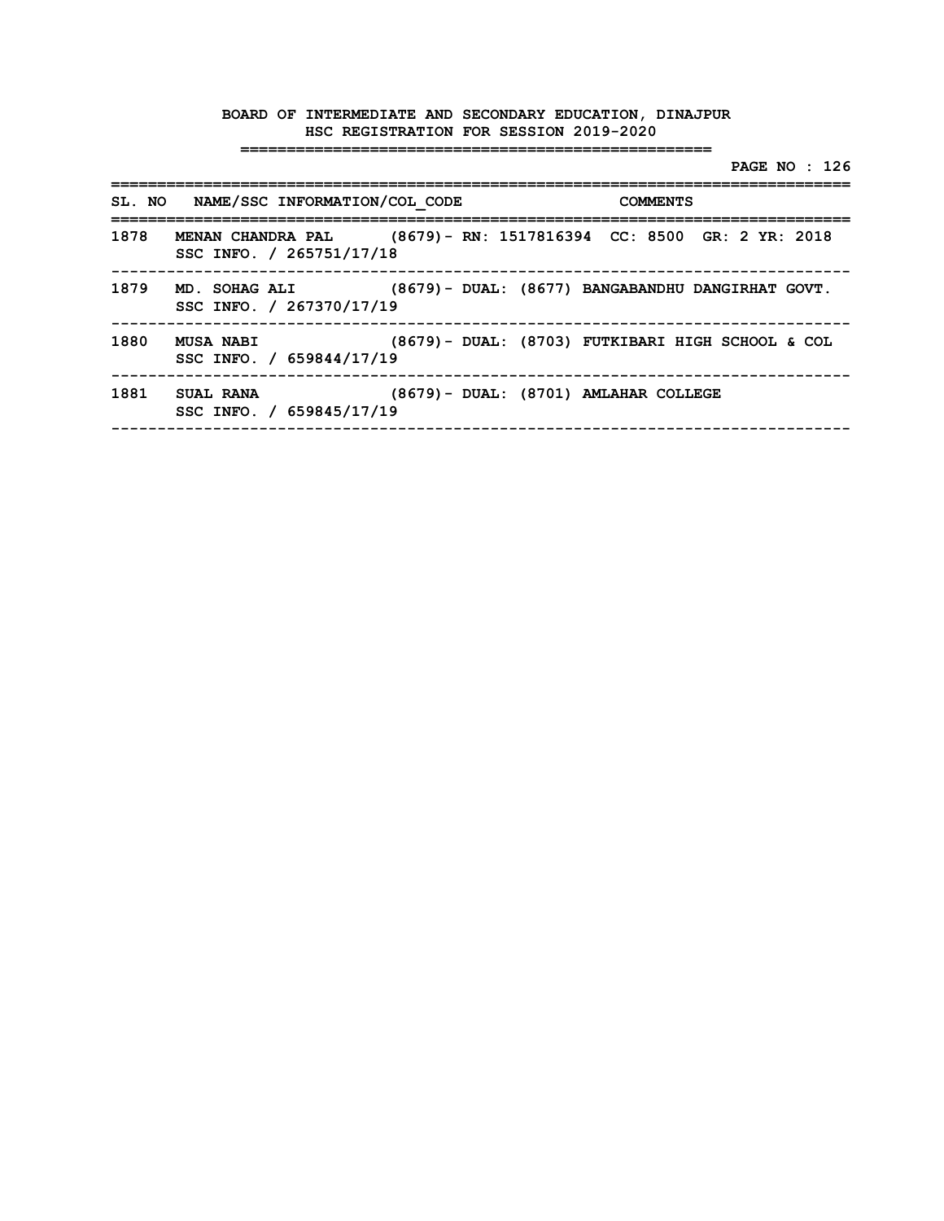**BOARD OF INTERMEDIATE AND SECONDARY EDUCATION, DINAJPUR**
**HSC REGISTRATION FOR SESSION 2019-2020**

**PAGE NO : 126**

| SL. NO | NAME/SSC INFORMATION/COL_CODE | COMMENTS |
|---|---|---|
| 1878 | MENAN CHANDRA PAL (8679)- SSC INFO. / 265751/17/18 | RN: 1517816394 CC: 8500 GR: 2 YR: 2018 |
| 1879 | MD. SOHAG ALI (8679)- SSC INFO. / 267370/17/19 | DUAL: (8677) BANGABANDHU DANGIRHAT GOVT. |
| 1880 | MUSA NABI (8679)- SSC INFO. / 659844/17/19 | DUAL: (8703) FUTKIBARI HIGH SCHOOL & COL |
| 1881 | SUAL RANA (8679)- SSC INFO. / 659845/17/19 | DUAL: (8701) AMLAHAR COLLEGE |